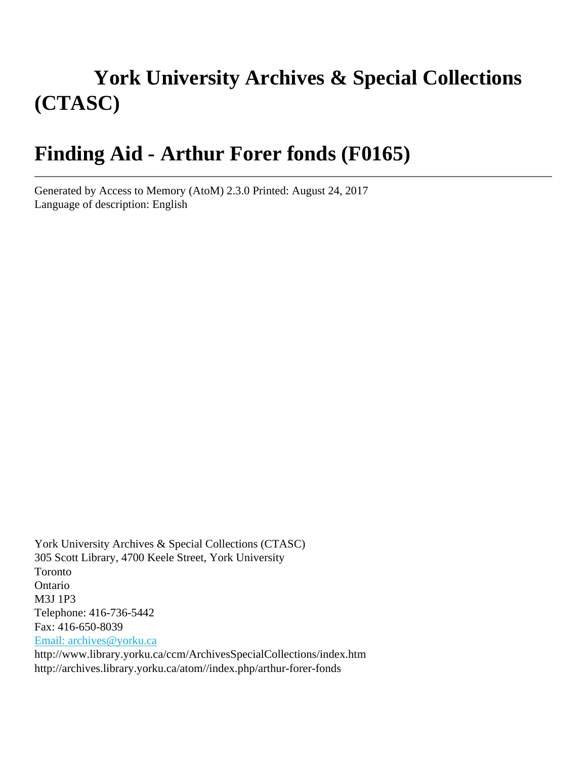# York University Archives & Special Collections (CTASC)

# Finding Aid - Arthur Forer fonds (F0165)

---

Generated by Access to Memory (AtoM) 2.3.0 Printed: August 24, 2017
Language of description: English

York University Archives & Special Collections (CTASC)
305 Scott Library, 4700 Keele Street, York University
Toronto
Ontario
M3J 1P3
Telephone: 416-736-5442
Fax: 416-650-8039
Email: archives@yorku.ca
http://www.library.yorku.ca/ccm/ArchivesSpecialCollections/index.htm
http://archives.library.yorku.ca/atom//index.php/arthur-forer-fonds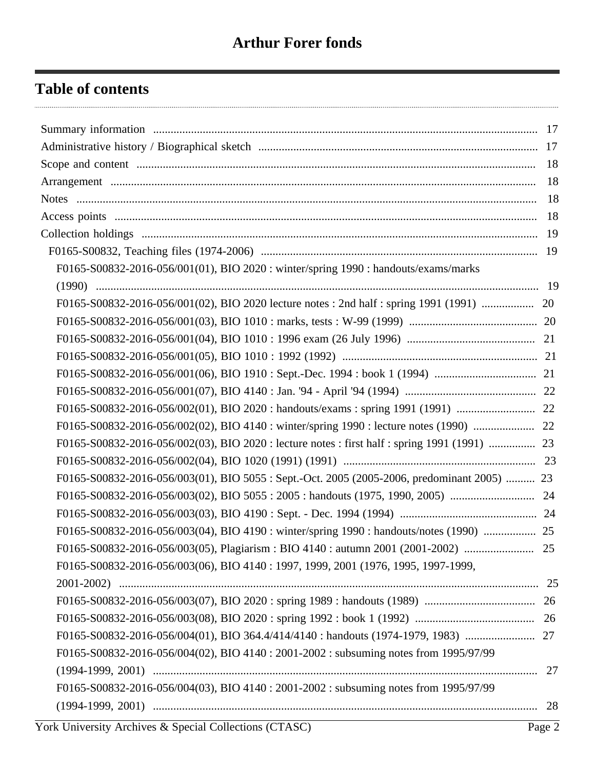# Arthur Forer fonds

## Table of contents

- Summary information ... 17
- Administrative history / Biographical sketch ... 17
- Scope and content ... 18
- Arrangement ... 18
- Notes ... 18
- Access points ... 18
- Collection holdings ... 19
  - F0165-S00832, Teaching files (1974-2006) ... 19
    - F0165-S00832-2016-056/001(01), BIO 2020 : winter/spring 1990 : handouts/exams/marks (1990) ... 19
    - F0165-S00832-2016-056/001(02), BIO 2020 lecture notes : 2nd half : spring 1991 (1991) ... 20
    - F0165-S00832-2016-056/001(03), BIO 1010 : marks, tests : W-99 (1999) ... 20
    - F0165-S00832-2016-056/001(04), BIO 1010 : 1996 exam (26 July 1996) ... 21
    - F0165-S00832-2016-056/001(05), BIO 1010 : 1992 (1992) ... 21
    - F0165-S00832-2016-056/001(06), BIO 1910 : Sept.-Dec. 1994 : book 1 (1994) ... 21
    - F0165-S00832-2016-056/001(07), BIO 4140 : Jan. '94 - April '94 (1994) ... 22
    - F0165-S00832-2016-056/002(01), BIO 2020 : handouts/exams : spring 1991 (1991) ... 22
    - F0165-S00832-2016-056/002(02), BIO 4140 : winter/spring 1990 : lecture notes (1990) ... 22
    - F0165-S00832-2016-056/002(03), BIO 2020 : lecture notes : first half : spring 1991 (1991) ... 23
    - F0165-S00832-2016-056/002(04), BIO 1020 (1991) (1991) ... 23
    - F0165-S00832-2016-056/003(01), BIO 5055 : Sept.-Oct. 2005 (2005-2006, predominant 2005) ... 23
    - F0165-S00832-2016-056/003(02), BIO 5055 : 2005 : handouts (1975, 1990, 2005) ... 24
    - F0165-S00832-2016-056/003(03), BIO 4190 : Sept. - Dec. 1994 (1994) ... 24
    - F0165-S00832-2016-056/003(04), BIO 4190 : winter/spring 1990 : handouts/notes (1990) ... 25
    - F0165-S00832-2016-056/003(05), Plagiarism : BIO 4140 : autumn 2001 (2001-2002) ... 25
    - F0165-S00832-2016-056/003(06), BIO 4140 : 1997, 1999, 2001 (1976, 1995, 1997-1999, 2001-2002) ... 25
    - F0165-S00832-2016-056/003(07), BIO 2020 : spring 1989 : handouts (1989) ... 26
    - F0165-S00832-2016-056/003(08), BIO 2020 : spring 1992 : book 1 (1992) ... 26
    - F0165-S00832-2016-056/004(01), BIO 364.4/414/4140 : handouts (1974-1979, 1983) ... 27
    - F0165-S00832-2016-056/004(02), BIO 4140 : 2001-2002 : subsuming notes from 1995/97/99 (1994-1999, 2001) ... 27
    - F0165-S00832-2016-056/004(03), BIO 4140 : 2001-2002 : subsuming notes from 1995/97/99 (1994-1999, 2001) ... 28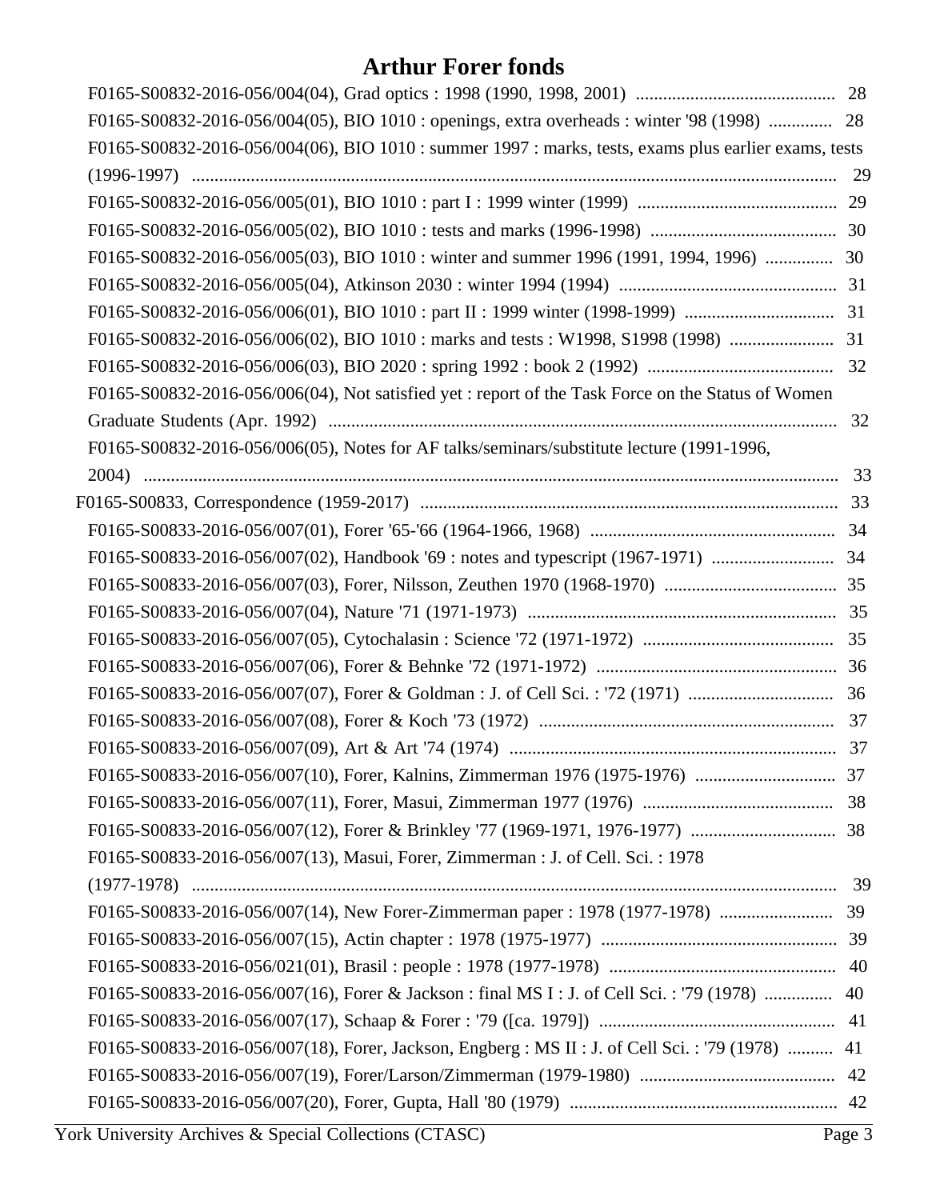# Arthur Forer fonds

- F0165-S00832-2016-056/004(04), Grad optics : 1998 (1990, 1998, 2001) ............................................ 28
- F0165-S00832-2016-056/004(05), BIO 1010 : openings, extra overheads : winter '98 (1998) .............. 28
- F0165-S00832-2016-056/004(06), BIO 1010 : summer 1997 : marks, tests, exams plus earlier exams, tests (1996-1997) ........................................................................................................................................ 29
- F0165-S00832-2016-056/005(01), BIO 1010 : part I : 1999 winter (1999) ............................................ 29
- F0165-S00832-2016-056/005(02), BIO 1010 : tests and marks (1996-1998) ......................................... 30
- F0165-S00832-2016-056/005(03), BIO 1010 : winter and summer 1996 (1991, 1994, 1996) ............... 30
- F0165-S00832-2016-056/005(04), Atkinson 2030 : winter 1994 (1994) ................................................ 31
- F0165-S00832-2016-056/006(01), BIO 1010 : part II : 1999 winter (1998-1999) ................................. 31
- F0165-S00832-2016-056/006(02), BIO 1010 : marks and tests : W1998, S1998 (1998) ....................... 31
- F0165-S00832-2016-056/006(03), BIO 2020 : spring 1992 : book 2 (1992) ......................................... 32
- F0165-S00832-2016-056/006(04), Not satisfied yet : report of the Task Force on the Status of Women Graduate Students (Apr. 1992) ................................................................................................................. 32
- F0165-S00832-2016-056/006(05), Notes for AF talks/seminars/substitute lecture (1991-1996, 2004) ......................................................................................................................................... 33

F0165-S00833, Correspondence (1959-2017) ........................................................................................... 33

- F0165-S00833-2016-056/007(01), Forer '65-'66 (1964-1966, 1968) ...................................................... 34
- F0165-S00833-2016-056/007(02), Handbook '69 : notes and typescript (1967-1971) ........................... 34
- F0165-S00833-2016-056/007(03), Forer, Nilsson, Zeuthen 1970 (1968-1970) ...................................... 35
- F0165-S00833-2016-056/007(04), Nature '71 (1971-1973) .................................................................... 35
- F0165-S00833-2016-056/007(05), Cytochalasin : Science '72 (1971-1972) .......................................... 35
- F0165-S00833-2016-056/007(06), Forer & Behnke '72 (1971-1972) ..................................................... 36
- F0165-S00833-2016-056/007(07), Forer & Goldman : J. of Cell Sci. : '72 (1971) ................................ 36
- F0165-S00833-2016-056/007(08), Forer & Koch '73 (1972) ................................................................. 37
- F0165-S00833-2016-056/007(09), Art & Art '74 (1974) ....................................................................... 37
- F0165-S00833-2016-056/007(10), Forer, Kalnins, Zimmerman 1976 (1975-1976) ............................... 37
- F0165-S00833-2016-056/007(11), Forer, Masui, Zimmerman 1977 (1976) .......................................... 38
- F0165-S00833-2016-056/007(12), Forer & Brinkley '77 (1969-1971, 1976-1977) ................................ 38
- F0165-S00833-2016-056/007(13), Masui, Forer, Zimmerman : J. of Cell. Sci. : 1978 (1977-1978) ........................................................................................................................................ 39
- F0165-S00833-2016-056/007(14), New Forer-Zimmerman paper : 1978 (1977-1978) ......................... 39
- F0165-S00833-2016-056/007(15), Actin chapter : 1978 (1975-1977) .................................................... 39
- F0165-S00833-2016-056/021(01), Brasil : people : 1978 (1977-1978) .................................................. 40
- F0165-S00833-2016-056/007(16), Forer & Jackson : final MS I : J. of Cell Sci. : '79 (1978) ............... 40
- F0165-S00833-2016-056/007(17), Schaap & Forer : '79 ([ca. 1979]) .................................................... 41
- F0165-S00833-2016-056/007(18), Forer, Jackson, Engberg : MS II : J. of Cell Sci. : '79 (1978) .......... 41
- F0165-S00833-2016-056/007(19), Forer/Larson/Zimmerman (1979-1980) ........................................... 42
- F0165-S00833-2016-056/007(20), Forer, Gupta, Hall '80 (1979) ........................................................... 42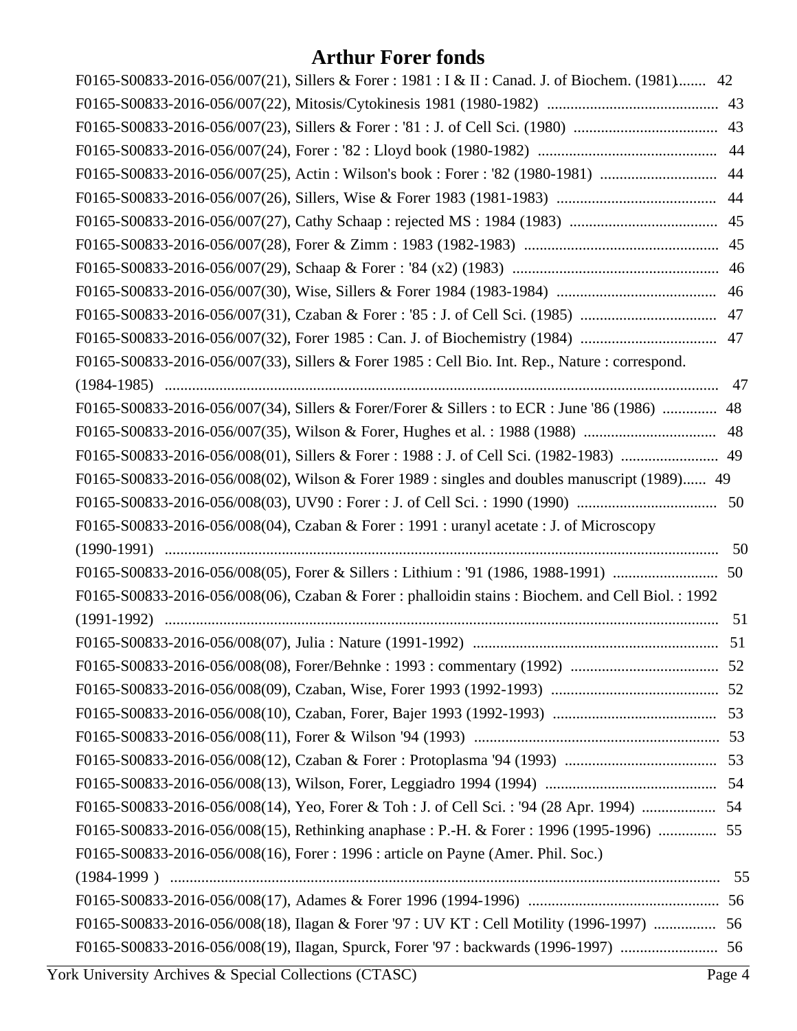# Arthur Forer fonds

F0165-S00833-2016-056/007(21), Sillers & Forer : 1981 : I & II : Canad. J. of Biochem. (1981)....... 42

F0165-S00833-2016-056/007(22), Mitosis/Cytokinesis 1981 (1980-1982) ........................................... 43

F0165-S00833-2016-056/007(23), Sillers & Forer : '81 : J. of Cell Sci. (1980) ..................................... 43

F0165-S00833-2016-056/007(24), Forer : '82 : Lloyd book (1980-1982) .............................................. 44

F0165-S00833-2016-056/007(25), Actin : Wilson's book : Forer : '82 (1980-1981) .............................. 44

F0165-S00833-2016-056/007(26), Sillers, Wise & Forer 1983 (1981-1983) ......................................... 44

F0165-S00833-2016-056/007(27), Cathy Schaap : rejected MS : 1984 (1983) ...................................... 45

F0165-S00833-2016-056/007(28), Forer & Zimm : 1983 (1982-1983) .................................................. 45

F0165-S00833-2016-056/007(29), Schaap & Forer : '84 (x2) (1983) ..................................................... 46

F0165-S00833-2016-056/007(30), Wise, Sillers & Forer 1984 (1983-1984) ......................................... 46

F0165-S00833-2016-056/007(31), Czaban & Forer : '85 : J. of Cell Sci. (1985) ................................... 47

F0165-S00833-2016-056/007(32), Forer 1985 : Can. J. of Biochemistry (1984) ................................... 47

F0165-S00833-2016-056/007(33), Sillers & Forer 1985 : Cell Bio. Int. Rep., Nature : correspond. (1984-1985) ............................................................................................................................................. 47

F0165-S00833-2016-056/007(34), Sillers & Forer/Forer & Sillers : to ECR : June '86 (1986) .............. 48

F0165-S00833-2016-056/007(35), Wilson & Forer, Hughes et al. : 1988 (1988) .................................. 48

F0165-S00833-2016-056/008(01), Sillers & Forer : 1988 : J. of Cell Sci. (1982-1983) ......................... 49

F0165-S00833-2016-056/008(02), Wilson & Forer 1989 : singles and doubles manuscript (1989)...... 49

F0165-S00833-2016-056/008(03), UV90 : Forer : J. of Cell Sci. : 1990 (1990) .................................... 50

F0165-S00833-2016-056/008(04), Czaban & Forer : 1991 : uranyl acetate : J. of Microscopy (1990-1991) ............................................................................................................................................. 50

F0165-S00833-2016-056/008(05), Forer & Sillers : Lithium : '91 (1986, 1988-1991) ........................... 50

F0165-S00833-2016-056/008(06), Czaban & Forer : phalloidin stains : Biochem. and Cell Biol. : 1992 (1991-1992) ............................................................................................................................................. 51

F0165-S00833-2016-056/008(07), Julia : Nature (1991-1992) ............................................................... 51

F0165-S00833-2016-056/008(08), Forer/Behnke : 1993 : commentary (1992) ...................................... 52

F0165-S00833-2016-056/008(09), Czaban, Wise, Forer 1993 (1992-1993) ........................................... 52

F0165-S00833-2016-056/008(10), Czaban, Forer, Bajer 1993 (1992-1993) .......................................... 53

F0165-S00833-2016-056/008(11), Forer & Wilson '94 (1993) ................................................................ 53

F0165-S00833-2016-056/008(12), Czaban & Forer : Protoplasma '94 (1993) ....................................... 53

F0165-S00833-2016-056/008(13), Wilson, Forer, Leggiadro 1994 (1994) ............................................ 54

F0165-S00833-2016-056/008(14), Yeo, Forer & Toh : J. of Cell Sci. : '94 (28 Apr. 1994) ................... 54

F0165-S00833-2016-056/008(15), Rethinking anaphase : P.-H. & Forer : 1996 (1995-1996) ............... 55

F0165-S00833-2016-056/008(16), Forer : 1996 : article on Payne (Amer. Phil. Soc.) (1984-1999 ) ............................................................................................................................................. 55

F0165-S00833-2016-056/008(17), Adames & Forer 1996 (1994-1996) ................................................. 56

F0165-S00833-2016-056/008(18), Ilagan & Forer '97 : UV KT : Cell Motility (1996-1997) ................ 56

F0165-S00833-2016-056/008(19), Ilagan, Spurck, Forer '97 : backwards (1996-1997) ......................... 56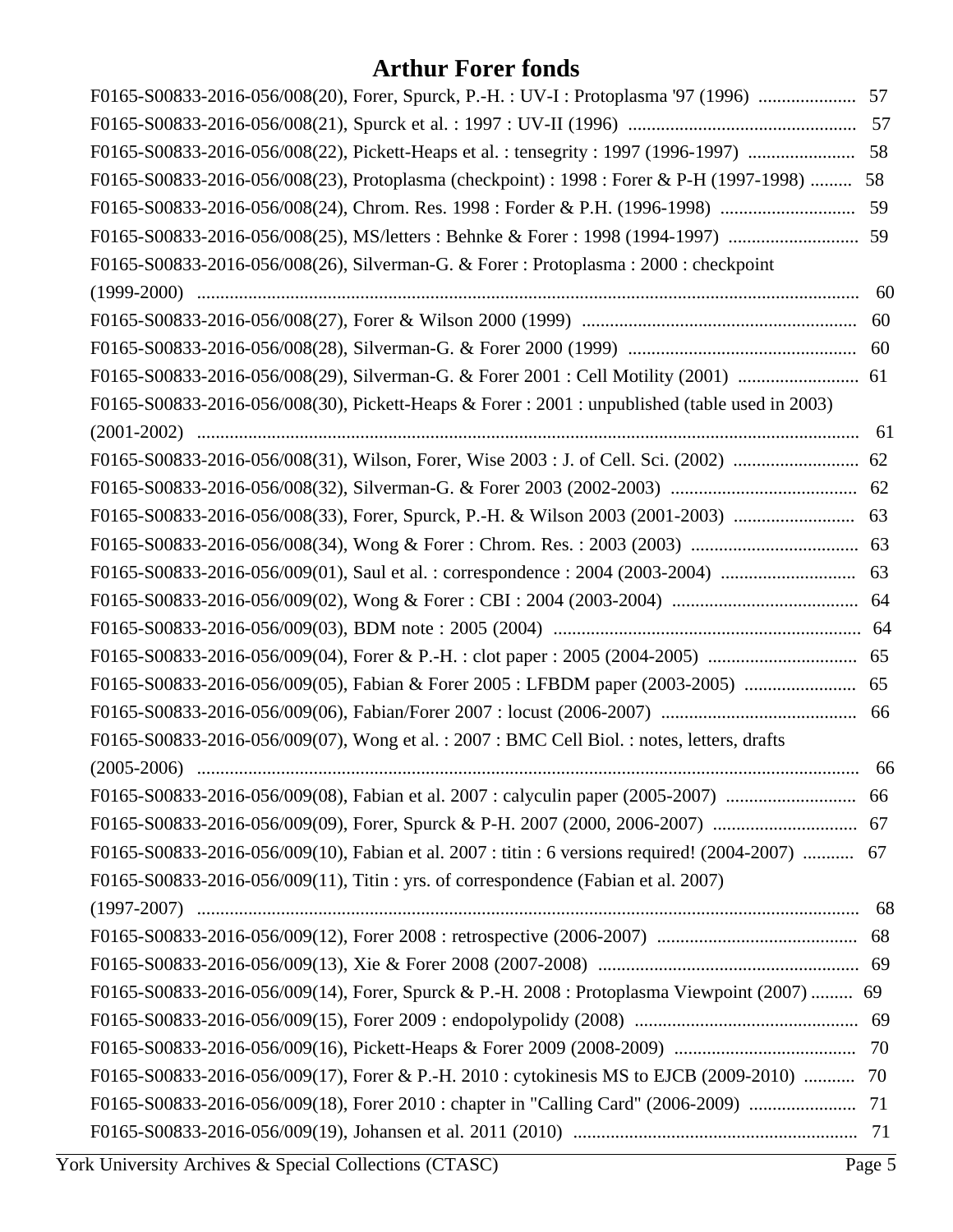# Arthur Forer fonds

F0165-S00833-2016-056/008(20), Forer, Spurck, P.-H. : UV-I : Protoplasma '97 (1996) ..................... 57
F0165-S00833-2016-056/008(21), Spurck et al. : 1997 : UV-II (1996) ................................................ 57
F0165-S00833-2016-056/008(22), Pickett-Heaps et al. : tensegrity : 1997 (1996-1997) ....................... 58
F0165-S00833-2016-056/008(23), Protoplasma (checkpoint) : 1998 : Forer & P-H (1997-1998) ......... 58
F0165-S00833-2016-056/008(24), Chrom. Res. 1998 : Forder & P.H. (1996-1998) ............................. 59
F0165-S00833-2016-056/008(25), MS/letters : Behnke & Forer : 1998 (1994-1997) ............................ 59
F0165-S00833-2016-056/008(26), Silverman-G. & Forer : Protoplasma : 2000 : checkpoint (1999-2000) ............................................................................................................................... 60
F0165-S00833-2016-056/008(27), Forer & Wilson 2000 (1999) ........................................................... 60
F0165-S00833-2016-056/008(28), Silverman-G. & Forer 2000 (1999) ................................................. 60
F0165-S00833-2016-056/008(29), Silverman-G. & Forer 2001 : Cell Motility (2001) .......................... 61
F0165-S00833-2016-056/008(30), Pickett-Heaps & Forer : 2001 : unpublished (table used in 2003) (2001-2002) ............................................................................................................................... 61
F0165-S00833-2016-056/008(31), Wilson, Forer, Wise 2003 : J. of Cell. Sci. (2002) ........................... 62
F0165-S00833-2016-056/008(32), Silverman-G. & Forer 2003 (2002-2003) ........................................ 62
F0165-S00833-2016-056/008(33), Forer, Spurck, P.-H. & Wilson 2003 (2001-2003) .......................... 63
F0165-S00833-2016-056/008(34), Wong & Forer : Chrom. Res. : 2003 (2003) .................................... 63
F0165-S00833-2016-056/009(01), Saul et al. : correspondence : 2004 (2003-2004) ............................. 63
F0165-S00833-2016-056/009(02), Wong & Forer : CBI : 2004 (2003-2004) ........................................ 64
F0165-S00833-2016-056/009(03), BDM note : 2005 (2004) .................................................................. 64
F0165-S00833-2016-056/009(04), Forer & P.-H. : clot paper : 2005 (2004-2005) ................................ 65
F0165-S00833-2016-056/009(05), Fabian & Forer 2005 : LFBDM paper (2003-2005) ........................ 65
F0165-S00833-2016-056/009(06), Fabian/Forer 2007 : locust (2006-2007) .......................................... 66
F0165-S00833-2016-056/009(07), Wong et al. : 2007 : BMC Cell Biol. : notes, letters, drafts (2005-2006) ............................................................................................................................... 66
F0165-S00833-2016-056/009(08), Fabian et al. 2007 : calyculin paper (2005-2007) ............................ 66
F0165-S00833-2016-056/009(09), Forer, Spurck & P-H. 2007 (2000, 2006-2007) ............................... 67
F0165-S00833-2016-056/009(10), Fabian et al. 2007 : titin : 6 versions required! (2004-2007) ........... 67
F0165-S00833-2016-056/009(11), Titin : yrs. of correspondence (Fabian et al. 2007) (1997-2007) ............................................................................................................................... 68
F0165-S00833-2016-056/009(12), Forer 2008 : retrospective (2006-2007) ........................................... 68
F0165-S00833-2016-056/009(13), Xie & Forer 2008 (2007-2008) ........................................................ 69
F0165-S00833-2016-056/009(14), Forer, Spurck & P.-H. 2008 : Protoplasma Viewpoint (2007) ......... 69
F0165-S00833-2016-056/009(15), Forer 2009 : endopolypolidy (2008) ................................................ 69
F0165-S00833-2016-056/009(16), Pickett-Heaps & Forer 2009 (2008-2009) ....................................... 70
F0165-S00833-2016-056/009(17), Forer & P.-H. 2010 : cytokinesis MS to EJCB (2009-2010) ........... 70
F0165-S00833-2016-056/009(18), Forer 2010 : chapter in "Calling Card" (2006-2009) ....................... 71
F0165-S00833-2016-056/009(19), Johansen et al. 2011 (2010) ............................................................ 71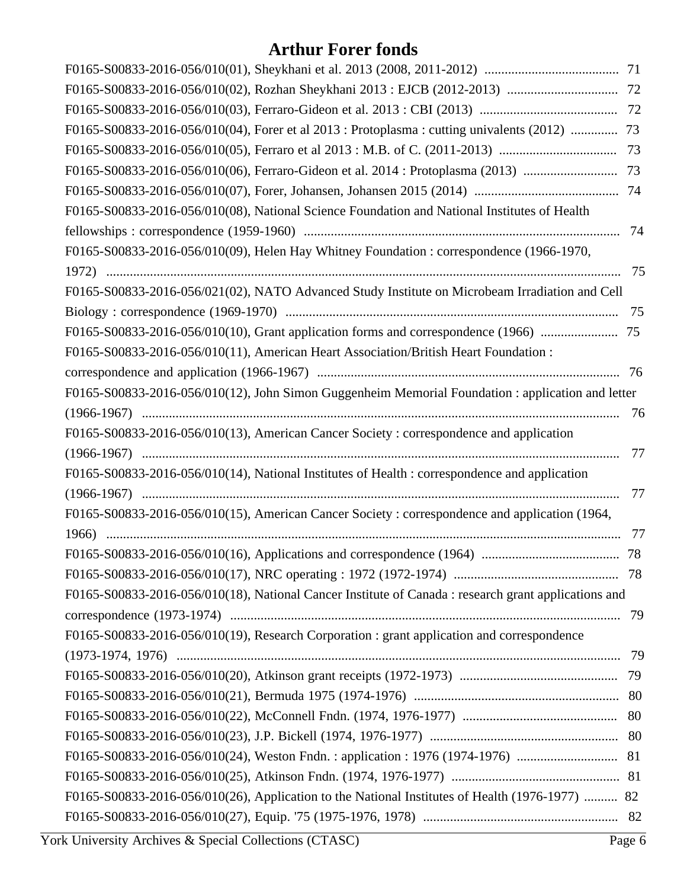# Arthur Forer fonds

F0165-S00833-2016-056/010(01), Sheykhani et al. 2013 (2008, 2011-2012) ........................................ 71
F0165-S00833-2016-056/010(02), Rozhan Sheykhani 2013 : EJCB (2012-2013) ................................ 72
F0165-S00833-2016-056/010(03), Ferraro-Gideon et al. 2013 : CBI (2013) ......................................... 72
F0165-S00833-2016-056/010(04), Forer et al 2013 : Protoplasma : cutting univalents (2012) .............. 73
F0165-S00833-2016-056/010(05), Ferraro et al 2013 : M.B. of C. (2011-2013) ................................... 73
F0165-S00833-2016-056/010(06), Ferraro-Gideon et al. 2014 : Protoplasma (2013) ............................ 73
F0165-S00833-2016-056/010(07), Forer, Johansen, Johansen 2015 (2014) ........................................... 74
F0165-S00833-2016-056/010(08), National Science Foundation and National Institutes of Health fellowships : correspondence (1959-1960) ............................................................................................ 74
F0165-S00833-2016-056/010(09), Helen Hay Whitney Foundation : correspondence (1966-1970, 1972) ........................................................................................................................................ 75
F0165-S00833-2016-056/021(02), NATO Advanced Study Institute on Microbeam Irradiation and Cell Biology : correspondence (1969-1970) .................................................................................................. 75
F0165-S00833-2016-056/010(10), Grant application forms and correspondence (1966) ....................... 75
F0165-S00833-2016-056/010(11), American Heart Association/British Heart Foundation : correspondence and application (1966-1967) .......................................................................................... 76
F0165-S00833-2016-056/010(12), John Simon Guggenheim Memorial Foundation : application and letter (1966-1967) ............................................................................................................................................ 76
F0165-S00833-2016-056/010(13), American Cancer Society : correspondence and application (1966-1967) ............................................................................................................................................ 77
F0165-S00833-2016-056/010(14), National Institutes of Health : correspondence and application (1966-1967) ............................................................................................................................................ 77
F0165-S00833-2016-056/010(15), American Cancer Society : correspondence and application (1964, 1966) ........................................................................................................................................ 77
F0165-S00833-2016-056/010(16), Applications and correspondence (1964) ......................................... 78
F0165-S00833-2016-056/010(17), NRC operating : 1972 (1972-1974) ................................................. 78
F0165-S00833-2016-056/010(18), National Cancer Institute of Canada : research grant applications and correspondence (1973-1974) .................................................................................................................. 79
F0165-S00833-2016-056/010(19), Research Corporation : grant application and correspondence (1973-1974, 1976) .................................................................................................................................. 79
F0165-S00833-2016-056/010(20), Atkinson grant receipts (1972-1973) ............................................... 79
F0165-S00833-2016-056/010(21), Bermuda 1975 (1974-1976) ............................................................. 80
F0165-S00833-2016-056/010(22), McConnell Fndn. (1974, 1976-1977) .............................................. 80
F0165-S00833-2016-056/010(23), J.P. Bickell (1974, 1976-1977) ........................................................ 80
F0165-S00833-2016-056/010(24), Weston Fndn. : application : 1976 (1974-1976) .............................. 81
F0165-S00833-2016-056/010(25), Atkinson Fndn. (1974, 1976-1977) .................................................. 81
F0165-S00833-2016-056/010(26), Application to the National Institutes of Health (1976-1977) .......... 82
F0165-S00833-2016-056/010(27), Equip. '75 (1975-1976, 1978) .......................................................... 82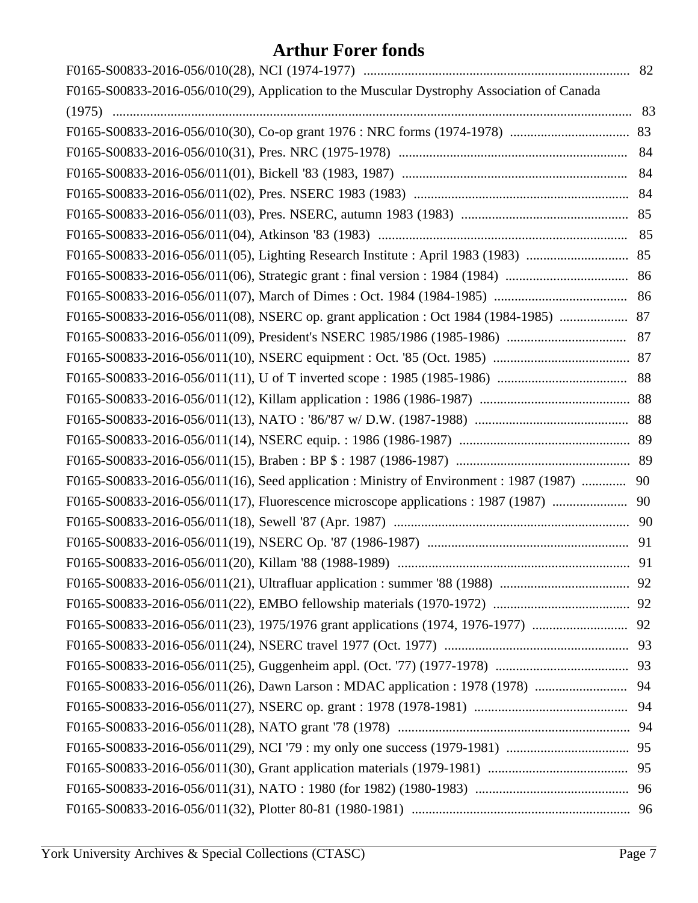# Arthur Forer fonds

F0165-S00833-2016-056/010(28), NCI (1974-1977) .............................................................................. 82

F0165-S00833-2016-056/010(29), Application to the Muscular Dystrophy Association of Canada (1975) ........................................................................................................................................... 83

F0165-S00833-2016-056/010(30), Co-op grant 1976 : NRC forms (1974-1978) ................................... 83

F0165-S00833-2016-056/010(31), Pres. NRC (1975-1978) ................................................................... 84

F0165-S00833-2016-056/011(01), Bickell '83 (1983, 1987) .................................................................. 84

F0165-S00833-2016-056/011(02), Pres. NSERC 1983 (1983) ............................................................... 84

F0165-S00833-2016-056/011(03), Pres. NSERC, autumn 1983 (1983) ................................................. 85

F0165-S00833-2016-056/011(04), Atkinson '83 (1983) ......................................................................... 85

F0165-S00833-2016-056/011(05), Lighting Research Institute : April 1983 (1983) .............................. 85

F0165-S00833-2016-056/011(06), Strategic grant : final version : 1984 (1984) .................................... 86

F0165-S00833-2016-056/011(07), March of Dimes : Oct. 1984 (1984-1985) ....................................... 86

F0165-S00833-2016-056/011(08), NSERC op. grant application : Oct 1984 (1984-1985) .................... 87

F0165-S00833-2016-056/011(09), President's NSERC 1985/1986 (1985-1986) ................................... 87

F0165-S00833-2016-056/011(10), NSERC equipment : Oct. '85 (Oct. 1985) ........................................ 87

F0165-S00833-2016-056/011(11), U of T inverted scope : 1985 (1985-1986) ...................................... 88

F0165-S00833-2016-056/011(12), Killam application : 1986 (1986-1987) ............................................ 88

F0165-S00833-2016-056/011(13), NATO : '86/'87 w/ D.W. (1987-1988) ............................................. 88

F0165-S00833-2016-056/011(14), NSERC equip. : 1986 (1986-1987) .................................................. 89

F0165-S00833-2016-056/011(15), Braben : BP $ : 1987 (1986-1987) ................................................... 89

F0165-S00833-2016-056/011(16), Seed application : Ministry of Environment : 1987 (1987) ............. 90

F0165-S00833-2016-056/011(17), Fluorescence microscope applications : 1987 (1987) ...................... 90

F0165-S00833-2016-056/011(18), Sewell '87 (Apr. 1987) ..................................................................... 90

F0165-S00833-2016-056/011(19), NSERC Op. '87 (1986-1987) ........................................................... 91

F0165-S00833-2016-056/011(20), Killam '88 (1988-1989) .................................................................... 91

F0165-S00833-2016-056/011(21), Ultrafluar application : summer '88 (1988) ...................................... 92

F0165-S00833-2016-056/011(22), EMBO fellowship materials (1970-1972) ........................................ 92

F0165-S00833-2016-056/011(23), 1975/1976 grant applications (1974, 1976-1977) ............................ 92

F0165-S00833-2016-056/011(24), NSERC travel 1977 (Oct. 1977) ...................................................... 93

F0165-S00833-2016-056/011(25), Guggenheim appl. (Oct. '77) (1977-1978) ....................................... 93

F0165-S00833-2016-056/011(26), Dawn Larson : MDAC application : 1978 (1978) ........................... 94

F0165-S00833-2016-056/011(27), NSERC op. grant : 1978 (1978-1981) ............................................. 94

F0165-S00833-2016-056/011(28), NATO grant '78 (1978) .................................................................... 94

F0165-S00833-2016-056/011(29), NCI '79 : my only one success (1979-1981) .................................... 95

F0165-S00833-2016-056/011(30), Grant application materials (1979-1981) ......................................... 95

F0165-S00833-2016-056/011(31), NATO : 1980 (for 1982) (1980-1983) ............................................. 96

F0165-S00833-2016-056/011(32), Plotter 80-81 (1980-1981) ................................................................ 96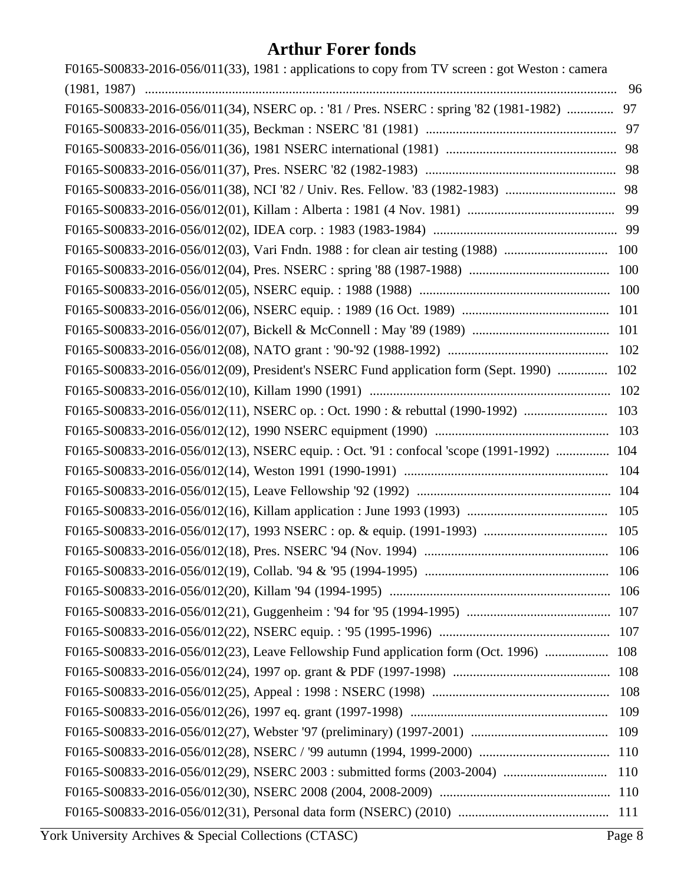# Arthur Forer fonds

F0165-S00833-2016-056/011(33), 1981 : applications to copy from TV screen : got Weston : camera (1981, 1987) ............................................................................................................................................ 96

F0165-S00833-2016-056/011(34), NSERC op. : '81 / Pres. NSERC : spring '82 (1981-1982) .............. 97

F0165-S00833-2016-056/011(35), Beckman : NSERC '81 (1981) .......................................................... 97

F0165-S00833-2016-056/011(36), 1981 NSERC international (1981) ................................................... 98

F0165-S00833-2016-056/011(37), Pres. NSERC '82 (1982-1983) .......................................................... 98

F0165-S00833-2016-056/011(38), NCI '82 / Univ. Res. Fellow. '83 (1982-1983) ................................. 98

F0165-S00833-2016-056/012(01), Killam : Alberta : 1981 (4 Nov. 1981) ............................................ 99

F0165-S00833-2016-056/012(02), IDEA corp. : 1983 (1983-1984) ....................................................... 99

F0165-S00833-2016-056/012(03), Vari Fndn. 1988 : for clean air testing (1988) ............................... 100

F0165-S00833-2016-056/012(04), Pres. NSERC : spring '88 (1987-1988) .......................................... 100

F0165-S00833-2016-056/012(05), NSERC equip. : 1988 (1988) ......................................................... 100

F0165-S00833-2016-056/012(06), NSERC equip. : 1989 (16 Oct. 1989) ............................................ 101

F0165-S00833-2016-056/012(07), Bickell & McConnell : May '89 (1989) ......................................... 101

F0165-S00833-2016-056/012(08), NATO grant : '90-'92 (1988-1992) ................................................ 102

F0165-S00833-2016-056/012(09), President's NSERC Fund application form (Sept. 1990) ............... 102

F0165-S00833-2016-056/012(10), Killam 1990 (1991) ........................................................................ 102

F0165-S00833-2016-056/012(11), NSERC op. : Oct. 1990 : & rebuttal (1990-1992) ......................... 103

F0165-S00833-2016-056/012(12), 1990 NSERC equipment (1990) .................................................... 103

F0165-S00833-2016-056/012(13), NSERC equip. : Oct. '91 : confocal 'scope (1991-1992) ................ 104

F0165-S00833-2016-056/012(14), Weston 1991 (1990-1991) ............................................................. 104

F0165-S00833-2016-056/012(15), Leave Fellowship '92 (1992) .......................................................... 104

F0165-S00833-2016-056/012(16), Killam application : June 1993 (1993) .......................................... 105

F0165-S00833-2016-056/012(17), 1993 NSERC : op. & equip. (1991-1993) ..................................... 105

F0165-S00833-2016-056/012(18), Pres. NSERC '94 (Nov. 1994) ....................................................... 106

F0165-S00833-2016-056/012(19), Collab. '94 & '95 (1994-1995) ....................................................... 106

F0165-S00833-2016-056/012(20), Killam '94 (1994-1995) .................................................................. 106

F0165-S00833-2016-056/012(21), Guggenheim : '94 for '95 (1994-1995) ........................................... 107

F0165-S00833-2016-056/012(22), NSERC equip. : '95 (1995-1996) .................................................... 107

F0165-S00833-2016-056/012(23), Leave Fellowship Fund application form (Oct. 1996) ................... 108

F0165-S00833-2016-056/012(24), 1997 op. grant & PDF (1997-1998) ............................................... 108

F0165-S00833-2016-056/012(25), Appeal : 1998 : NSERC (1998) ..................................................... 108

F0165-S00833-2016-056/012(26), 1997 eq. grant (1997-1998) ........................................................... 109

F0165-S00833-2016-056/012(27), Webster '97 (preliminary) (1997-2001) ......................................... 109

F0165-S00833-2016-056/012(28), NSERC / '99 autumn (1994, 1999-2000) ....................................... 110

F0165-S00833-2016-056/012(29), NSERC 2003 : submitted forms (2003-2004) ............................... 110

F0165-S00833-2016-056/012(30), NSERC 2008 (2004, 2008-2009) ................................................... 110

F0165-S00833-2016-056/012(31), Personal data form (NSERC) (2010) ............................................ 111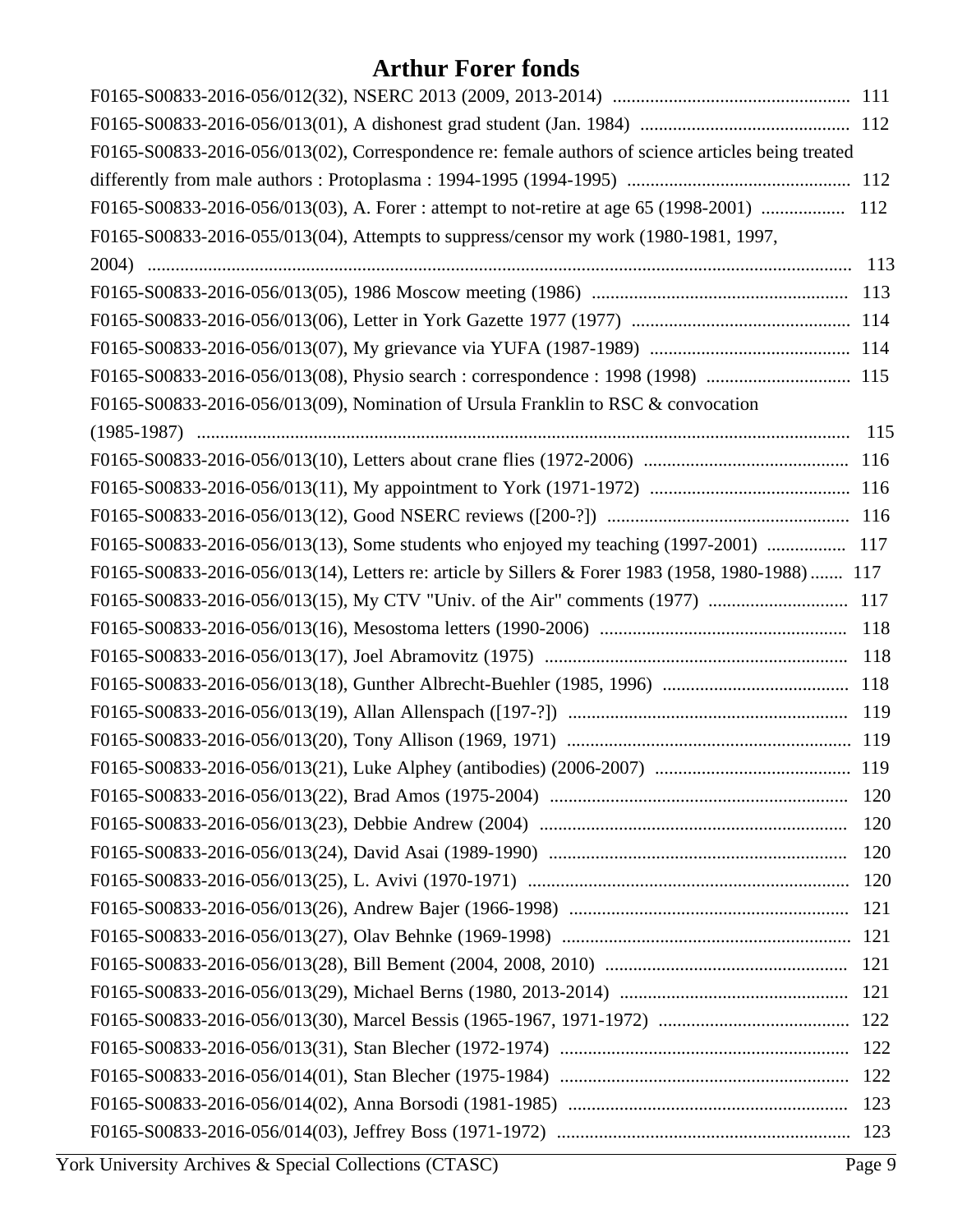# Arthur Forer fonds

F0165-S00833-2016-056/012(32), NSERC 2013 (2009, 2013-2014) .................................................. 111

F0165-S00833-2016-056/013(01), A dishonest grad student (Jan. 1984) ............................................ 112

F0165-S00833-2016-056/013(02), Correspondence re: female authors of science articles being treated differently from male authors : Protoplasma : 1994-1995 (1994-1995) ................................................ 112

F0165-S00833-2016-056/013(03), A. Forer : attempt to not-retire at age 65 (1998-2001) .................. 112

F0165-S00833-2016-055/013(04), Attempts to suppress/censor my work (1980-1981, 1997, 2004) ...................................................................................................................................... 113

F0165-S00833-2016-056/013(05), 1986 Moscow meeting (1986) ....................................................... 113

F0165-S00833-2016-056/013(06), Letter in York Gazette 1977 (1977) ............................................... 114

F0165-S00833-2016-056/013(07), My grievance via YUFA (1987-1989) ........................................... 114

F0165-S00833-2016-056/013(08), Physio search : correspondence : 1998 (1998) ............................... 115

F0165-S00833-2016-056/013(09), Nomination of Ursula Franklin to RSC & convocation (1985-1987) ........................................................................................................................... 115

F0165-S00833-2016-056/013(10), Letters about crane flies (1972-2006) ............................................ 116

F0165-S00833-2016-056/013(11), My appointment to York (1971-1972) ........................................... 116

F0165-S00833-2016-056/013(12), Good NSERC reviews ([200-?]) .................................................... 116

F0165-S00833-2016-056/013(13), Some students who enjoyed my teaching (1997-2001) ................. 117

F0165-S00833-2016-056/013(14), Letters re: article by Sillers & Forer 1983 (1958, 1980-1988) ....... 117

F0165-S00833-2016-056/013(15), My CTV "Univ. of the Air" comments (1977) .............................. 117

F0165-S00833-2016-056/013(16), Mesostoma letters (1990-2006) ..................................................... 118

F0165-S00833-2016-056/013(17), Joel Abramovitz (1975) ................................................................. 118

F0165-S00833-2016-056/013(18), Gunther Albrecht-Buehler (1985, 1996) ........................................ 118

F0165-S00833-2016-056/013(19), Allan Allenspach ([197-?]) ............................................................ 119

F0165-S00833-2016-056/013(20), Tony Allison (1969, 1971) ............................................................. 119

F0165-S00833-2016-056/013(21), Luke Alphey (antibodies) (2006-2007) .......................................... 119

F0165-S00833-2016-056/013(22), Brad Amos (1975-2004) ................................................................ 120

F0165-S00833-2016-056/013(23), Debbie Andrew (2004) .................................................................. 120

F0165-S00833-2016-056/013(24), David Asai (1989-1990) ................................................................ 120

F0165-S00833-2016-056/013(25), L. Avivi (1970-1971) ..................................................................... 120

F0165-S00833-2016-056/013(26), Andrew Bajer (1966-1998) ............................................................ 121

F0165-S00833-2016-056/013(27), Olav Behnke (1969-1998) .............................................................. 121

F0165-S00833-2016-056/013(28), Bill Bement (2004, 2008, 2010) .................................................... 121

F0165-S00833-2016-056/013(29), Michael Berns (1980, 2013-2014) ................................................. 121

F0165-S00833-2016-056/013(30), Marcel Bessis (1965-1967, 1971-1972) ......................................... 122

F0165-S00833-2016-056/013(31), Stan Blecher (1972-1974) .............................................................. 122

F0165-S00833-2016-056/014(01), Stan Blecher (1975-1984) .............................................................. 122

F0165-S00833-2016-056/014(02), Anna Borsodi (1981-1985) ............................................................ 123

F0165-S00833-2016-056/014(03), Jeffrey Boss (1971-1972) ............................................................... 123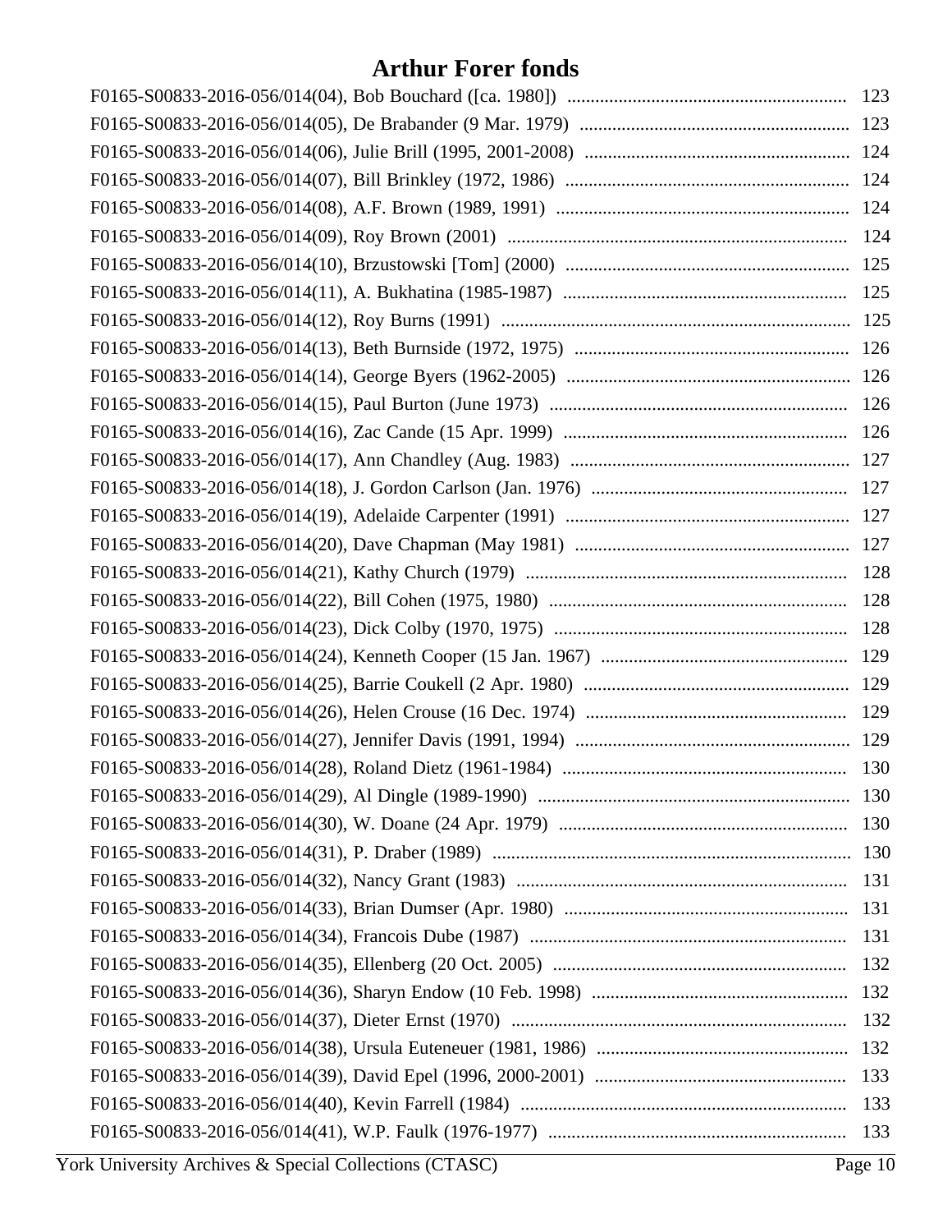# Arthur Forer fonds

F0165-S00833-2016-056/014(04), Bob Bouchard ([ca. 1980]) ............................................................ 123
F0165-S00833-2016-056/014(05), De Brabander (9 Mar. 1979) ......................................................... 123
F0165-S00833-2016-056/014(06), Julie Brill (1995, 2001-2008) ......................................................... 124
F0165-S00833-2016-056/014(07), Bill Brinkley (1972, 1986) ............................................................. 124
F0165-S00833-2016-056/014(08), A.F. Brown (1989, 1991) .............................................................. 124
F0165-S00833-2016-056/014(09), Roy Brown (2001) ......................................................................... 124
F0165-S00833-2016-056/014(10), Brzustowski [Tom] (2000) ............................................................ 125
F0165-S00833-2016-056/014(11), A. Bukhatina (1985-1987) ............................................................ 125
F0165-S00833-2016-056/014(12), Roy Burns (1991) .......................................................................... 125
F0165-S00833-2016-056/014(13), Beth Burnside (1972, 1975) .......................................................... 126
F0165-S00833-2016-056/014(14), George Byers (1962-2005) ............................................................ 126
F0165-S00833-2016-056/014(15), Paul Burton (June 1973) ................................................................ 126
F0165-S00833-2016-056/014(16), Zac Cande (15 Apr. 1999) ............................................................. 126
F0165-S00833-2016-056/014(17), Ann Chandley (Aug. 1983) ............................................................ 127
F0165-S00833-2016-056/014(18), J. Gordon Carlson (Jan. 1976) ....................................................... 127
F0165-S00833-2016-056/014(19), Adelaide Carpenter (1991) ............................................................ 127
F0165-S00833-2016-056/014(20), Dave Chapman (May 1981) ........................................................... 127
F0165-S00833-2016-056/014(21), Kathy Church (1979) ..................................................................... 128
F0165-S00833-2016-056/014(22), Bill Cohen (1975, 1980) ................................................................ 128
F0165-S00833-2016-056/014(23), Dick Colby (1970, 1975) ............................................................... 128
F0165-S00833-2016-056/014(24), Kenneth Cooper (15 Jan. 1967) .................................................... 129
F0165-S00833-2016-056/014(25), Barrie Coukell (2 Apr. 1980) ......................................................... 129
F0165-S00833-2016-056/014(26), Helen Crouse (16 Dec. 1974) ........................................................ 129
F0165-S00833-2016-056/014(27), Jennifer Davis (1991, 1994) .......................................................... 129
F0165-S00833-2016-056/014(28), Roland Dietz (1961-1984) ............................................................. 130
F0165-S00833-2016-056/014(29), Al Dingle (1989-1990) .................................................................. 130
F0165-S00833-2016-056/014(30), W. Doane (24 Apr. 1979) .............................................................. 130
F0165-S00833-2016-056/014(31), P. Draber (1989) ............................................................................ 130
F0165-S00833-2016-056/014(32), Nancy Grant (1983) ....................................................................... 131
F0165-S00833-2016-056/014(33), Brian Dumser (Apr. 1980) ............................................................ 131
F0165-S00833-2016-056/014(34), Francois Dube (1987) .................................................................... 131
F0165-S00833-2016-056/014(35), Ellenberg (20 Oct. 2005) ............................................................... 132
F0165-S00833-2016-056/014(36), Sharyn Endow (10 Feb. 1998) ....................................................... 132
F0165-S00833-2016-056/014(37), Dieter Ernst (1970) ........................................................................ 132
F0165-S00833-2016-056/014(38), Ursula Euteneuer (1981, 1986) ..................................................... 132
F0165-S00833-2016-056/014(39), David Epel (1996, 2000-2001) ...................................................... 133
F0165-S00833-2016-056/014(40), Kevin Farrell (1984) ...................................................................... 133
F0165-S00833-2016-056/014(41), W.P. Faulk (1976-1977) ................................................................ 133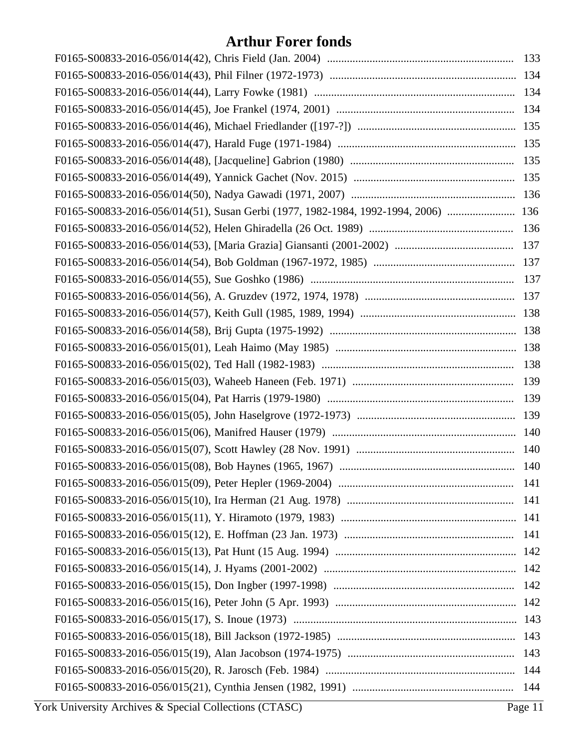# Arthur Forer fonds

F0165-S00833-2016-056/014(42), Chris Field (Jan. 2004) .................................................................. 133
F0165-S00833-2016-056/014(43), Phil Filner (1972-1973) ................................................................. 134
F0165-S00833-2016-056/014(44), Larry Fowke (1981) ...................................................................... 134
F0165-S00833-2016-056/014(45), Joe Frankel (1974, 2001) ............................................................... 134
F0165-S00833-2016-056/014(46), Michael Friedlander ([197-?]) ........................................................ 135
F0165-S00833-2016-056/014(47), Harald Fuge (1971-1984) ............................................................... 135
F0165-S00833-2016-056/014(48), [Jacqueline] Gabrion (1980) .......................................................... 135
F0165-S00833-2016-056/014(49), Yannick Gachet (Nov. 2015) ......................................................... 135
F0165-S00833-2016-056/014(50), Nadya Gawadi (1971, 2007) .......................................................... 136
F0165-S00833-2016-056/014(51), Susan Gerbi (1977, 1982-1984, 1992-1994, 2006) ........................ 136
F0165-S00833-2016-056/014(52), Helen Ghiradella (26 Oct. 1989) ................................................... 136
F0165-S00833-2016-056/014(53), [Maria Grazia] Giansanti (2001-2002) .......................................... 137
F0165-S00833-2016-056/014(54), Bob Goldman (1967-1972, 1985) .................................................. 137
F0165-S00833-2016-056/014(55), Sue Goshko (1986) ........................................................................ 137
F0165-S00833-2016-056/014(56), A. Gruzdev (1972, 1974, 1978) ..................................................... 137
F0165-S00833-2016-056/014(57), Keith Gull (1985, 1989, 1994) ...................................................... 138
F0165-S00833-2016-056/014(58), Brij Gupta (1975-1992) ................................................................. 138
F0165-S00833-2016-056/015(01), Leah Haimo (May 1985) ............................................................... 138
F0165-S00833-2016-056/015(02), Ted Hall (1982-1983) .................................................................... 138
F0165-S00833-2016-056/015(03), Waheeb Haneen (Feb. 1971) ......................................................... 139
F0165-S00833-2016-056/015(04), Pat Harris (1979-1980) .................................................................. 139
F0165-S00833-2016-056/015(05), John Haselgrove (1972-1973) ........................................................ 139
F0165-S00833-2016-056/015(06), Manifred Hauser (1979) ................................................................. 140
F0165-S00833-2016-056/015(07), Scott Hawley (28 Nov. 1991) ........................................................ 140
F0165-S00833-2016-056/015(08), Bob Haynes (1965, 1967) .............................................................. 140
F0165-S00833-2016-056/015(09), Peter Hepler (1969-2004) .............................................................. 141
F0165-S00833-2016-056/015(10), Ira Herman (21 Aug. 1978) ........................................................... 141
F0165-S00833-2016-056/015(11), Y. Hiramoto (1979, 1983) .............................................................. 141
F0165-S00833-2016-056/015(12), E. Hoffman (23 Jan. 1973) ............................................................ 141
F0165-S00833-2016-056/015(13), Pat Hunt (15 Aug. 1994) ............................................................... 142
F0165-S00833-2016-056/015(14), J. Hyams (2001-2002) .................................................................... 142
F0165-S00833-2016-056/015(15), Don Ingber (1997-1998) ................................................................ 142
F0165-S00833-2016-056/015(16), Peter John (5 Apr. 1993) ................................................................ 142
F0165-S00833-2016-056/015(17), S. Inoue (1973) .............................................................................. 143
F0165-S00833-2016-056/015(18), Bill Jackson (1972-1985) ............................................................... 143
F0165-S00833-2016-056/015(19), Alan Jacobson (1974-1975) ........................................................... 143
F0165-S00833-2016-056/015(20), R. Jarosch (Feb. 1984) ................................................................... 144
F0165-S00833-2016-056/015(21), Cynthia Jensen (1982, 1991) ......................................................... 144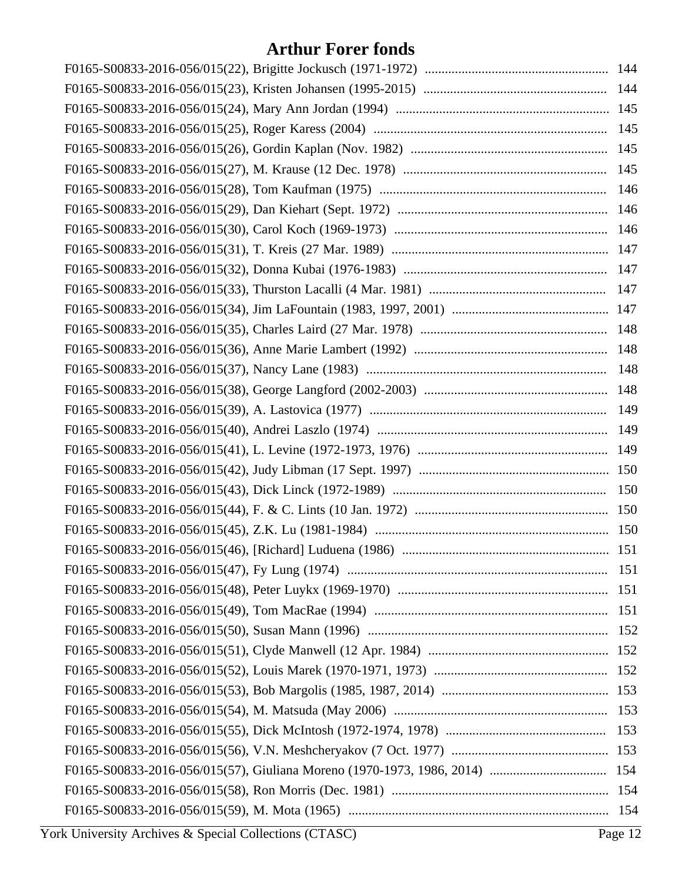F0165-S00833-2016-056/015(22), Brigitte Jockusch (1971-1972) .......... 144
F0165-S00833-2016-056/015(23), Kristen Johansen (1995-2015) .......... 144
F0165-S00833-2016-056/015(24), Mary Ann Jordan (1994) .......... 145
F0165-S00833-2016-056/015(25), Roger Karess (2004) .......... 145
F0165-S00833-2016-056/015(26), Gordin Kaplan (Nov. 1982) .......... 145
F0165-S00833-2016-056/015(27), M. Krause (12 Dec. 1978) .......... 145
F0165-S00833-2016-056/015(28), Tom Kaufman (1975) .......... 146
F0165-S00833-2016-056/015(29), Dan Kiehart (Sept. 1972) .......... 146
F0165-S00833-2016-056/015(30), Carol Koch (1969-1973) .......... 146
F0165-S00833-2016-056/015(31), T. Kreis (27 Mar. 1989) .......... 147
F0165-S00833-2016-056/015(32), Donna Kubai (1976-1983) .......... 147
F0165-S00833-2016-056/015(33), Thurston Lacalli (4 Mar. 1981) .......... 147
F0165-S00833-2016-056/015(34), Jim LaFountain (1983, 1997, 2001) .......... 147
F0165-S00833-2016-056/015(35), Charles Laird (27 Mar. 1978) .......... 148
F0165-S00833-2016-056/015(36), Anne Marie Lambert (1992) .......... 148
F0165-S00833-2016-056/015(37), Nancy Lane (1983) .......... 148
F0165-S00833-2016-056/015(38), George Langford (2002-2003) .......... 148
F0165-S00833-2016-056/015(39), A. Lastovica (1977) .......... 149
F0165-S00833-2016-056/015(40), Andrei Laszlo (1974) .......... 149
F0165-S00833-2016-056/015(41), L. Levine (1972-1973, 1976) .......... 149
F0165-S00833-2016-056/015(42), Judy Libman (17 Sept. 1997) .......... 150
F0165-S00833-2016-056/015(43), Dick Linck (1972-1989) .......... 150
F0165-S00833-2016-056/015(44), F. & C. Lints (10 Jan. 1972) .......... 150
F0165-S00833-2016-056/015(45), Z.K. Lu (1981-1984) .......... 150
F0165-S00833-2016-056/015(46), [Richard] Luduena (1986) .......... 151
F0165-S00833-2016-056/015(47), Fy Lung (1974) .......... 151
F0165-S00833-2016-056/015(48), Peter Luykx (1969-1970) .......... 151
F0165-S00833-2016-056/015(49), Tom MacRae (1994) .......... 151
F0165-S00833-2016-056/015(50), Susan Mann (1996) .......... 152
F0165-S00833-2016-056/015(51), Clyde Manwell (12 Apr. 1984) .......... 152
F0165-S00833-2016-056/015(52), Louis Marek (1970-1971, 1973) .......... 152
F0165-S00833-2016-056/015(53), Bob Margolis (1985, 1987, 2014) .......... 153
F0165-S00833-2016-056/015(54), M. Matsuda (May 2006) .......... 153
F0165-S00833-2016-056/015(55), Dick McIntosh (1972-1974, 1978) .......... 153
F0165-S00833-2016-056/015(56), V.N. Meshcheryakov (7 Oct. 1977) .......... 153
F0165-S00833-2016-056/015(57), Giuliana Moreno (1970-1973, 1986, 2014) .......... 154
F0165-S00833-2016-056/015(58), Ron Morris (Dec. 1981) .......... 154
F0165-S00833-2016-056/015(59), M. Mota (1965) .......... 154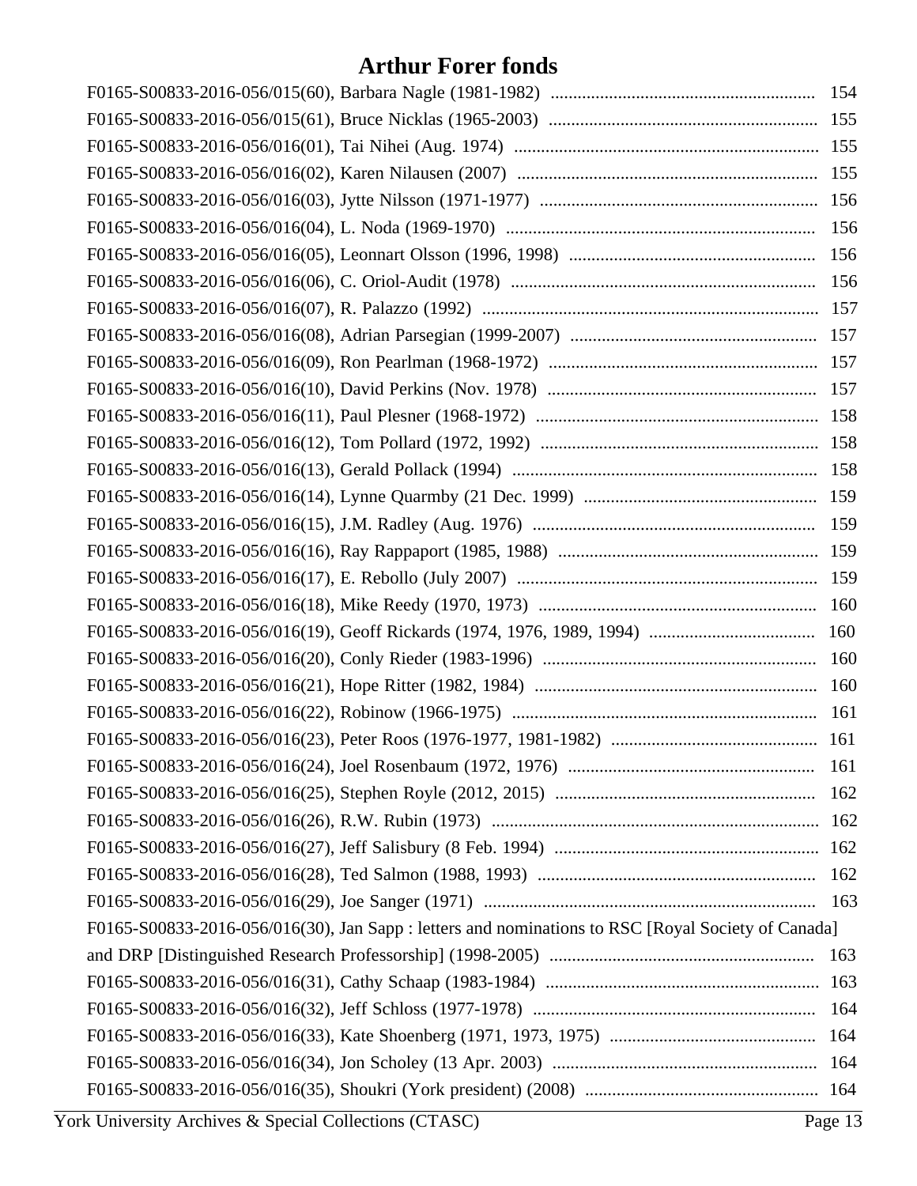# Arthur Forer fonds

F0165-S00833-2016-056/015(60), Barbara Nagle (1981-1982) ........................................................... 154
F0165-S00833-2016-056/015(61), Bruce Nicklas (1965-2003) ........................................................... 155
F0165-S00833-2016-056/016(01), Tai Nihei (Aug. 1974) .................................................................... 155
F0165-S00833-2016-056/016(02), Karen Nilausen (2007) ................................................................... 155
F0165-S00833-2016-056/016(03), Jytte Nilsson (1971-1977) .............................................................. 156
F0165-S00833-2016-056/016(04), L. Noda (1969-1970) ..................................................................... 156
F0165-S00833-2016-056/016(05), Leonnart Olsson (1996, 1998) ....................................................... 156
F0165-S00833-2016-056/016(06), C. Oriol-Audit (1978) .................................................................... 156
F0165-S00833-2016-056/016(07), R. Palazzo (1992) .......................................................................... 157
F0165-S00833-2016-056/016(08), Adrian Parsegian (1999-2007) ....................................................... 157
F0165-S00833-2016-056/016(09), Ron Pearlman (1968-1972) ............................................................ 157
F0165-S00833-2016-056/016(10), David Perkins (Nov. 1978) ............................................................ 157
F0165-S00833-2016-056/016(11), Paul Plesner (1968-1972) ............................................................... 158
F0165-S00833-2016-056/016(12), Tom Pollard (1972, 1992) .............................................................. 158
F0165-S00833-2016-056/016(13), Gerald Pollack (1994) .................................................................... 158
F0165-S00833-2016-056/016(14), Lynne Quarmby (21 Dec. 1999) .................................................... 159
F0165-S00833-2016-056/016(15), J.M. Radley (Aug. 1976) ............................................................... 159
F0165-S00833-2016-056/016(16), Ray Rappaport (1985, 1988) .......................................................... 159
F0165-S00833-2016-056/016(17), E. Rebollo (July 2007) ................................................................... 159
F0165-S00833-2016-056/016(18), Mike Reedy (1970, 1973) .............................................................. 160
F0165-S00833-2016-056/016(19), Geoff Rickards (1974, 1976, 1989, 1994) ..................................... 160
F0165-S00833-2016-056/016(20), Conly Rieder (1983-1996) ............................................................. 160
F0165-S00833-2016-056/016(21), Hope Ritter (1982, 1984) ............................................................... 160
F0165-S00833-2016-056/016(22), Robinow (1966-1975) .................................................................... 161
F0165-S00833-2016-056/016(23), Peter Roos (1976-1977, 1981-1982) ............................................. 161
F0165-S00833-2016-056/016(24), Joel Rosenbaum (1972, 1976) ....................................................... 161
F0165-S00833-2016-056/016(25), Stephen Royle (2012, 2015) .......................................................... 162
F0165-S00833-2016-056/016(26), R.W. Rubin (1973) ......................................................................... 162
F0165-S00833-2016-056/016(27), Jeff Salisbury (8 Feb. 1994) ........................................................... 162
F0165-S00833-2016-056/016(28), Ted Salmon (1988, 1993) .............................................................. 162
F0165-S00833-2016-056/016(29), Joe Sanger (1971) .......................................................................... 163
F0165-S00833-2016-056/016(30), Jan Sapp : letters and nominations to RSC [Royal Society of Canada] and DRP [Distinguished Research Professorship] (1998-2005) ........................................................... 163
F0165-S00833-2016-056/016(31), Cathy Schaap (1983-1984) ............................................................. 163
F0165-S00833-2016-056/016(32), Jeff Schloss (1977-1978) ............................................................... 164
F0165-S00833-2016-056/016(33), Kate Shoenberg (1971, 1973, 1975) .............................................. 164
F0165-S00833-2016-056/016(34), Jon Scholey (13 Apr. 2003) ........................................................... 164
F0165-S00833-2016-056/016(35), Shoukri (York president) (2008) .................................................... 164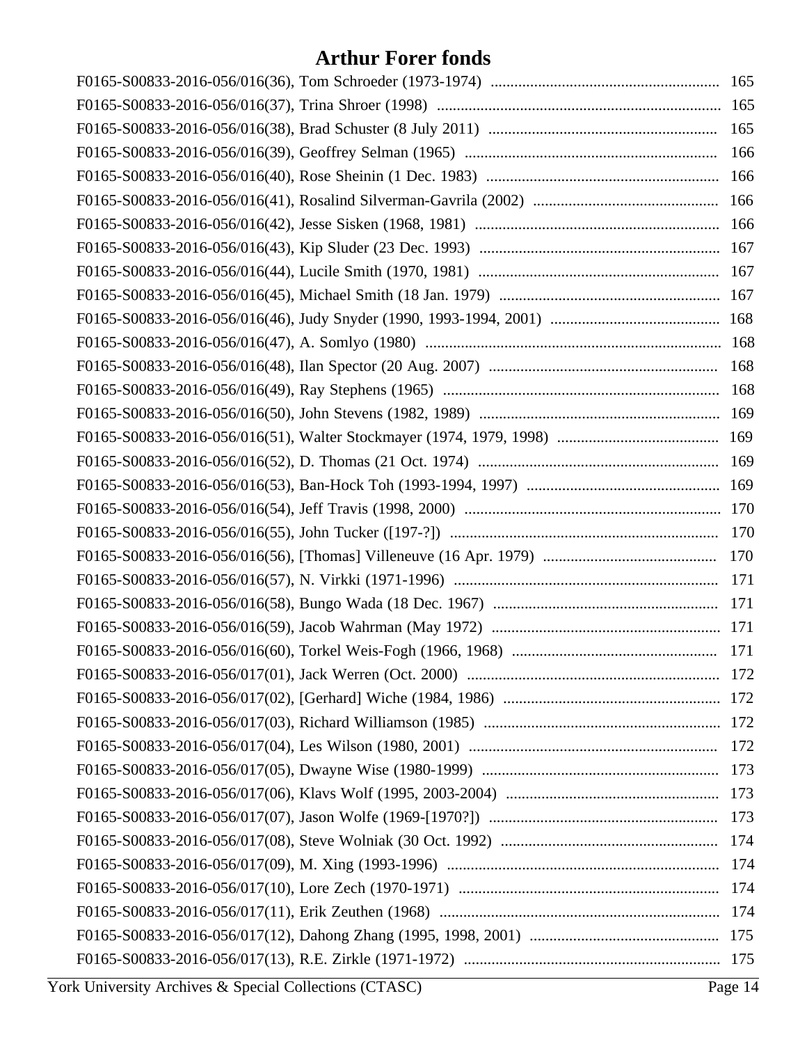# Arthur Forer fonds

F0165-S00833-2016-056/016(36), Tom Schroeder (1973-1974) .......... 165
F0165-S00833-2016-056/016(37), Trina Shroer (1998) .......... 165
F0165-S00833-2016-056/016(38), Brad Schuster (8 July 2011) .......... 165
F0165-S00833-2016-056/016(39), Geoffrey Selman (1965) .......... 166
F0165-S00833-2016-056/016(40), Rose Sheinin (1 Dec. 1983) .......... 166
F0165-S00833-2016-056/016(41), Rosalind Silverman-Gavrila (2002) .......... 166
F0165-S00833-2016-056/016(42), Jesse Sisken (1968, 1981) .......... 166
F0165-S00833-2016-056/016(43), Kip Sluder (23 Dec. 1993) .......... 167
F0165-S00833-2016-056/016(44), Lucile Smith (1970, 1981) .......... 167
F0165-S00833-2016-056/016(45), Michael Smith (18 Jan. 1979) .......... 167
F0165-S00833-2016-056/016(46), Judy Snyder (1990, 1993-1994, 2001) .......... 168
F0165-S00833-2016-056/016(47), A. Somlyo (1980) .......... 168
F0165-S00833-2016-056/016(48), Ilan Spector (20 Aug. 2007) .......... 168
F0165-S00833-2016-056/016(49), Ray Stephens (1965) .......... 168
F0165-S00833-2016-056/016(50), John Stevens (1982, 1989) .......... 169
F0165-S00833-2016-056/016(51), Walter Stockmayer (1974, 1979, 1998) .......... 169
F0165-S00833-2016-056/016(52), D. Thomas (21 Oct. 1974) .......... 169
F0165-S00833-2016-056/016(53), Ban-Hock Toh (1993-1994, 1997) .......... 169
F0165-S00833-2016-056/016(54), Jeff Travis (1998, 2000) .......... 170
F0165-S00833-2016-056/016(55), John Tucker ([197-?]) .......... 170
F0165-S00833-2016-056/016(56), [Thomas] Villeneuve (16 Apr. 1979) .......... 170
F0165-S00833-2016-056/016(57), N. Virkki (1971-1996) .......... 171
F0165-S00833-2016-056/016(58), Bungo Wada (18 Dec. 1967) .......... 171
F0165-S00833-2016-056/016(59), Jacob Wahrman (May 1972) .......... 171
F0165-S00833-2016-056/016(60), Torkel Weis-Fogh (1966, 1968) .......... 171
F0165-S00833-2016-056/017(01), Jack Werren (Oct. 2000) .......... 172
F0165-S00833-2016-056/017(02), [Gerhard] Wiche (1984, 1986) .......... 172
F0165-S00833-2016-056/017(03), Richard Williamson (1985) .......... 172
F0165-S00833-2016-056/017(04), Les Wilson (1980, 2001) .......... 172
F0165-S00833-2016-056/017(05), Dwayne Wise (1980-1999) .......... 173
F0165-S00833-2016-056/017(06), Klavs Wolf (1995, 2003-2004) .......... 173
F0165-S00833-2016-056/017(07), Jason Wolfe (1969-[1970?]) .......... 173
F0165-S00833-2016-056/017(08), Steve Wolniak (30 Oct. 1992) .......... 174
F0165-S00833-2016-056/017(09), M. Xing (1993-1996) .......... 174
F0165-S00833-2016-056/017(10), Lore Zech (1970-1971) .......... 174
F0165-S00833-2016-056/017(11), Erik Zeuthen (1968) .......... 174
F0165-S00833-2016-056/017(12), Dahong Zhang (1995, 1998, 2001) .......... 175
F0165-S00833-2016-056/017(13), R.E. Zirkle (1971-1972) .......... 175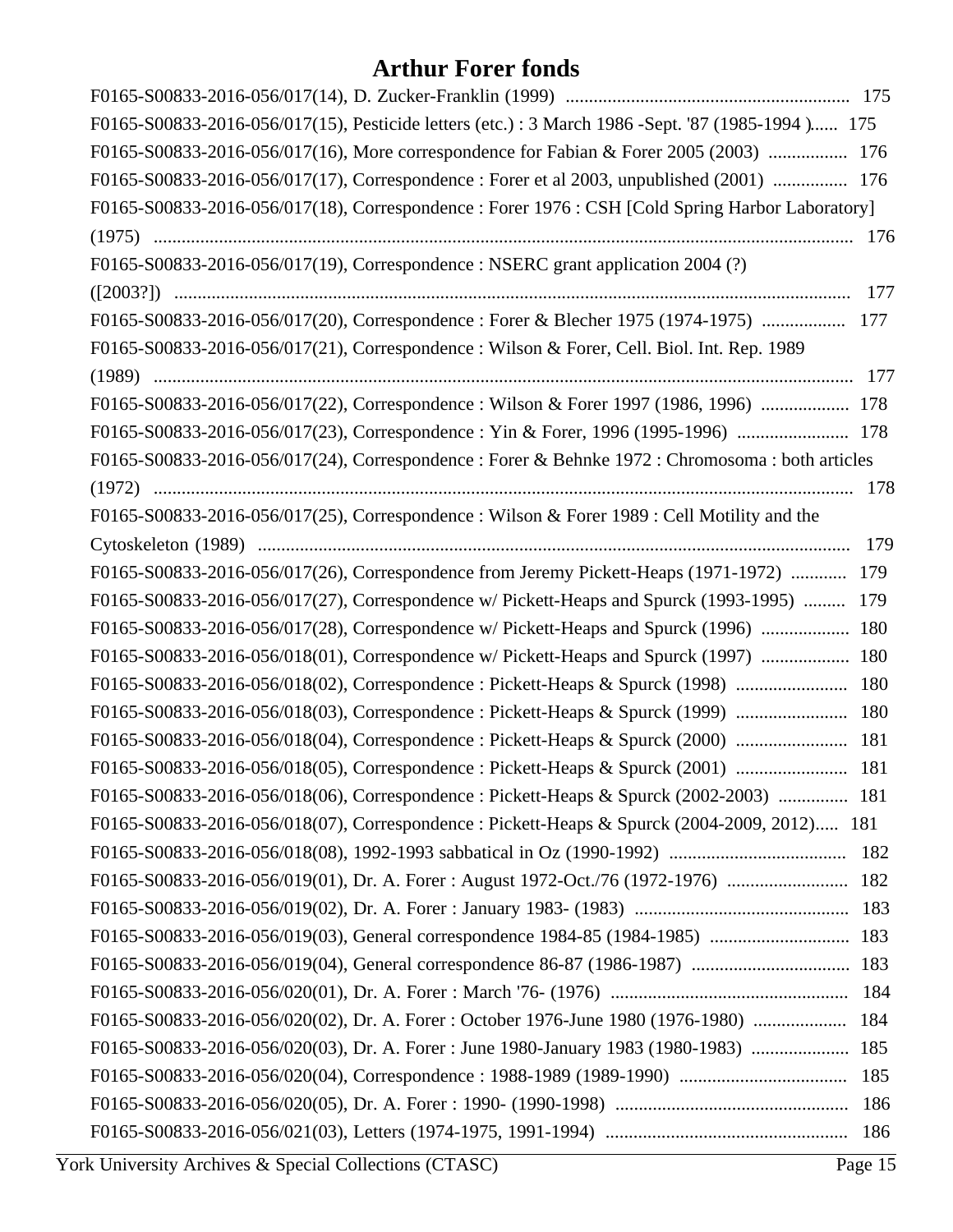# Arthur Forer fonds

F0165-S00833-2016-056/017(14), D. Zucker-Franklin (1999) ............................................................ 175
F0165-S00833-2016-056/017(15), Pesticide letters (etc.) : 3 March 1986 -Sept. '87 (1985-1994 )...... 175
F0165-S00833-2016-056/017(16), More correspondence for Fabian & Forer 2005 (2003) ................. 176
F0165-S00833-2016-056/017(17), Correspondence : Forer et al 2003, unpublished (2001) ................ 176
F0165-S00833-2016-056/017(18), Correspondence : Forer 1976 : CSH [Cold Spring Harbor Laboratory] (1975) ........................................................................................................................................ 176
F0165-S00833-2016-056/017(19), Correspondence : NSERC grant application 2004 (?) ([2003?]) ................................................................................................................................... 177
F0165-S00833-2016-056/017(20), Correspondence : Forer & Blecher 1975 (1974-1975) .................. 177
F0165-S00833-2016-056/017(21), Correspondence : Wilson & Forer, Cell. Biol. Int. Rep. 1989 (1989) ........................................................................................................................................ 177
F0165-S00833-2016-056/017(22), Correspondence : Wilson & Forer 1997 (1986, 1996) ................... 178
F0165-S00833-2016-056/017(23), Correspondence : Yin & Forer, 1996 (1995-1996) ........................ 178
F0165-S00833-2016-056/017(24), Correspondence : Forer & Behnke 1972 : Chromosoma : both articles (1972) ........................................................................................................................................ 178
F0165-S00833-2016-056/017(25), Correspondence : Wilson & Forer 1989 : Cell Motility and the Cytoskeleton (1989) ............................................................................................................... 179
F0165-S00833-2016-056/017(26), Correspondence from Jeremy Pickett-Heaps (1971-1972) ............ 179
F0165-S00833-2016-056/017(27), Correspondence w/ Pickett-Heaps and Spurck (1993-1995) ......... 179
F0165-S00833-2016-056/017(28), Correspondence w/ Pickett-Heaps and Spurck (1996) ................... 180
F0165-S00833-2016-056/018(01), Correspondence w/ Pickett-Heaps and Spurck (1997) ................... 180
F0165-S00833-2016-056/018(02), Correspondence : Pickett-Heaps & Spurck (1998) ........................ 180
F0165-S00833-2016-056/018(03), Correspondence : Pickett-Heaps & Spurck (1999) ........................ 180
F0165-S00833-2016-056/018(04), Correspondence : Pickett-Heaps & Spurck (2000) ........................ 181
F0165-S00833-2016-056/018(05), Correspondence : Pickett-Heaps & Spurck (2001) ........................ 181
F0165-S00833-2016-056/018(06), Correspondence : Pickett-Heaps & Spurck (2002-2003) ............... 181
F0165-S00833-2016-056/018(07), Correspondence : Pickett-Heaps & Spurck (2004-2009, 2012)..... 181
F0165-S00833-2016-056/018(08), 1992-1993 sabbatical in Oz (1990-1992) ...................................... 182
F0165-S00833-2016-056/019(01), Dr. A. Forer : August 1972-Oct./76 (1972-1976) .......................... 182
F0165-S00833-2016-056/019(02), Dr. A. Forer : January 1983- (1983) .............................................. 183
F0165-S00833-2016-056/019(03), General correspondence 1984-85 (1984-1985) .............................. 183
F0165-S00833-2016-056/019(04), General correspondence 86-87 (1986-1987) .................................. 183
F0165-S00833-2016-056/020(01), Dr. A. Forer : March '76- (1976) ................................................... 184
F0165-S00833-2016-056/020(02), Dr. A. Forer : October 1976-June 1980 (1976-1980) .................... 184
F0165-S00833-2016-056/020(03), Dr. A. Forer : June 1980-January 1983 (1980-1983) ..................... 185
F0165-S00833-2016-056/020(04), Correspondence : 1988-1989 (1989-1990) .................................... 185
F0165-S00833-2016-056/020(05), Dr. A. Forer : 1990- (1990-1998) .................................................. 186
F0165-S00833-2016-056/021(03), Letters (1974-1975, 1991-1994) .................................................... 186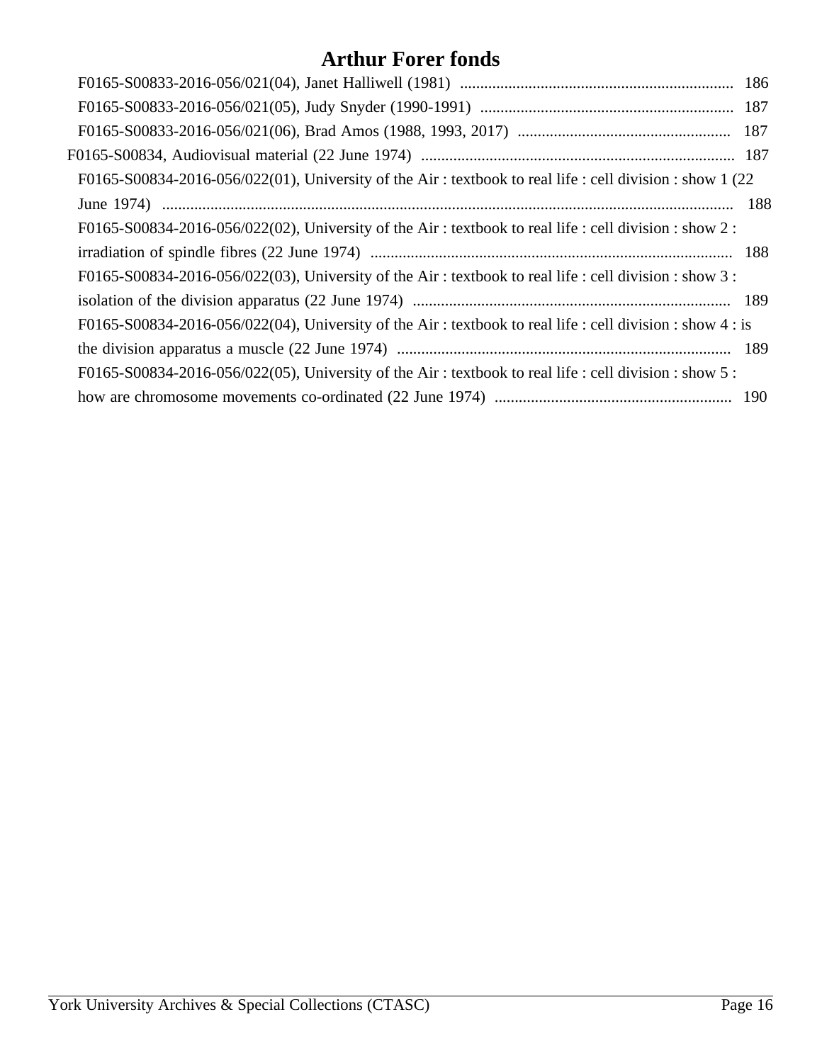# Arthur Forer fonds

- F0165-S00833-2016-056/021(04), Janet Halliwell (1981) .................................................................... 186
- F0165-S00833-2016-056/021(05), Judy Snyder (1990-1991) ............................................................... 187
- F0165-S00833-2016-056/021(06), Brad Amos (1988, 1993, 2017) ..................................................... 187

F0165-S00834, Audiovisual material (22 June 1974) .............................................................................. 187

- F0165-S00834-2016-056/022(01), University of the Air : textbook to real life : cell division : show 1 (22 June 1974) .............................................................................................................................................. 188
- F0165-S00834-2016-056/022(02), University of the Air : textbook to real life : cell division : show 2 : irradiation of spindle fibres (22 June 1974) .......................................................................................... 188
- F0165-S00834-2016-056/022(03), University of the Air : textbook to real life : cell division : show 3 : isolation of the division apparatus (22 June 1974) ............................................................................... 189
- F0165-S00834-2016-056/022(04), University of the Air : textbook to real life : cell division : show 4 : is the division apparatus a muscle (22 June 1974) .................................................................................. 189
- F0165-S00834-2016-056/022(05), University of the Air : textbook to real life : cell division : show 5 : how are chromosome movements co-ordinated (22 June 1974) ........................................................... 190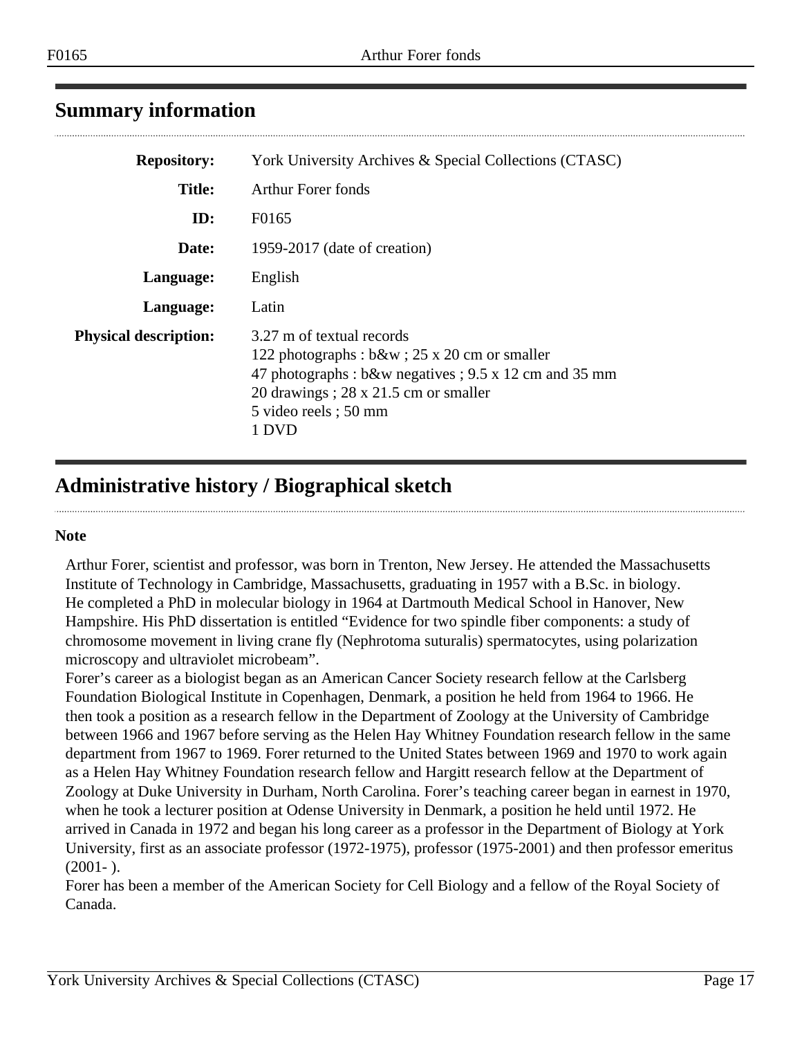## Summary information

| | |
|---|---|
| **Repository:** | York University Archives & Special Collections (CTASC) |
| **Title:** | Arthur Forer fonds |
| **ID:** | F0165 |
| **Date:** | 1959-2017 (date of creation) |
| **Language:** | English |
| **Language:** | Latin |
| **Physical description:** | 3.27 m of textual records<br>122 photographs : b&w ; 25 x 20 cm or smaller<br>47 photographs : b&w negatives ; 9.5 x 12 cm and 35 mm<br>20 drawings ; 28 x 21.5 cm or smaller<br>5 video reels ; 50 mm<br>1 DVD |

## Administrative history / Biographical sketch

**Note**

Arthur Forer, scientist and professor, was born in Trenton, New Jersey. He attended the Massachusetts Institute of Technology in Cambridge, Massachusetts, graduating in 1957 with a B.Sc. in biology. He completed a PhD in molecular biology in 1964 at Dartmouth Medical School in Hanover, New Hampshire. His PhD dissertation is entitled "Evidence for two spindle fiber components: a study of chromosome movement in living crane fly (Nephrotoma suturalis) spermatocytes, using polarization microscopy and ultraviolet microbeam".

Forer's career as a biologist began as an American Cancer Society research fellow at the Carlsberg Foundation Biological Institute in Copenhagen, Denmark, a position he held from 1964 to 1966. He then took a position as a research fellow in the Department of Zoology at the University of Cambridge between 1966 and 1967 before serving as the Helen Hay Whitney Foundation research fellow in the same department from 1967 to 1969. Forer returned to the United States between 1969 and 1970 to work again as a Helen Hay Whitney Foundation research fellow and Hargitt research fellow at the Department of Zoology at Duke University in Durham, North Carolina. Forer's teaching career began in earnest in 1970, when he took a lecturer position at Odense University in Denmark, a position he held until 1972. He arrived in Canada in 1972 and began his long career as a professor in the Department of Biology at York University, first as an associate professor (1972-1975), professor (1975-2001) and then professor emeritus (2001- ).

Forer has been a member of the American Society for Cell Biology and a fellow of the Royal Society of Canada.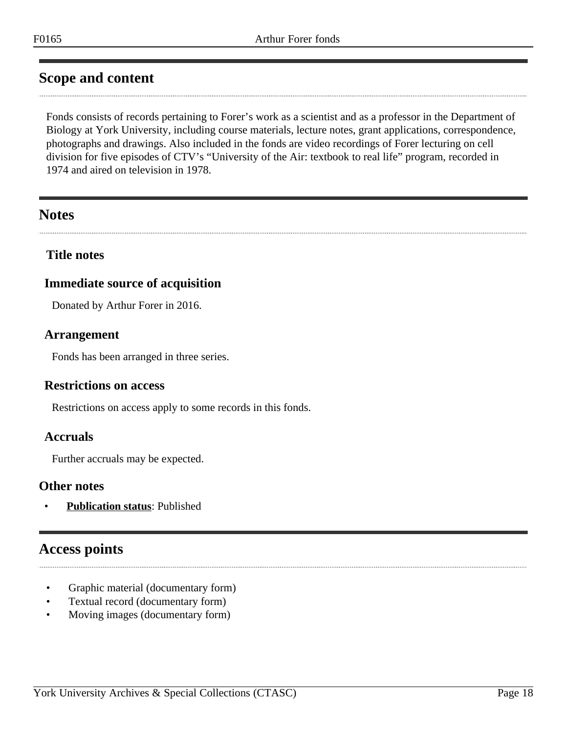## Scope and content

Fonds consists of records pertaining to Forer's work as a scientist and as a professor in the Department of Biology at York University, including course materials, lecture notes, grant applications, correspondence, photographs and drawings. Also included in the fonds are video recordings of Forer lecturing on cell division for five episodes of CTV's "University of the Air: textbook to real life" program, recorded in 1974 and aired on television in 1978.

## Notes

### Title notes

### Immediate source of acquisition

Donated by Arthur Forer in 2016.

### Arrangement

Fonds has been arranged in three series.

### Restrictions on access

Restrictions on access apply to some records in this fonds.

### Accruals

Further accruals may be expected.

### Other notes

- **Publication status**: Published

## Access points

- Graphic material (documentary form)
- Textual record (documentary form)
- Moving images (documentary form)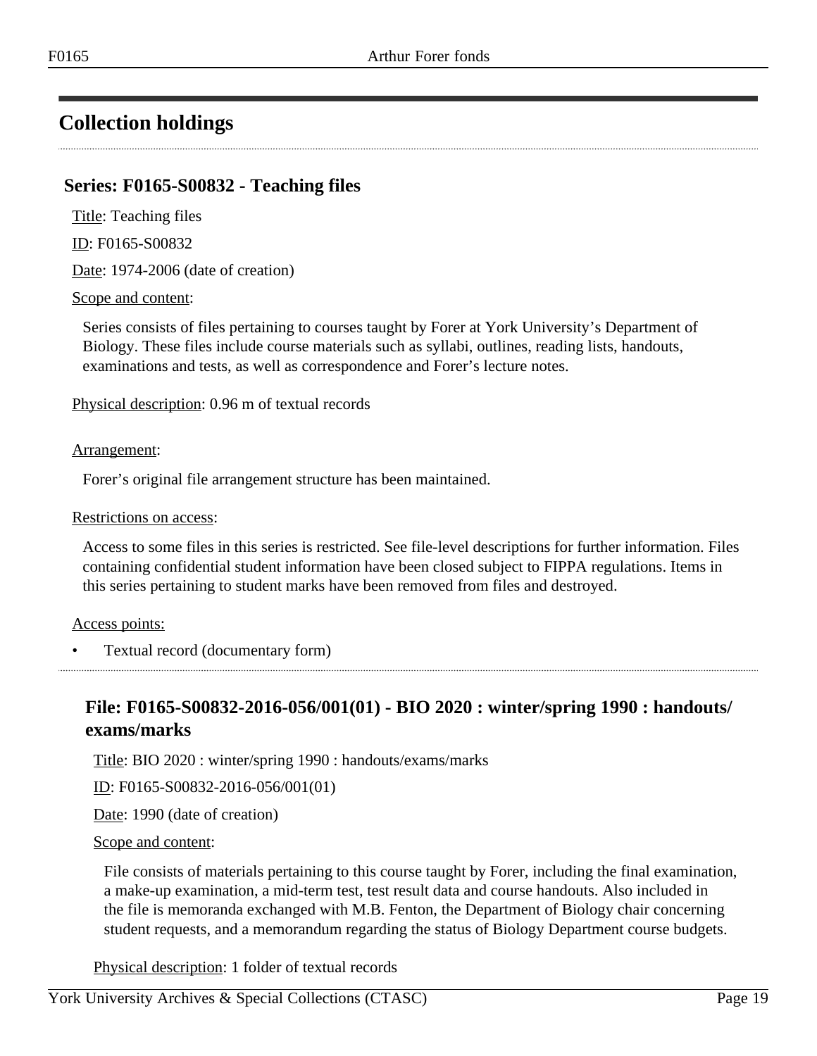## Collection holdings

### Series: F0165-S00832 - Teaching files

Title: Teaching files

ID: F0165-S00832

Date: 1974-2006 (date of creation)

Scope and content:

Series consists of files pertaining to courses taught by Forer at York University's Department of Biology. These files include course materials such as syllabi, outlines, reading lists, handouts, examinations and tests, as well as correspondence and Forer's lecture notes.

Physical description: 0.96 m of textual records

Arrangement:

Forer's original file arrangement structure has been maintained.

Restrictions on access:

Access to some files in this series is restricted. See file-level descriptions for further information. Files containing confidential student information have been closed subject to FIPPA regulations. Items in this series pertaining to student marks have been removed from files and destroyed.

Access points:

- Textual record (documentary form)

### File: F0165-S00832-2016-056/001(01) - BIO 2020 : winter/spring 1990 : handouts/exams/marks

Title: BIO 2020 : winter/spring 1990 : handouts/exams/marks

ID: F0165-S00832-2016-056/001(01)

Date: 1990 (date of creation)

Scope and content:

File consists of materials pertaining to this course taught by Forer, including the final examination, a make-up examination, a mid-term test, test result data and course handouts. Also included in the file is memoranda exchanged with M.B. Fenton, the Department of Biology chair concerning student requests, and a memorandum regarding the status of Biology Department course budgets.

Physical description: 1 folder of textual records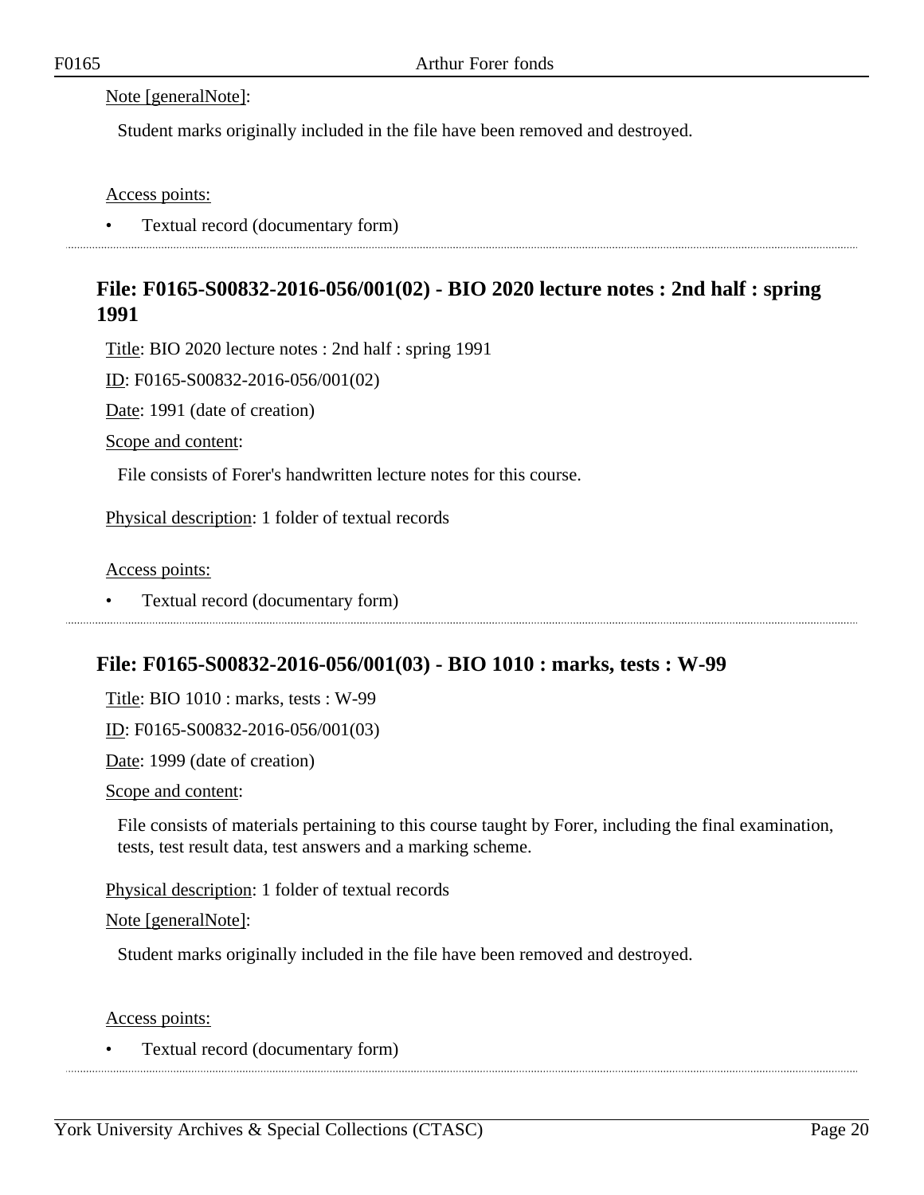Note [generalNote]:

Student marks originally included in the file have been removed and destroyed.

Access points:

- Textual record (documentary form)

---

## File: F0165-S00832-2016-056/001(02) - BIO 2020 lecture notes : 2nd half : spring 1991

Title: BIO 2020 lecture notes : 2nd half : spring 1991

ID: F0165-S00832-2016-056/001(02)

Date: 1991 (date of creation)

Scope and content:

File consists of Forer's handwritten lecture notes for this course.

Physical description: 1 folder of textual records

Access points:

- Textual record (documentary form)

---

## File: F0165-S00832-2016-056/001(03) - BIO 1010 : marks, tests : W-99

Title: BIO 1010 : marks, tests : W-99

ID: F0165-S00832-2016-056/001(03)

Date: 1999 (date of creation)

Scope and content:

File consists of materials pertaining to this course taught by Forer, including the final examination, tests, test result data, test answers and a marking scheme.

Physical description: 1 folder of textual records

Note [generalNote]:

Student marks originally included in the file have been removed and destroyed.

Access points:

- Textual record (documentary form)

---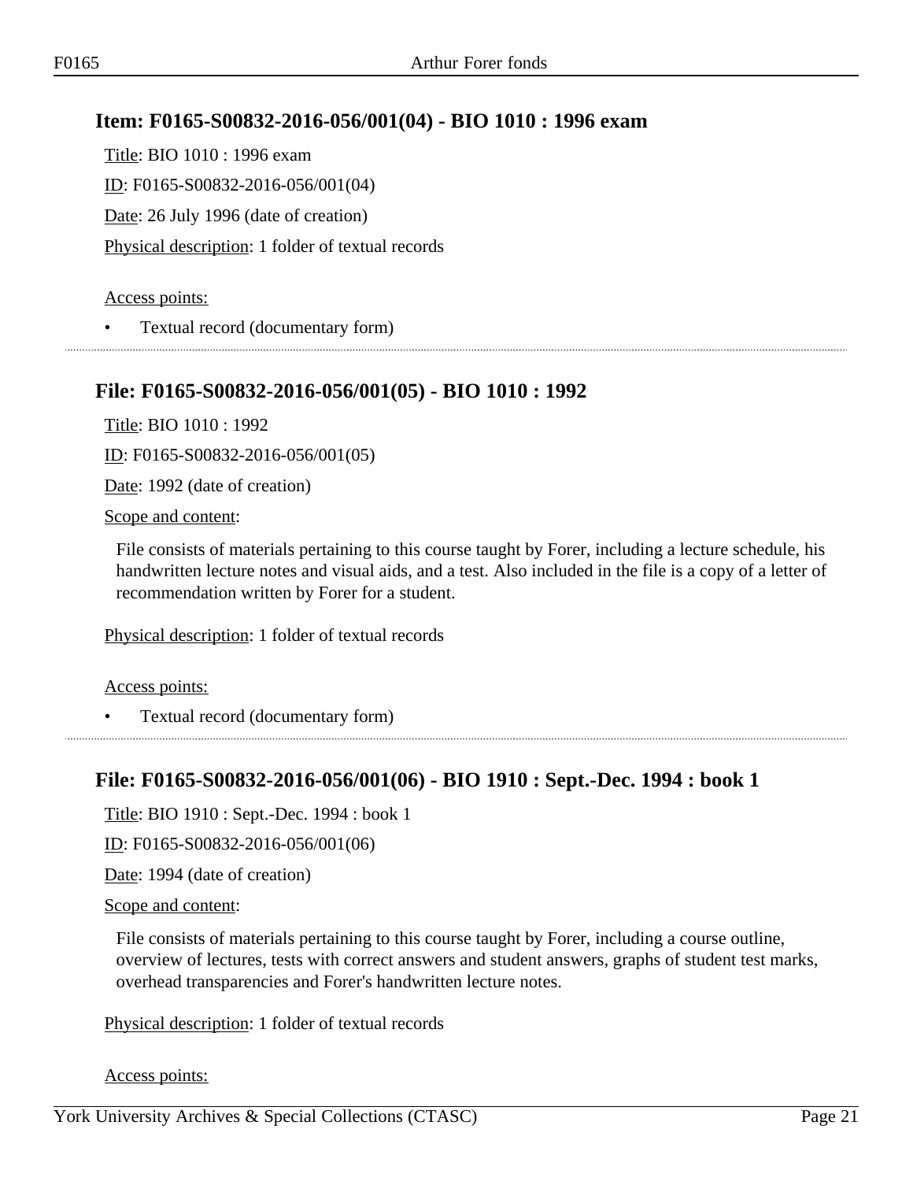## Item: F0165-S00832-2016-056/001(04) - BIO 1010 : 1996 exam

Title: BIO 1010 : 1996 exam

ID: F0165-S00832-2016-056/001(04)

Date: 26 July 1996 (date of creation)

Physical description: 1 folder of textual records

Access points:

- Textual record (documentary form)

## File: F0165-S00832-2016-056/001(05) - BIO 1010 : 1992

Title: BIO 1010 : 1992

ID: F0165-S00832-2016-056/001(05)

Date: 1992 (date of creation)

Scope and content:

File consists of materials pertaining to this course taught by Forer, including a lecture schedule, his handwritten lecture notes and visual aids, and a test. Also included in the file is a copy of a letter of recommendation written by Forer for a student.

Physical description: 1 folder of textual records

Access points:

- Textual record (documentary form)

## File: F0165-S00832-2016-056/001(06) - BIO 1910 : Sept.-Dec. 1994 : book 1

Title: BIO 1910 : Sept.-Dec. 1994 : book 1

ID: F0165-S00832-2016-056/001(06)

Date: 1994 (date of creation)

Scope and content:

File consists of materials pertaining to this course taught by Forer, including a course outline, overview of lectures, tests with correct answers and student answers, graphs of student test marks, overhead transparencies and Forer's handwritten lecture notes.

Physical description: 1 folder of textual records

Access points: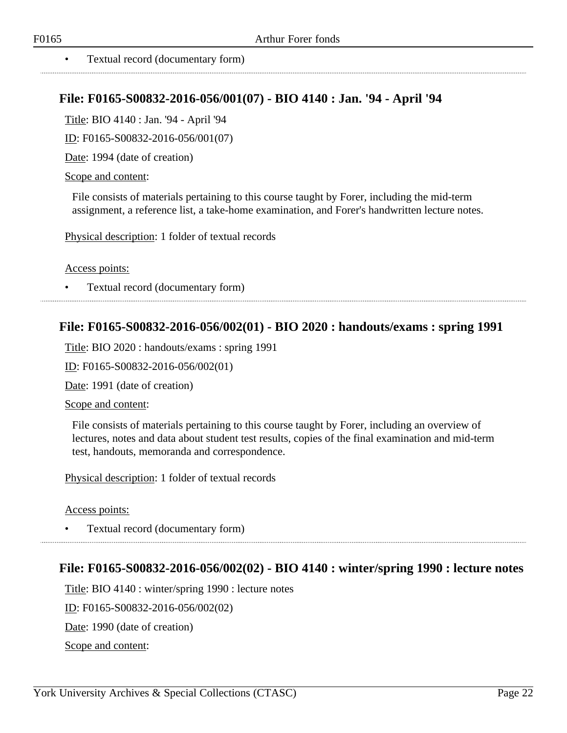- Textual record (documentary form)

## File: F0165-S00832-2016-056/001(07) - BIO 4140 : Jan. '94 - April '94

Title: BIO 4140 : Jan. '94 - April '94

ID: F0165-S00832-2016-056/001(07)

Date: 1994 (date of creation)

Scope and content:

File consists of materials pertaining to this course taught by Forer, including the mid-term assignment, a reference list, a take-home examination, and Forer's handwritten lecture notes.

Physical description: 1 folder of textual records

Access points:

- Textual record (documentary form)

## File: F0165-S00832-2016-056/002(01) - BIO 2020 : handouts/exams : spring 1991

Title: BIO 2020 : handouts/exams : spring 1991

ID: F0165-S00832-2016-056/002(01)

Date: 1991 (date of creation)

Scope and content:

File consists of materials pertaining to this course taught by Forer, including an overview of lectures, notes and data about student test results, copies of the final examination and mid-term test, handouts, memoranda and correspondence.

Physical description: 1 folder of textual records

Access points:

- Textual record (documentary form)

## File: F0165-S00832-2016-056/002(02) - BIO 4140 : winter/spring 1990 : lecture notes

Title: BIO 4140 : winter/spring 1990 : lecture notes

ID: F0165-S00832-2016-056/002(02)

Date: 1990 (date of creation)

Scope and content: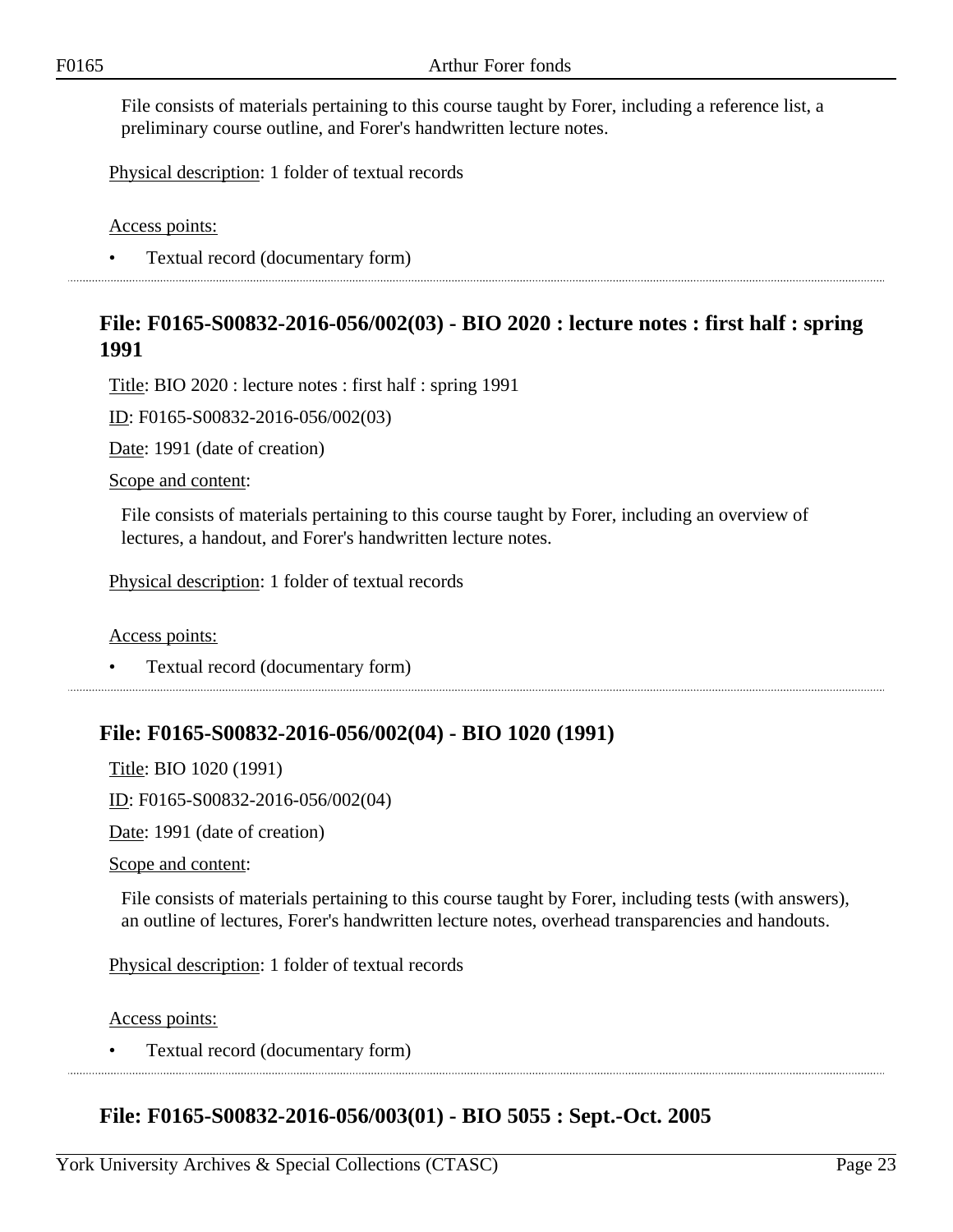File consists of materials pertaining to this course taught by Forer, including a reference list, a preliminary course outline, and Forer's handwritten lecture notes.

Physical description: 1 folder of textual records

Access points:

- Textual record (documentary form)

## File: F0165-S00832-2016-056/002(03) - BIO 2020 : lecture notes : first half : spring 1991

Title: BIO 2020 : lecture notes : first half : spring 1991

ID: F0165-S00832-2016-056/002(03)

Date: 1991 (date of creation)

Scope and content:

File consists of materials pertaining to this course taught by Forer, including an overview of lectures, a handout, and Forer's handwritten lecture notes.

Physical description: 1 folder of textual records

Access points:

- Textual record (documentary form)

## File: F0165-S00832-2016-056/002(04) - BIO 1020 (1991)

Title: BIO 1020 (1991)

ID: F0165-S00832-2016-056/002(04)

Date: 1991 (date of creation)

Scope and content:

File consists of materials pertaining to this course taught by Forer, including tests (with answers), an outline of lectures, Forer's handwritten lecture notes, overhead transparencies and handouts.

Physical description: 1 folder of textual records

Access points:

- Textual record (documentary form)

## File: F0165-S00832-2016-056/003(01) - BIO 5055 : Sept.-Oct. 2005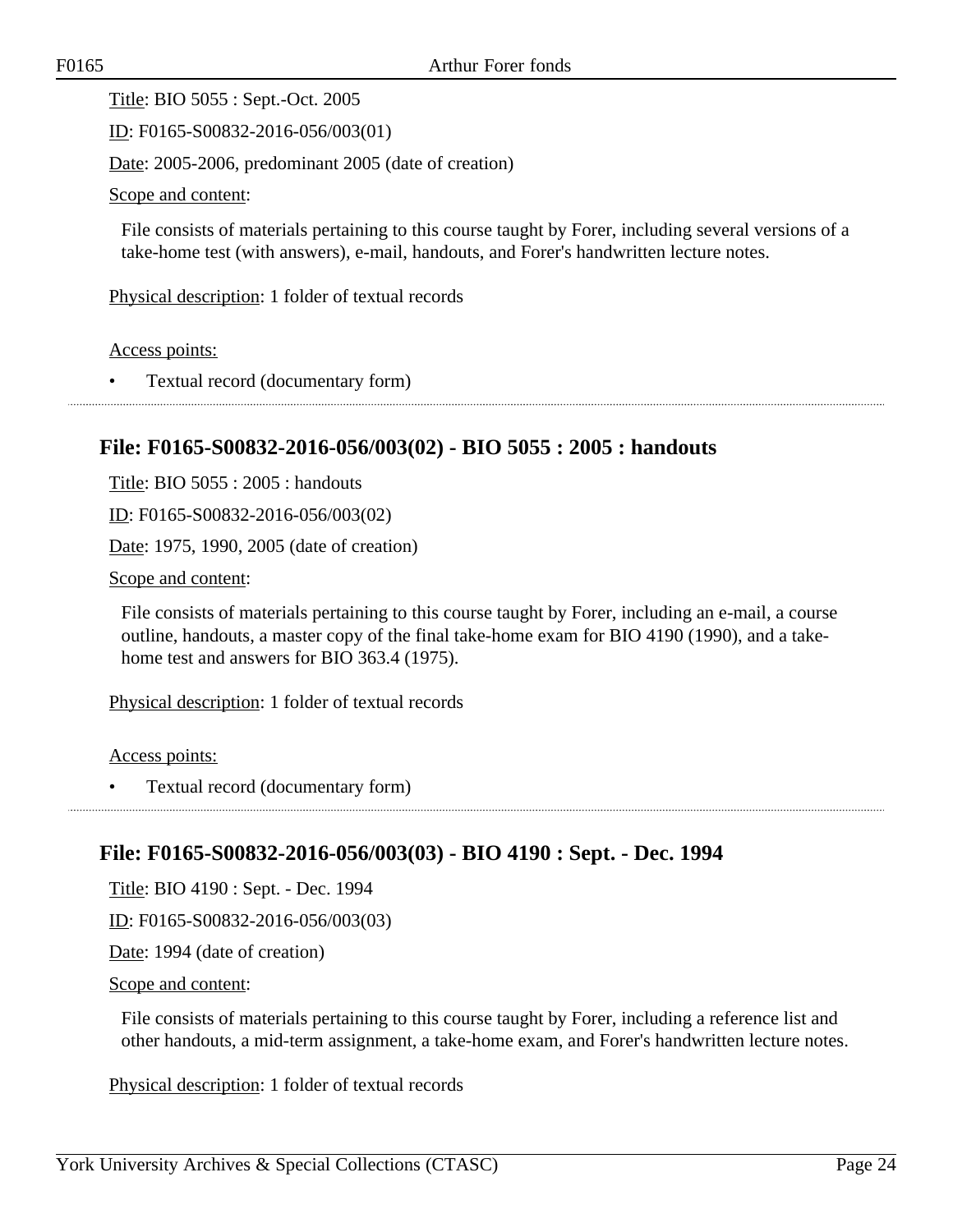Title: BIO 5055 : Sept.-Oct. 2005

ID: F0165-S00832-2016-056/003(01)

Date: 2005-2006, predominant 2005 (date of creation)

Scope and content:

File consists of materials pertaining to this course taught by Forer, including several versions of a take-home test (with answers), e-mail, handouts, and Forer's handwritten lecture notes.

Physical description: 1 folder of textual records

Access points:

- Textual record (documentary form)

---

## File: F0165-S00832-2016-056/003(02) - BIO 5055 : 2005 : handouts

Title: BIO 5055 : 2005 : handouts

ID: F0165-S00832-2016-056/003(02)

Date: 1975, 1990, 2005 (date of creation)

Scope and content:

File consists of materials pertaining to this course taught by Forer, including an e-mail, a course outline, handouts, a master copy of the final take-home exam for BIO 4190 (1990), and a take-home test and answers for BIO 363.4 (1975).

Physical description: 1 folder of textual records

Access points:

- Textual record (documentary form)

---

## File: F0165-S00832-2016-056/003(03) - BIO 4190 : Sept. - Dec. 1994

Title: BIO 4190 : Sept. - Dec. 1994

ID: F0165-S00832-2016-056/003(03)

Date: 1994 (date of creation)

Scope and content:

File consists of materials pertaining to this course taught by Forer, including a reference list and other handouts, a mid-term assignment, a take-home exam, and Forer's handwritten lecture notes.

Physical description: 1 folder of textual records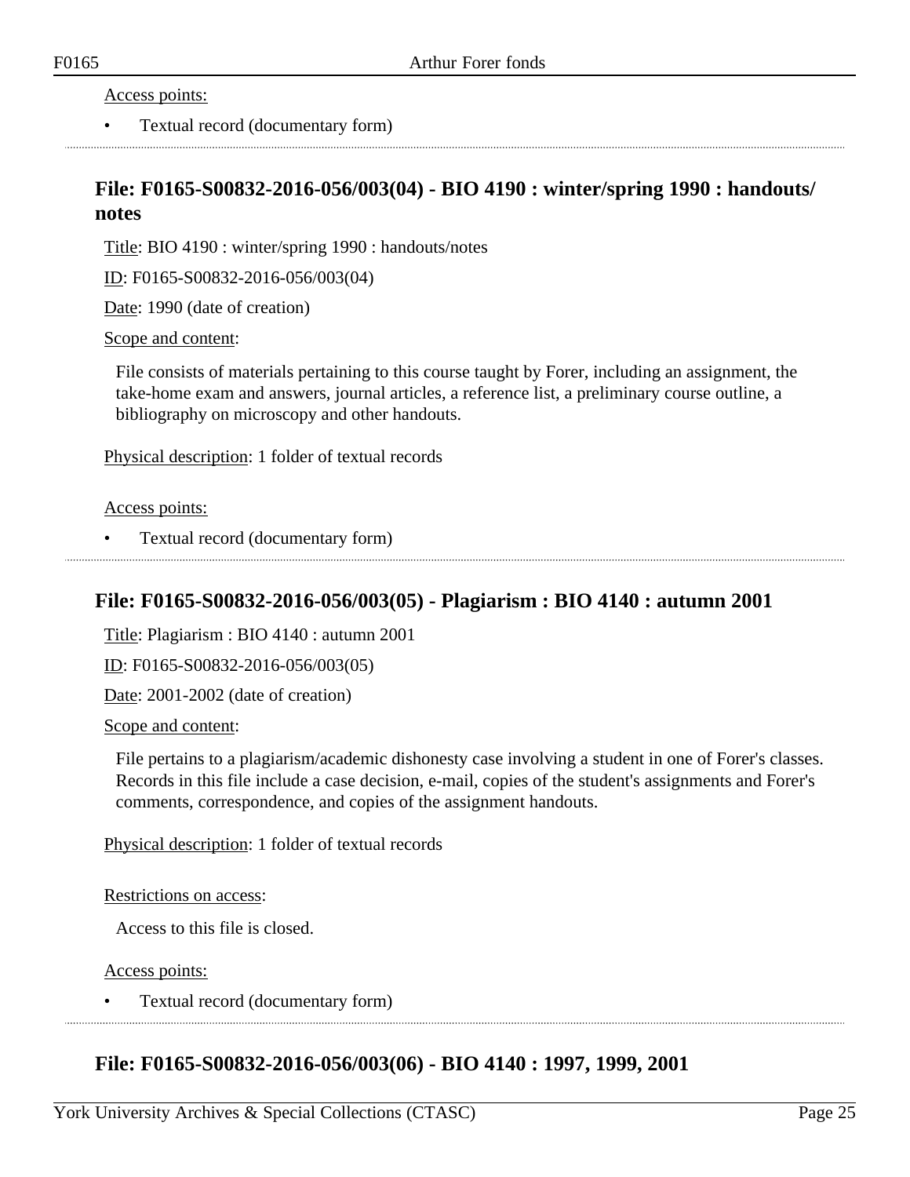Access points:

- Textual record (documentary form)

## File: F0165-S00832-2016-056/003(04) - BIO 4190 : winter/spring 1990 : handouts/notes

Title: BIO 4190 : winter/spring 1990 : handouts/notes

ID: F0165-S00832-2016-056/003(04)

Date: 1990 (date of creation)

Scope and content:

File consists of materials pertaining to this course taught by Forer, including an assignment, the take-home exam and answers, journal articles, a reference list, a preliminary course outline, a bibliography on microscopy and other handouts.

Physical description: 1 folder of textual records

Access points:

- Textual record (documentary form)

## File: F0165-S00832-2016-056/003(05) - Plagiarism : BIO 4140 : autumn 2001

Title: Plagiarism : BIO 4140 : autumn 2001

ID: F0165-S00832-2016-056/003(05)

Date: 2001-2002 (date of creation)

Scope and content:

File pertains to a plagiarism/academic dishonesty case involving a student in one of Forer's classes. Records in this file include a case decision, e-mail, copies of the student's assignments and Forer's comments, correspondence, and copies of the assignment handouts.

Physical description: 1 folder of textual records

Restrictions on access:

Access to this file is closed.

Access points:

- Textual record (documentary form)

## File: F0165-S00832-2016-056/003(06) - BIO 4140 : 1997, 1999, 2001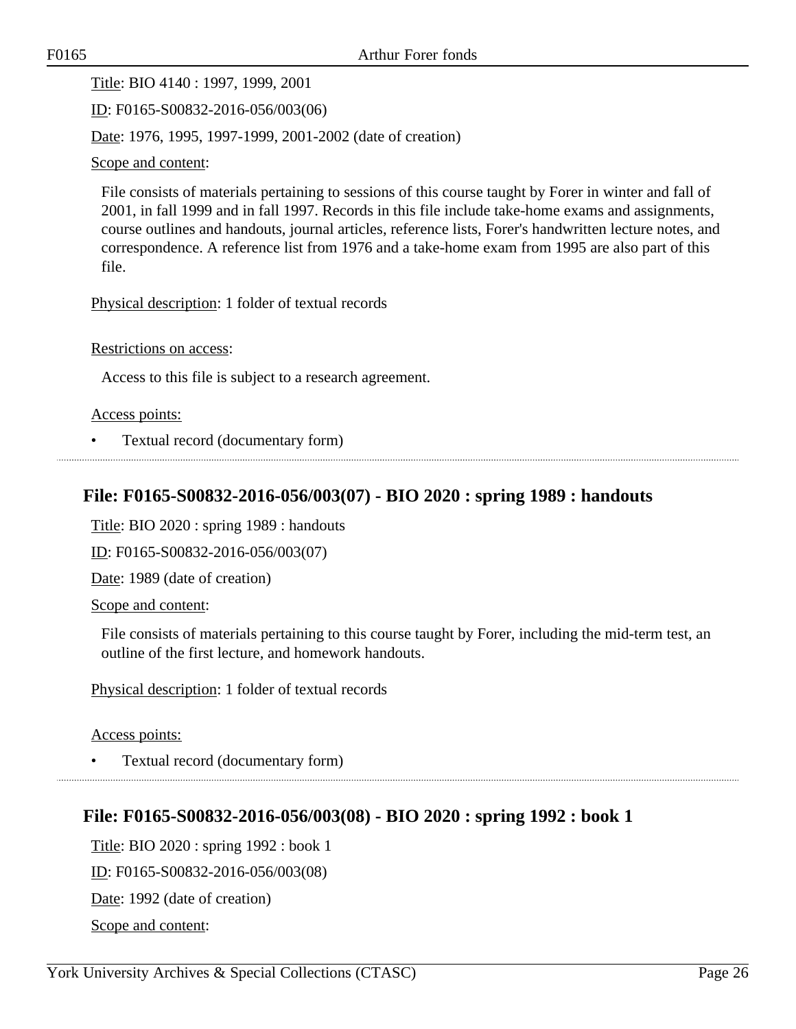Title: BIO 4140 : 1997, 1999, 2001

ID: F0165-S00832-2016-056/003(06)

Date: 1976, 1995, 1997-1999, 2001-2002 (date of creation)

Scope and content:

File consists of materials pertaining to sessions of this course taught by Forer in winter and fall of 2001, in fall 1999 and in fall 1997. Records in this file include take-home exams and assignments, course outlines and handouts, journal articles, reference lists, Forer's handwritten lecture notes, and correspondence. A reference list from 1976 and a take-home exam from 1995 are also part of this file.

Physical description: 1 folder of textual records

Restrictions on access:

Access to this file is subject to a research agreement.

Access points:

- Textual record (documentary form)

## File: F0165-S00832-2016-056/003(07) - BIO 2020 : spring 1989 : handouts

Title: BIO 2020 : spring 1989 : handouts

ID: F0165-S00832-2016-056/003(07)

Date: 1989 (date of creation)

Scope and content:

File consists of materials pertaining to this course taught by Forer, including the mid-term test, an outline of the first lecture, and homework handouts.

Physical description: 1 folder of textual records

Access points:

- Textual record (documentary form)

## File: F0165-S00832-2016-056/003(08) - BIO 2020 : spring 1992 : book 1

Title: BIO 2020 : spring 1992 : book 1

ID: F0165-S00832-2016-056/003(08)

Date: 1992 (date of creation)

Scope and content: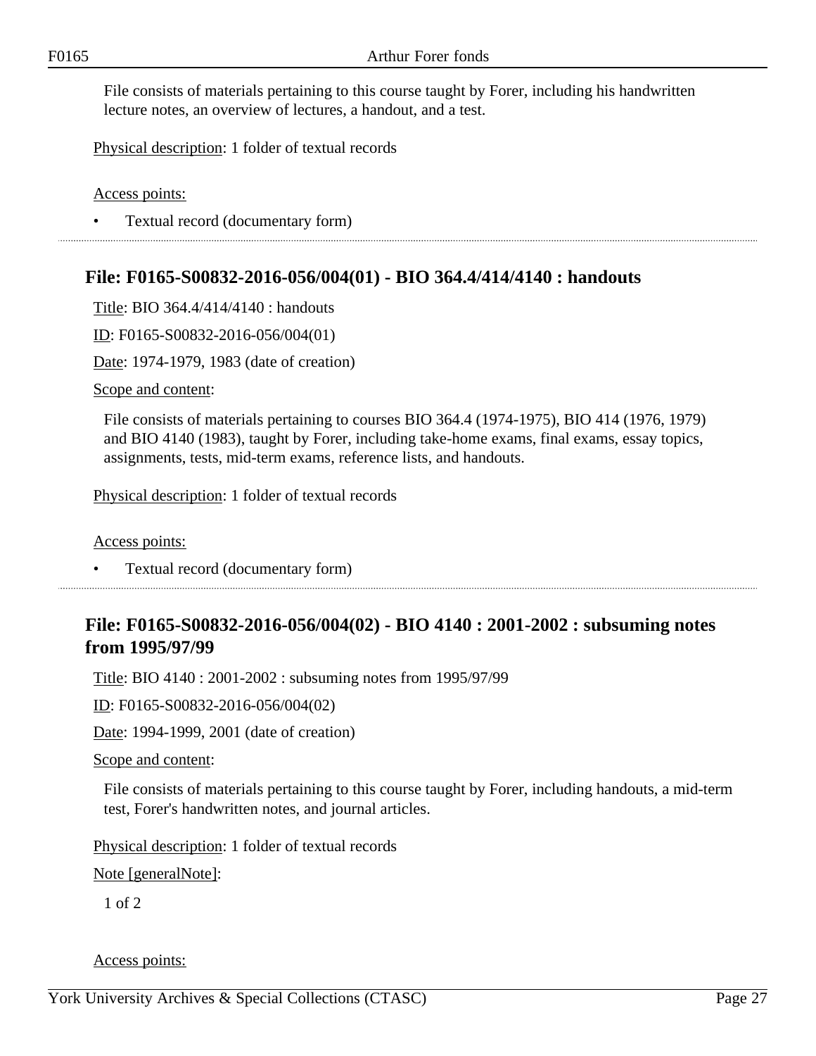File consists of materials pertaining to this course taught by Forer, including his handwritten lecture notes, an overview of lectures, a handout, and a test.

Physical description: 1 folder of textual records

Access points:

- Textual record (documentary form)

---

## File: F0165-S00832-2016-056/004(01) - BIO 364.4/414/4140 : handouts

Title: BIO 364.4/414/4140 : handouts

ID: F0165-S00832-2016-056/004(01)

Date: 1974-1979, 1983 (date of creation)

Scope and content:

File consists of materials pertaining to courses BIO 364.4 (1974-1975), BIO 414 (1976, 1979) and BIO 4140 (1983), taught by Forer, including take-home exams, final exams, essay topics, assignments, tests, mid-term exams, reference lists, and handouts.

Physical description: 1 folder of textual records

Access points:

- Textual record (documentary form)

---

## File: F0165-S00832-2016-056/004(02) - BIO 4140 : 2001-2002 : subsuming notes from 1995/97/99

Title: BIO 4140 : 2001-2002 : subsuming notes from 1995/97/99

ID: F0165-S00832-2016-056/004(02)

Date: 1994-1999, 2001 (date of creation)

Scope and content:

File consists of materials pertaining to this course taught by Forer, including handouts, a mid-term test, Forer's handwritten notes, and journal articles.

Physical description: 1 folder of textual records

Note [generalNote]:

1 of 2

Access points: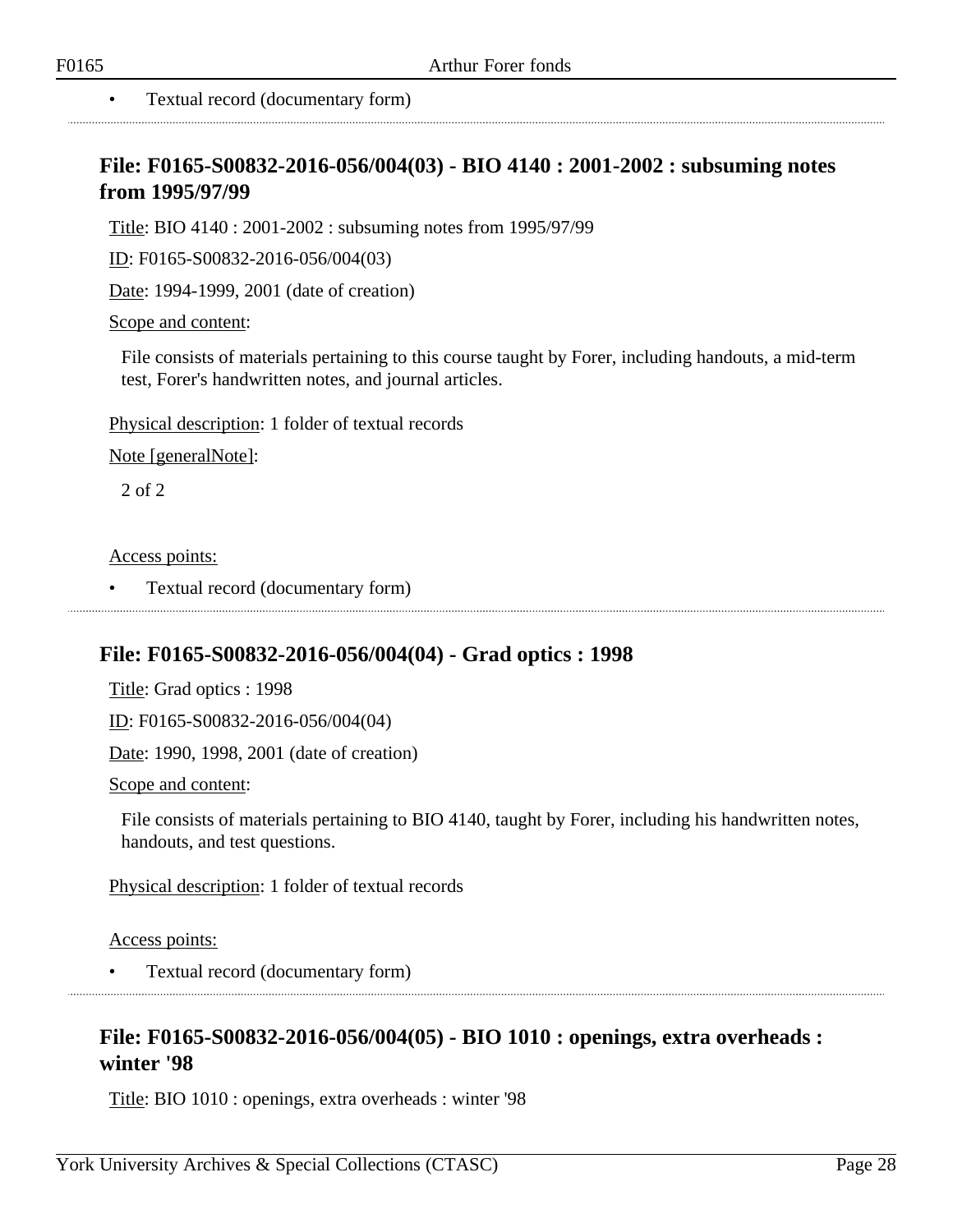- Textual record (documentary form)

## File: F0165-S00832-2016-056/004(03) - BIO 4140 : 2001-2002 : subsuming notes from 1995/97/99

Title: BIO 4140 : 2001-2002 : subsuming notes from 1995/97/99

ID: F0165-S00832-2016-056/004(03)

Date: 1994-1999, 2001 (date of creation)

Scope and content:

File consists of materials pertaining to this course taught by Forer, including handouts, a mid-term test, Forer's handwritten notes, and journal articles.

Physical description: 1 folder of textual records

Note [generalNote]:

2 of 2

Access points:

- Textual record (documentary form)

## File: F0165-S00832-2016-056/004(04) - Grad optics : 1998

Title: Grad optics : 1998

ID: F0165-S00832-2016-056/004(04)

Date: 1990, 1998, 2001 (date of creation)

Scope and content:

File consists of materials pertaining to BIO 4140, taught by Forer, including his handwritten notes, handouts, and test questions.

Physical description: 1 folder of textual records

Access points:

- Textual record (documentary form)

## File: F0165-S00832-2016-056/004(05) - BIO 1010 : openings, extra overheads : winter '98

Title: BIO 1010 : openings, extra overheads : winter '98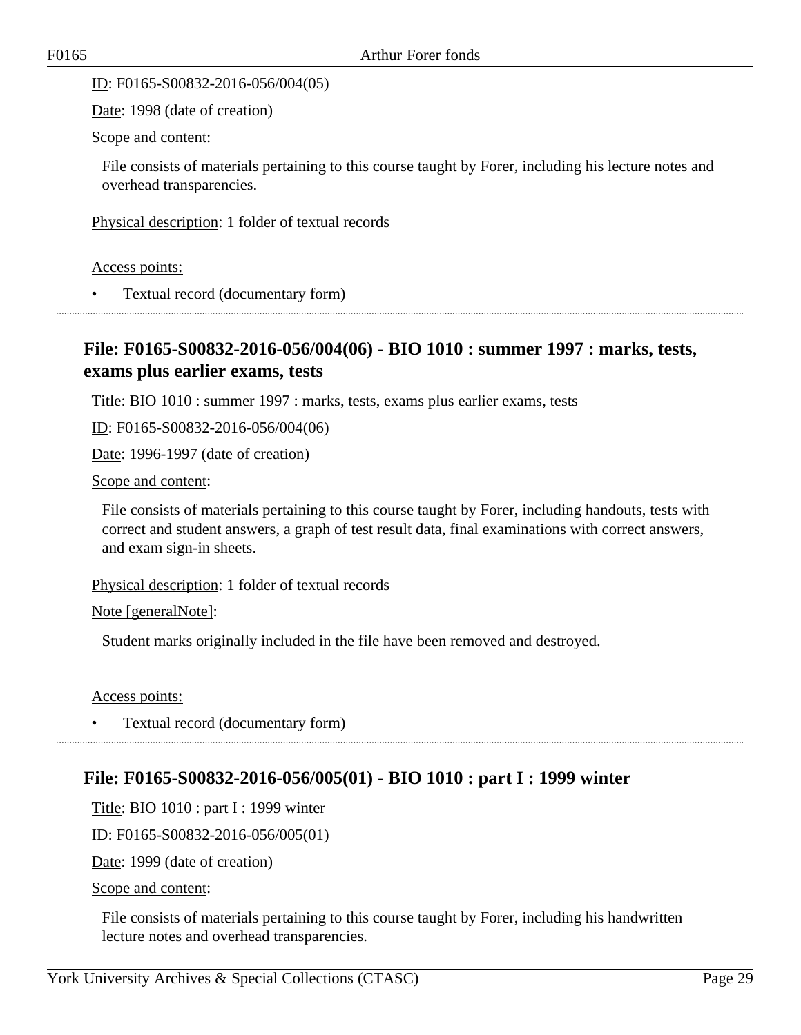ID: F0165-S00832-2016-056/004(05)

Date: 1998 (date of creation)

Scope and content:

File consists of materials pertaining to this course taught by Forer, including his lecture notes and overhead transparencies.

Physical description: 1 folder of textual records

Access points:

- Textual record (documentary form)

## File: F0165-S00832-2016-056/004(06) - BIO 1010 : summer 1997 : marks, tests, exams plus earlier exams, tests

Title: BIO 1010 : summer 1997 : marks, tests, exams plus earlier exams, tests

ID: F0165-S00832-2016-056/004(06)

Date: 1996-1997 (date of creation)

Scope and content:

File consists of materials pertaining to this course taught by Forer, including handouts, tests with correct and student answers, a graph of test result data, final examinations with correct answers, and exam sign-in sheets.

Physical description: 1 folder of textual records

Note [generalNote]:

Student marks originally included in the file have been removed and destroyed.

Access points:

- Textual record (documentary form)

## File: F0165-S00832-2016-056/005(01) - BIO 1010 : part I : 1999 winter

Title: BIO 1010 : part I : 1999 winter

ID: F0165-S00832-2016-056/005(01)

Date: 1999 (date of creation)

Scope and content:

File consists of materials pertaining to this course taught by Forer, including his handwritten lecture notes and overhead transparencies.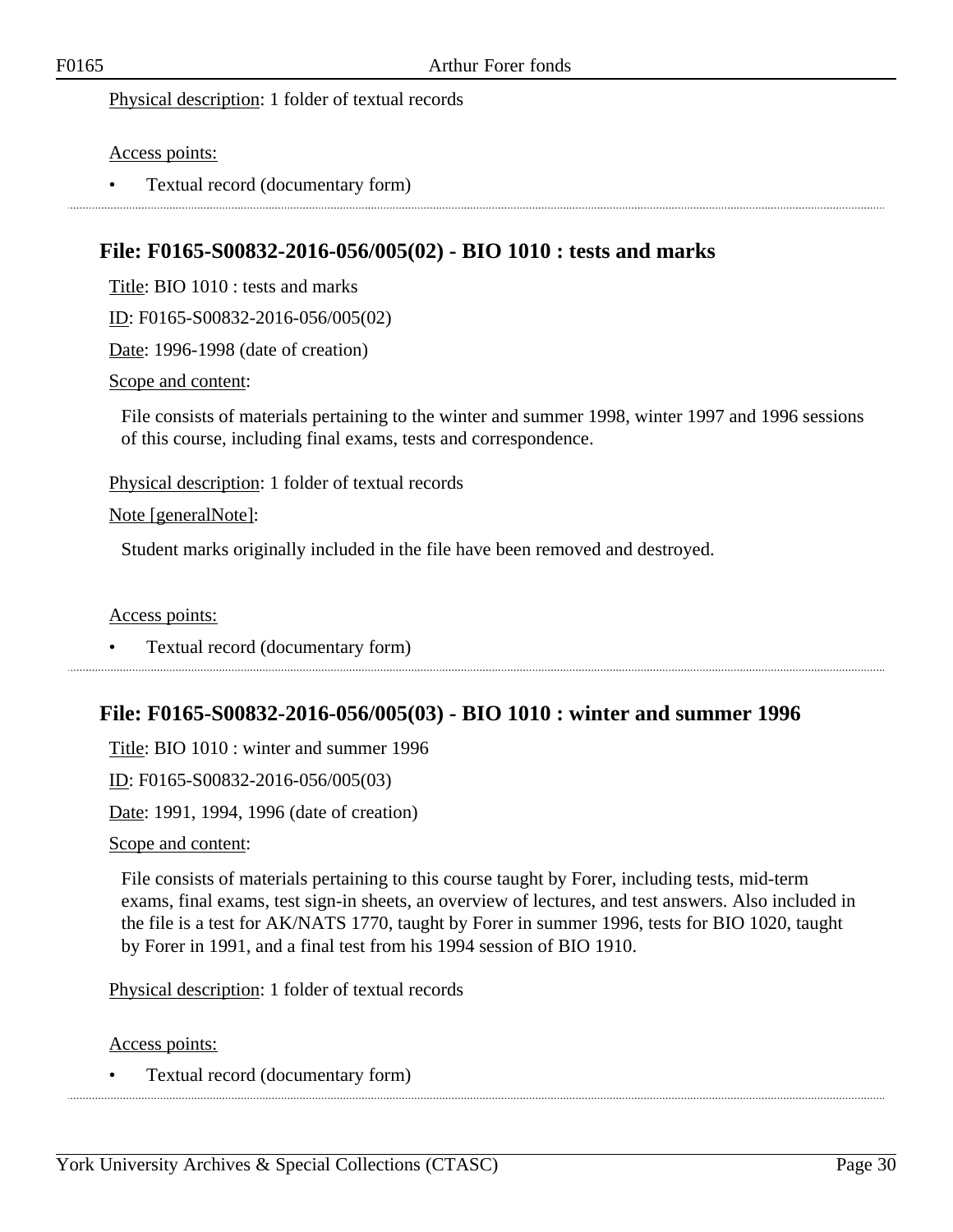Physical description: 1 folder of textual records

Access points:

- Textual record (documentary form)

---

## File: F0165-S00832-2016-056/005(02) - BIO 1010 : tests and marks

Title: BIO 1010 : tests and marks

ID: F0165-S00832-2016-056/005(02)

Date: 1996-1998 (date of creation)

Scope and content:

File consists of materials pertaining to the winter and summer 1998, winter 1997 and 1996 sessions of this course, including final exams, tests and correspondence.

Physical description: 1 folder of textual records

Note [generalNote]:

Student marks originally included in the file have been removed and destroyed.

Access points:

- Textual record (documentary form)

---

## File: F0165-S00832-2016-056/005(03) - BIO 1010 : winter and summer 1996

Title: BIO 1010 : winter and summer 1996

ID: F0165-S00832-2016-056/005(03)

Date: 1991, 1994, 1996 (date of creation)

Scope and content:

File consists of materials pertaining to this course taught by Forer, including tests, mid-term exams, final exams, test sign-in sheets, an overview of lectures, and test answers. Also included in the file is a test for AK/NATS 1770, taught by Forer in summer 1996, tests for BIO 1020, taught by Forer in 1991, and a final test from his 1994 session of BIO 1910.

Physical description: 1 folder of textual records

Access points:

- Textual record (documentary form)

---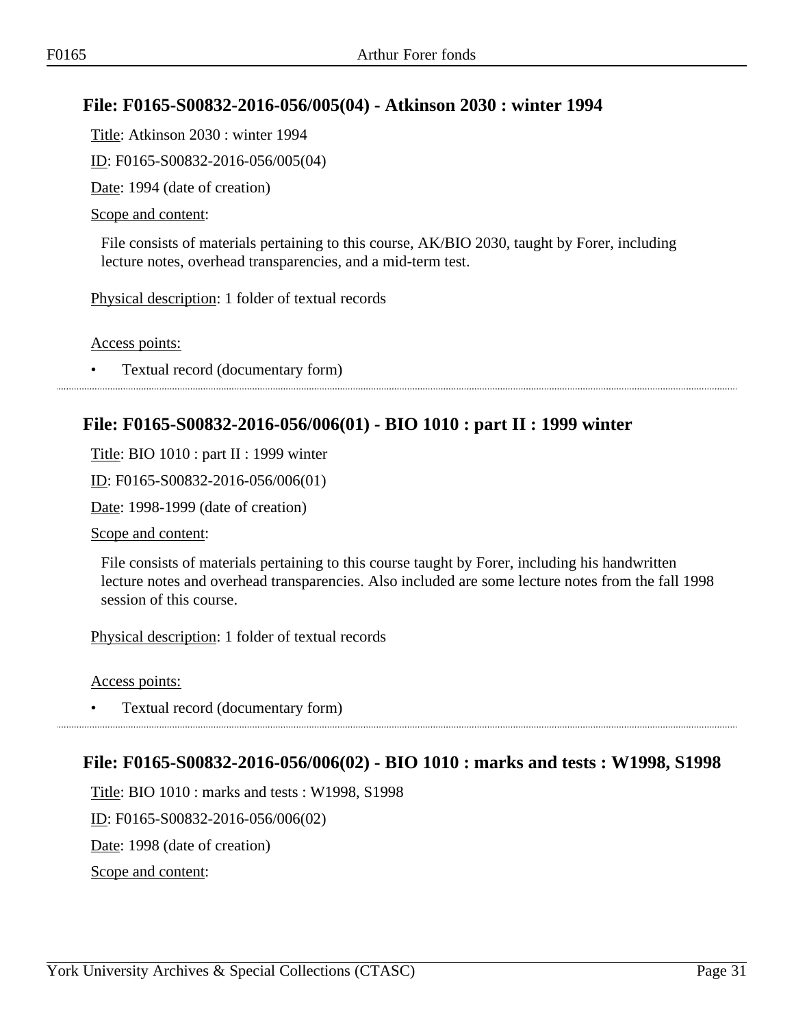## File: F0165-S00832-2016-056/005(04) - Atkinson 2030 : winter 1994

Title: Atkinson 2030 : winter 1994

ID: F0165-S00832-2016-056/005(04)

Date: 1994 (date of creation)

Scope and content:

File consists of materials pertaining to this course, AK/BIO 2030, taught by Forer, including lecture notes, overhead transparencies, and a mid-term test.

Physical description: 1 folder of textual records

Access points:

- Textual record (documentary form)

---

## File: F0165-S00832-2016-056/006(01) - BIO 1010 : part II : 1999 winter

Title: BIO 1010 : part II : 1999 winter

ID: F0165-S00832-2016-056/006(01)

Date: 1998-1999 (date of creation)

Scope and content:

File consists of materials pertaining to this course taught by Forer, including his handwritten lecture notes and overhead transparencies. Also included are some lecture notes from the fall 1998 session of this course.

Physical description: 1 folder of textual records

Access points:

- Textual record (documentary form)

---

## File: F0165-S00832-2016-056/006(02) - BIO 1010 : marks and tests : W1998, S1998

Title: BIO 1010 : marks and tests : W1998, S1998

ID: F0165-S00832-2016-056/006(02)

Date: 1998 (date of creation)

Scope and content: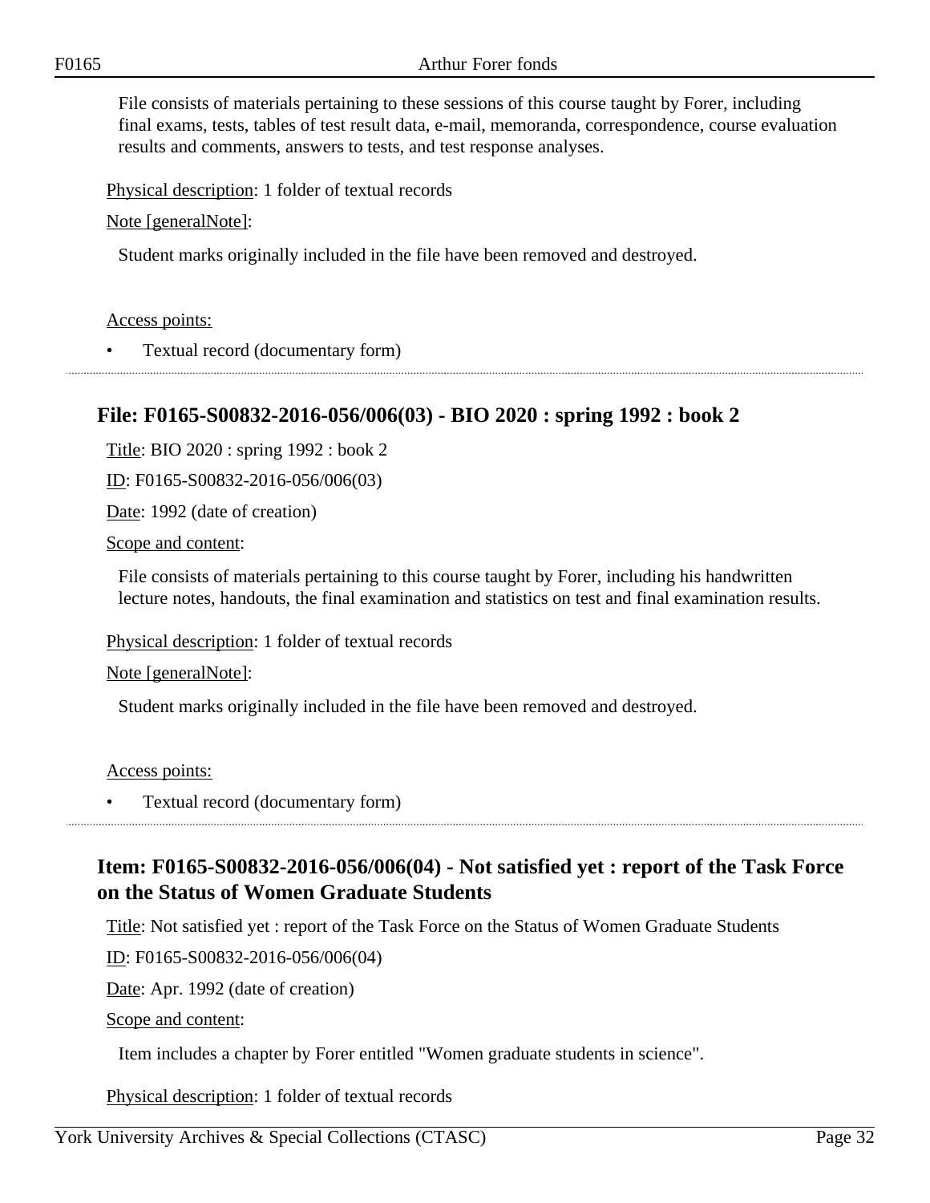File consists of materials pertaining to these sessions of this course taught by Forer, including final exams, tests, tables of test result data, e-mail, memoranda, correspondence, course evaluation results and comments, answers to tests, and test response analyses.

Physical description: 1 folder of textual records

Note [generalNote]:

Student marks originally included in the file have been removed and destroyed.

Access points:

- Textual record (documentary form)

## File: F0165-S00832-2016-056/006(03) - BIO 2020 : spring 1992 : book 2

Title: BIO 2020 : spring 1992 : book 2

ID: F0165-S00832-2016-056/006(03)

Date: 1992 (date of creation)

Scope and content:

File consists of materials pertaining to this course taught by Forer, including his handwritten lecture notes, handouts, the final examination and statistics on test and final examination results.

Physical description: 1 folder of textual records

Note [generalNote]:

Student marks originally included in the file have been removed and destroyed.

Access points:

- Textual record (documentary form)

## Item: F0165-S00832-2016-056/006(04) - Not satisfied yet : report of the Task Force on the Status of Women Graduate Students

Title: Not satisfied yet : report of the Task Force on the Status of Women Graduate Students

ID: F0165-S00832-2016-056/006(04)

Date: Apr. 1992 (date of creation)

Scope and content:

Item includes a chapter by Forer entitled "Women graduate students in science".

Physical description: 1 folder of textual records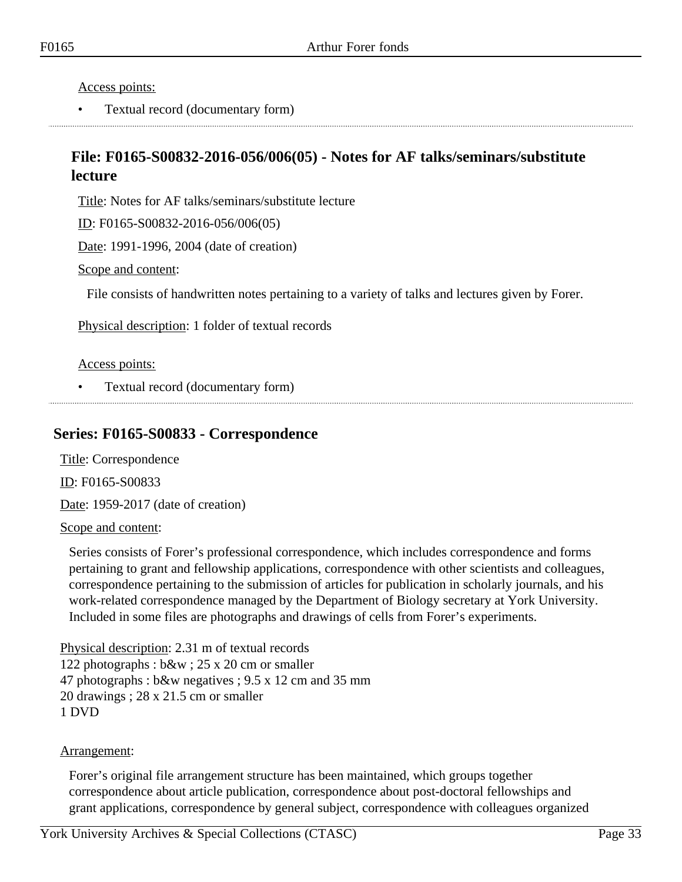Access points:

- Textual record (documentary form)

## File: F0165-S00832-2016-056/006(05) - Notes for AF talks/seminars/substitute lecture

Title: Notes for AF talks/seminars/substitute lecture

ID: F0165-S00832-2016-056/006(05)

Date: 1991-1996, 2004 (date of creation)

Scope and content:

File consists of handwritten notes pertaining to a variety of talks and lectures given by Forer.

Physical description: 1 folder of textual records

Access points:

- Textual record (documentary form)

# Series: F0165-S00833 - Correspondence

Title: Correspondence

ID: F0165-S00833

Date: 1959-2017 (date of creation)

Scope and content:

Series consists of Forer's professional correspondence, which includes correspondence and forms pertaining to grant and fellowship applications, correspondence with other scientists and colleagues, correspondence pertaining to the submission of articles for publication in scholarly journals, and his work-related correspondence managed by the Department of Biology secretary at York University. Included in some files are photographs and drawings of cells from Forer's experiments.

Physical description: 2.31 m of textual records
122 photographs : b&w ; 25 x 20 cm or smaller
47 photographs : b&w negatives ; 9.5 x 12 cm and 35 mm
20 drawings ; 28 x 21.5 cm or smaller
1 DVD

Arrangement:

Forer's original file arrangement structure has been maintained, which groups together correspondence about article publication, correspondence about post-doctoral fellowships and grant applications, correspondence by general subject, correspondence with colleagues organized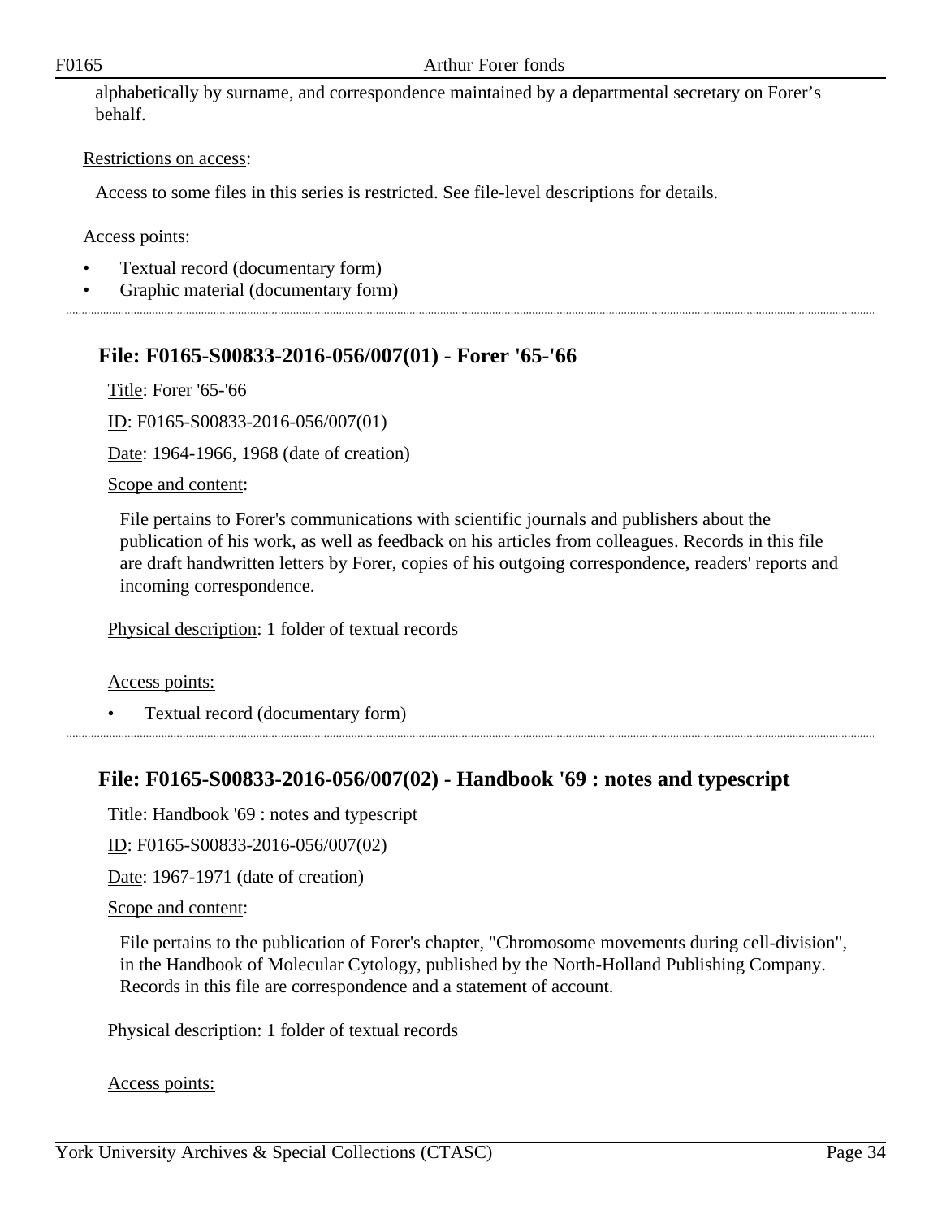alphabetically by surname, and correspondence maintained by a departmental secretary on Forer's behalf.

Restrictions on access:

Access to some files in this series is restricted. See file-level descriptions for details.

Access points:

- Textual record (documentary form)
- Graphic material (documentary form)

## File: F0165-S00833-2016-056/007(01) - Forer '65-'66

Title: Forer '65-'66

ID: F0165-S00833-2016-056/007(01)

Date: 1964-1966, 1968 (date of creation)

Scope and content:

File pertains to Forer's communications with scientific journals and publishers about the publication of his work, as well as feedback on his articles from colleagues. Records in this file are draft handwritten letters by Forer, copies of his outgoing correspondence, readers' reports and incoming correspondence.

Physical description: 1 folder of textual records

Access points:

- Textual record (documentary form)

## File: F0165-S00833-2016-056/007(02) - Handbook '69 : notes and typescript

Title: Handbook '69 : notes and typescript

ID: F0165-S00833-2016-056/007(02)

Date: 1967-1971 (date of creation)

Scope and content:

File pertains to the publication of Forer's chapter, "Chromosome movements during cell-division", in the Handbook of Molecular Cytology, published by the North-Holland Publishing Company. Records in this file are correspondence and a statement of account.

Physical description: 1 folder of textual records

Access points: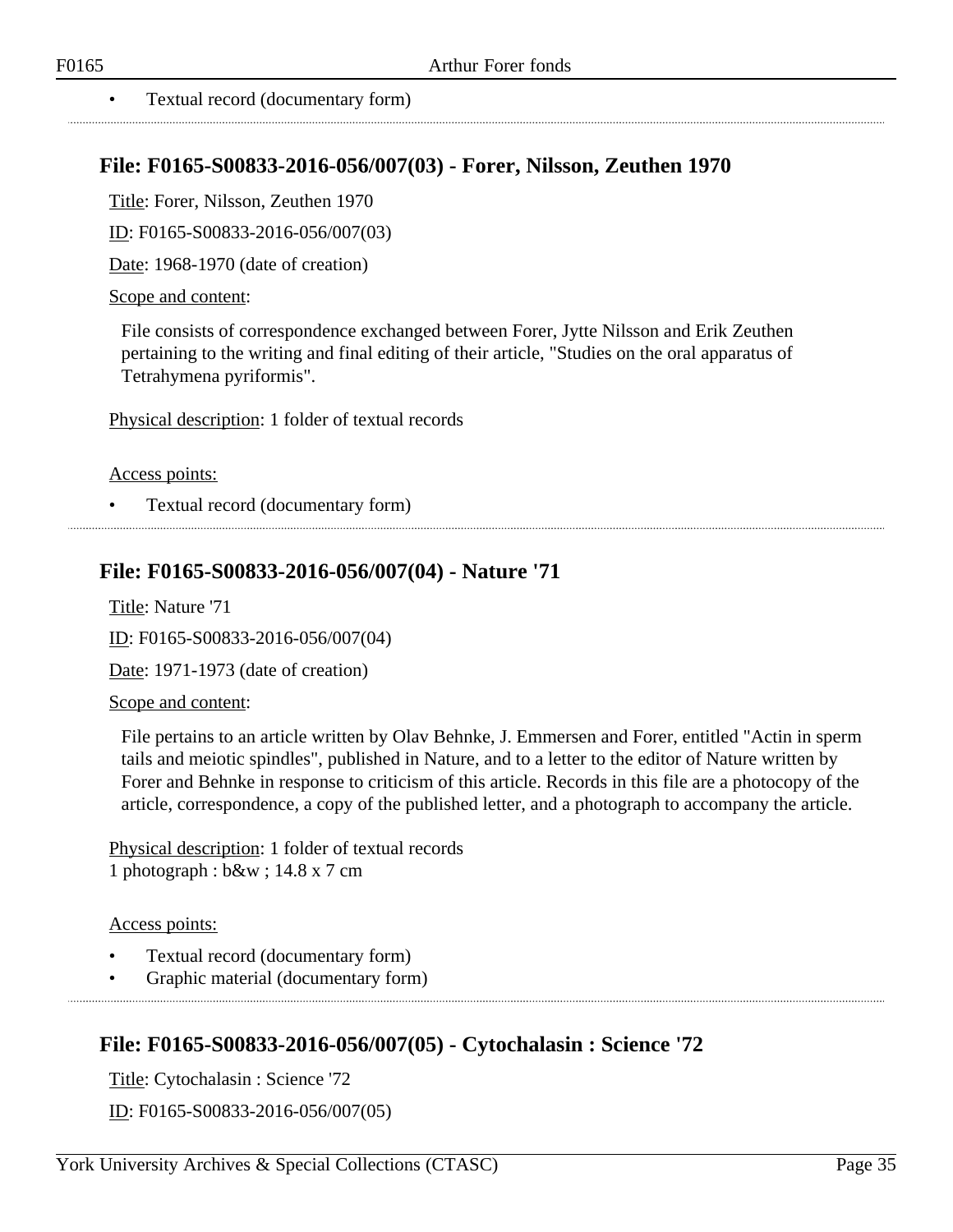- Textual record (documentary form)

## File: F0165-S00833-2016-056/007(03) - Forer, Nilsson, Zeuthen 1970

Title: Forer, Nilsson, Zeuthen 1970

ID: F0165-S00833-2016-056/007(03)

Date: 1968-1970 (date of creation)

Scope and content:

File consists of correspondence exchanged between Forer, Jytte Nilsson and Erik Zeuthen pertaining to the writing and final editing of their article, "Studies on the oral apparatus of Tetrahymena pyriformis".

Physical description: 1 folder of textual records

Access points:

- Textual record (documentary form)

## File: F0165-S00833-2016-056/007(04) - Nature '71

Title: Nature '71

ID: F0165-S00833-2016-056/007(04)

Date: 1971-1973 (date of creation)

Scope and content:

File pertains to an article written by Olav Behnke, J. Emmersen and Forer, entitled "Actin in sperm tails and meiotic spindles", published in Nature, and to a letter to the editor of Nature written by Forer and Behnke in response to criticism of this article. Records in this file are a photocopy of the article, correspondence, a copy of the published letter, and a photograph to accompany the article.

Physical description: 1 folder of textual records
1 photograph : b&w ; 14.8 x 7 cm

Access points:

- Textual record (documentary form)
- Graphic material (documentary form)

## File: F0165-S00833-2016-056/007(05) - Cytochalasin : Science '72

Title: Cytochalasin : Science '72

ID: F0165-S00833-2016-056/007(05)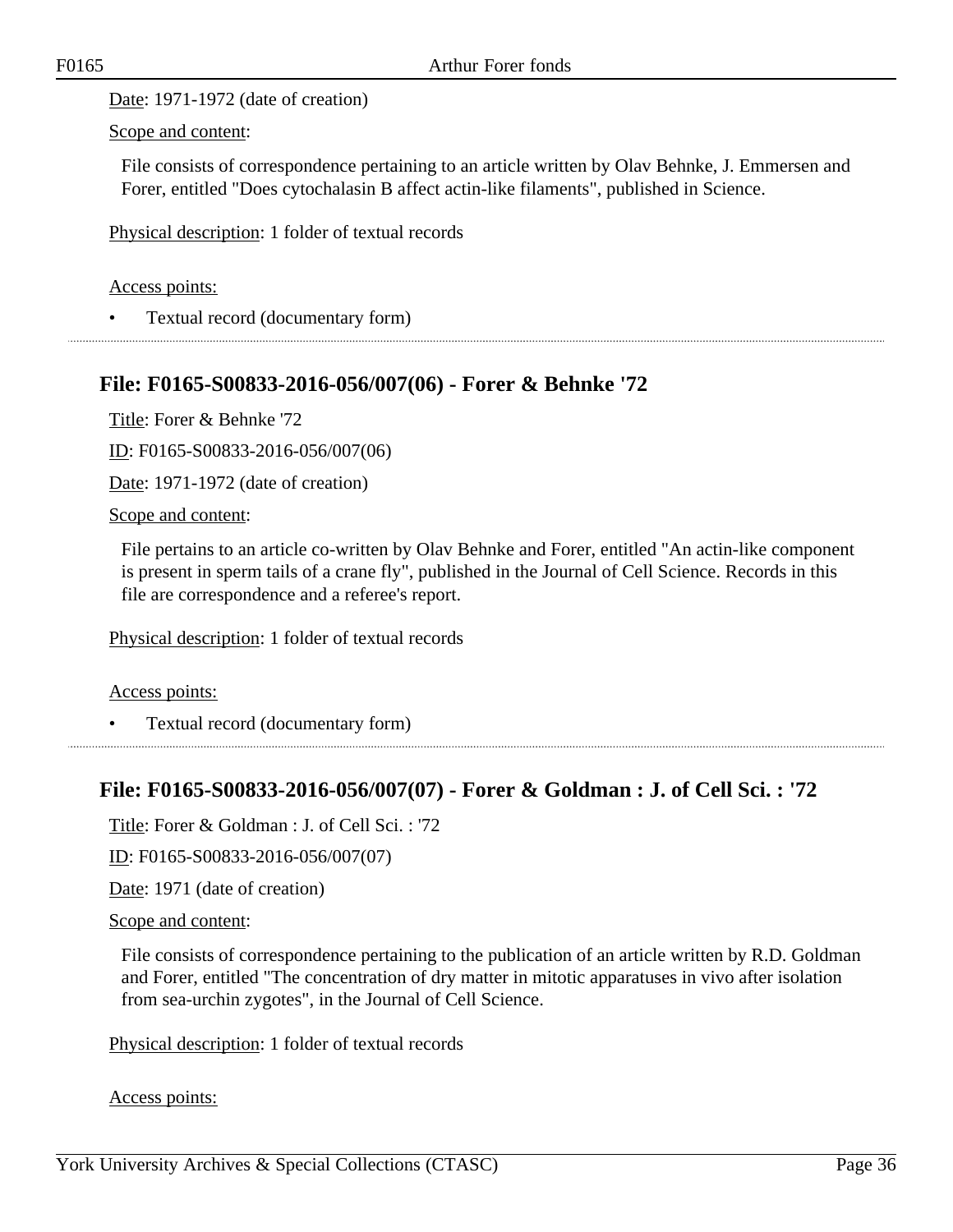Date: 1971-1972 (date of creation)

Scope and content:

File consists of correspondence pertaining to an article written by Olav Behnke, J. Emmersen and Forer, entitled "Does cytochalasin B affect actin-like filaments", published in Science.

Physical description: 1 folder of textual records

Access points:

- Textual record (documentary form)

## File: F0165-S00833-2016-056/007(06) - Forer & Behnke '72

Title: Forer & Behnke '72

ID: F0165-S00833-2016-056/007(06)

Date: 1971-1972 (date of creation)

Scope and content:

File pertains to an article co-written by Olav Behnke and Forer, entitled "An actin-like component is present in sperm tails of a crane fly", published in the Journal of Cell Science. Records in this file are correspondence and a referee's report.

Physical description: 1 folder of textual records

Access points:

- Textual record (documentary form)

## File: F0165-S00833-2016-056/007(07) - Forer & Goldman : J. of Cell Sci. : '72

Title: Forer & Goldman : J. of Cell Sci. : '72

ID: F0165-S00833-2016-056/007(07)

Date: 1971 (date of creation)

Scope and content:

File consists of correspondence pertaining to the publication of an article written by R.D. Goldman and Forer, entitled "The concentration of dry matter in mitotic apparatuses in vivo after isolation from sea-urchin zygotes", in the Journal of Cell Science.

Physical description: 1 folder of textual records

Access points: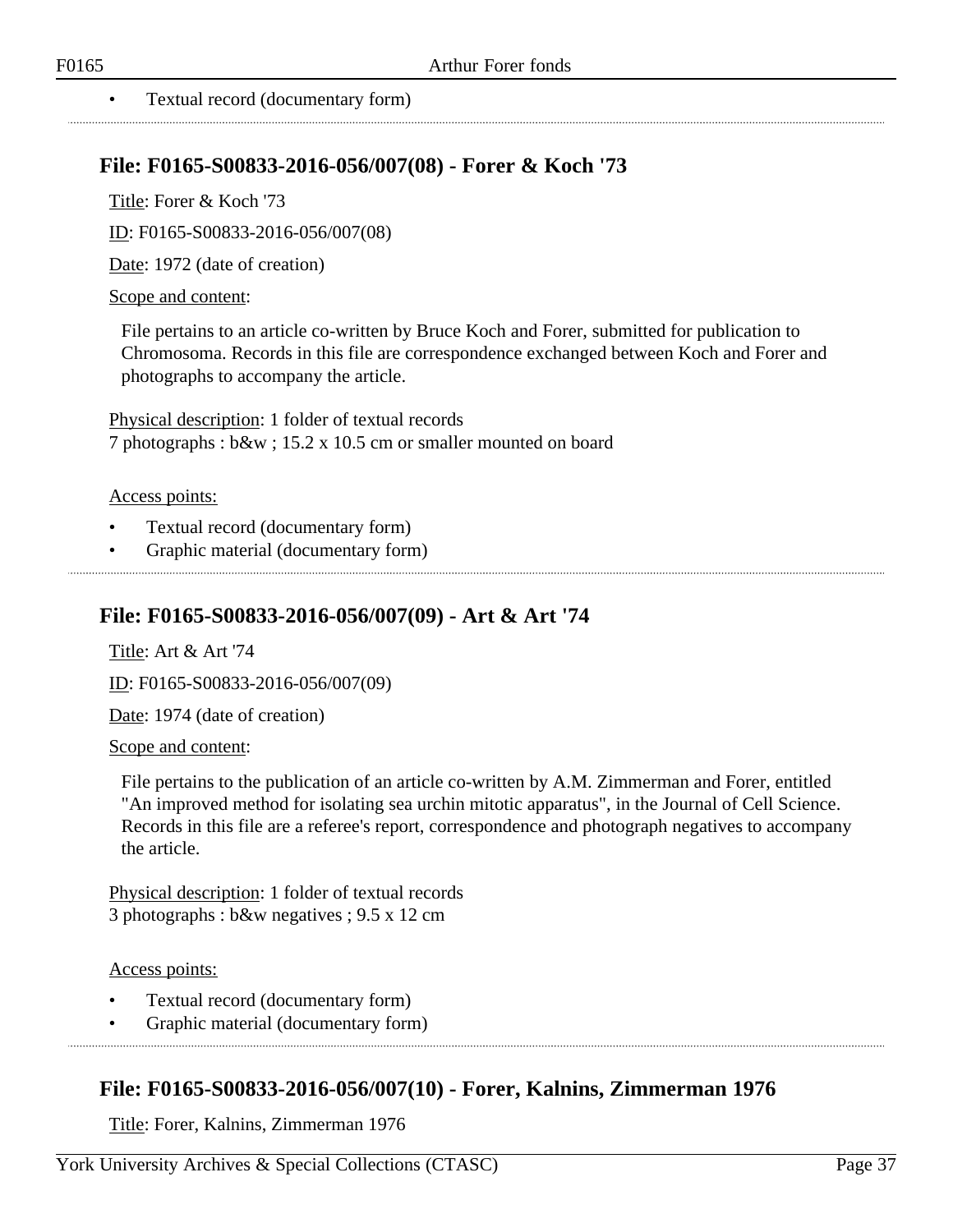- Textual record (documentary form)

## File: F0165-S00833-2016-056/007(08) - Forer & Koch '73

Title: Forer & Koch '73

ID: F0165-S00833-2016-056/007(08)

Date: 1972 (date of creation)

Scope and content:

File pertains to an article co-written by Bruce Koch and Forer, submitted for publication to Chromosoma. Records in this file are correspondence exchanged between Koch and Forer and photographs to accompany the article.

Physical description: 1 folder of textual records
7 photographs : b&w ; 15.2 x 10.5 cm or smaller mounted on board

Access points:

- Textual record (documentary form)
- Graphic material (documentary form)

## File: F0165-S00833-2016-056/007(09) - Art & Art '74

Title: Art & Art '74

ID: F0165-S00833-2016-056/007(09)

Date: 1974 (date of creation)

Scope and content:

File pertains to the publication of an article co-written by A.M. Zimmerman and Forer, entitled "An improved method for isolating sea urchin mitotic apparatus", in the Journal of Cell Science. Records in this file are a referee's report, correspondence and photograph negatives to accompany the article.

Physical description: 1 folder of textual records
3 photographs : b&w negatives ; 9.5 x 12 cm

Access points:

- Textual record (documentary form)
- Graphic material (documentary form)

## File: F0165-S00833-2016-056/007(10) - Forer, Kalnins, Zimmerman 1976

Title: Forer, Kalnins, Zimmerman 1976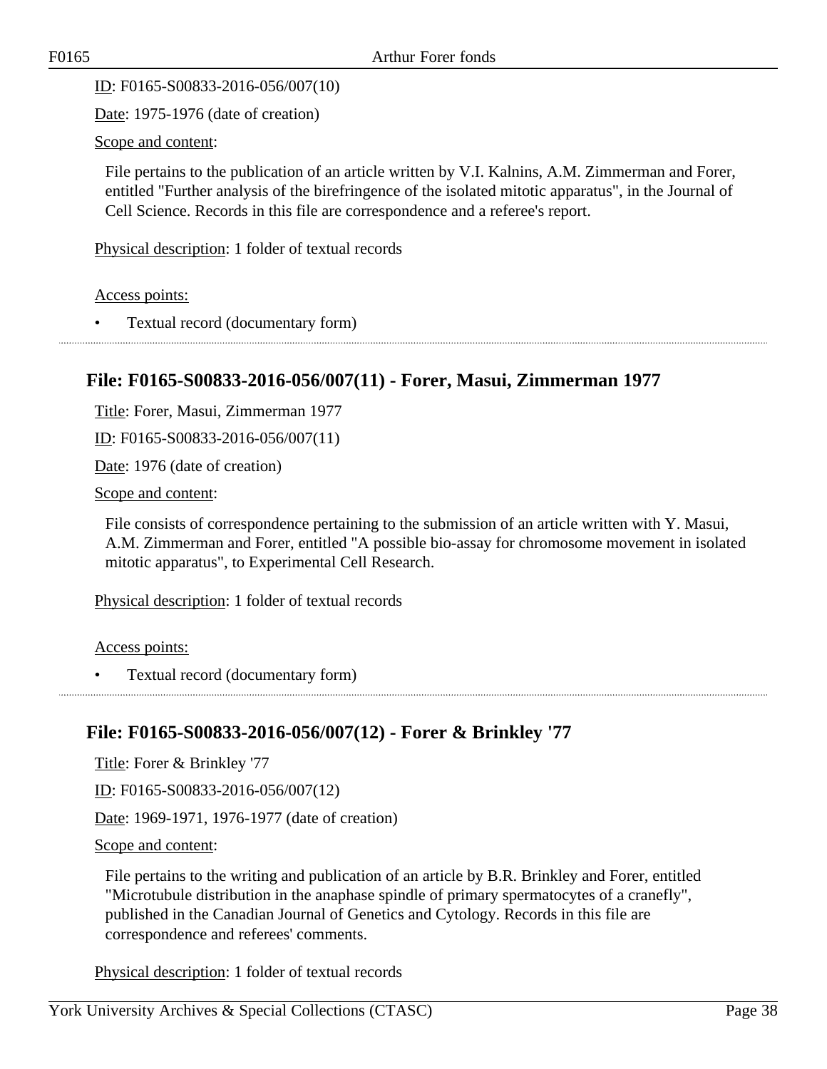ID: F0165-S00833-2016-056/007(10)

Date: 1975-1976 (date of creation)

Scope and content:

File pertains to the publication of an article written by V.I. Kalnins, A.M. Zimmerman and Forer, entitled "Further analysis of the birefringence of the isolated mitotic apparatus", in the Journal of Cell Science. Records in this file are correspondence and a referee's report.

Physical description: 1 folder of textual records

Access points:

- Textual record (documentary form)

## File: F0165-S00833-2016-056/007(11) - Forer, Masui, Zimmerman 1977

Title: Forer, Masui, Zimmerman 1977

ID: F0165-S00833-2016-056/007(11)

Date: 1976 (date of creation)

Scope and content:

File consists of correspondence pertaining to the submission of an article written with Y. Masui, A.M. Zimmerman and Forer, entitled "A possible bio-assay for chromosome movement in isolated mitotic apparatus", to Experimental Cell Research.

Physical description: 1 folder of textual records

Access points:

- Textual record (documentary form)

## File: F0165-S00833-2016-056/007(12) - Forer & Brinkley '77

Title: Forer & Brinkley '77

ID: F0165-S00833-2016-056/007(12)

Date: 1969-1971, 1976-1977 (date of creation)

Scope and content:

File pertains to the writing and publication of an article by B.R. Brinkley and Forer, entitled "Microtubule distribution in the anaphase spindle of primary spermatocytes of a cranefly", published in the Canadian Journal of Genetics and Cytology. Records in this file are correspondence and referees' comments.

Physical description: 1 folder of textual records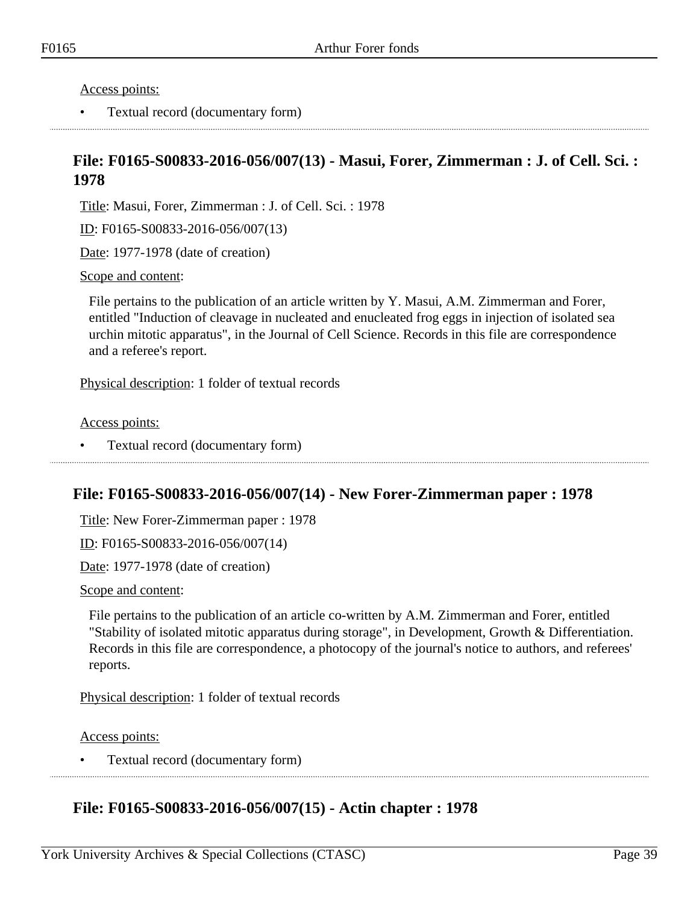Access points:

- Textual record (documentary form)

## File: F0165-S00833-2016-056/007(13) - Masui, Forer, Zimmerman : J. of Cell. Sci. : 1978

Title: Masui, Forer, Zimmerman : J. of Cell. Sci. : 1978

ID: F0165-S00833-2016-056/007(13)

Date: 1977-1978 (date of creation)

Scope and content:

File pertains to the publication of an article written by Y. Masui, A.M. Zimmerman and Forer, entitled "Induction of cleavage in nucleated and enucleated frog eggs in injection of isolated sea urchin mitotic apparatus", in the Journal of Cell Science. Records in this file are correspondence and a referee's report.

Physical description: 1 folder of textual records

Access points:

- Textual record (documentary form)

## File: F0165-S00833-2016-056/007(14) - New Forer-Zimmerman paper : 1978

Title: New Forer-Zimmerman paper : 1978

ID: F0165-S00833-2016-056/007(14)

Date: 1977-1978 (date of creation)

Scope and content:

File pertains to the publication of an article co-written by A.M. Zimmerman and Forer, entitled "Stability of isolated mitotic apparatus during storage", in Development, Growth & Differentiation. Records in this file are correspondence, a photocopy of the journal's notice to authors, and referees' reports.

Physical description: 1 folder of textual records

Access points:

- Textual record (documentary form)

## File: F0165-S00833-2016-056/007(15) - Actin chapter : 1978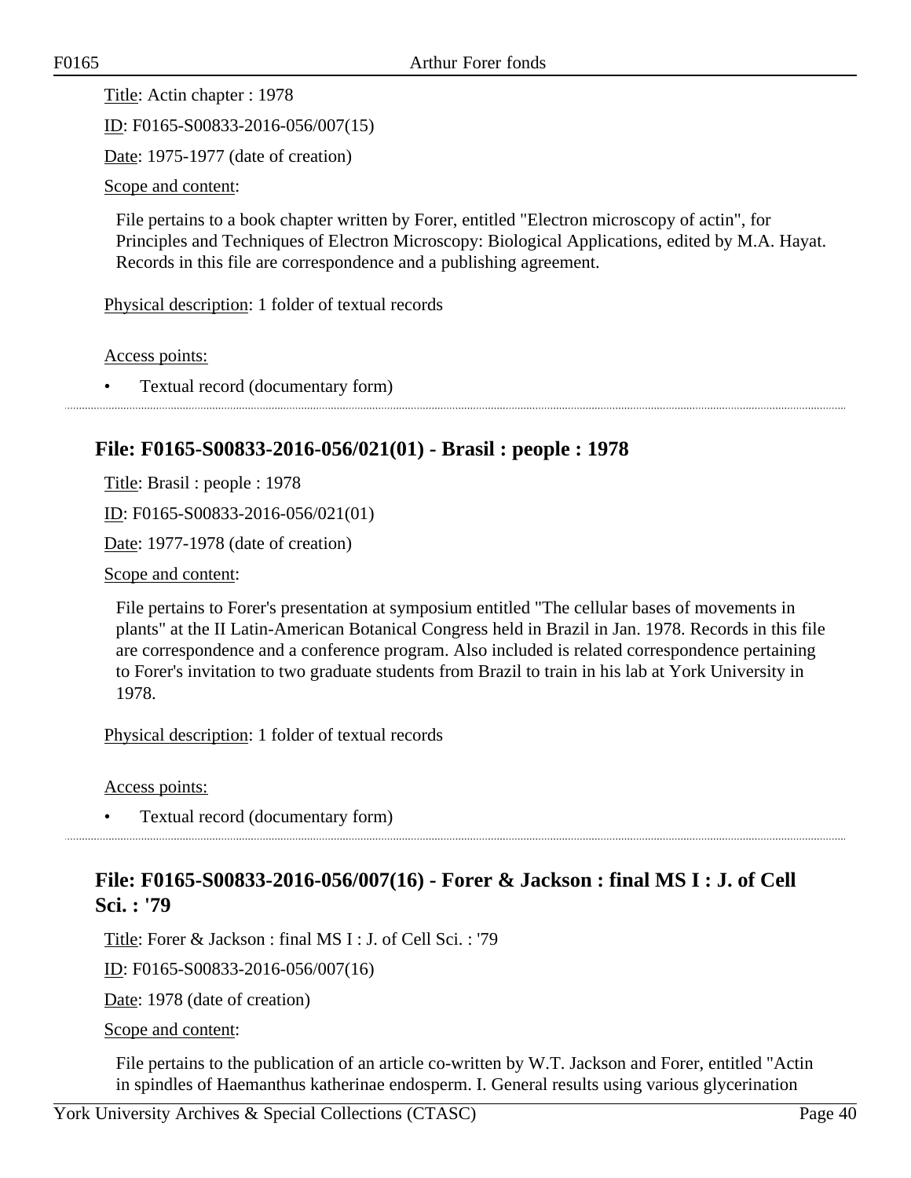Title: Actin chapter : 1978

ID: F0165-S00833-2016-056/007(15)

Date: 1975-1977 (date of creation)

Scope and content:

File pertains to a book chapter written by Forer, entitled "Electron microscopy of actin", for Principles and Techniques of Electron Microscopy: Biological Applications, edited by M.A. Hayat. Records in this file are correspondence and a publishing agreement.

Physical description: 1 folder of textual records

Access points:

- Textual record (documentary form)

## File: F0165-S00833-2016-056/021(01) - Brasil : people : 1978

Title: Brasil : people : 1978

ID: F0165-S00833-2016-056/021(01)

Date: 1977-1978 (date of creation)

Scope and content:

File pertains to Forer's presentation at symposium entitled "The cellular bases of movements in plants" at the II Latin-American Botanical Congress held in Brazil in Jan. 1978. Records in this file are correspondence and a conference program. Also included is related correspondence pertaining to Forer's invitation to two graduate students from Brazil to train in his lab at York University in 1978.

Physical description: 1 folder of textual records

Access points:

- Textual record (documentary form)

## File: F0165-S00833-2016-056/007(16) - Forer & Jackson : final MS I : J. of Cell Sci. : '79

Title: Forer & Jackson : final MS I : J. of Cell Sci. : '79

ID: F0165-S00833-2016-056/007(16)

Date: 1978 (date of creation)

Scope and content:

File pertains to the publication of an article co-written by W.T. Jackson and Forer, entitled "Actin in spindles of Haemanthus katherinae endosperm. I. General results using various glycerination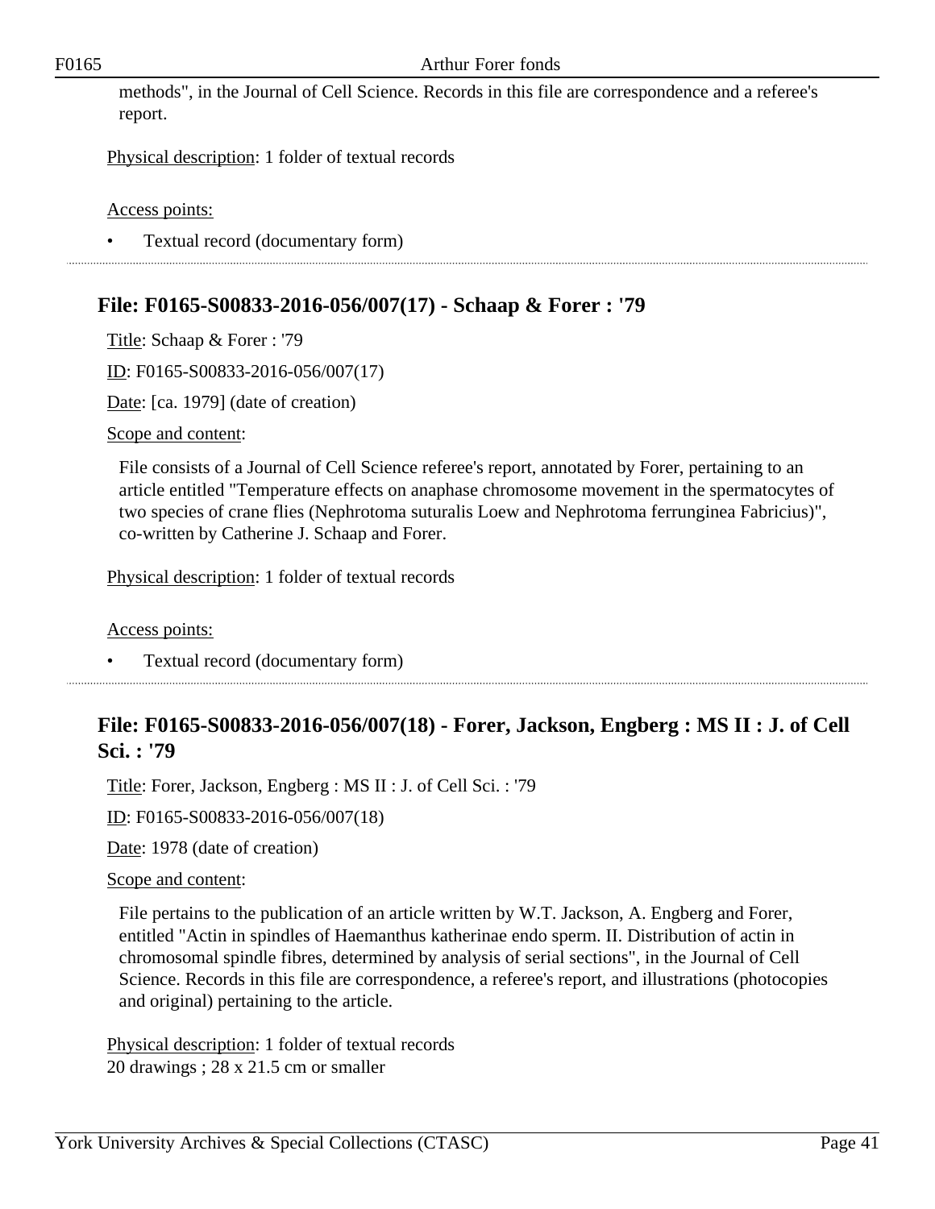methods", in the Journal of Cell Science. Records in this file are correspondence and a referee's report.

Physical description: 1 folder of textual records

Access points:

- Textual record (documentary form)

## File: F0165-S00833-2016-056/007(17) - Schaap & Forer : '79

Title: Schaap & Forer : '79

ID: F0165-S00833-2016-056/007(17)

Date: [ca. 1979] (date of creation)

Scope and content:

File consists of a Journal of Cell Science referee's report, annotated by Forer, pertaining to an article entitled "Temperature effects on anaphase chromosome movement in the spermatocytes of two species of crane flies (Nephrotoma suturalis Loew and Nephrotoma ferrunginea Fabricius)", co-written by Catherine J. Schaap and Forer.

Physical description: 1 folder of textual records

Access points:

- Textual record (documentary form)

## File: F0165-S00833-2016-056/007(18) - Forer, Jackson, Engberg : MS II : J. of Cell Sci. : '79

Title: Forer, Jackson, Engberg : MS II : J. of Cell Sci. : '79

ID: F0165-S00833-2016-056/007(18)

Date: 1978 (date of creation)

Scope and content:

File pertains to the publication of an article written by W.T. Jackson, A. Engberg and Forer, entitled "Actin in spindles of Haemanthus katherinae endo sperm. II. Distribution of actin in chromosomal spindle fibres, determined by analysis of serial sections", in the Journal of Cell Science. Records in this file are correspondence, a referee's report, and illustrations (photocopies and original) pertaining to the article.

Physical description: 1 folder of textual records
20 drawings ; 28 x 21.5 cm or smaller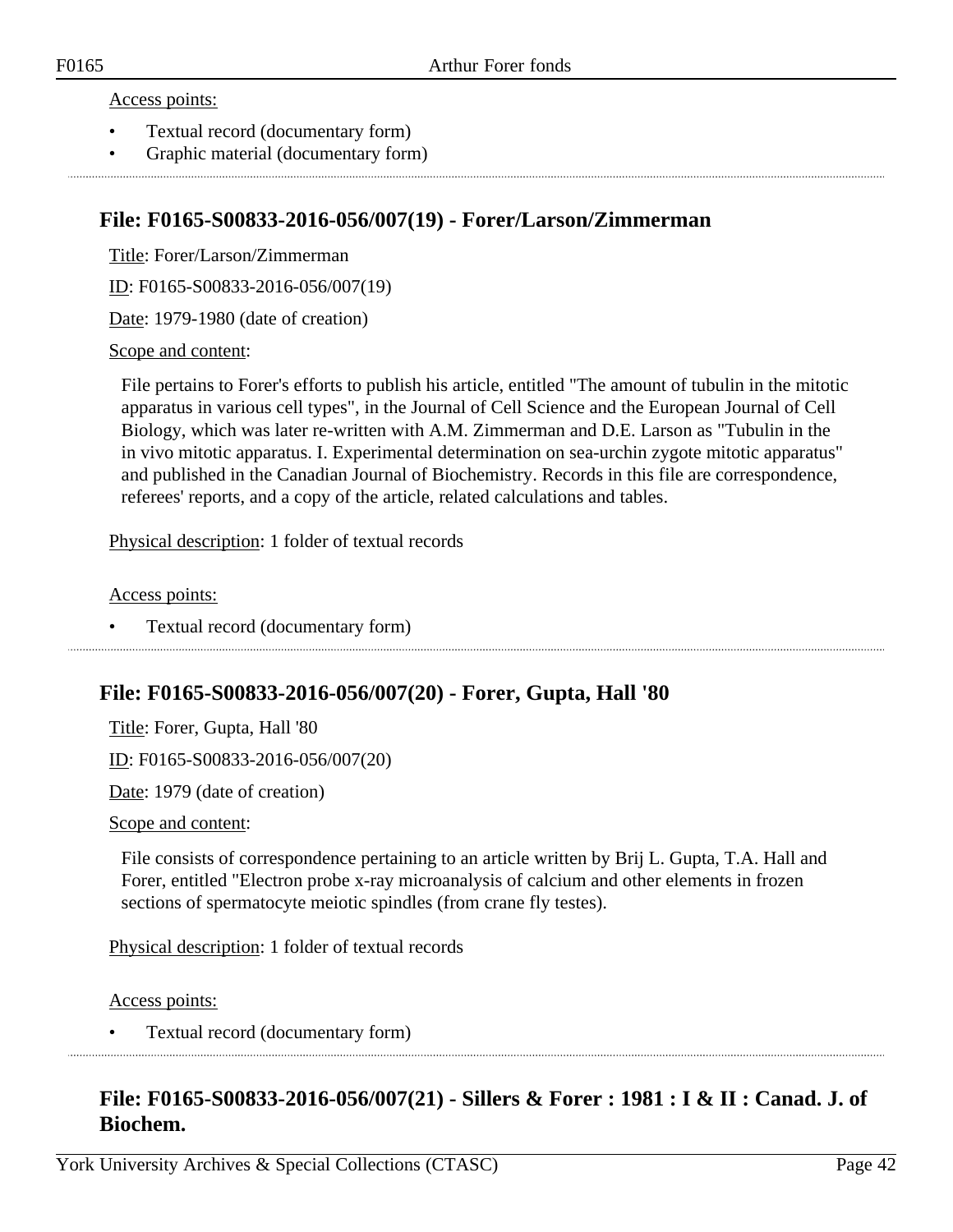Access points:

- Textual record (documentary form)
- Graphic material (documentary form)

## File: F0165-S00833-2016-056/007(19) - Forer/Larson/Zimmerman

Title: Forer/Larson/Zimmerman

ID: F0165-S00833-2016-056/007(19)

Date: 1979-1980 (date of creation)

Scope and content:

File pertains to Forer's efforts to publish his article, entitled "The amount of tubulin in the mitotic apparatus in various cell types", in the Journal of Cell Science and the European Journal of Cell Biology, which was later re-written with A.M. Zimmerman and D.E. Larson as "Tubulin in the in vivo mitotic apparatus. I. Experimental determination on sea-urchin zygote mitotic apparatus" and published in the Canadian Journal of Biochemistry. Records in this file are correspondence, referees' reports, and a copy of the article, related calculations and tables.

Physical description: 1 folder of textual records

Access points:

- Textual record (documentary form)

## File: F0165-S00833-2016-056/007(20) - Forer, Gupta, Hall '80

Title: Forer, Gupta, Hall '80

ID: F0165-S00833-2016-056/007(20)

Date: 1979 (date of creation)

Scope and content:

File consists of correspondence pertaining to an article written by Brij L. Gupta, T.A. Hall and Forer, entitled "Electron probe x-ray microanalysis of calcium and other elements in frozen sections of spermatocyte meiotic spindles (from crane fly testes).

Physical description: 1 folder of textual records

Access points:

- Textual record (documentary form)

## File: F0165-S00833-2016-056/007(21) - Sillers & Forer : 1981 : I & II : Canad. J. of Biochem.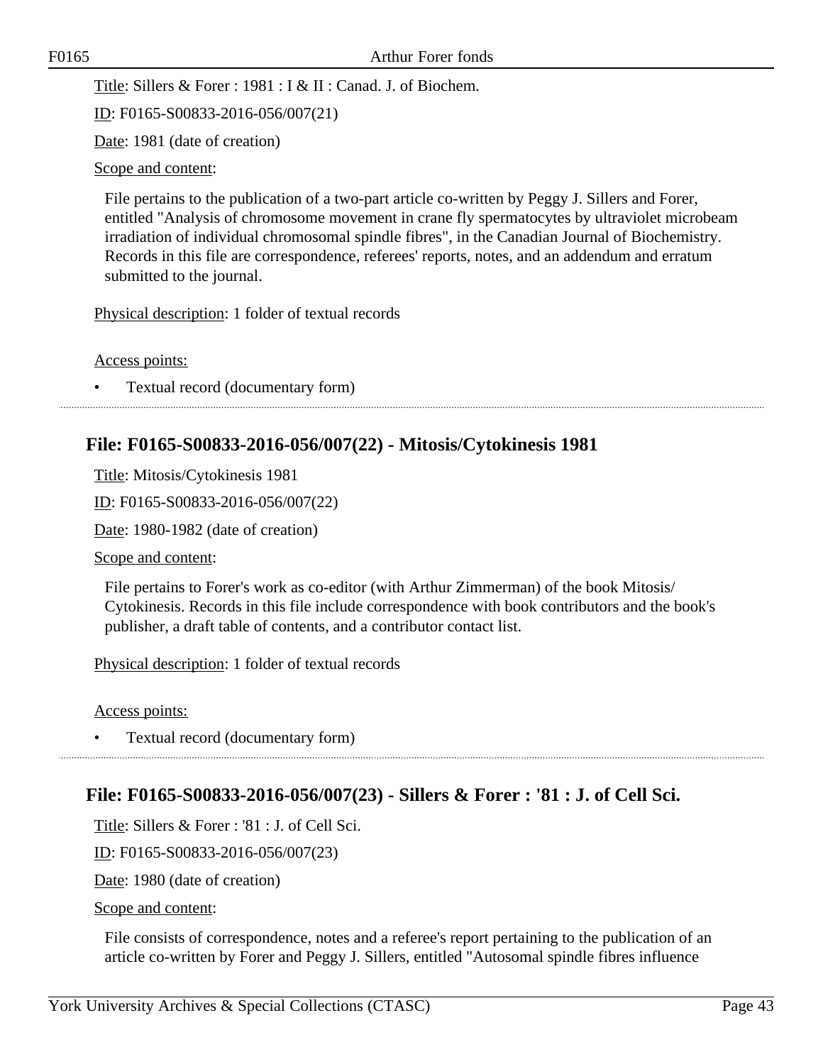Title: Sillers & Forer : 1981 : I & II : Canad. J. of Biochem.

ID: F0165-S00833-2016-056/007(21)

Date: 1981 (date of creation)

Scope and content:

File pertains to the publication of a two-part article co-written by Peggy J. Sillers and Forer, entitled "Analysis of chromosome movement in crane fly spermatocytes by ultraviolet microbeam irradiation of individual chromosomal spindle fibres", in the Canadian Journal of Biochemistry. Records in this file are correspondence, referees' reports, notes, and an addendum and erratum submitted to the journal.

Physical description: 1 folder of textual records

Access points:

- Textual record (documentary form)

## File: F0165-S00833-2016-056/007(22) - Mitosis/Cytokinesis 1981

Title: Mitosis/Cytokinesis 1981

ID: F0165-S00833-2016-056/007(22)

Date: 1980-1982 (date of creation)

Scope and content:

File pertains to Forer's work as co-editor (with Arthur Zimmerman) of the book Mitosis/ Cytokinesis. Records in this file include correspondence with book contributors and the book's publisher, a draft table of contents, and a contributor contact list.

Physical description: 1 folder of textual records

Access points:

- Textual record (documentary form)

## File: F0165-S00833-2016-056/007(23) - Sillers & Forer : '81 : J. of Cell Sci.

Title: Sillers & Forer : '81 : J. of Cell Sci.

ID: F0165-S00833-2016-056/007(23)

Date: 1980 (date of creation)

Scope and content:

File consists of correspondence, notes and a referee's report pertaining to the publication of an article co-written by Forer and Peggy J. Sillers, entitled "Autosomal spindle fibres influence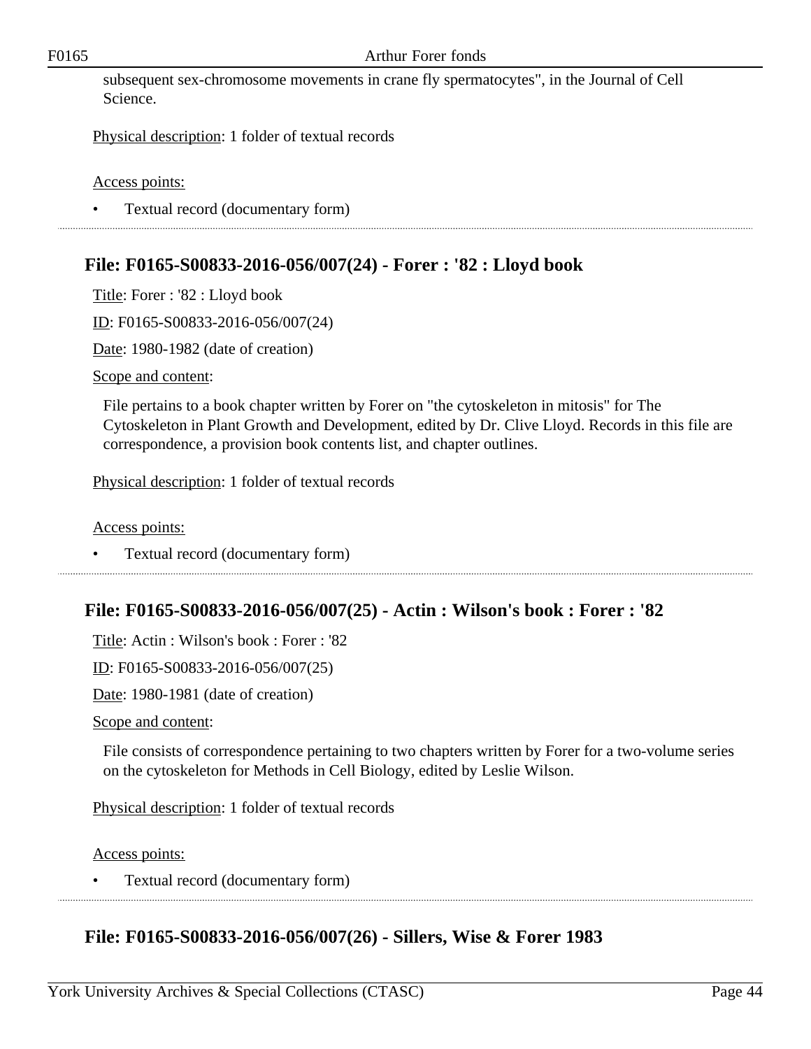subsequent sex-chromosome movements in crane fly spermatocytes", in the Journal of Cell Science.

Physical description: 1 folder of textual records

Access points:

- Textual record (documentary form)

## File: F0165-S00833-2016-056/007(24) - Forer : '82 : Lloyd book

Title: Forer : '82 : Lloyd book

ID: F0165-S00833-2016-056/007(24)

Date: 1980-1982 (date of creation)

Scope and content:

File pertains to a book chapter written by Forer on "the cytoskeleton in mitosis" for The Cytoskeleton in Plant Growth and Development, edited by Dr. Clive Lloyd. Records in this file are correspondence, a provision book contents list, and chapter outlines.

Physical description: 1 folder of textual records

Access points:

- Textual record (documentary form)

## File: F0165-S00833-2016-056/007(25) - Actin : Wilson's book : Forer : '82

Title: Actin : Wilson's book : Forer : '82

ID: F0165-S00833-2016-056/007(25)

Date: 1980-1981 (date of creation)

Scope and content:

File consists of correspondence pertaining to two chapters written by Forer for a two-volume series on the cytoskeleton for Methods in Cell Biology, edited by Leslie Wilson.

Physical description: 1 folder of textual records

Access points:

- Textual record (documentary form)

## File: F0165-S00833-2016-056/007(26) - Sillers, Wise & Forer 1983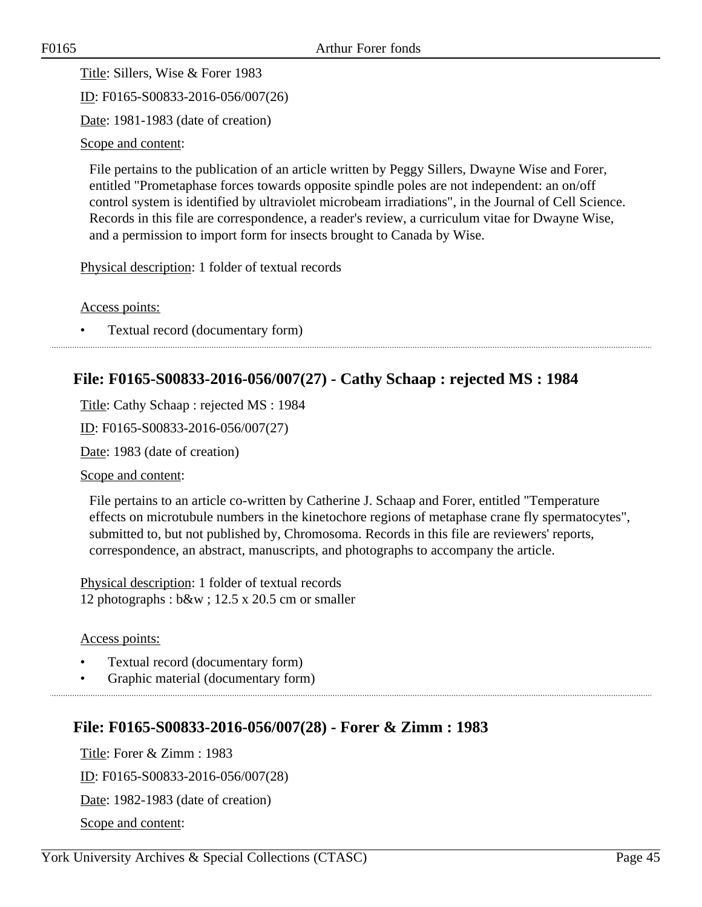Title: Sillers, Wise & Forer 1983

ID: F0165-S00833-2016-056/007(26)

Date: 1981-1983 (date of creation)

Scope and content:

File pertains to the publication of an article written by Peggy Sillers, Dwayne Wise and Forer, entitled "Prometaphase forces towards opposite spindle poles are not independent: an on/off control system is identified by ultraviolet microbeam irradiations", in the Journal of Cell Science. Records in this file are correspondence, a reader's review, a curriculum vitae for Dwayne Wise, and a permission to import form for insects brought to Canada by Wise.

Physical description: 1 folder of textual records

Access points:

- Textual record (documentary form)

## File: F0165-S00833-2016-056/007(27) - Cathy Schaap : rejected MS : 1984

Title: Cathy Schaap : rejected MS : 1984

ID: F0165-S00833-2016-056/007(27)

Date: 1983 (date of creation)

Scope and content:

File pertains to an article co-written by Catherine J. Schaap and Forer, entitled "Temperature effects on microtubule numbers in the kinetochore regions of metaphase crane fly spermatocytes", submitted to, but not published by, Chromosoma. Records in this file are reviewers' reports, correspondence, an abstract, manuscripts, and photographs to accompany the article.

Physical description: 1 folder of textual records
12 photographs : b&w ; 12.5 x 20.5 cm or smaller

Access points:

- Textual record (documentary form)
- Graphic material (documentary form)

## File: F0165-S00833-2016-056/007(28) - Forer & Zimm : 1983

Title: Forer & Zimm : 1983

ID: F0165-S00833-2016-056/007(28)

Date: 1982-1983 (date of creation)

Scope and content: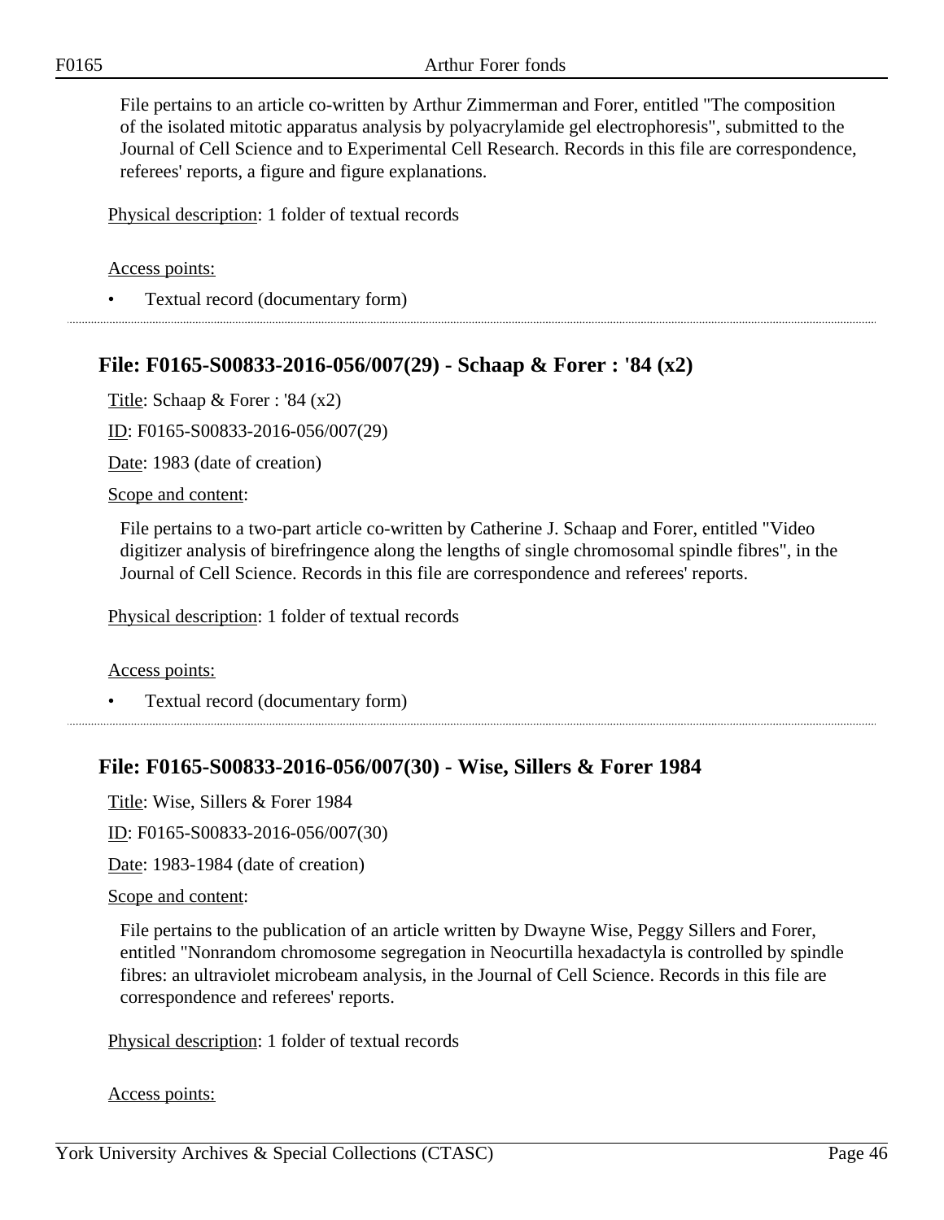File pertains to an article co-written by Arthur Zimmerman and Forer, entitled "The composition of the isolated mitotic apparatus analysis by polyacrylamide gel electrophoresis", submitted to the Journal of Cell Science and to Experimental Cell Research. Records in this file are correspondence, referees' reports, a figure and figure explanations.

Physical description: 1 folder of textual records

Access points:

- Textual record (documentary form)

## File: F0165-S00833-2016-056/007(29) - Schaap & Forer : '84 (x2)

Title: Schaap & Forer : '84 (x2)

ID: F0165-S00833-2016-056/007(29)

Date: 1983 (date of creation)

Scope and content:

File pertains to a two-part article co-written by Catherine J. Schaap and Forer, entitled "Video digitizer analysis of birefringence along the lengths of single chromosomal spindle fibres", in the Journal of Cell Science. Records in this file are correspondence and referees' reports.

Physical description: 1 folder of textual records

Access points:

- Textual record (documentary form)

## File: F0165-S00833-2016-056/007(30) - Wise, Sillers & Forer 1984

Title: Wise, Sillers & Forer 1984

ID: F0165-S00833-2016-056/007(30)

Date: 1983-1984 (date of creation)

Scope and content:

File pertains to the publication of an article written by Dwayne Wise, Peggy Sillers and Forer, entitled "Nonrandom chromosome segregation in Neocurtilla hexadactyla is controlled by spindle fibres: an ultraviolet microbeam analysis, in the Journal of Cell Science. Records in this file are correspondence and referees' reports.

Physical description: 1 folder of textual records

Access points: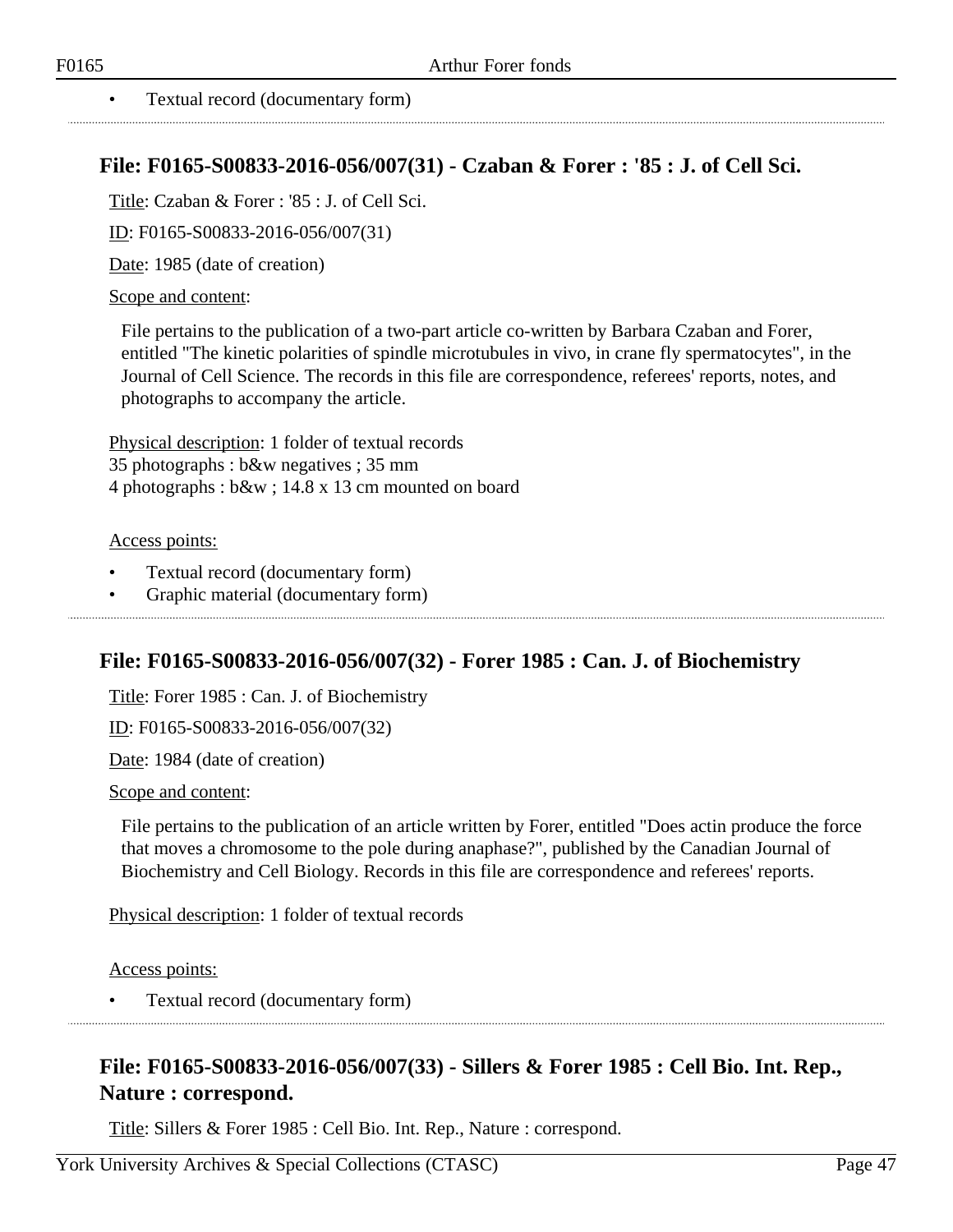- Textual record (documentary form)

## File: F0165-S00833-2016-056/007(31) - Czaban & Forer : '85 : J. of Cell Sci.

Title: Czaban & Forer : '85 : J. of Cell Sci.

ID: F0165-S00833-2016-056/007(31)

Date: 1985 (date of creation)

Scope and content:

File pertains to the publication of a two-part article co-written by Barbara Czaban and Forer, entitled "The kinetic polarities of spindle microtubules in vivo, in crane fly spermatocytes", in the Journal of Cell Science. The records in this file are correspondence, referees' reports, notes, and photographs to accompany the article.

Physical description: 1 folder of textual records
35 photographs : b&w negatives ; 35 mm
4 photographs : b&w ; 14.8 x 13 cm mounted on board

Access points:

- Textual record (documentary form)
- Graphic material (documentary form)

## File: F0165-S00833-2016-056/007(32) - Forer 1985 : Can. J. of Biochemistry

Title: Forer 1985 : Can. J. of Biochemistry

ID: F0165-S00833-2016-056/007(32)

Date: 1984 (date of creation)

Scope and content:

File pertains to the publication of an article written by Forer, entitled "Does actin produce the force that moves a chromosome to the pole during anaphase?", published by the Canadian Journal of Biochemistry and Cell Biology. Records in this file are correspondence and referees' reports.

Physical description: 1 folder of textual records

Access points:

- Textual record (documentary form)

## File: F0165-S00833-2016-056/007(33) - Sillers & Forer 1985 : Cell Bio. Int. Rep., Nature : correspond.

Title: Sillers & Forer 1985 : Cell Bio. Int. Rep., Nature : correspond.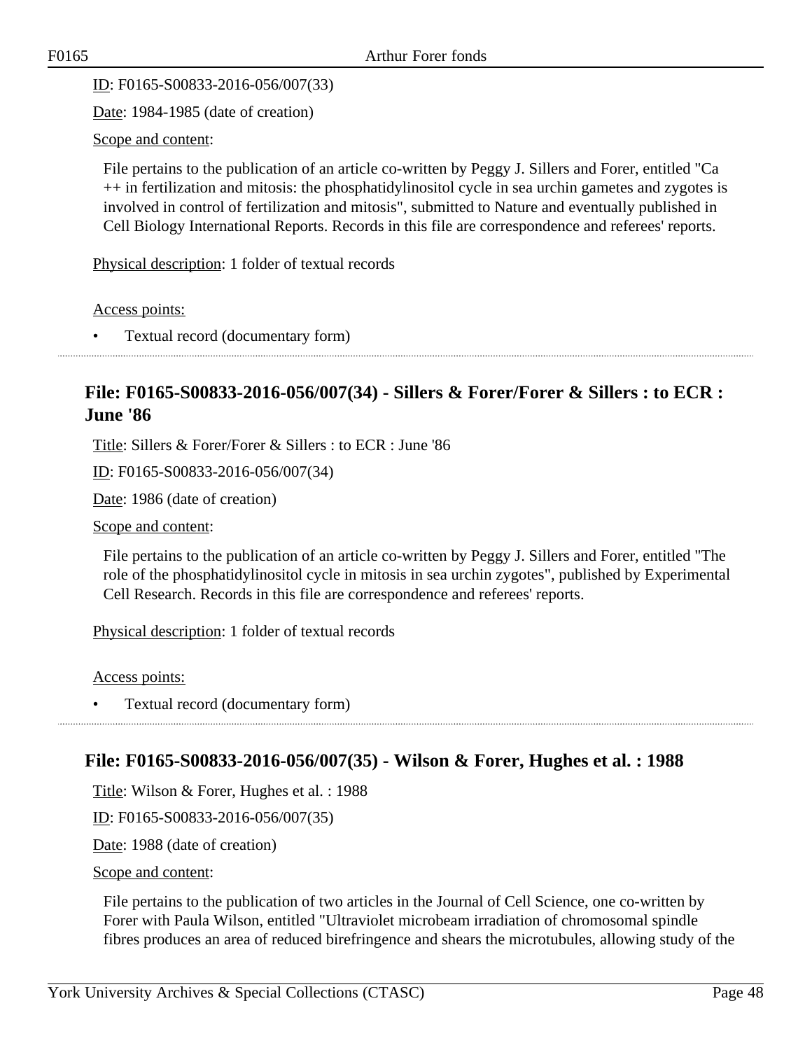ID: F0165-S00833-2016-056/007(33)

Date: 1984-1985 (date of creation)

Scope and content:

File pertains to the publication of an article co-written by Peggy J. Sillers and Forer, entitled "Ca ++ in fertilization and mitosis: the phosphatidylinositol cycle in sea urchin gametes and zygotes is involved in control of fertilization and mitosis", submitted to Nature and eventually published in Cell Biology International Reports. Records in this file are correspondence and referees' reports.

Physical description: 1 folder of textual records

Access points:

- Textual record (documentary form)

## File: F0165-S00833-2016-056/007(34) - Sillers & Forer/Forer & Sillers : to ECR : June '86

Title: Sillers & Forer/Forer & Sillers : to ECR : June '86

ID: F0165-S00833-2016-056/007(34)

Date: 1986 (date of creation)

Scope and content:

File pertains to the publication of an article co-written by Peggy J. Sillers and Forer, entitled "The role of the phosphatidylinositol cycle in mitosis in sea urchin zygotes", published by Experimental Cell Research. Records in this file are correspondence and referees' reports.

Physical description: 1 folder of textual records

Access points:

- Textual record (documentary form)

## File: F0165-S00833-2016-056/007(35) - Wilson & Forer, Hughes et al. : 1988

Title: Wilson & Forer, Hughes et al. : 1988

ID: F0165-S00833-2016-056/007(35)

Date: 1988 (date of creation)

Scope and content:

File pertains to the publication of two articles in the Journal of Cell Science, one co-written by Forer with Paula Wilson, entitled "Ultraviolet microbeam irradiation of chromosomal spindle fibres produces an area of reduced birefringence and shears the microtubules, allowing study of the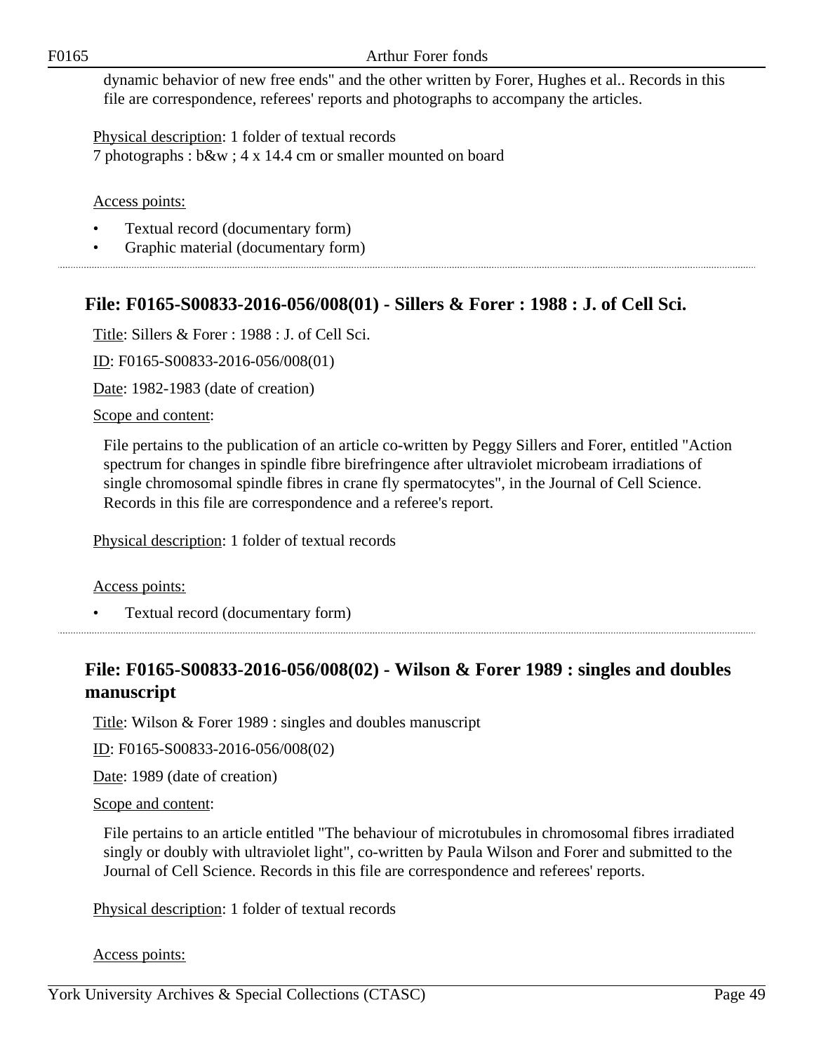dynamic behavior of new free ends" and the other written by Forer, Hughes et al.. Records in this file are correspondence, referees' reports and photographs to accompany the articles.

Physical description: 1 folder of textual records
7 photographs : b&w ; 4 x 14.4 cm or smaller mounted on board

Access points:

- Textual record (documentary form)
- Graphic material (documentary form)

## File: F0165-S00833-2016-056/008(01) - Sillers & Forer : 1988 : J. of Cell Sci.

Title: Sillers & Forer : 1988 : J. of Cell Sci.

ID: F0165-S00833-2016-056/008(01)

Date: 1982-1983 (date of creation)

Scope and content:

File pertains to the publication of an article co-written by Peggy Sillers and Forer, entitled "Action spectrum for changes in spindle fibre birefringence after ultraviolet microbeam irradiations of single chromosomal spindle fibres in crane fly spermatocytes", in the Journal of Cell Science. Records in this file are correspondence and a referee's report.

Physical description: 1 folder of textual records

Access points:

- Textual record (documentary form)

## File: F0165-S00833-2016-056/008(02) - Wilson & Forer 1989 : singles and doubles manuscript

Title: Wilson & Forer 1989 : singles and doubles manuscript

ID: F0165-S00833-2016-056/008(02)

Date: 1989 (date of creation)

Scope and content:

File pertains to an article entitled "The behaviour of microtubules in chromosomal fibres irradiated singly or doubly with ultraviolet light", co-written by Paula Wilson and Forer and submitted to the Journal of Cell Science. Records in this file are correspondence and referees' reports.

Physical description: 1 folder of textual records

Access points: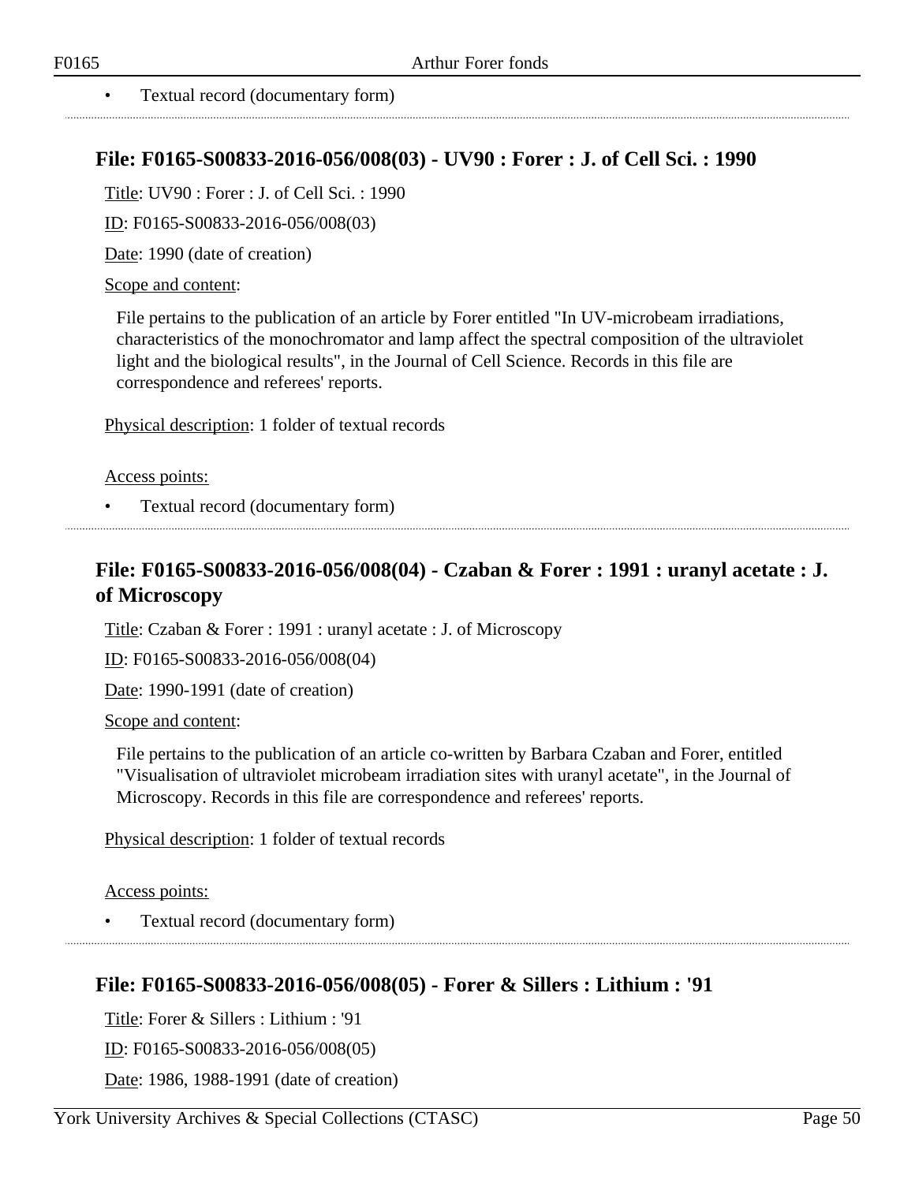- Textual record (documentary form)

## File: F0165-S00833-2016-056/008(03) - UV90 : Forer : J. of Cell Sci. : 1990

Title: UV90 : Forer : J. of Cell Sci. : 1990

ID: F0165-S00833-2016-056/008(03)

Date: 1990 (date of creation)

Scope and content:

File pertains to the publication of an article by Forer entitled "In UV-microbeam irradiations, characteristics of the monochromator and lamp affect the spectral composition of the ultraviolet light and the biological results", in the Journal of Cell Science. Records in this file are correspondence and referees' reports.

Physical description: 1 folder of textual records

Access points:

- Textual record (documentary form)

## File: F0165-S00833-2016-056/008(04) - Czaban & Forer : 1991 : uranyl acetate : J. of Microscopy

Title: Czaban & Forer : 1991 : uranyl acetate : J. of Microscopy

ID: F0165-S00833-2016-056/008(04)

Date: 1990-1991 (date of creation)

Scope and content:

File pertains to the publication of an article co-written by Barbara Czaban and Forer, entitled "Visualisation of ultraviolet microbeam irradiation sites with uranyl acetate", in the Journal of Microscopy. Records in this file are correspondence and referees' reports.

Physical description: 1 folder of textual records

Access points:

- Textual record (documentary form)

## File: F0165-S00833-2016-056/008(05) - Forer & Sillers : Lithium : '91

Title: Forer & Sillers : Lithium : '91

ID: F0165-S00833-2016-056/008(05)

Date: 1986, 1988-1991 (date of creation)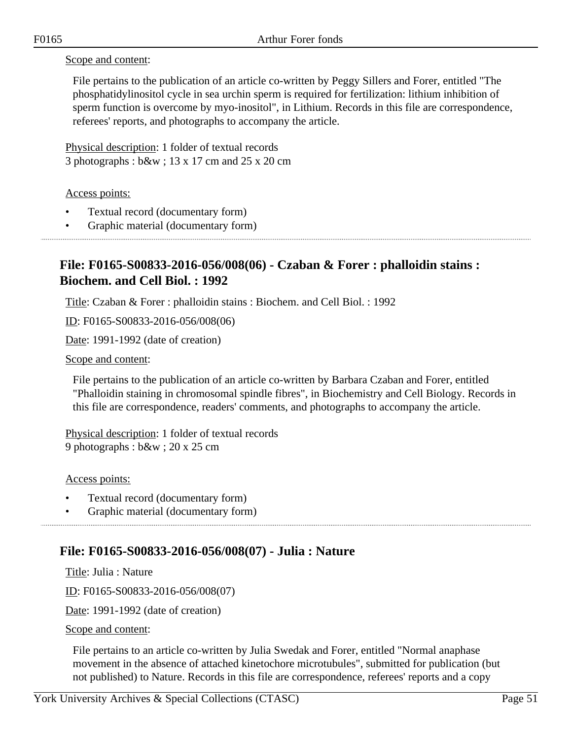Scope and content:

File pertains to the publication of an article co-written by Peggy Sillers and Forer, entitled "The phosphatidylinositol cycle in sea urchin sperm is required for fertilization: lithium inhibition of sperm function is overcome by myo-inositol", in Lithium. Records in this file are correspondence, referees' reports, and photographs to accompany the article.

Physical description: 1 folder of textual records
3 photographs : b&w ; 13 x 17 cm and 25 x 20 cm

Access points:

- Textual record (documentary form)
- Graphic material (documentary form)

---

## File: F0165-S00833-2016-056/008(06) - Czaban & Forer : phalloidin stains : Biochem. and Cell Biol. : 1992

Title: Czaban & Forer : phalloidin stains : Biochem. and Cell Biol. : 1992

ID: F0165-S00833-2016-056/008(06)

Date: 1991-1992 (date of creation)

Scope and content:

File pertains to the publication of an article co-written by Barbara Czaban and Forer, entitled "Phalloidin staining in chromosomal spindle fibres", in Biochemistry and Cell Biology. Records in this file are correspondence, readers' comments, and photographs to accompany the article.

Physical description: 1 folder of textual records
9 photographs : b&w ; 20 x 25 cm

Access points:

- Textual record (documentary form)
- Graphic material (documentary form)

---

## File: F0165-S00833-2016-056/008(07) - Julia : Nature

Title: Julia : Nature

ID: F0165-S00833-2016-056/008(07)

Date: 1991-1992 (date of creation)

Scope and content:

File pertains to an article co-written by Julia Swedak and Forer, entitled "Normal anaphase movement in the absence of attached kinetochore microtubules", submitted for publication (but not published) to Nature. Records in this file are correspondence, referees' reports and a copy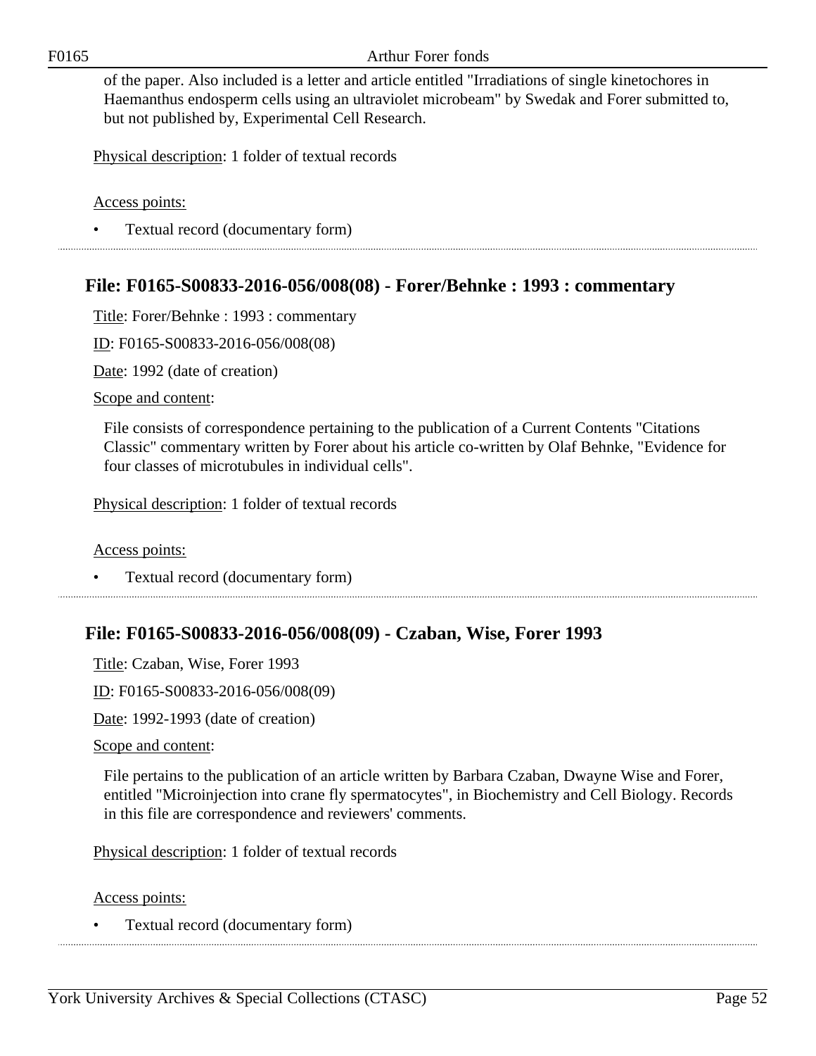of the paper. Also included is a letter and article entitled "Irradiations of single kinetochores in Haemanthus endosperm cells using an ultraviolet microbeam" by Swedak and Forer submitted to, but not published by, Experimental Cell Research.

Physical description: 1 folder of textual records

Access points:

- Textual record (documentary form)

## File: F0165-S00833-2016-056/008(08) - Forer/Behnke : 1993 : commentary

Title: Forer/Behnke : 1993 : commentary

ID: F0165-S00833-2016-056/008(08)

Date: 1992 (date of creation)

Scope and content:

File consists of correspondence pertaining to the publication of a Current Contents "Citations Classic" commentary written by Forer about his article co-written by Olaf Behnke, "Evidence for four classes of microtubules in individual cells".

Physical description: 1 folder of textual records

Access points:

- Textual record (documentary form)

## File: F0165-S00833-2016-056/008(09) - Czaban, Wise, Forer 1993

Title: Czaban, Wise, Forer 1993

ID: F0165-S00833-2016-056/008(09)

Date: 1992-1993 (date of creation)

Scope and content:

File pertains to the publication of an article written by Barbara Czaban, Dwayne Wise and Forer, entitled "Microinjection into crane fly spermatocytes", in Biochemistry and Cell Biology. Records in this file are correspondence and reviewers' comments.

Physical description: 1 folder of textual records

Access points:

- Textual record (documentary form)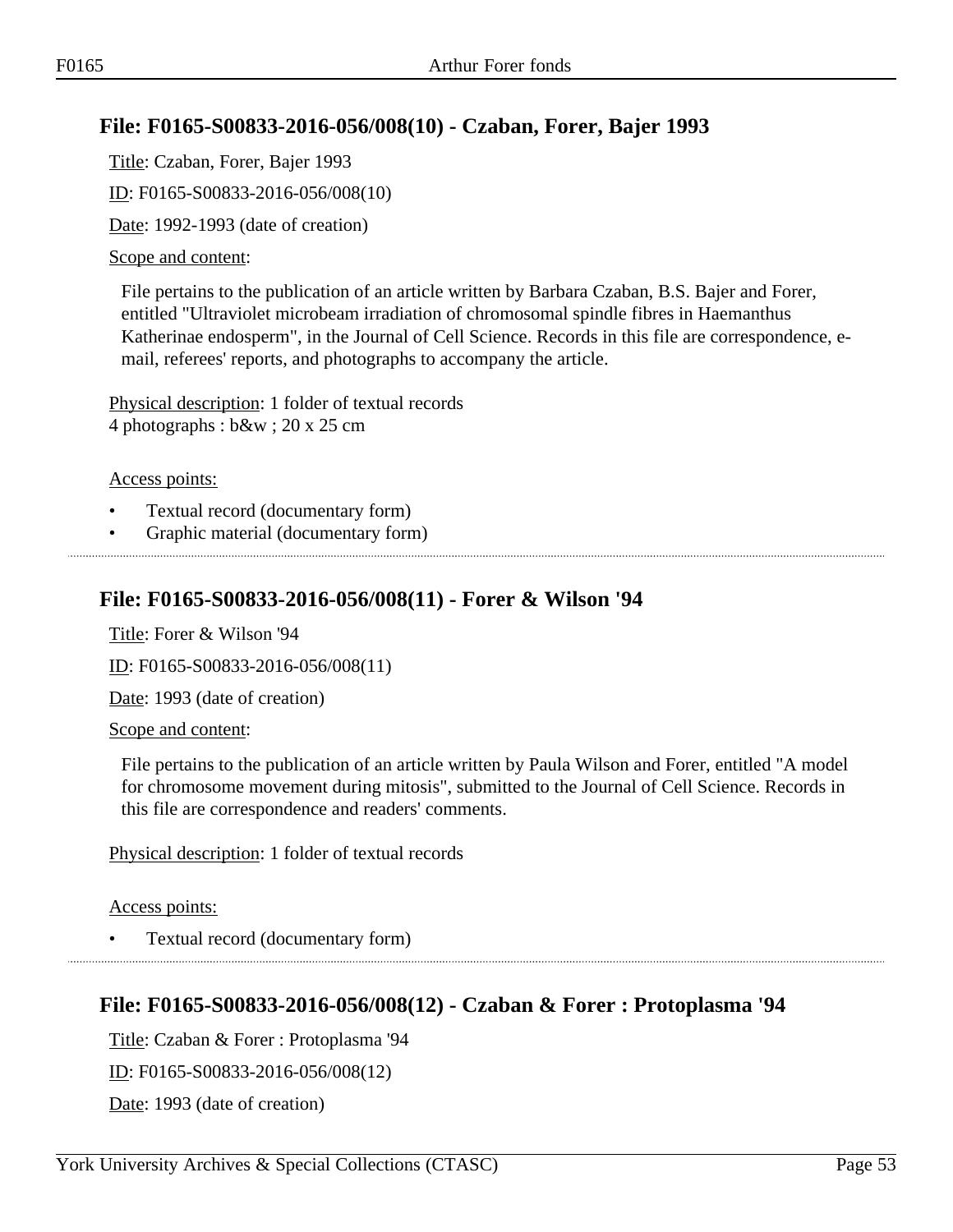## File: F0165-S00833-2016-056/008(10) - Czaban, Forer, Bajer 1993

Title: Czaban, Forer, Bajer 1993

ID: F0165-S00833-2016-056/008(10)

Date: 1992-1993 (date of creation)

Scope and content:

File pertains to the publication of an article written by Barbara Czaban, B.S. Bajer and Forer, entitled "Ultraviolet microbeam irradiation of chromosomal spindle fibres in Haemanthus Katherinae endosperm", in the Journal of Cell Science. Records in this file are correspondence, e-mail, referees' reports, and photographs to accompany the article.

Physical description: 1 folder of textual records
4 photographs : b&w ; 20 x 25 cm

Access points:

- Textual record (documentary form)
- Graphic material (documentary form)

## File: F0165-S00833-2016-056/008(11) - Forer & Wilson '94

Title: Forer & Wilson '94

ID: F0165-S00833-2016-056/008(11)

Date: 1993 (date of creation)

Scope and content:

File pertains to the publication of an article written by Paula Wilson and Forer, entitled "A model for chromosome movement during mitosis", submitted to the Journal of Cell Science. Records in this file are correspondence and readers' comments.

Physical description: 1 folder of textual records

Access points:

- Textual record (documentary form)

## File: F0165-S00833-2016-056/008(12) - Czaban & Forer : Protoplasma '94

Title: Czaban & Forer : Protoplasma '94

ID: F0165-S00833-2016-056/008(12)

Date: 1993 (date of creation)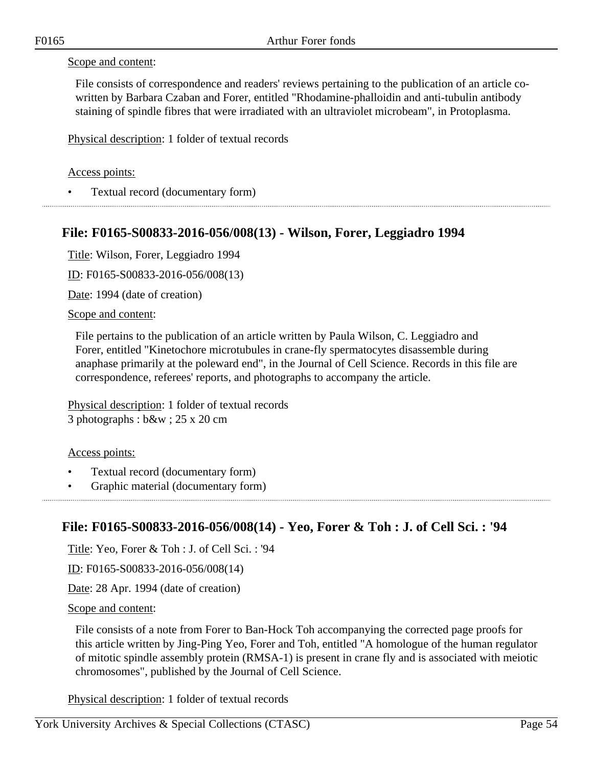Scope and content:

File consists of correspondence and readers' reviews pertaining to the publication of an article co-written by Barbara Czaban and Forer, entitled "Rhodamine-phalloidin and anti-tubulin antibody staining of spindle fibres that were irradiated with an ultraviolet microbeam", in Protoplasma.

Physical description: 1 folder of textual records

Access points:

- Textual record (documentary form)

---

## File: F0165-S00833-2016-056/008(13) - Wilson, Forer, Leggiadro 1994

Title: Wilson, Forer, Leggiadro 1994

ID: F0165-S00833-2016-056/008(13)

Date: 1994 (date of creation)

Scope and content:

File pertains to the publication of an article written by Paula Wilson, C. Leggiadro and Forer, entitled "Kinetochore microtubules in crane-fly spermatocytes disassemble during anaphase primarily at the poleward end", in the Journal of Cell Science. Records in this file are correspondence, referees' reports, and photographs to accompany the article.

Physical description: 1 folder of textual records
3 photographs : b&w ; 25 x 20 cm

Access points:

- Textual record (documentary form)
- Graphic material (documentary form)

---

## File: F0165-S00833-2016-056/008(14) - Yeo, Forer & Toh : J. of Cell Sci. : '94

Title: Yeo, Forer & Toh : J. of Cell Sci. : '94

ID: F0165-S00833-2016-056/008(14)

Date: 28 Apr. 1994 (date of creation)

Scope and content:

File consists of a note from Forer to Ban-Hock Toh accompanying the corrected page proofs for this article written by Jing-Ping Yeo, Forer and Toh, entitled "A homologue of the human regulator of mitotic spindle assembly protein (RMSA-1) is present in crane fly and is associated with meiotic chromosomes", published by the Journal of Cell Science.

Physical description: 1 folder of textual records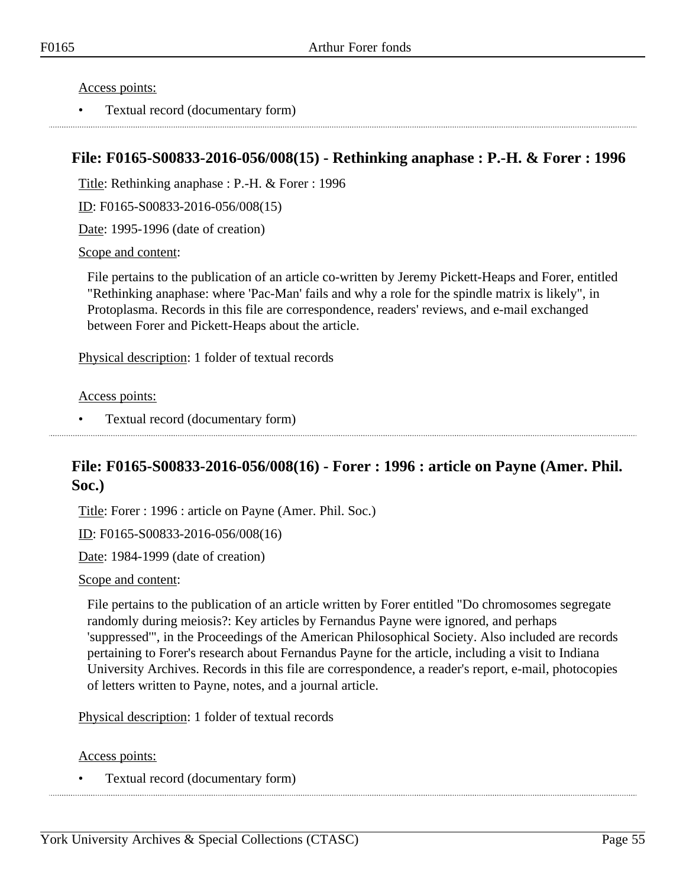Access points:

- Textual record (documentary form)

## File: F0165-S00833-2016-056/008(15) - Rethinking anaphase : P.-H. & Forer : 1996

Title: Rethinking anaphase : P.-H. & Forer : 1996

ID: F0165-S00833-2016-056/008(15)

Date: 1995-1996 (date of creation)

Scope and content:

File pertains to the publication of an article co-written by Jeremy Pickett-Heaps and Forer, entitled "Rethinking anaphase: where 'Pac-Man' fails and why a role for the spindle matrix is likely", in Protoplasma. Records in this file are correspondence, readers' reviews, and e-mail exchanged between Forer and Pickett-Heaps about the article.

Physical description: 1 folder of textual records

Access points:

- Textual record (documentary form)

## File: F0165-S00833-2016-056/008(16) - Forer : 1996 : article on Payne (Amer. Phil. Soc.)

Title: Forer : 1996 : article on Payne (Amer. Phil. Soc.)

ID: F0165-S00833-2016-056/008(16)

Date: 1984-1999 (date of creation)

Scope and content:

File pertains to the publication of an article written by Forer entitled "Do chromosomes segregate randomly during meiosis?: Key articles by Fernandus Payne were ignored, and perhaps 'suppressed'", in the Proceedings of the American Philosophical Society. Also included are records pertaining to Forer's research about Fernandus Payne for the article, including a visit to Indiana University Archives. Records in this file are correspondence, a reader's report, e-mail, photocopies of letters written to Payne, notes, and a journal article.

Physical description: 1 folder of textual records

Access points:

- Textual record (documentary form)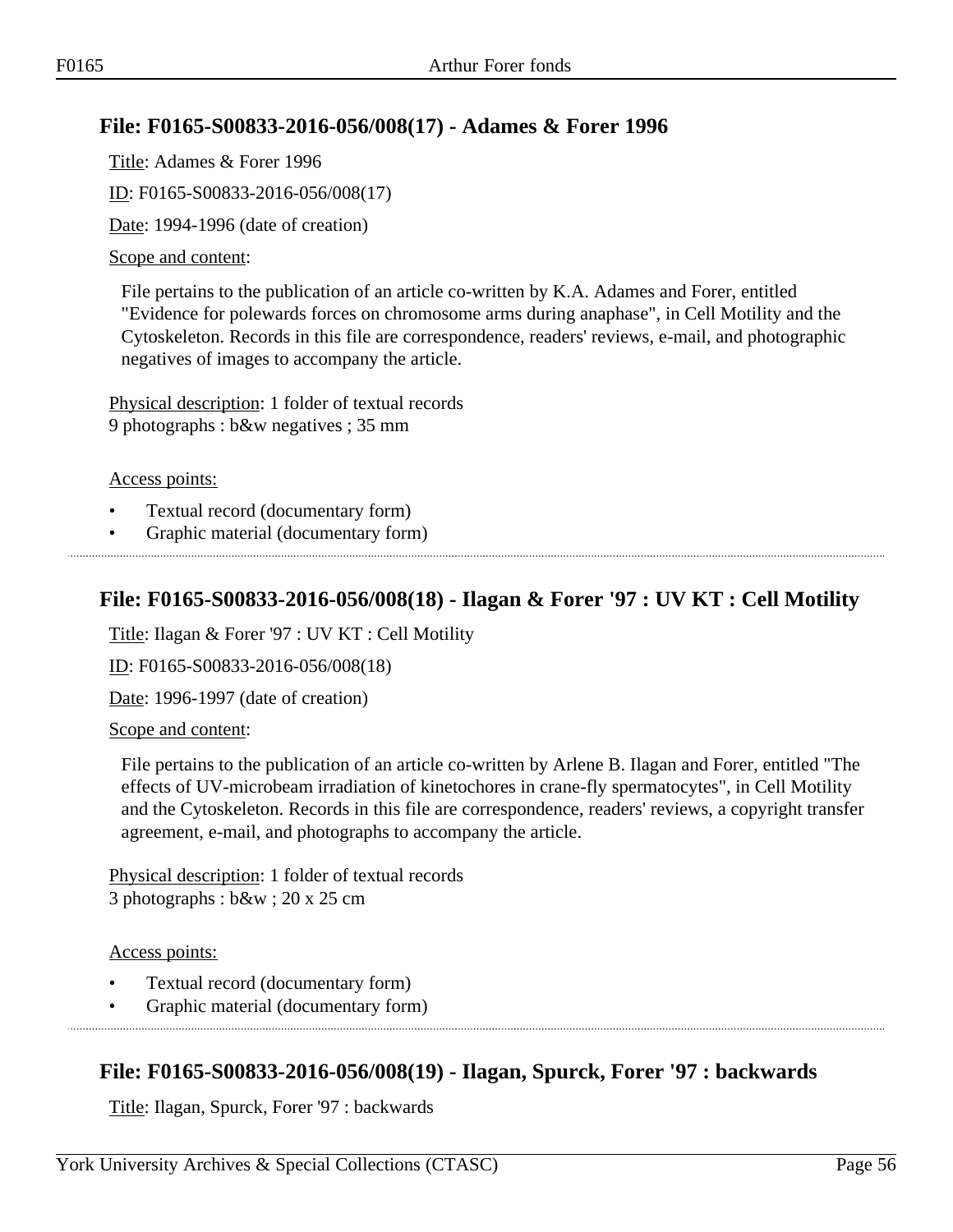## File: F0165-S00833-2016-056/008(17) - Adames & Forer 1996

Title: Adames & Forer 1996

ID: F0165-S00833-2016-056/008(17)

Date: 1994-1996 (date of creation)

Scope and content:

File pertains to the publication of an article co-written by K.A. Adames and Forer, entitled "Evidence for polewards forces on chromosome arms during anaphase", in Cell Motility and the Cytoskeleton. Records in this file are correspondence, readers' reviews, e-mail, and photographic negatives of images to accompany the article.

Physical description: 1 folder of textual records
9 photographs : b&w negatives ; 35 mm

Access points:

- Textual record (documentary form)
- Graphic material (documentary form)

## File: F0165-S00833-2016-056/008(18) - Ilagan & Forer '97 : UV KT : Cell Motility

Title: Ilagan & Forer '97 : UV KT : Cell Motility

ID: F0165-S00833-2016-056/008(18)

Date: 1996-1997 (date of creation)

Scope and content:

File pertains to the publication of an article co-written by Arlene B. Ilagan and Forer, entitled "The effects of UV-microbeam irradiation of kinetochores in crane-fly spermatocytes", in Cell Motility and the Cytoskeleton. Records in this file are correspondence, readers' reviews, a copyright transfer agreement, e-mail, and photographs to accompany the article.

Physical description: 1 folder of textual records
3 photographs : b&w ; 20 x 25 cm

Access points:

- Textual record (documentary form)
- Graphic material (documentary form)

## File: F0165-S00833-2016-056/008(19) - Ilagan, Spurck, Forer '97 : backwards

Title: Ilagan, Spurck, Forer '97 : backwards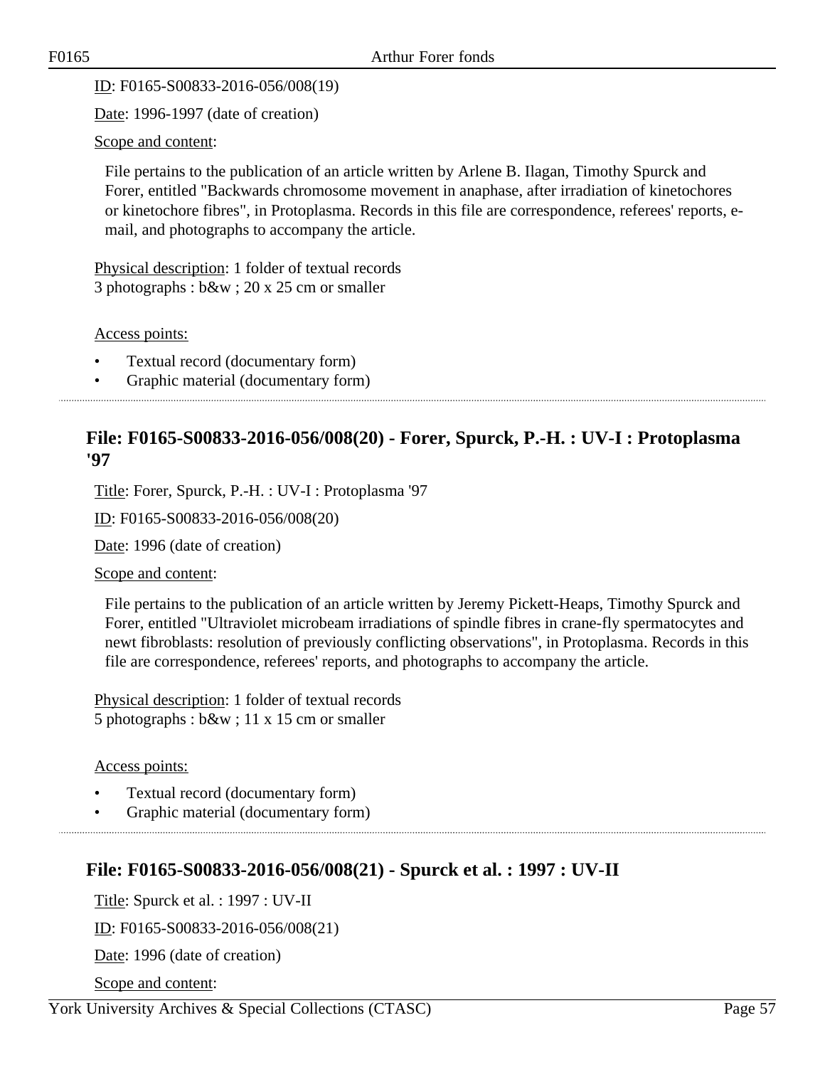ID: F0165-S00833-2016-056/008(19)

Date: 1996-1997 (date of creation)

Scope and content:

File pertains to the publication of an article written by Arlene B. Ilagan, Timothy Spurck and Forer, entitled "Backwards chromosome movement in anaphase, after irradiation of kinetochores or kinetochore fibres", in Protoplasma. Records in this file are correspondence, referees' reports, e-mail, and photographs to accompany the article.

Physical description: 1 folder of textual records
3 photographs : b&w ; 20 x 25 cm or smaller

Access points:

- Textual record (documentary form)
- Graphic material (documentary form)

## File: F0165-S00833-2016-056/008(20) - Forer, Spurck, P.-H. : UV-I : Protoplasma '97

Title: Forer, Spurck, P.-H. : UV-I : Protoplasma '97

ID: F0165-S00833-2016-056/008(20)

Date: 1996 (date of creation)

Scope and content:

File pertains to the publication of an article written by Jeremy Pickett-Heaps, Timothy Spurck and Forer, entitled "Ultraviolet microbeam irradiations of spindle fibres in crane-fly spermatocytes and newt fibroblasts: resolution of previously conflicting observations", in Protoplasma. Records in this file are correspondence, referees' reports, and photographs to accompany the article.

Physical description: 1 folder of textual records
5 photographs : b&w ; 11 x 15 cm or smaller

Access points:

- Textual record (documentary form)
- Graphic material (documentary form)

## File: F0165-S00833-2016-056/008(21) - Spurck et al. : 1997 : UV-II

Title: Spurck et al. : 1997 : UV-II

ID: F0165-S00833-2016-056/008(21)

Date: 1996 (date of creation)

Scope and content: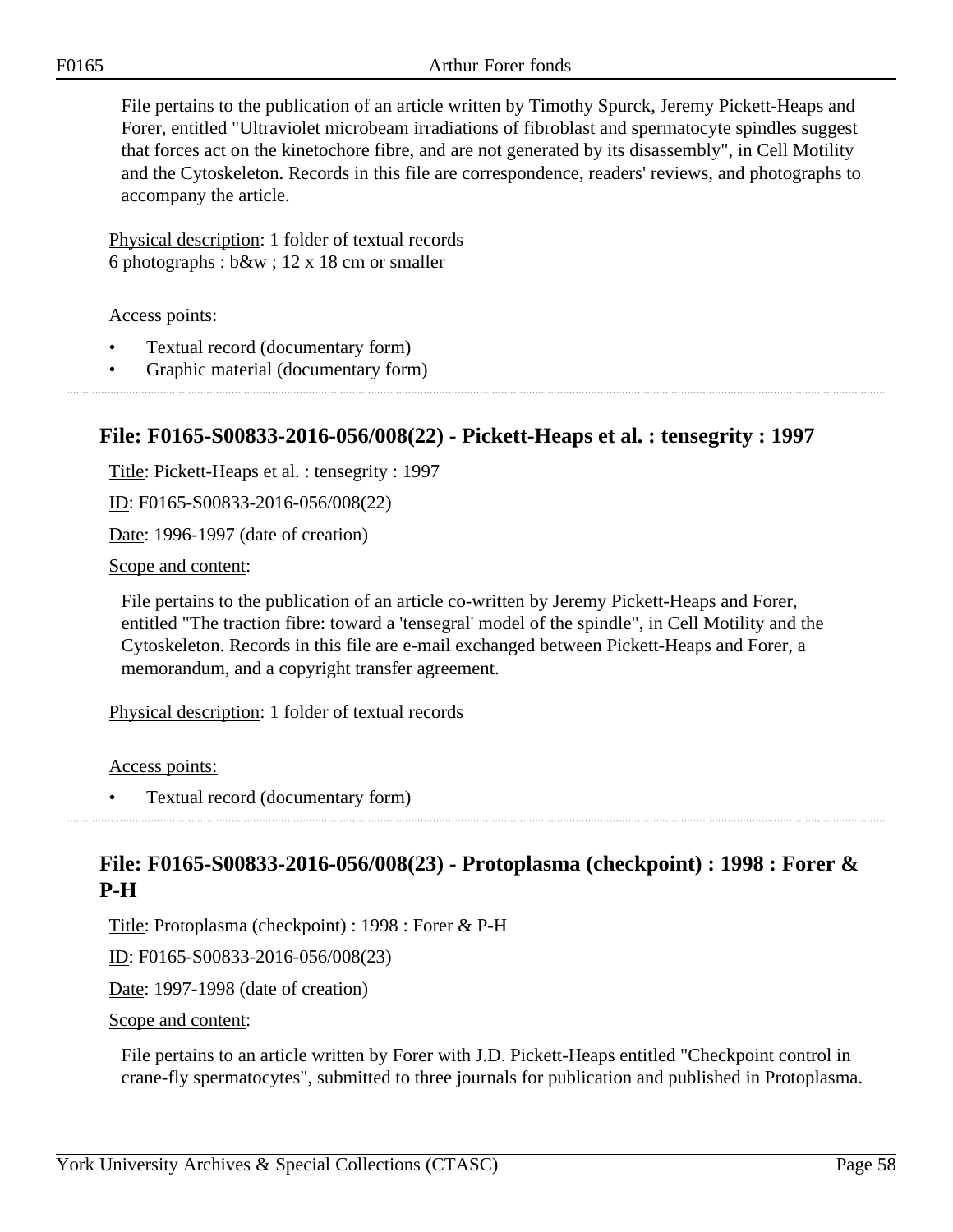File pertains to the publication of an article written by Timothy Spurck, Jeremy Pickett-Heaps and Forer, entitled "Ultraviolet microbeam irradiations of fibroblast and spermatocyte spindles suggest that forces act on the kinetochore fibre, and are not generated by its disassembly", in Cell Motility and the Cytoskeleton. Records in this file are correspondence, readers' reviews, and photographs to accompany the article.

Physical description: 1 folder of textual records
6 photographs : b&w ; 12 x 18 cm or smaller

Access points:

- Textual record (documentary form)
- Graphic material (documentary form)

## File: F0165-S00833-2016-056/008(22) - Pickett-Heaps et al. : tensegrity : 1997

Title: Pickett-Heaps et al. : tensegrity : 1997

ID: F0165-S00833-2016-056/008(22)

Date: 1996-1997 (date of creation)

Scope and content:

File pertains to the publication of an article co-written by Jeremy Pickett-Heaps and Forer, entitled "The traction fibre: toward a 'tensegral' model of the spindle", in Cell Motility and the Cytoskeleton. Records in this file are e-mail exchanged between Pickett-Heaps and Forer, a memorandum, and a copyright transfer agreement.

Physical description: 1 folder of textual records

Access points:

- Textual record (documentary form)

## File: F0165-S00833-2016-056/008(23) - Protoplasma (checkpoint) : 1998 : Forer & P-H

Title: Protoplasma (checkpoint) : 1998 : Forer & P-H

ID: F0165-S00833-2016-056/008(23)

Date: 1997-1998 (date of creation)

Scope and content:

File pertains to an article written by Forer with J.D. Pickett-Heaps entitled "Checkpoint control in crane-fly spermatocytes", submitted to three journals for publication and published in Protoplasma.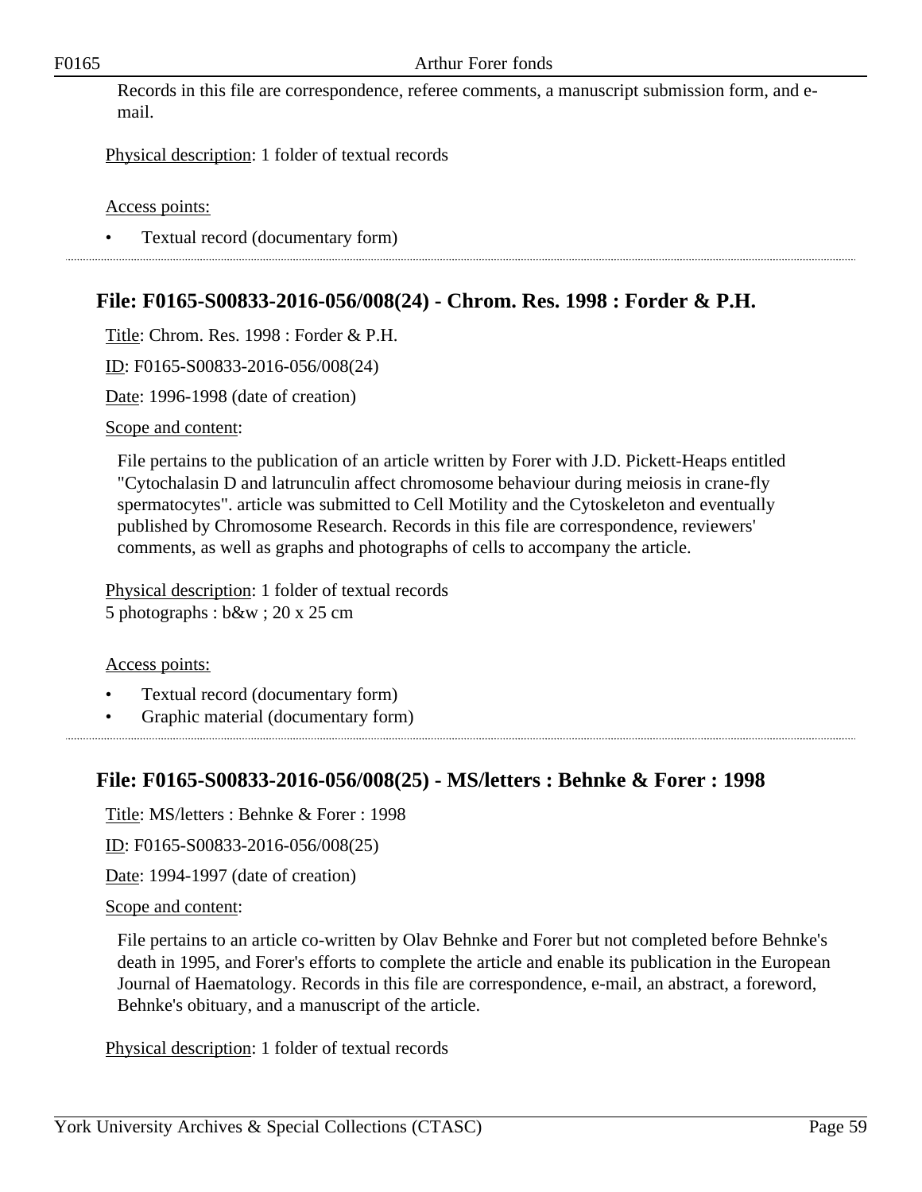Records in this file are correspondence, referee comments, a manuscript submission form, and e-mail.

Physical description: 1 folder of textual records

Access points:

- Textual record (documentary form)

## File: F0165-S00833-2016-056/008(24) - Chrom. Res. 1998 : Forder & P.H.

Title: Chrom. Res. 1998 : Forder & P.H.

ID: F0165-S00833-2016-056/008(24)

Date: 1996-1998 (date of creation)

Scope and content:

File pertains to the publication of an article written by Forer with J.D. Pickett-Heaps entitled "Cytochalasin D and latrunculin affect chromosome behaviour during meiosis in crane-fly spermatocytes". article was submitted to Cell Motility and the Cytoskeleton and eventually published by Chromosome Research. Records in this file are correspondence, reviewers' comments, as well as graphs and photographs of cells to accompany the article.

Physical description: 1 folder of textual records
5 photographs : b&w ; 20 x 25 cm

Access points:

- Textual record (documentary form)
- Graphic material (documentary form)

## File: F0165-S00833-2016-056/008(25) - MS/letters : Behnke & Forer : 1998

Title: MS/letters : Behnke & Forer : 1998

ID: F0165-S00833-2016-056/008(25)

Date: 1994-1997 (date of creation)

Scope and content:

File pertains to an article co-written by Olav Behnke and Forer but not completed before Behnke's death in 1995, and Forer's efforts to complete the article and enable its publication in the European Journal of Haematology. Records in this file are correspondence, e-mail, an abstract, a foreword, Behnke's obituary, and a manuscript of the article.

Physical description: 1 folder of textual records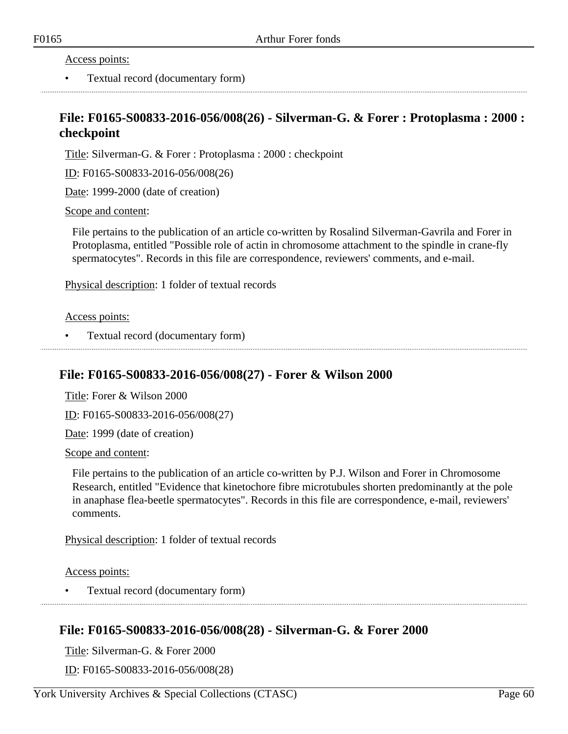Access points:

- Textual record (documentary form)

## File: F0165-S00833-2016-056/008(26) - Silverman-G. & Forer : Protoplasma : 2000 : checkpoint

Title: Silverman-G. & Forer : Protoplasma : 2000 : checkpoint

ID: F0165-S00833-2016-056/008(26)

Date: 1999-2000 (date of creation)

Scope and content:

File pertains to the publication of an article co-written by Rosalind Silverman-Gavrila and Forer in Protoplasma, entitled "Possible role of actin in chromosome attachment to the spindle in crane-fly spermatocytes". Records in this file are correspondence, reviewers' comments, and e-mail.

Physical description: 1 folder of textual records

Access points:

- Textual record (documentary form)

## File: F0165-S00833-2016-056/008(27) - Forer & Wilson 2000

Title: Forer & Wilson 2000

ID: F0165-S00833-2016-056/008(27)

Date: 1999 (date of creation)

Scope and content:

File pertains to the publication of an article co-written by P.J. Wilson and Forer in Chromosome Research, entitled "Evidence that kinetochore fibre microtubules shorten predominantly at the pole in anaphase flea-beetle spermatocytes". Records in this file are correspondence, e-mail, reviewers' comments.

Physical description: 1 folder of textual records

Access points:

- Textual record (documentary form)

## File: F0165-S00833-2016-056/008(28) - Silverman-G. & Forer 2000

Title: Silverman-G. & Forer 2000

ID: F0165-S00833-2016-056/008(28)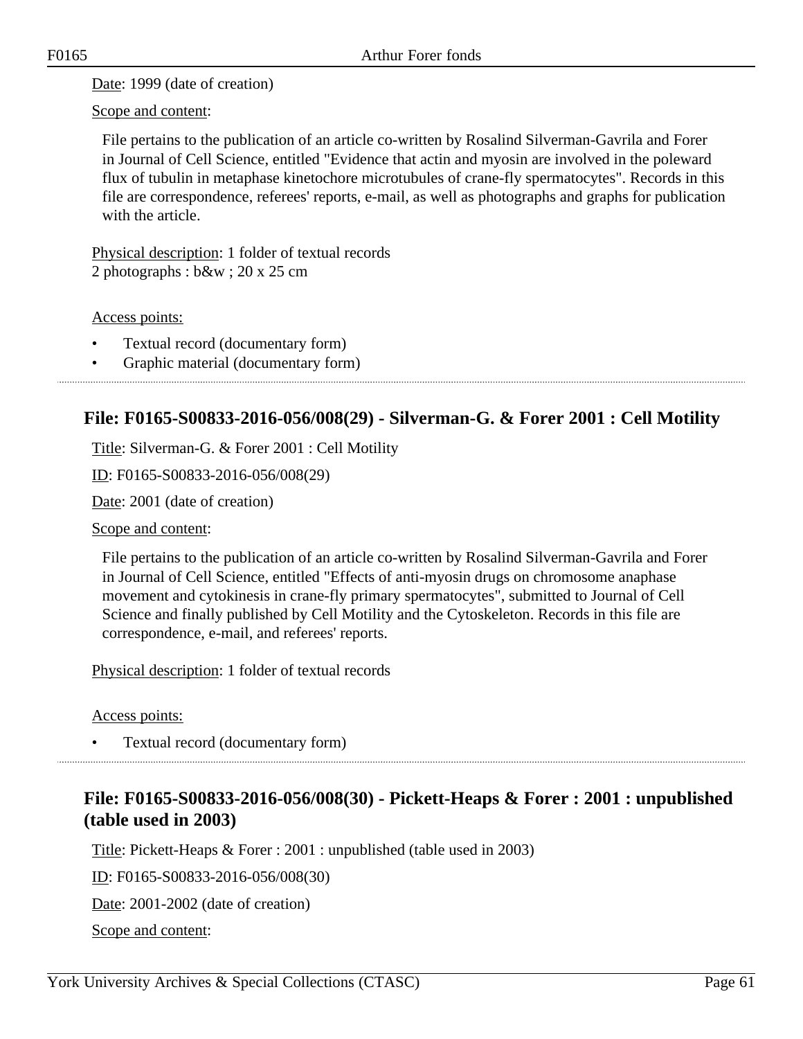Date: 1999 (date of creation)

Scope and content:

File pertains to the publication of an article co-written by Rosalind Silverman-Gavrila and Forer in Journal of Cell Science, entitled "Evidence that actin and myosin are involved in the poleward flux of tubulin in metaphase kinetochore microtubules of crane-fly spermatocytes". Records in this file are correspondence, referees' reports, e-mail, as well as photographs and graphs for publication with the article.

Physical description: 1 folder of textual records
2 photographs : b&w ; 20 x 25 cm

Access points:

- Textual record (documentary form)
- Graphic material (documentary form)

## File: F0165-S00833-2016-056/008(29) - Silverman-G. & Forer 2001 : Cell Motility

Title: Silverman-G. & Forer 2001 : Cell Motility

ID: F0165-S00833-2016-056/008(29)

Date: 2001 (date of creation)

Scope and content:

File pertains to the publication of an article co-written by Rosalind Silverman-Gavrila and Forer in Journal of Cell Science, entitled "Effects of anti-myosin drugs on chromosome anaphase movement and cytokinesis in crane-fly primary spermatocytes", submitted to Journal of Cell Science and finally published by Cell Motility and the Cytoskeleton. Records in this file are correspondence, e-mail, and referees' reports.

Physical description: 1 folder of textual records

Access points:

- Textual record (documentary form)

## File: F0165-S00833-2016-056/008(30) - Pickett-Heaps & Forer : 2001 : unpublished (table used in 2003)

Title: Pickett-Heaps & Forer : 2001 : unpublished (table used in 2003)

ID: F0165-S00833-2016-056/008(30)

Date: 2001-2002 (date of creation)

Scope and content: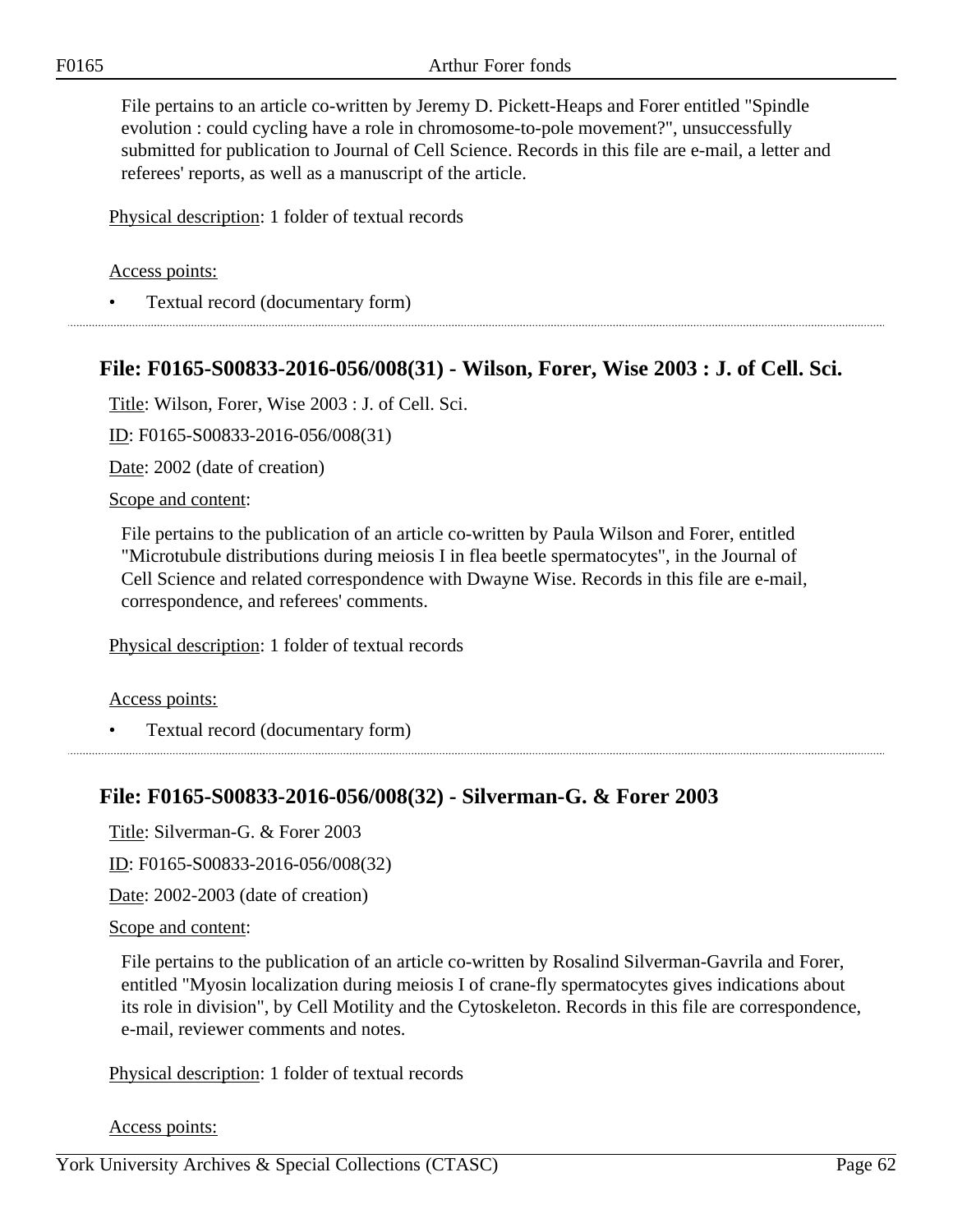File pertains to an article co-written by Jeremy D. Pickett-Heaps and Forer entitled "Spindle evolution : could cycling have a role in chromosome-to-pole movement?", unsuccessfully submitted for publication to Journal of Cell Science. Records in this file are e-mail, a letter and referees' reports, as well as a manuscript of the article.

Physical description: 1 folder of textual records

Access points:

- Textual record (documentary form)

## File: F0165-S00833-2016-056/008(31) - Wilson, Forer, Wise 2003 : J. of Cell. Sci.

Title: Wilson, Forer, Wise 2003 : J. of Cell. Sci.

ID: F0165-S00833-2016-056/008(31)

Date: 2002 (date of creation)

Scope and content:

File pertains to the publication of an article co-written by Paula Wilson and Forer, entitled "Microtubule distributions during meiosis I in flea beetle spermatocytes", in the Journal of Cell Science and related correspondence with Dwayne Wise. Records in this file are e-mail, correspondence, and referees' comments.

Physical description: 1 folder of textual records

Access points:

- Textual record (documentary form)

## File: F0165-S00833-2016-056/008(32) - Silverman-G. & Forer 2003

Title: Silverman-G. & Forer 2003

ID: F0165-S00833-2016-056/008(32)

Date: 2002-2003 (date of creation)

Scope and content:

File pertains to the publication of an article co-written by Rosalind Silverman-Gavrila and Forer, entitled "Myosin localization during meiosis I of crane-fly spermatocytes gives indications about its role in division", by Cell Motility and the Cytoskeleton. Records in this file are correspondence, e-mail, reviewer comments and notes.

Physical description: 1 folder of textual records

Access points: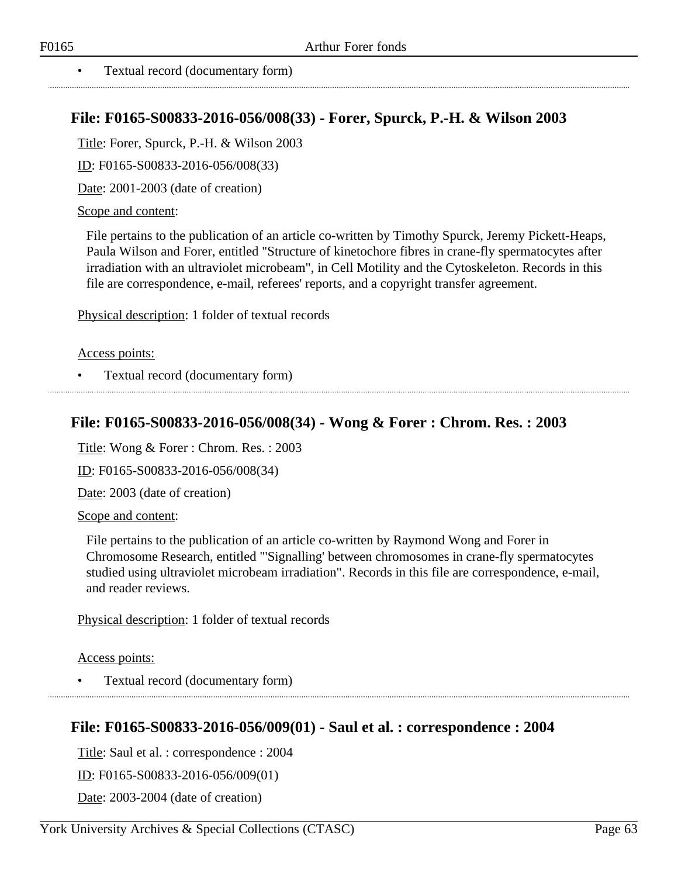- Textual record (documentary form)

## File: F0165-S00833-2016-056/008(33) - Forer, Spurck, P.-H. & Wilson 2003

Title: Forer, Spurck, P.-H. & Wilson 2003

ID: F0165-S00833-2016-056/008(33)

Date: 2001-2003 (date of creation)

Scope and content:

File pertains to the publication of an article co-written by Timothy Spurck, Jeremy Pickett-Heaps, Paula Wilson and Forer, entitled "Structure of kinetochore fibres in crane-fly spermatocytes after irradiation with an ultraviolet microbeam", in Cell Motility and the Cytoskeleton. Records in this file are correspondence, e-mail, referees' reports, and a copyright transfer agreement.

Physical description: 1 folder of textual records

Access points:

- Textual record (documentary form)

## File: F0165-S00833-2016-056/008(34) - Wong & Forer : Chrom. Res. : 2003

Title: Wong & Forer : Chrom. Res. : 2003

ID: F0165-S00833-2016-056/008(34)

Date: 2003 (date of creation)

Scope and content:

File pertains to the publication of an article co-written by Raymond Wong and Forer in Chromosome Research, entitled "'Signalling' between chromosomes in crane-fly spermatocytes studied using ultraviolet microbeam irradiation". Records in this file are correspondence, e-mail, and reader reviews.

Physical description: 1 folder of textual records

Access points:

- Textual record (documentary form)

## File: F0165-S00833-2016-056/009(01) - Saul et al. : correspondence : 2004

Title: Saul et al. : correspondence : 2004

ID: F0165-S00833-2016-056/009(01)

Date: 2003-2004 (date of creation)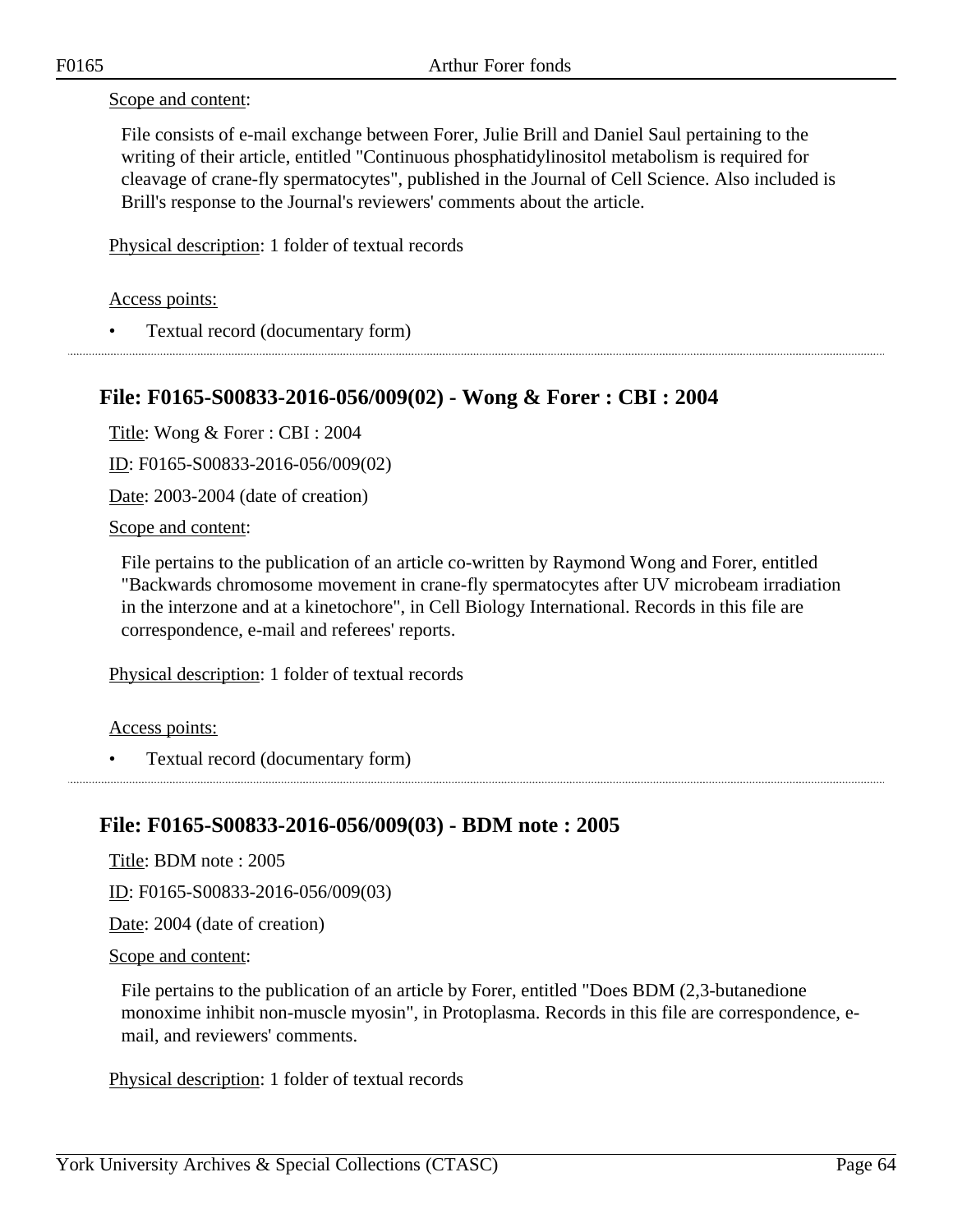Scope and content:

File consists of e-mail exchange between Forer, Julie Brill and Daniel Saul pertaining to the writing of their article, entitled "Continuous phosphatidylinositol metabolism is required for cleavage of crane-fly spermatocytes", published in the Journal of Cell Science. Also included is Brill's response to the Journal's reviewers' comments about the article.

Physical description: 1 folder of textual records

Access points:

- Textual record (documentary form)

## File: F0165-S00833-2016-056/009(02) - Wong & Forer : CBI : 2004

Title: Wong & Forer : CBI : 2004

ID: F0165-S00833-2016-056/009(02)

Date: 2003-2004 (date of creation)

Scope and content:

File pertains to the publication of an article co-written by Raymond Wong and Forer, entitled "Backwards chromosome movement in crane-fly spermatocytes after UV microbeam irradiation in the interzone and at a kinetochore", in Cell Biology International. Records in this file are correspondence, e-mail and referees' reports.

Physical description: 1 folder of textual records

Access points:

- Textual record (documentary form)

## File: F0165-S00833-2016-056/009(03) - BDM note : 2005

Title: BDM note : 2005

ID: F0165-S00833-2016-056/009(03)

Date: 2004 (date of creation)

Scope and content:

File pertains to the publication of an article by Forer, entitled "Does BDM (2,3-butanedione monoxime inhibit non-muscle myosin", in Protoplasma. Records in this file are correspondence, e-mail, and reviewers' comments.

Physical description: 1 folder of textual records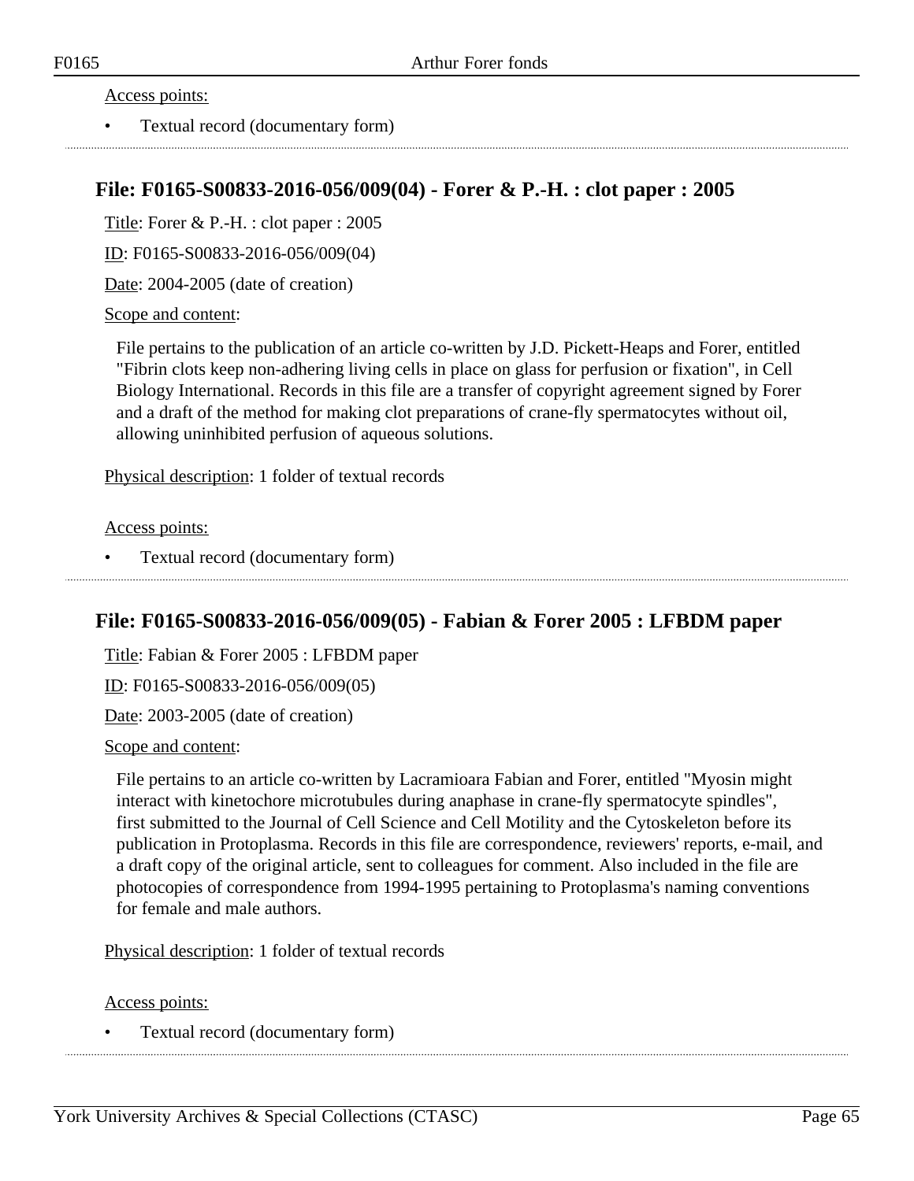Access points:

- Textual record (documentary form)

## File: F0165-S00833-2016-056/009(04) - Forer & P.-H. : clot paper : 2005

Title: Forer & P.-H. : clot paper : 2005

ID: F0165-S00833-2016-056/009(04)

Date: 2004-2005 (date of creation)

Scope and content:

File pertains to the publication of an article co-written by J.D. Pickett-Heaps and Forer, entitled "Fibrin clots keep non-adhering living cells in place on glass for perfusion or fixation", in Cell Biology International. Records in this file are a transfer of copyright agreement signed by Forer and a draft of the method for making clot preparations of crane-fly spermatocytes without oil, allowing uninhibited perfusion of aqueous solutions.

Physical description: 1 folder of textual records

Access points:

- Textual record (documentary form)

## File: F0165-S00833-2016-056/009(05) - Fabian & Forer 2005 : LFBDM paper

Title: Fabian & Forer 2005 : LFBDM paper

ID: F0165-S00833-2016-056/009(05)

Date: 2003-2005 (date of creation)

Scope and content:

File pertains to an article co-written by Lacramioara Fabian and Forer, entitled "Myosin might interact with kinetochore microtubules during anaphase in crane-fly spermatocyte spindles", first submitted to the Journal of Cell Science and Cell Motility and the Cytoskeleton before its publication in Protoplasma. Records in this file are correspondence, reviewers' reports, e-mail, and a draft copy of the original article, sent to colleagues for comment. Also included in the file are photocopies of correspondence from 1994-1995 pertaining to Protoplasma's naming conventions for female and male authors.

Physical description: 1 folder of textual records

Access points:

- Textual record (documentary form)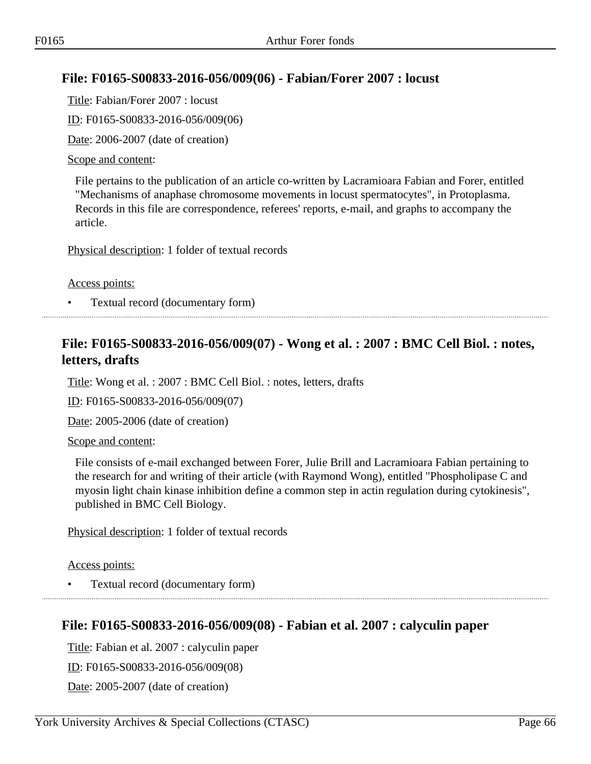## File: F0165-S00833-2016-056/009(06) - Fabian/Forer 2007 : locust

Title: Fabian/Forer 2007 : locust

ID: F0165-S00833-2016-056/009(06)

Date: 2006-2007 (date of creation)

Scope and content:

File pertains to the publication of an article co-written by Lacramioara Fabian and Forer, entitled "Mechanisms of anaphase chromosome movements in locust spermatocytes", in Protoplasma. Records in this file are correspondence, referees' reports, e-mail, and graphs to accompany the article.

Physical description: 1 folder of textual records

Access points:

- Textual record (documentary form)

## File: F0165-S00833-2016-056/009(07) - Wong et al. : 2007 : BMC Cell Biol. : notes, letters, drafts

Title: Wong et al. : 2007 : BMC Cell Biol. : notes, letters, drafts

ID: F0165-S00833-2016-056/009(07)

Date: 2005-2006 (date of creation)

Scope and content:

File consists of e-mail exchanged between Forer, Julie Brill and Lacramioara Fabian pertaining to the research for and writing of their article (with Raymond Wong), entitled "Phospholipase C and myosin light chain kinase inhibition define a common step in actin regulation during cytokinesis", published in BMC Cell Biology.

Physical description: 1 folder of textual records

Access points:

- Textual record (documentary form)

## File: F0165-S00833-2016-056/009(08) - Fabian et al. 2007 : calyculin paper

Title: Fabian et al. 2007 : calyculin paper

ID: F0165-S00833-2016-056/009(08)

Date: 2005-2007 (date of creation)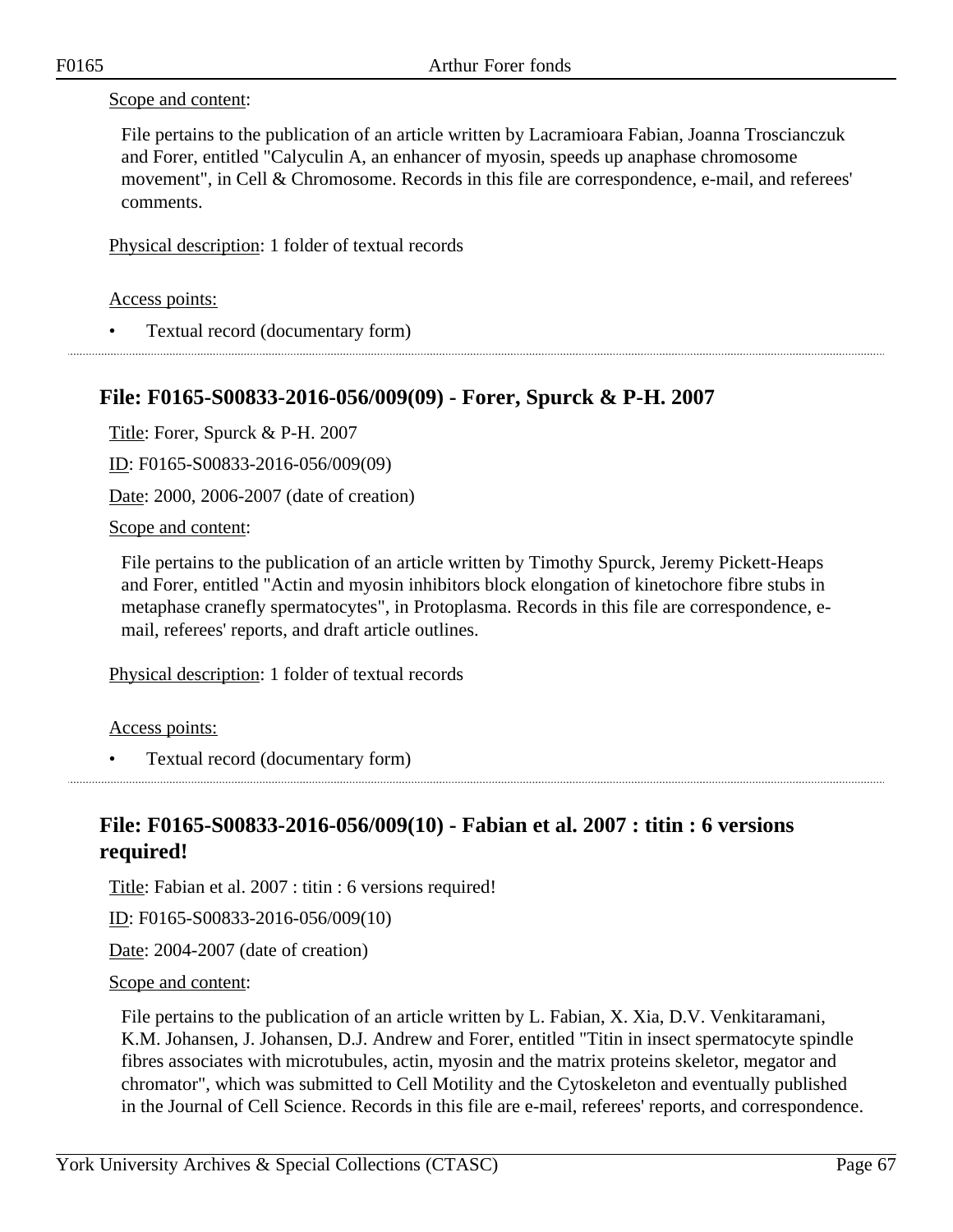Scope and content:

File pertains to the publication of an article written by Lacramioara Fabian, Joanna Troscianczuk and Forer, entitled "Calyculin A, an enhancer of myosin, speeds up anaphase chromosome movement", in Cell & Chromosome. Records in this file are correspondence, e-mail, and referees' comments.

Physical description: 1 folder of textual records

Access points:

- Textual record (documentary form)

## File: F0165-S00833-2016-056/009(09) - Forer, Spurck & P-H. 2007

Title: Forer, Spurck & P-H. 2007

ID: F0165-S00833-2016-056/009(09)

Date: 2000, 2006-2007 (date of creation)

Scope and content:

File pertains to the publication of an article written by Timothy Spurck, Jeremy Pickett-Heaps and Forer, entitled "Actin and myosin inhibitors block elongation of kinetochore fibre stubs in metaphase cranefly spermatocytes", in Protoplasma. Records in this file are correspondence, e-mail, referees' reports, and draft article outlines.

Physical description: 1 folder of textual records

Access points:

- Textual record (documentary form)

## File: F0165-S00833-2016-056/009(10) - Fabian et al. 2007 : titin : 6 versions required!

Title: Fabian et al. 2007 : titin : 6 versions required!

ID: F0165-S00833-2016-056/009(10)

Date: 2004-2007 (date of creation)

Scope and content:

File pertains to the publication of an article written by L. Fabian, X. Xia, D.V. Venkitaramani, K.M. Johansen, J. Johansen, D.J. Andrew and Forer, entitled "Titin in insect spermatocyte spindle fibres associates with microtubules, actin, myosin and the matrix proteins skeletor, megator and chromator", which was submitted to Cell Motility and the Cytoskeleton and eventually published in the Journal of Cell Science. Records in this file are e-mail, referees' reports, and correspondence.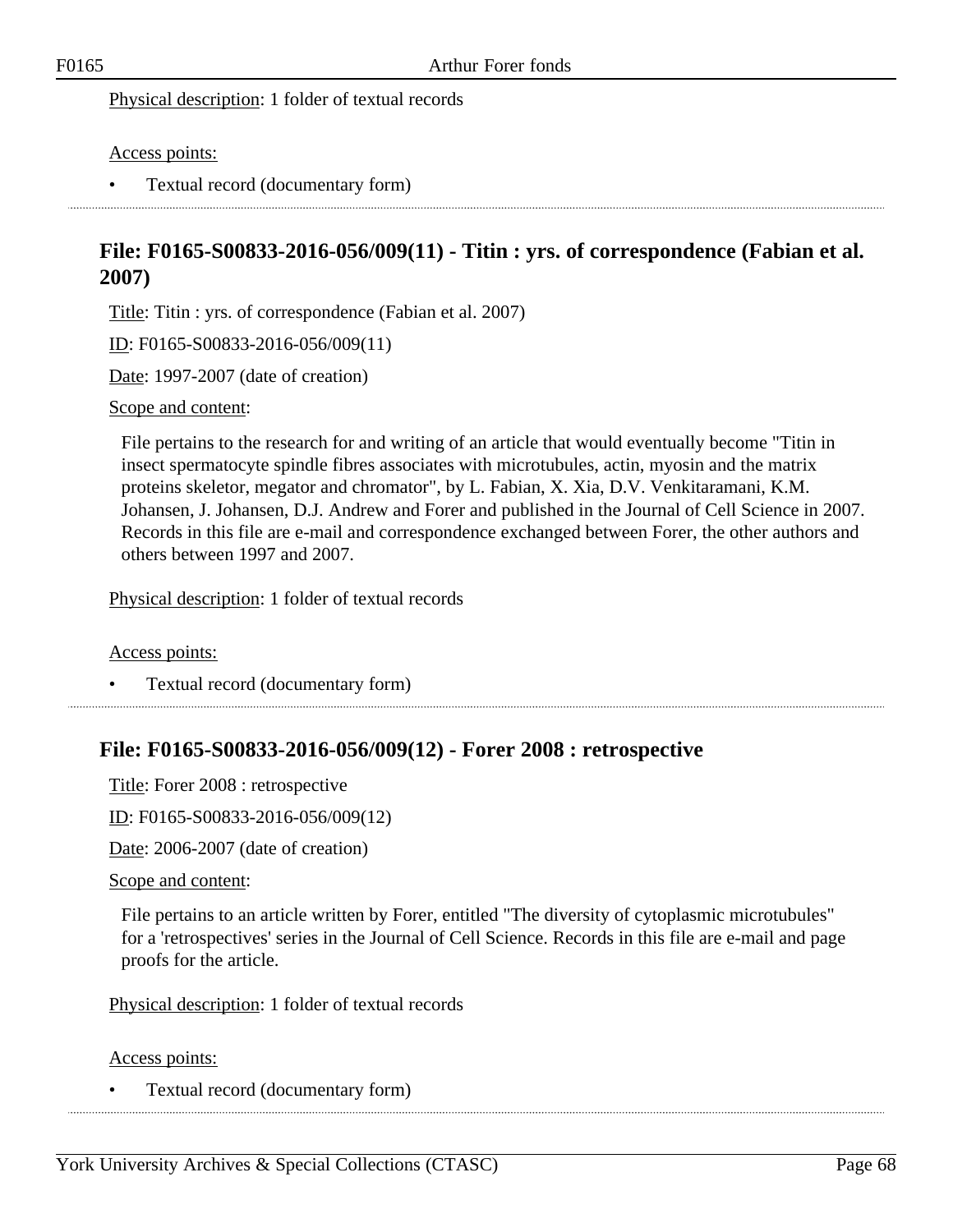Physical description: 1 folder of textual records

Access points:

- Textual record (documentary form)

---

## File: F0165-S00833-2016-056/009(11) - Titin : yrs. of correspondence (Fabian et al. 2007)

Title: Titin : yrs. of correspondence (Fabian et al. 2007)

ID: F0165-S00833-2016-056/009(11)

Date: 1997-2007 (date of creation)

Scope and content:

File pertains to the research for and writing of an article that would eventually become "Titin in insect spermatocyte spindle fibres associates with microtubules, actin, myosin and the matrix proteins skeletor, megator and chromator", by L. Fabian, X. Xia, D.V. Venkitaramani, K.M. Johansen, J. Johansen, D.J. Andrew and Forer and published in the Journal of Cell Science in 2007. Records in this file are e-mail and correspondence exchanged between Forer, the other authors and others between 1997 and 2007.

Physical description: 1 folder of textual records

Access points:

- Textual record (documentary form)

---

## File: F0165-S00833-2016-056/009(12) - Forer 2008 : retrospective

Title: Forer 2008 : retrospective

ID: F0165-S00833-2016-056/009(12)

Date: 2006-2007 (date of creation)

Scope and content:

File pertains to an article written by Forer, entitled "The diversity of cytoplasmic microtubules" for a 'retrospectives' series in the Journal of Cell Science. Records in this file are e-mail and page proofs for the article.

Physical description: 1 folder of textual records

Access points:

- Textual record (documentary form)

---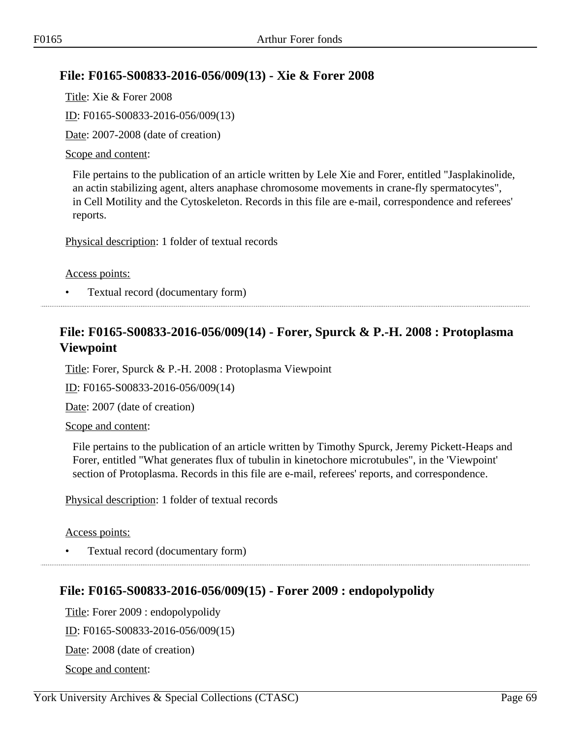## File: F0165-S00833-2016-056/009(13) - Xie & Forer 2008

Title: Xie & Forer 2008

ID: F0165-S00833-2016-056/009(13)

Date: 2007-2008 (date of creation)

Scope and content:

File pertains to the publication of an article written by Lele Xie and Forer, entitled "Jasplakinolide, an actin stabilizing agent, alters anaphase chromosome movements in crane-fly spermatocytes", in Cell Motility and the Cytoskeleton. Records in this file are e-mail, correspondence and referees' reports.

Physical description: 1 folder of textual records

Access points:

- Textual record (documentary form)

## File: F0165-S00833-2016-056/009(14) - Forer, Spurck & P.-H. 2008 : Protoplasma Viewpoint

Title: Forer, Spurck & P.-H. 2008 : Protoplasma Viewpoint

ID: F0165-S00833-2016-056/009(14)

Date: 2007 (date of creation)

Scope and content:

File pertains to the publication of an article written by Timothy Spurck, Jeremy Pickett-Heaps and Forer, entitled "What generates flux of tubulin in kinetochore microtubules", in the 'Viewpoint' section of Protoplasma. Records in this file are e-mail, referees' reports, and correspondence.

Physical description: 1 folder of textual records

Access points:

- Textual record (documentary form)

## File: F0165-S00833-2016-056/009(15) - Forer 2009 : endopolypolidy

Title: Forer 2009 : endopolypolidy

ID: F0165-S00833-2016-056/009(15)

Date: 2008 (date of creation)

Scope and content: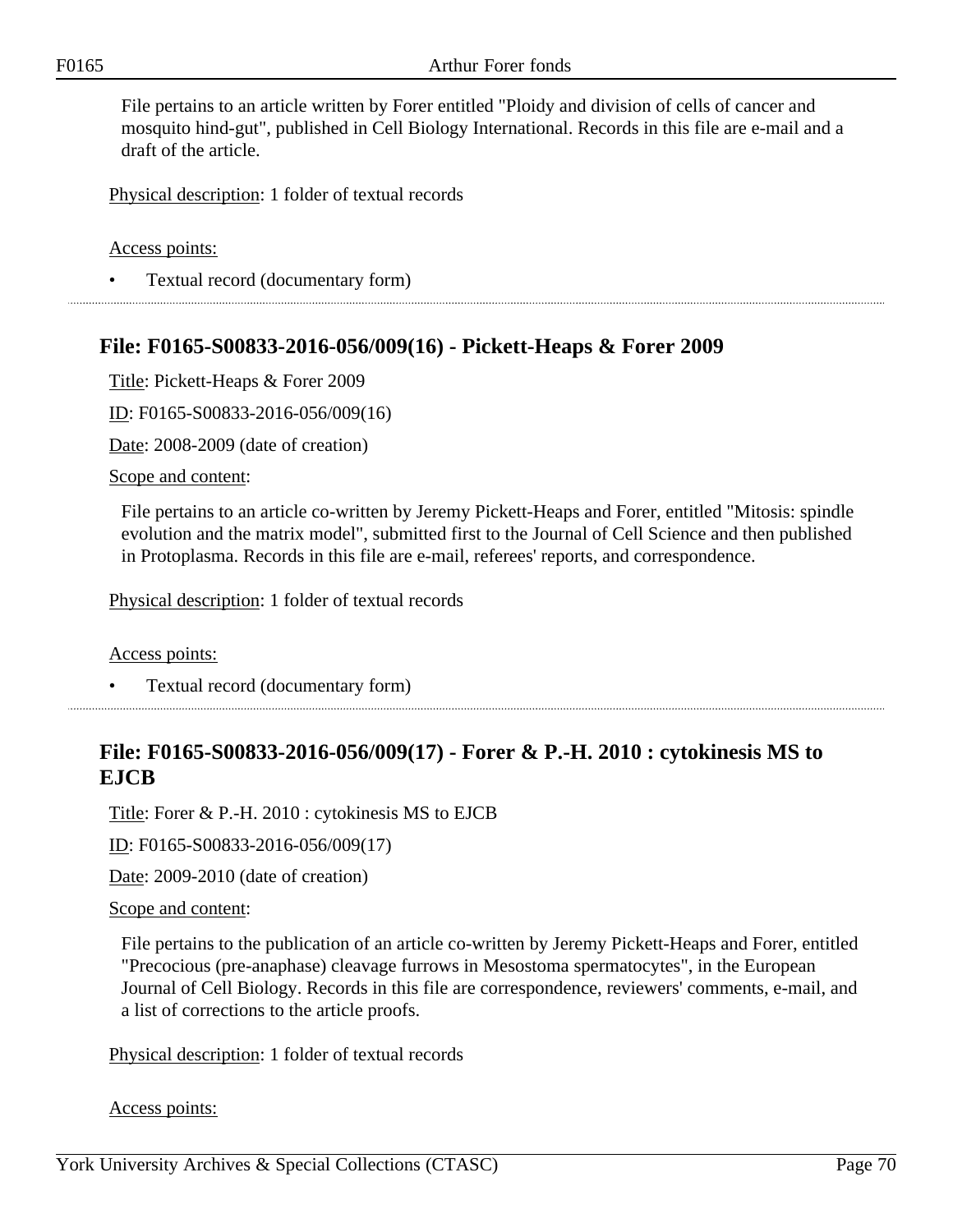File pertains to an article written by Forer entitled "Ploidy and division of cells of cancer and mosquito hind-gut", published in Cell Biology International. Records in this file are e-mail and a draft of the article.

Physical description: 1 folder of textual records

Access points:

- Textual record (documentary form)

---

## File: F0165-S00833-2016-056/009(16) - Pickett-Heaps & Forer 2009

Title: Pickett-Heaps & Forer 2009

ID: F0165-S00833-2016-056/009(16)

Date: 2008-2009 (date of creation)

Scope and content:

File pertains to an article co-written by Jeremy Pickett-Heaps and Forer, entitled "Mitosis: spindle evolution and the matrix model", submitted first to the Journal of Cell Science and then published in Protoplasma. Records in this file are e-mail, referees' reports, and correspondence.

Physical description: 1 folder of textual records

Access points:

- Textual record (documentary form)

---

## File: F0165-S00833-2016-056/009(17) - Forer & P.-H. 2010 : cytokinesis MS to EJCB

Title: Forer & P.-H. 2010 : cytokinesis MS to EJCB

ID: F0165-S00833-2016-056/009(17)

Date: 2009-2010 (date of creation)

Scope and content:

File pertains to the publication of an article co-written by Jeremy Pickett-Heaps and Forer, entitled "Precocious (pre-anaphase) cleavage furrows in Mesostoma spermatocytes", in the European Journal of Cell Biology. Records in this file are correspondence, reviewers' comments, e-mail, and a list of corrections to the article proofs.

Physical description: 1 folder of textual records

Access points: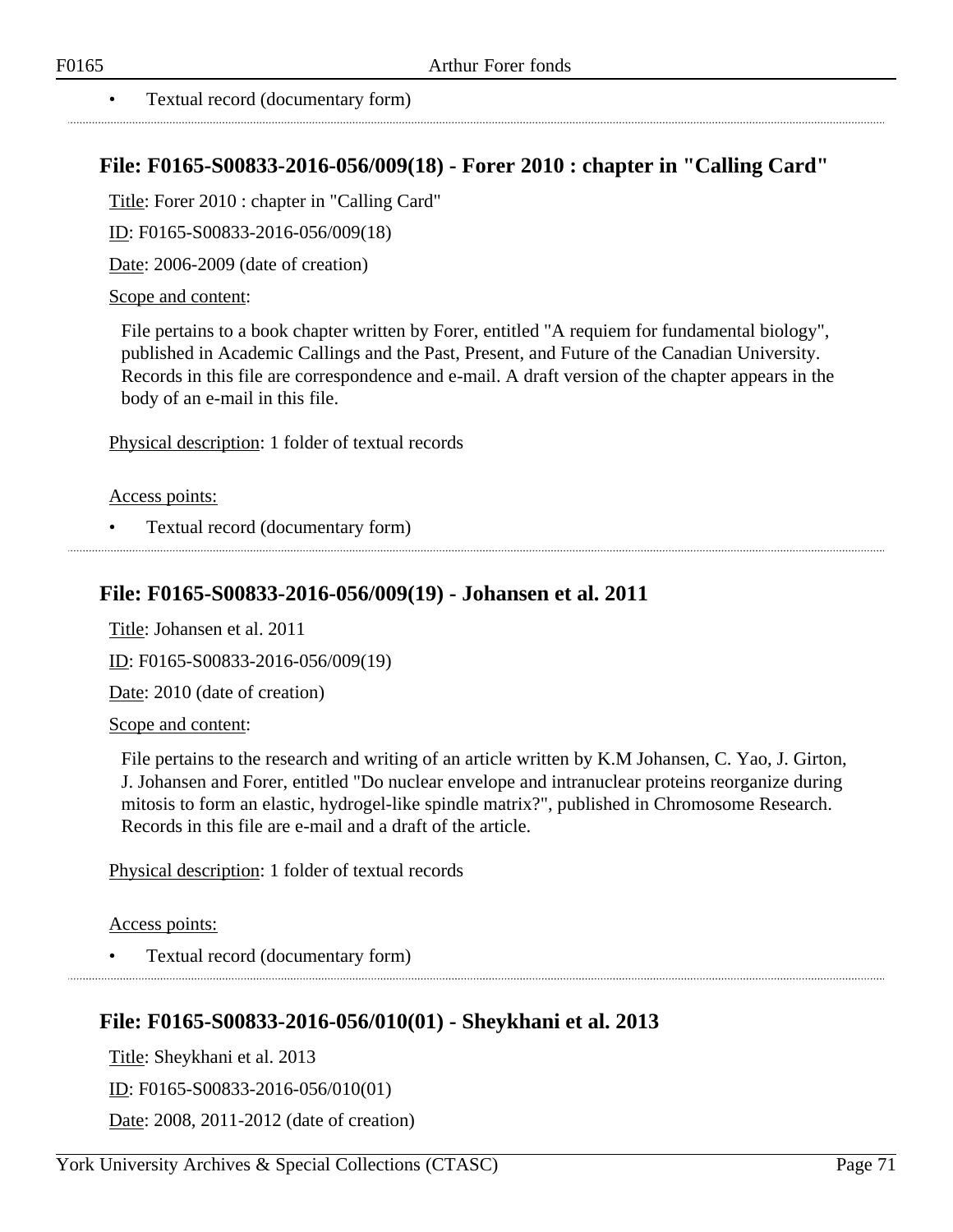- Textual record (documentary form)

## File: F0165-S00833-2016-056/009(18) - Forer 2010 : chapter in "Calling Card"

Title: Forer 2010 : chapter in "Calling Card"

ID: F0165-S00833-2016-056/009(18)

Date: 2006-2009 (date of creation)

Scope and content:

File pertains to a book chapter written by Forer, entitled "A requiem for fundamental biology", published in Academic Callings and the Past, Present, and Future of the Canadian University. Records in this file are correspondence and e-mail. A draft version of the chapter appears in the body of an e-mail in this file.

Physical description: 1 folder of textual records

Access points:

- Textual record (documentary form)

## File: F0165-S00833-2016-056/009(19) - Johansen et al. 2011

Title: Johansen et al. 2011

ID: F0165-S00833-2016-056/009(19)

Date: 2010 (date of creation)

Scope and content:

File pertains to the research and writing of an article written by K.M Johansen, C. Yao, J. Girton, J. Johansen and Forer, entitled "Do nuclear envelope and intranuclear proteins reorganize during mitosis to form an elastic, hydrogel-like spindle matrix?", published in Chromosome Research. Records in this file are e-mail and a draft of the article.

Physical description: 1 folder of textual records

Access points:

- Textual record (documentary form)

## File: F0165-S00833-2016-056/010(01) - Sheykhani et al. 2013

Title: Sheykhani et al. 2013

ID: F0165-S00833-2016-056/010(01)

Date: 2008, 2011-2012 (date of creation)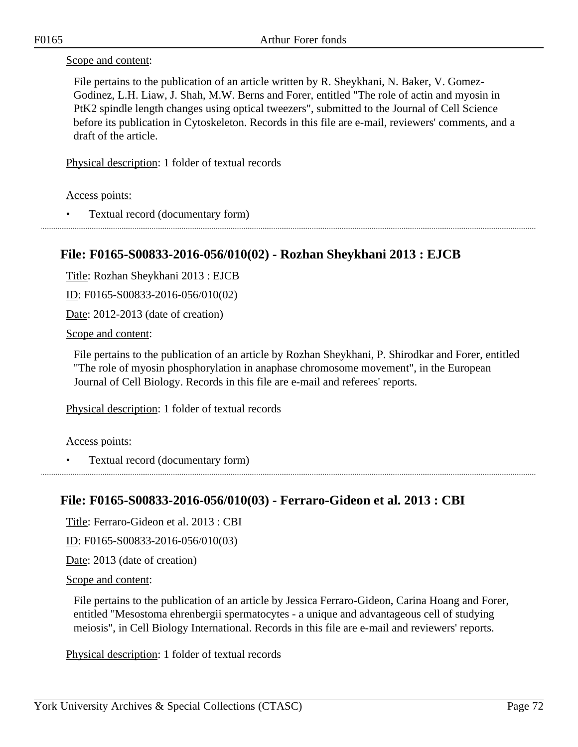Scope and content:

File pertains to the publication of an article written by R. Sheykhani, N. Baker, V. Gomez-Godinez, L.H. Liaw, J. Shah, M.W. Berns and Forer, entitled "The role of actin and myosin in PtK2 spindle length changes using optical tweezers", submitted to the Journal of Cell Science before its publication in Cytoskeleton. Records in this file are e-mail, reviewers' comments, and a draft of the article.

Physical description: 1 folder of textual records

Access points:

- Textual record (documentary form)

## File: F0165-S00833-2016-056/010(02) - Rozhan Sheykhani 2013 : EJCB

Title: Rozhan Sheykhani 2013 : EJCB

ID: F0165-S00833-2016-056/010(02)

Date: 2012-2013 (date of creation)

Scope and content:

File pertains to the publication of an article by Rozhan Sheykhani, P. Shirodkar and Forer, entitled "The role of myosin phosphorylation in anaphase chromosome movement", in the European Journal of Cell Biology. Records in this file are e-mail and referees' reports.

Physical description: 1 folder of textual records

Access points:

- Textual record (documentary form)

## File: F0165-S00833-2016-056/010(03) - Ferraro-Gideon et al. 2013 : CBI

Title: Ferraro-Gideon et al. 2013 : CBI

ID: F0165-S00833-2016-056/010(03)

Date: 2013 (date of creation)

Scope and content:

File pertains to the publication of an article by Jessica Ferraro-Gideon, Carina Hoang and Forer, entitled "Mesostoma ehrenbergii spermatocytes - a unique and advantageous cell of studying meiosis", in Cell Biology International. Records in this file are e-mail and reviewers' reports.

Physical description: 1 folder of textual records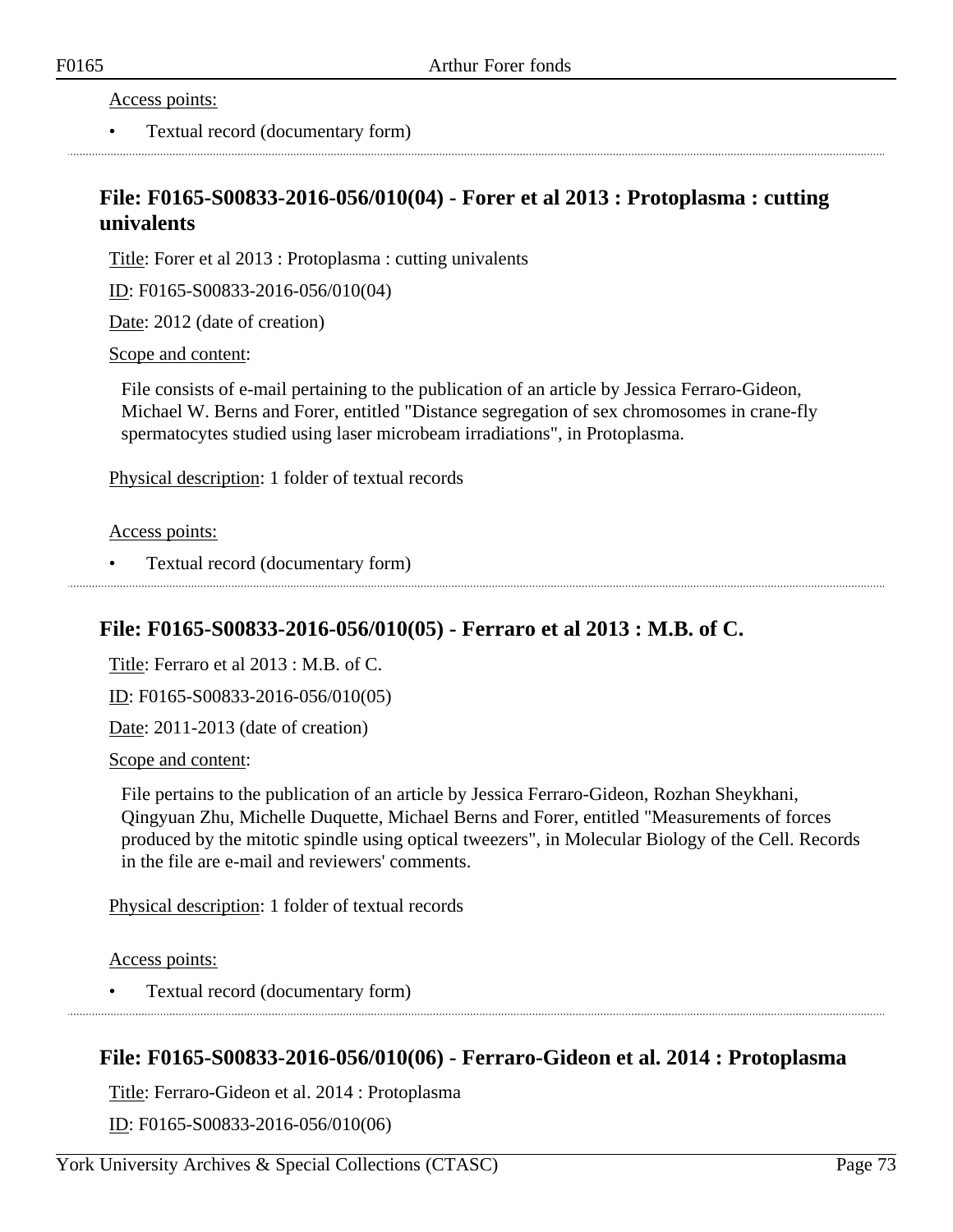Access points:

- Textual record (documentary form)

## File: F0165-S00833-2016-056/010(04) - Forer et al 2013 : Protoplasma : cutting univalents

Title: Forer et al 2013 : Protoplasma : cutting univalents

ID: F0165-S00833-2016-056/010(04)

Date: 2012 (date of creation)

Scope and content:

File consists of e-mail pertaining to the publication of an article by Jessica Ferraro-Gideon, Michael W. Berns and Forer, entitled "Distance segregation of sex chromosomes in crane-fly spermatocytes studied using laser microbeam irradiations", in Protoplasma.

Physical description: 1 folder of textual records

Access points:

- Textual record (documentary form)

## File: F0165-S00833-2016-056/010(05) - Ferraro et al 2013 : M.B. of C.

Title: Ferraro et al 2013 : M.B. of C.

ID: F0165-S00833-2016-056/010(05)

Date: 2011-2013 (date of creation)

Scope and content:

File pertains to the publication of an article by Jessica Ferraro-Gideon, Rozhan Sheykhani, Qingyuan Zhu, Michelle Duquette, Michael Berns and Forer, entitled "Measurements of forces produced by the mitotic spindle using optical tweezers", in Molecular Biology of the Cell. Records in the file are e-mail and reviewers' comments.

Physical description: 1 folder of textual records

Access points:

- Textual record (documentary form)

## File: F0165-S00833-2016-056/010(06) - Ferraro-Gideon et al. 2014 : Protoplasma

Title: Ferraro-Gideon et al. 2014 : Protoplasma

ID: F0165-S00833-2016-056/010(06)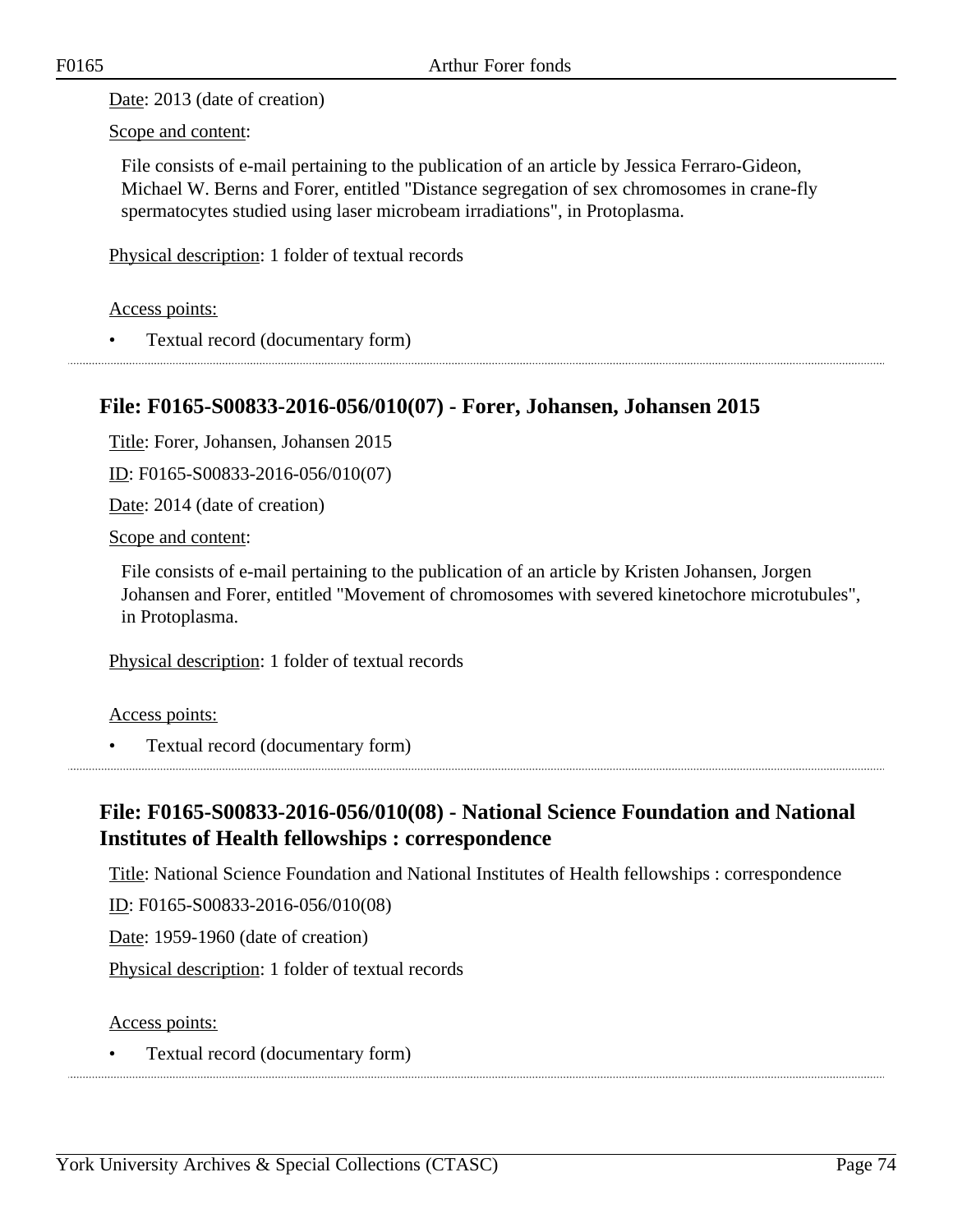Date: 2013 (date of creation)

Scope and content:

File consists of e-mail pertaining to the publication of an article by Jessica Ferraro-Gideon, Michael W. Berns and Forer, entitled "Distance segregation of sex chromosomes in crane-fly spermatocytes studied using laser microbeam irradiations", in Protoplasma.

Physical description: 1 folder of textual records

Access points:

- Textual record (documentary form)

## File: F0165-S00833-2016-056/010(07) - Forer, Johansen, Johansen 2015

Title: Forer, Johansen, Johansen 2015

ID: F0165-S00833-2016-056/010(07)

Date: 2014 (date of creation)

Scope and content:

File consists of e-mail pertaining to the publication of an article by Kristen Johansen, Jorgen Johansen and Forer, entitled "Movement of chromosomes with severed kinetochore microtubules", in Protoplasma.

Physical description: 1 folder of textual records

Access points:

- Textual record (documentary form)

## File: F0165-S00833-2016-056/010(08) - National Science Foundation and National Institutes of Health fellowships : correspondence

Title: National Science Foundation and National Institutes of Health fellowships : correspondence

ID: F0165-S00833-2016-056/010(08)

Date: 1959-1960 (date of creation)

Physical description: 1 folder of textual records

Access points:

- Textual record (documentary form)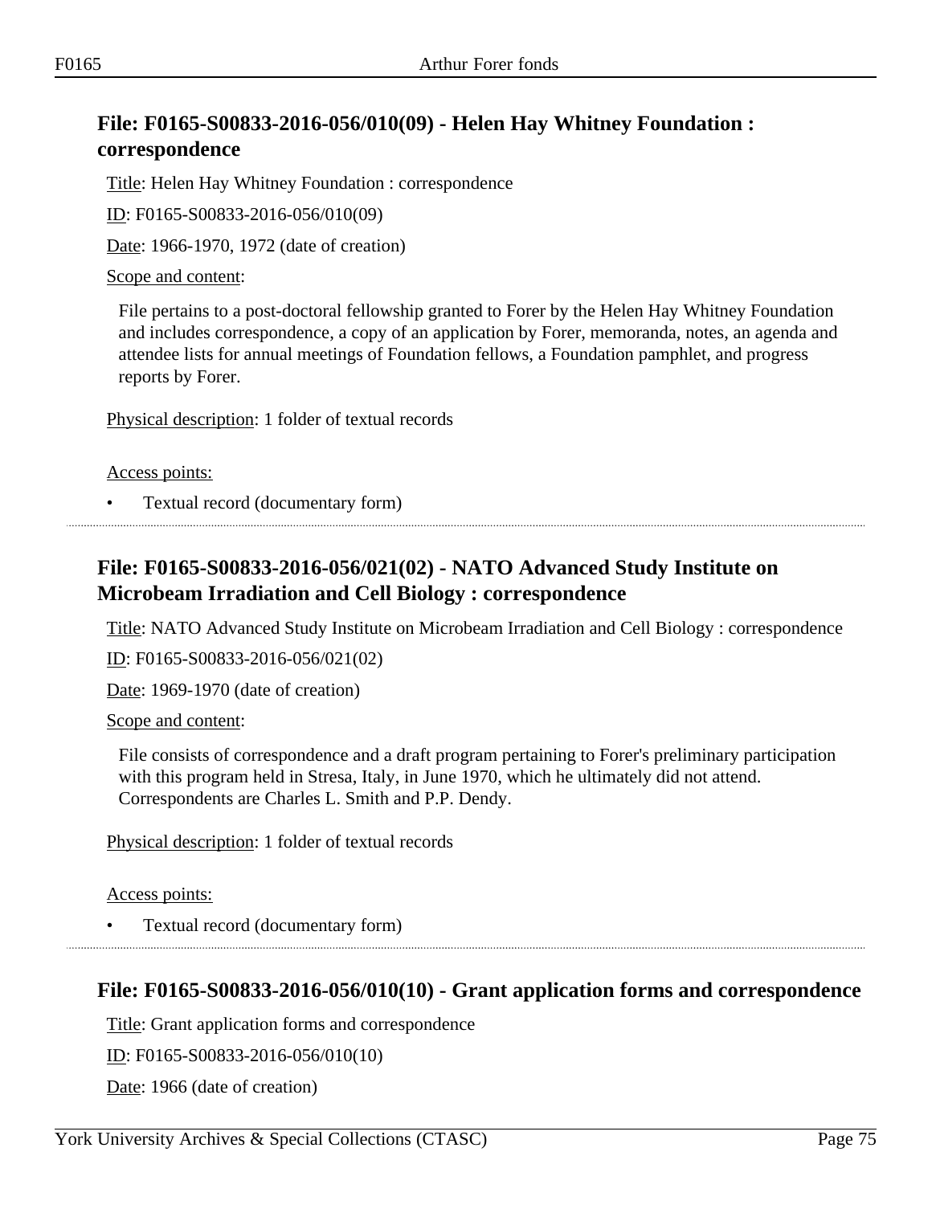## File: F0165-S00833-2016-056/010(09) - Helen Hay Whitney Foundation : correspondence

Title: Helen Hay Whitney Foundation : correspondence

ID: F0165-S00833-2016-056/010(09)

Date: 1966-1970, 1972 (date of creation)

Scope and content:

File pertains to a post-doctoral fellowship granted to Forer by the Helen Hay Whitney Foundation and includes correspondence, a copy of an application by Forer, memoranda, notes, an agenda and attendee lists for annual meetings of Foundation fellows, a Foundation pamphlet, and progress reports by Forer.

Physical description: 1 folder of textual records

Access points:

- Textual record (documentary form)

## File: F0165-S00833-2016-056/021(02) - NATO Advanced Study Institute on Microbeam Irradiation and Cell Biology : correspondence

Title: NATO Advanced Study Institute on Microbeam Irradiation and Cell Biology : correspondence

ID: F0165-S00833-2016-056/021(02)

Date: 1969-1970 (date of creation)

Scope and content:

File consists of correspondence and a draft program pertaining to Forer's preliminary participation with this program held in Stresa, Italy, in June 1970, which he ultimately did not attend. Correspondents are Charles L. Smith and P.P. Dendy.

Physical description: 1 folder of textual records

Access points:

- Textual record (documentary form)

## File: F0165-S00833-2016-056/010(10) - Grant application forms and correspondence

Title: Grant application forms and correspondence

ID: F0165-S00833-2016-056/010(10)

Date: 1966 (date of creation)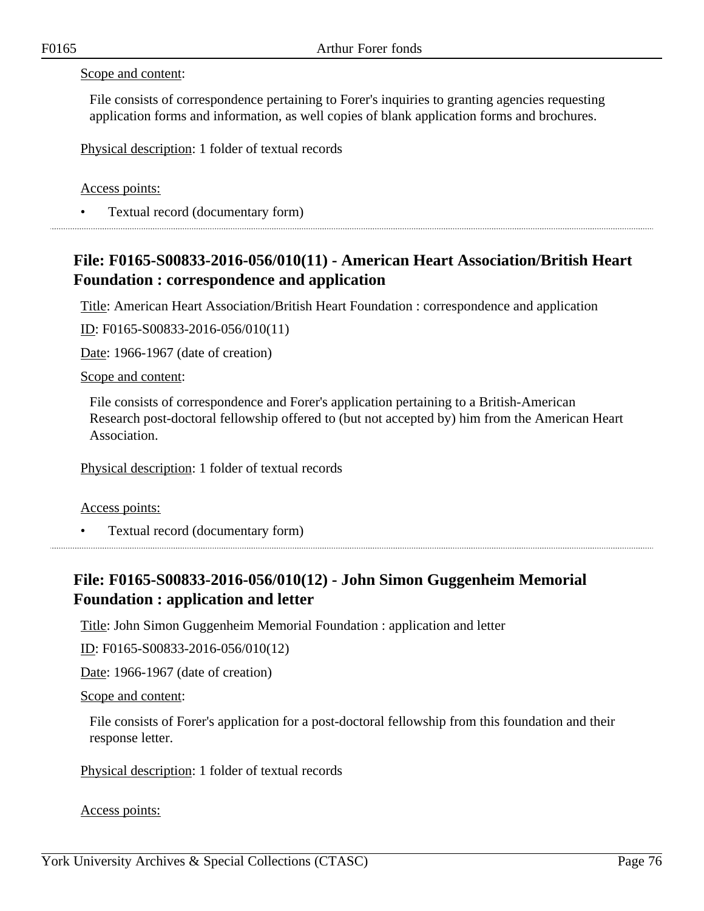Scope and content:

File consists of correspondence pertaining to Forer's inquiries to granting agencies requesting application forms and information, as well copies of blank application forms and brochures.

Physical description: 1 folder of textual records

Access points:

- Textual record (documentary form)

## File: F0165-S00833-2016-056/010(11) - American Heart Association/British Heart Foundation : correspondence and application

Title: American Heart Association/British Heart Foundation : correspondence and application

ID: F0165-S00833-2016-056/010(11)

Date: 1966-1967 (date of creation)

Scope and content:

File consists of correspondence and Forer's application pertaining to a British-American Research post-doctoral fellowship offered to (but not accepted by) him from the American Heart Association.

Physical description: 1 folder of textual records

Access points:

- Textual record (documentary form)

## File: F0165-S00833-2016-056/010(12) - John Simon Guggenheim Memorial Foundation : application and letter

Title: John Simon Guggenheim Memorial Foundation : application and letter

ID: F0165-S00833-2016-056/010(12)

Date: 1966-1967 (date of creation)

Scope and content:

File consists of Forer's application for a post-doctoral fellowship from this foundation and their response letter.

Physical description: 1 folder of textual records

Access points: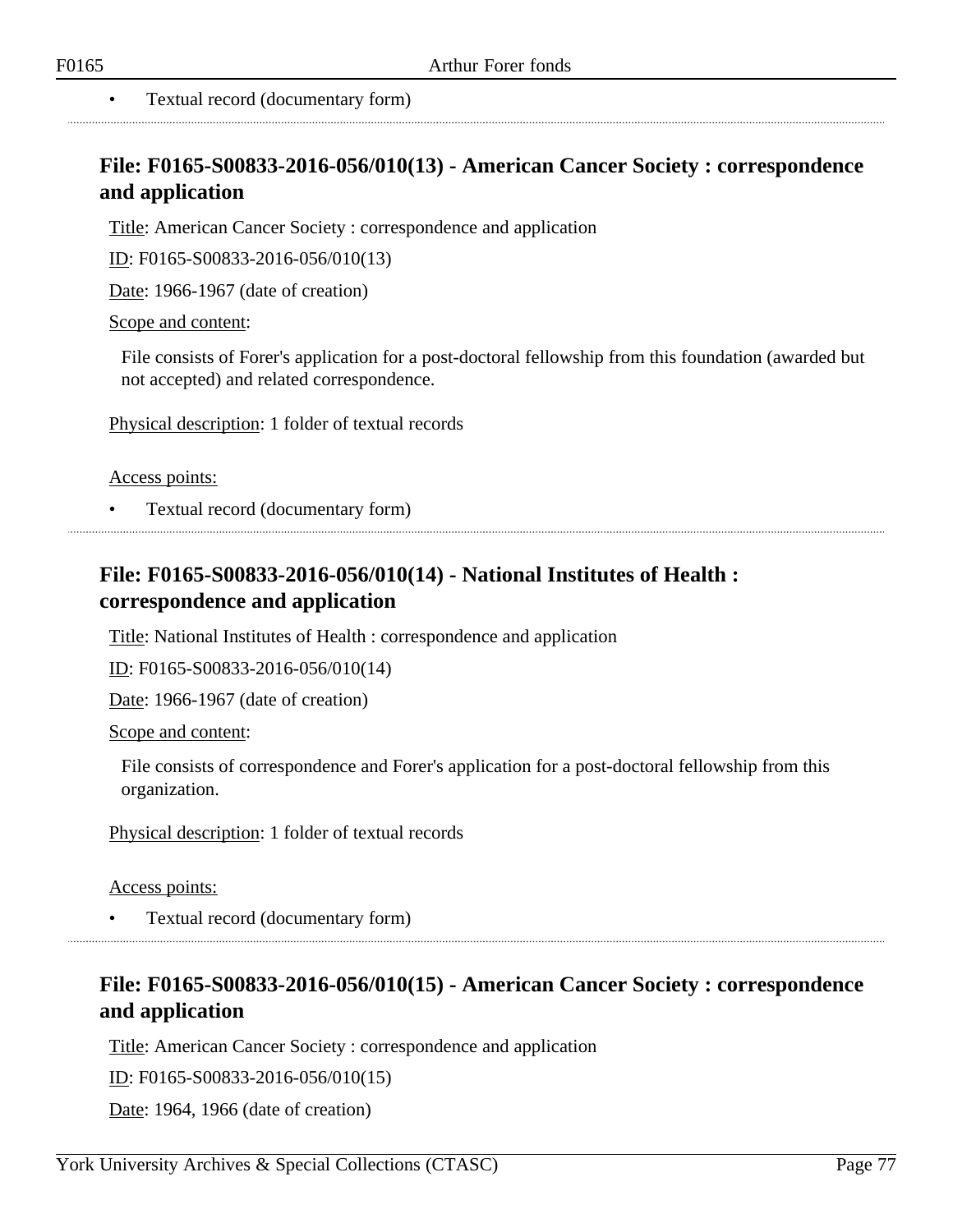- Textual record (documentary form)

## File: F0165-S00833-2016-056/010(13) - American Cancer Society : correspondence and application

Title: American Cancer Society : correspondence and application

ID: F0165-S00833-2016-056/010(13)

Date: 1966-1967 (date of creation)

Scope and content:

File consists of Forer's application for a post-doctoral fellowship from this foundation (awarded but not accepted) and related correspondence.

Physical description: 1 folder of textual records

Access points:

- Textual record (documentary form)

## File: F0165-S00833-2016-056/010(14) - National Institutes of Health : correspondence and application

Title: National Institutes of Health : correspondence and application

ID: F0165-S00833-2016-056/010(14)

Date: 1966-1967 (date of creation)

Scope and content:

File consists of correspondence and Forer's application for a post-doctoral fellowship from this organization.

Physical description: 1 folder of textual records

Access points:

- Textual record (documentary form)

## File: F0165-S00833-2016-056/010(15) - American Cancer Society : correspondence and application

Title: American Cancer Society : correspondence and application

ID: F0165-S00833-2016-056/010(15)

Date: 1964, 1966 (date of creation)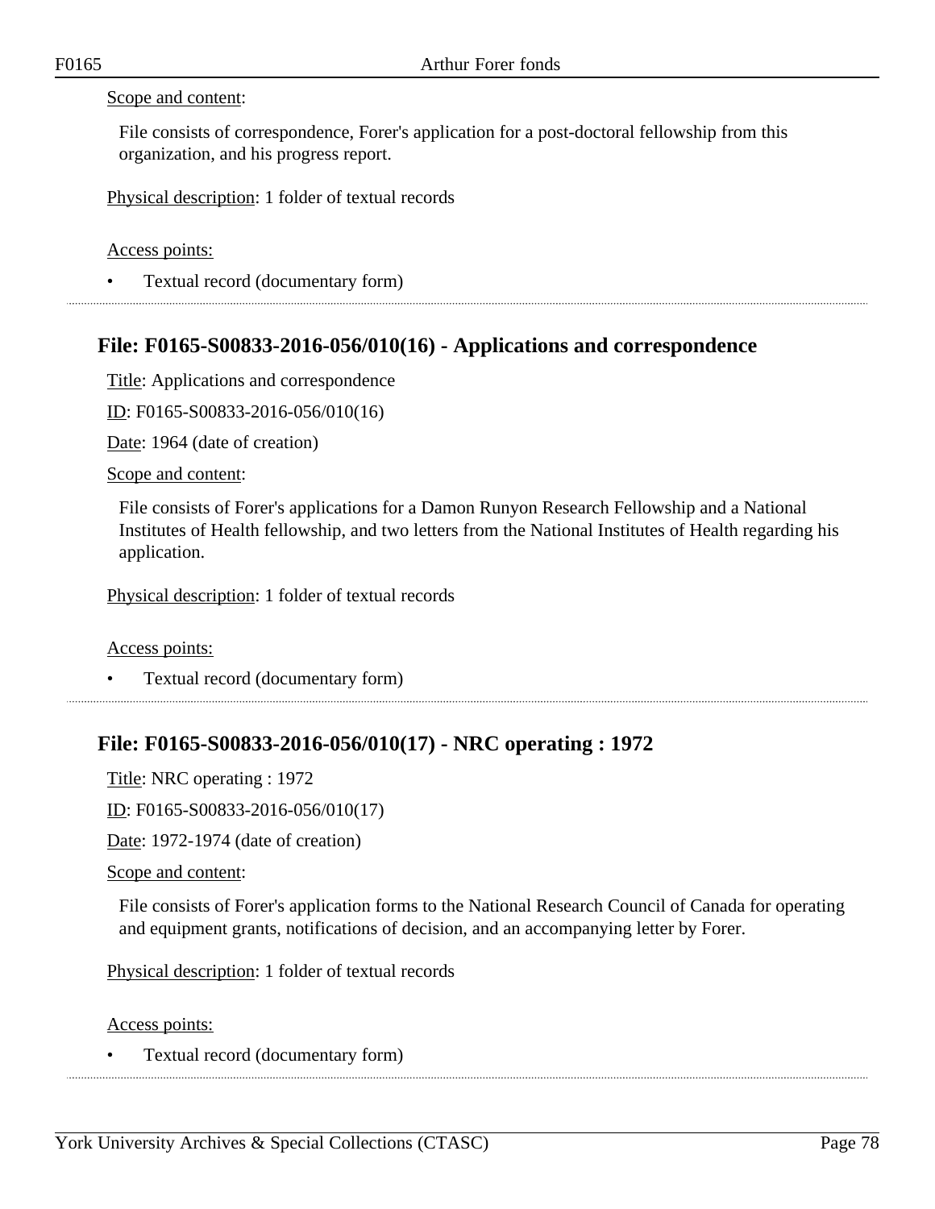Scope and content:

File consists of correspondence, Forer's application for a post-doctoral fellowship from this organization, and his progress report.

Physical description: 1 folder of textual records

Access points:

- Textual record (documentary form)

## File: F0165-S00833-2016-056/010(16) - Applications and correspondence

Title: Applications and correspondence

ID: F0165-S00833-2016-056/010(16)

Date: 1964 (date of creation)

Scope and content:

File consists of Forer's applications for a Damon Runyon Research Fellowship and a National Institutes of Health fellowship, and two letters from the National Institutes of Health regarding his application.

Physical description: 1 folder of textual records

Access points:

- Textual record (documentary form)

## File: F0165-S00833-2016-056/010(17) - NRC operating : 1972

Title: NRC operating : 1972

ID: F0165-S00833-2016-056/010(17)

Date: 1972-1974 (date of creation)

Scope and content:

File consists of Forer's application forms to the National Research Council of Canada for operating and equipment grants, notifications of decision, and an accompanying letter by Forer.

Physical description: 1 folder of textual records

Access points:

- Textual record (documentary form)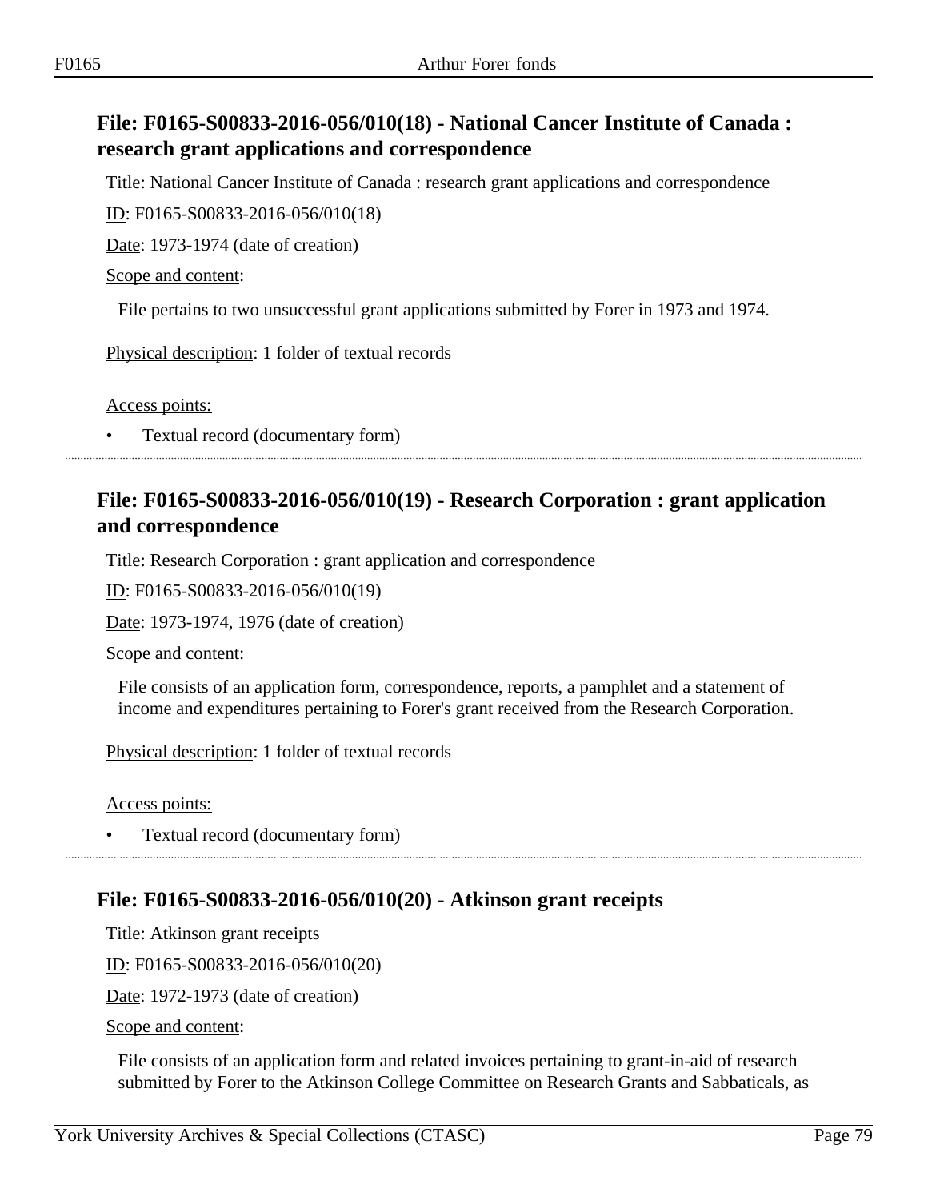## File: F0165-S00833-2016-056/010(18) - National Cancer Institute of Canada : research grant applications and correspondence

Title: National Cancer Institute of Canada : research grant applications and correspondence

ID: F0165-S00833-2016-056/010(18)

Date: 1973-1974 (date of creation)

Scope and content:

File pertains to two unsuccessful grant applications submitted by Forer in 1973 and 1974.

Physical description: 1 folder of textual records

Access points:

- Textual record (documentary form)

---

## File: F0165-S00833-2016-056/010(19) - Research Corporation : grant application and correspondence

Title: Research Corporation : grant application and correspondence

ID: F0165-S00833-2016-056/010(19)

Date: 1973-1974, 1976 (date of creation)

Scope and content:

File consists of an application form, correspondence, reports, a pamphlet and a statement of income and expenditures pertaining to Forer's grant received from the Research Corporation.

Physical description: 1 folder of textual records

Access points:

- Textual record (documentary form)

---

## File: F0165-S00833-2016-056/010(20) - Atkinson grant receipts

Title: Atkinson grant receipts

ID: F0165-S00833-2016-056/010(20)

Date: 1972-1973 (date of creation)

Scope and content:

File consists of an application form and related invoices pertaining to grant-in-aid of research submitted by Forer to the Atkinson College Committee on Research Grants and Sabbaticals, as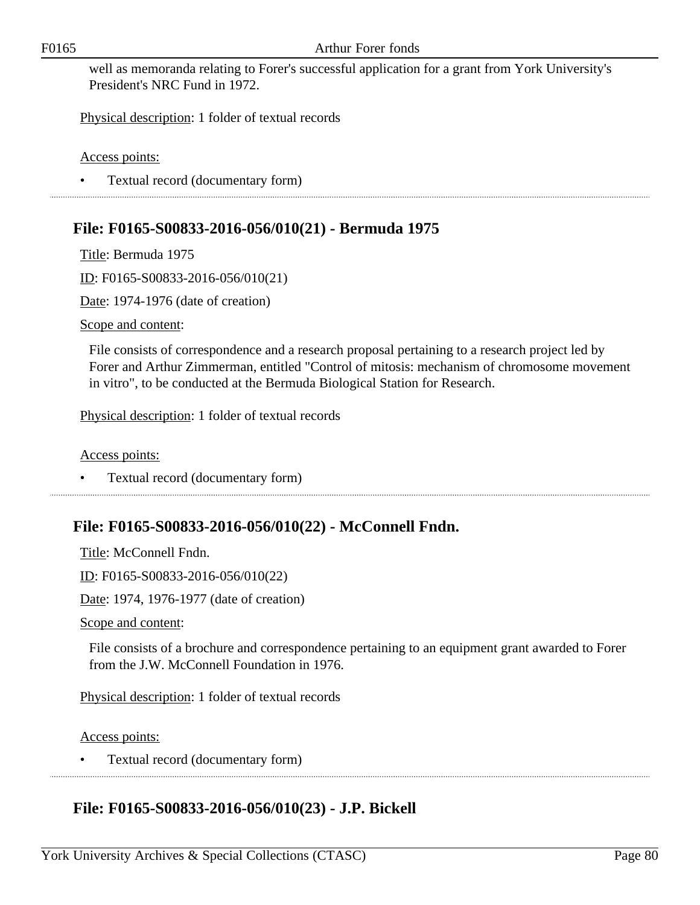well as memoranda relating to Forer's successful application for a grant from York University's President's NRC Fund in 1972.

Physical description: 1 folder of textual records

Access points:

- Textual record (documentary form)

## File: F0165-S00833-2016-056/010(21) - Bermuda 1975

Title: Bermuda 1975

ID: F0165-S00833-2016-056/010(21)

Date: 1974-1976 (date of creation)

Scope and content:

File consists of correspondence and a research proposal pertaining to a research project led by Forer and Arthur Zimmerman, entitled "Control of mitosis: mechanism of chromosome movement in vitro", to be conducted at the Bermuda Biological Station for Research.

Physical description: 1 folder of textual records

Access points:

- Textual record (documentary form)

## File: F0165-S00833-2016-056/010(22) - McConnell Fndn.

Title: McConnell Fndn.

ID: F0165-S00833-2016-056/010(22)

Date: 1974, 1976-1977 (date of creation)

Scope and content:

File consists of a brochure and correspondence pertaining to an equipment grant awarded to Forer from the J.W. McConnell Foundation in 1976.

Physical description: 1 folder of textual records

Access points:

- Textual record (documentary form)

## File: F0165-S00833-2016-056/010(23) - J.P. Bickell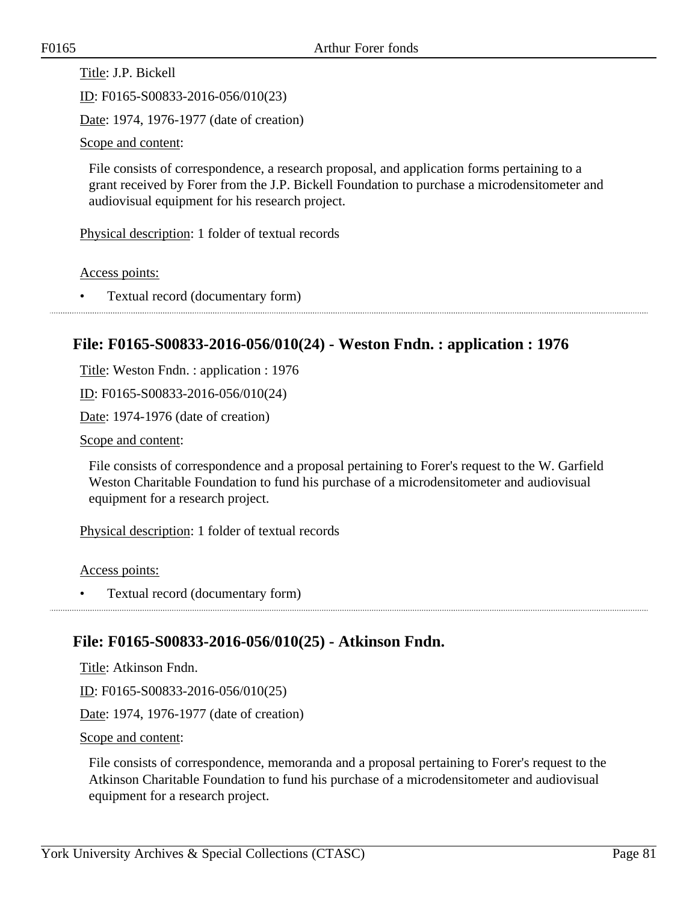Title: J.P. Bickell

ID: F0165-S00833-2016-056/010(23)

Date: 1974, 1976-1977 (date of creation)

Scope and content:

File consists of correspondence, a research proposal, and application forms pertaining to a grant received by Forer from the J.P. Bickell Foundation to purchase a microdensitometer and audiovisual equipment for his research project.

Physical description: 1 folder of textual records

Access points:

- Textual record (documentary form)

---

## File: F0165-S00833-2016-056/010(24) - Weston Fndn. : application : 1976

Title: Weston Fndn. : application : 1976

ID: F0165-S00833-2016-056/010(24)

Date: 1974-1976 (date of creation)

Scope and content:

File consists of correspondence and a proposal pertaining to Forer's request to the W. Garfield Weston Charitable Foundation to fund his purchase of a microdensitometer and audiovisual equipment for a research project.

Physical description: 1 folder of textual records

Access points:

- Textual record (documentary form)

---

## File: F0165-S00833-2016-056/010(25) - Atkinson Fndn.

Title: Atkinson Fndn.

ID: F0165-S00833-2016-056/010(25)

Date: 1974, 1976-1977 (date of creation)

Scope and content:

File consists of correspondence, memoranda and a proposal pertaining to Forer's request to the Atkinson Charitable Foundation to fund his purchase of a microdensitometer and audiovisual equipment for a research project.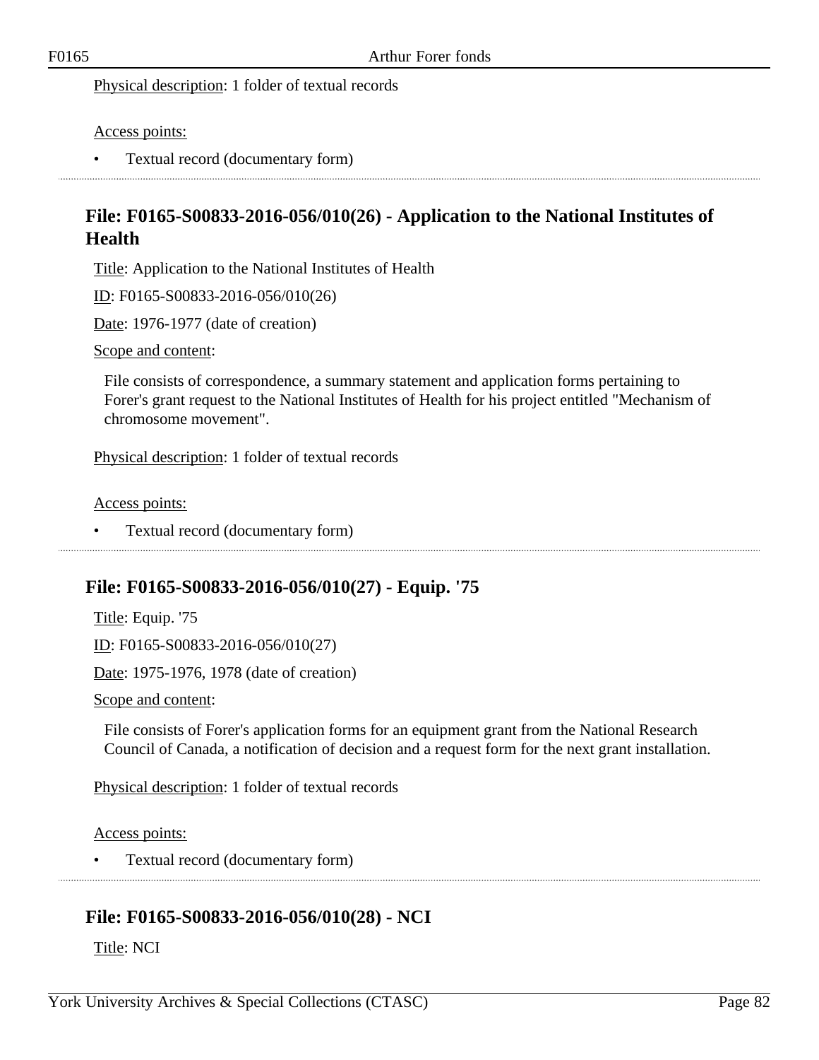Physical description: 1 folder of textual records

Access points:

- Textual record (documentary form)

## File: F0165-S00833-2016-056/010(26) - Application to the National Institutes of Health

Title: Application to the National Institutes of Health

ID: F0165-S00833-2016-056/010(26)

Date: 1976-1977 (date of creation)

Scope and content:

File consists of correspondence, a summary statement and application forms pertaining to Forer's grant request to the National Institutes of Health for his project entitled "Mechanism of chromosome movement".

Physical description: 1 folder of textual records

Access points:

- Textual record (documentary form)

## File: F0165-S00833-2016-056/010(27) - Equip. '75

Title: Equip. '75

ID: F0165-S00833-2016-056/010(27)

Date: 1975-1976, 1978 (date of creation)

Scope and content:

File consists of Forer's application forms for an equipment grant from the National Research Council of Canada, a notification of decision and a request form for the next grant installation.

Physical description: 1 folder of textual records

Access points:

- Textual record (documentary form)

## File: F0165-S00833-2016-056/010(28) - NCI

Title: NCI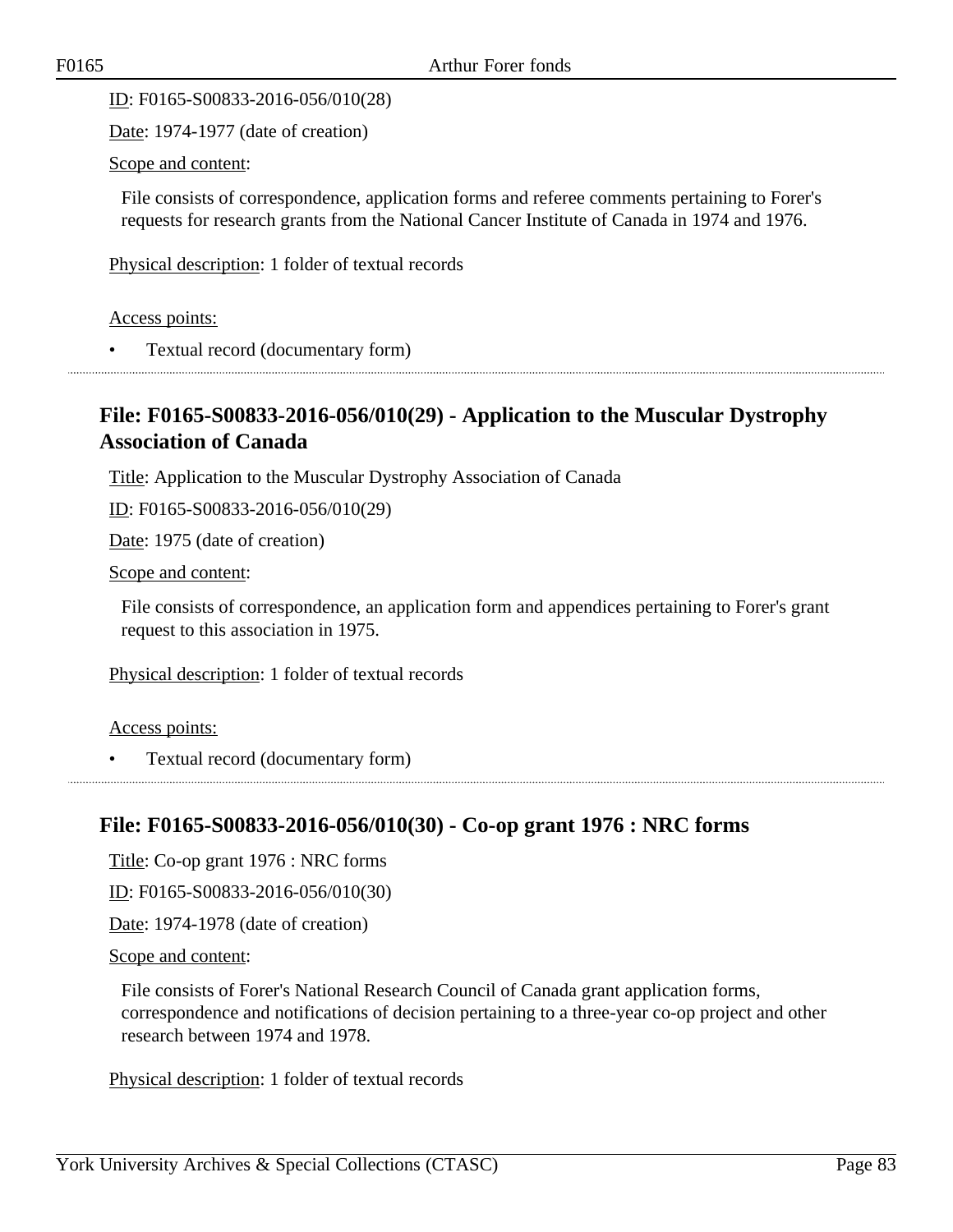ID: F0165-S00833-2016-056/010(28)

Date: 1974-1977 (date of creation)

Scope and content:

File consists of correspondence, application forms and referee comments pertaining to Forer's requests for research grants from the National Cancer Institute of Canada in 1974 and 1976.

Physical description: 1 folder of textual records

Access points:

- Textual record (documentary form)

## File: F0165-S00833-2016-056/010(29) - Application to the Muscular Dystrophy Association of Canada

Title: Application to the Muscular Dystrophy Association of Canada

ID: F0165-S00833-2016-056/010(29)

Date: 1975 (date of creation)

Scope and content:

File consists of correspondence, an application form and appendices pertaining to Forer's grant request to this association in 1975.

Physical description: 1 folder of textual records

Access points:

- Textual record (documentary form)

## File: F0165-S00833-2016-056/010(30) - Co-op grant 1976 : NRC forms

Title: Co-op grant 1976 : NRC forms

ID: F0165-S00833-2016-056/010(30)

Date: 1974-1978 (date of creation)

Scope and content:

File consists of Forer's National Research Council of Canada grant application forms, correspondence and notifications of decision pertaining to a three-year co-op project and other research between 1974 and 1978.

Physical description: 1 folder of textual records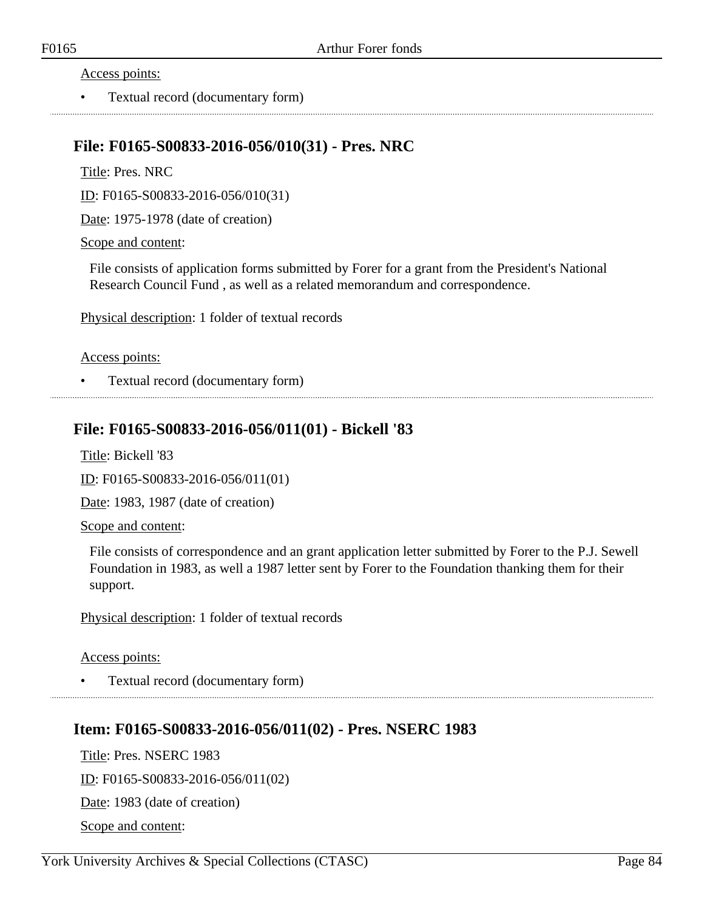Access points:

- Textual record (documentary form)

### File: F0165-S00833-2016-056/010(31) - Pres. NRC

Title: Pres. NRC

ID: F0165-S00833-2016-056/010(31)

Date: 1975-1978 (date of creation)

Scope and content:

File consists of application forms submitted by Forer for a grant from the President's National Research Council Fund , as well as a related memorandum and correspondence.

Physical description: 1 folder of textual records

Access points:

- Textual record (documentary form)

### File: F0165-S00833-2016-056/011(01) - Bickell '83

Title: Bickell '83

ID: F0165-S00833-2016-056/011(01)

Date: 1983, 1987 (date of creation)

Scope and content:

File consists of correspondence and an grant application letter submitted by Forer to the P.J. Sewell Foundation in 1983, as well a 1987 letter sent by Forer to the Foundation thanking them for their support.

Physical description: 1 folder of textual records

Access points:

- Textual record (documentary form)

### Item: F0165-S00833-2016-056/011(02) - Pres. NSERC 1983

Title: Pres. NSERC 1983

ID: F0165-S00833-2016-056/011(02)

Date: 1983 (date of creation)

Scope and content: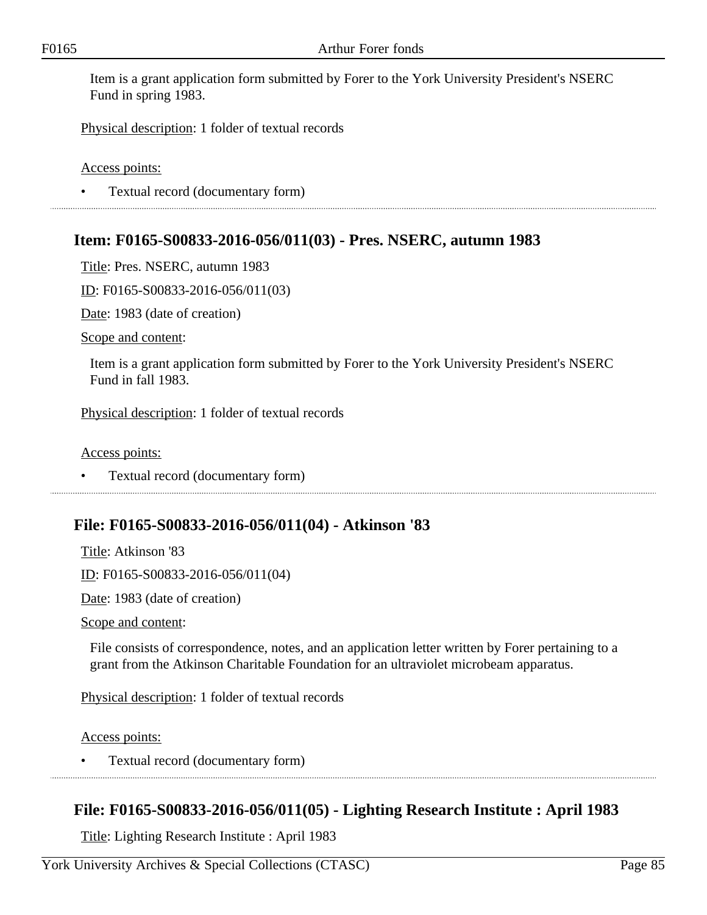Item is a grant application form submitted by Forer to the York University President's NSERC Fund in spring 1983.

Physical description: 1 folder of textual records

Access points:

- Textual record (documentary form)

## Item: F0165-S00833-2016-056/011(03) - Pres. NSERC, autumn 1983

Title: Pres. NSERC, autumn 1983

ID: F0165-S00833-2016-056/011(03)

Date: 1983 (date of creation)

Scope and content:

Item is a grant application form submitted by Forer to the York University President's NSERC Fund in fall 1983.

Physical description: 1 folder of textual records

Access points:

- Textual record (documentary form)

## File: F0165-S00833-2016-056/011(04) - Atkinson '83

Title: Atkinson '83

ID: F0165-S00833-2016-056/011(04)

Date: 1983 (date of creation)

Scope and content:

File consists of correspondence, notes, and an application letter written by Forer pertaining to a grant from the Atkinson Charitable Foundation for an ultraviolet microbeam apparatus.

Physical description: 1 folder of textual records

Access points:

- Textual record (documentary form)

## File: F0165-S00833-2016-056/011(05) - Lighting Research Institute : April 1983

Title: Lighting Research Institute : April 1983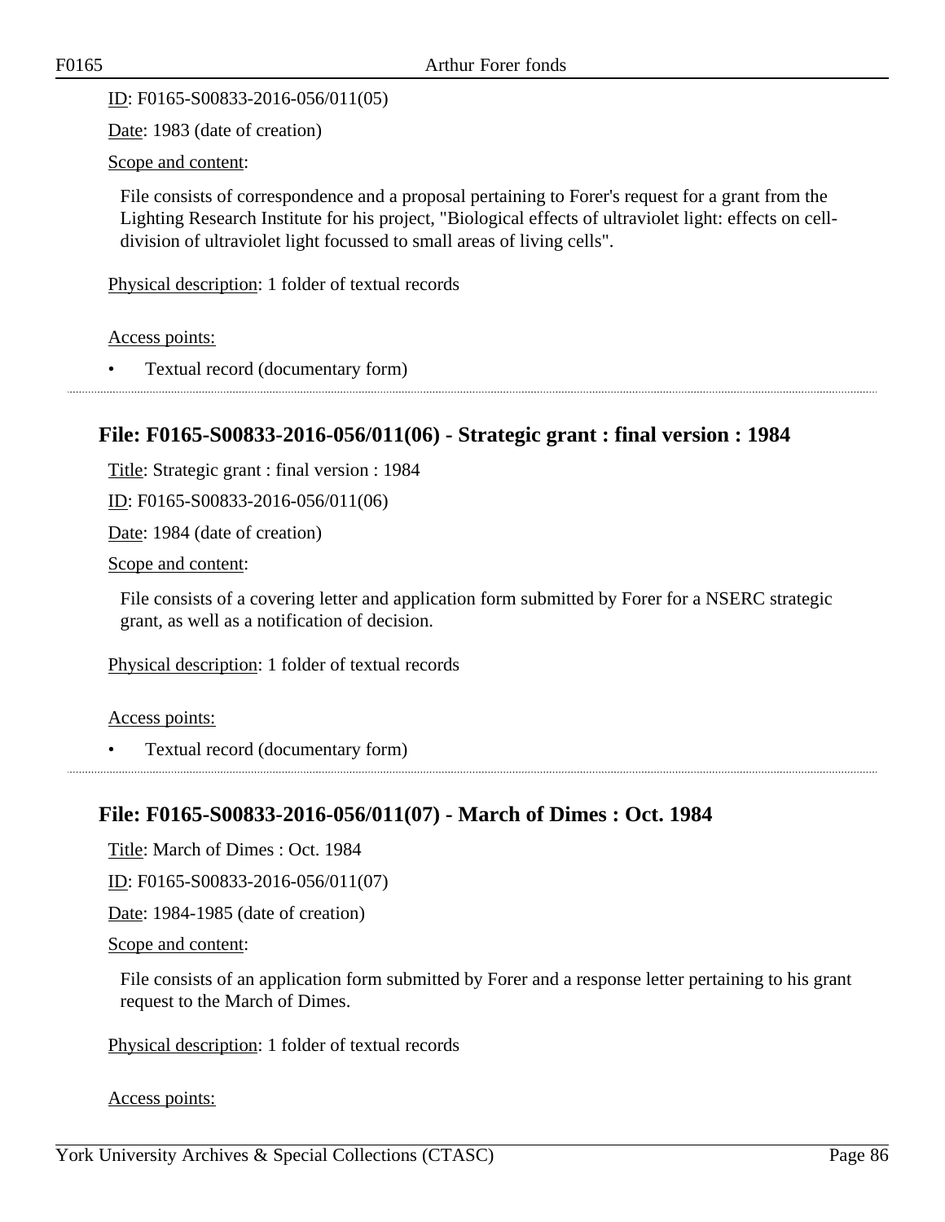ID: F0165-S00833-2016-056/011(05)

Date: 1983 (date of creation)

Scope and content:

File consists of correspondence and a proposal pertaining to Forer's request for a grant from the Lighting Research Institute for his project, "Biological effects of ultraviolet light: effects on cell-division of ultraviolet light focussed to small areas of living cells".

Physical description: 1 folder of textual records

Access points:

- Textual record (documentary form)

## File: F0165-S00833-2016-056/011(06) - Strategic grant : final version : 1984

Title: Strategic grant : final version : 1984

ID: F0165-S00833-2016-056/011(06)

Date: 1984 (date of creation)

Scope and content:

File consists of a covering letter and application form submitted by Forer for a NSERC strategic grant, as well as a notification of decision.

Physical description: 1 folder of textual records

Access points:

- Textual record (documentary form)

## File: F0165-S00833-2016-056/011(07) - March of Dimes : Oct. 1984

Title: March of Dimes : Oct. 1984

ID: F0165-S00833-2016-056/011(07)

Date: 1984-1985 (date of creation)

Scope and content:

File consists of an application form submitted by Forer and a response letter pertaining to his grant request to the March of Dimes.

Physical description: 1 folder of textual records

Access points: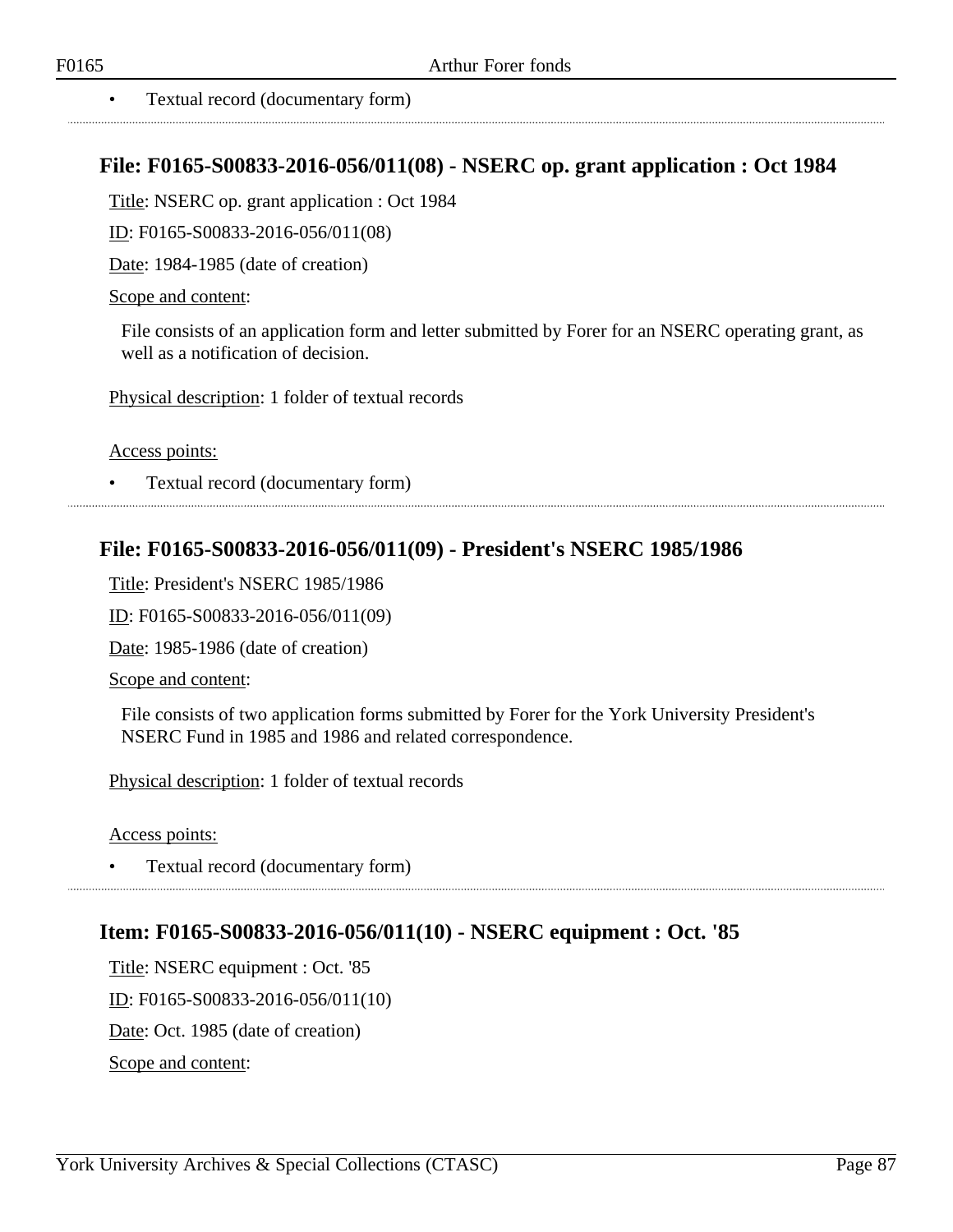- Textual record (documentary form)

## File: F0165-S00833-2016-056/011(08) - NSERC op. grant application : Oct 1984

Title: NSERC op. grant application : Oct 1984

ID: F0165-S00833-2016-056/011(08)

Date: 1984-1985 (date of creation)

Scope and content:

File consists of an application form and letter submitted by Forer for an NSERC operating grant, as well as a notification of decision.

Physical description: 1 folder of textual records

Access points:

- Textual record (documentary form)

## File: F0165-S00833-2016-056/011(09) - President's NSERC 1985/1986

Title: President's NSERC 1985/1986

ID: F0165-S00833-2016-056/011(09)

Date: 1985-1986 (date of creation)

Scope and content:

File consists of two application forms submitted by Forer for the York University President's NSERC Fund in 1985 and 1986 and related correspondence.

Physical description: 1 folder of textual records

Access points:

- Textual record (documentary form)

## Item: F0165-S00833-2016-056/011(10) - NSERC equipment : Oct. '85

Title: NSERC equipment : Oct. '85

ID: F0165-S00833-2016-056/011(10)

Date: Oct. 1985 (date of creation)

Scope and content: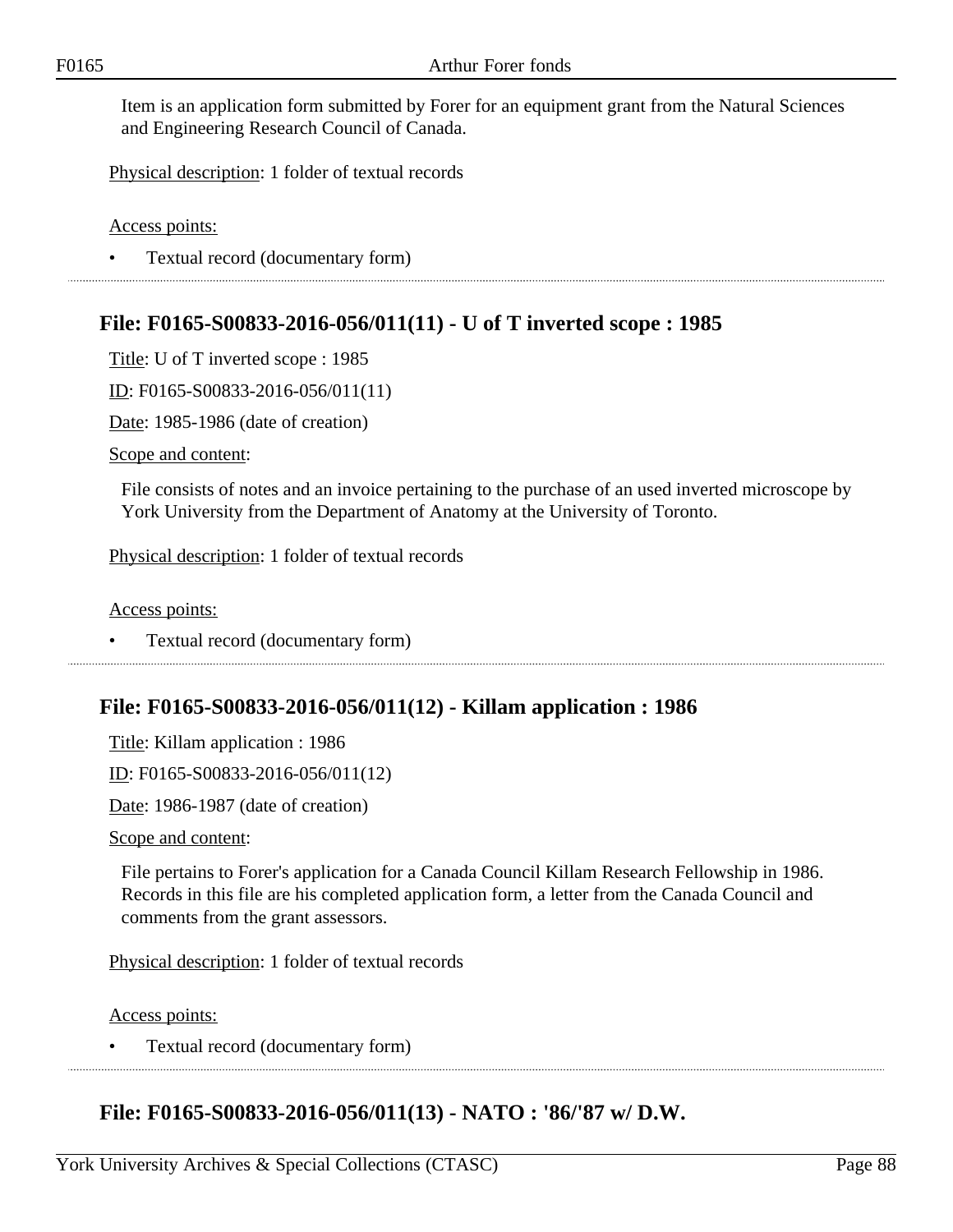Item is an application form submitted by Forer for an equipment grant from the Natural Sciences and Engineering Research Council of Canada.

Physical description: 1 folder of textual records

Access points:

- Textual record (documentary form)

## File: F0165-S00833-2016-056/011(11) - U of T inverted scope : 1985

Title: U of T inverted scope : 1985

ID: F0165-S00833-2016-056/011(11)

Date: 1985-1986 (date of creation)

Scope and content:

File consists of notes and an invoice pertaining to the purchase of an used inverted microscope by York University from the Department of Anatomy at the University of Toronto.

Physical description: 1 folder of textual records

Access points:

- Textual record (documentary form)

## File: F0165-S00833-2016-056/011(12) - Killam application : 1986

Title: Killam application : 1986

ID: F0165-S00833-2016-056/011(12)

Date: 1986-1987 (date of creation)

Scope and content:

File pertains to Forer's application for a Canada Council Killam Research Fellowship in 1986. Records in this file are his completed application form, a letter from the Canada Council and comments from the grant assessors.

Physical description: 1 folder of textual records

Access points:

- Textual record (documentary form)

## File: F0165-S00833-2016-056/011(13) - NATO : '86/'87 w/ D.W.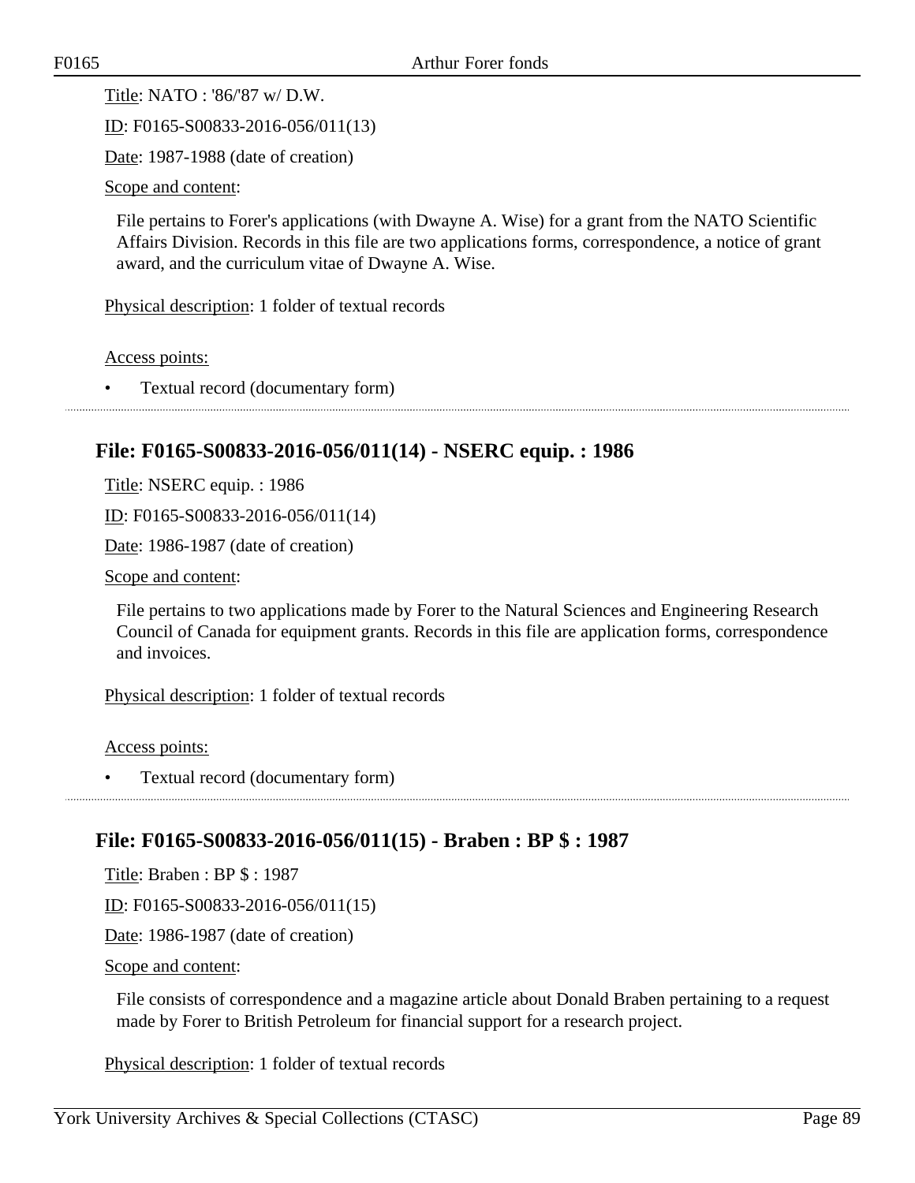Title: NATO : '86/'87 w/ D.W.

ID: F0165-S00833-2016-056/011(13)

Date: 1987-1988 (date of creation)

Scope and content:

File pertains to Forer's applications (with Dwayne A. Wise) for a grant from the NATO Scientific Affairs Division. Records in this file are two applications forms, correspondence, a notice of grant award, and the curriculum vitae of Dwayne A. Wise.

Physical description: 1 folder of textual records

Access points:

- Textual record (documentary form)

## File: F0165-S00833-2016-056/011(14) - NSERC equip. : 1986

Title: NSERC equip. : 1986

ID: F0165-S00833-2016-056/011(14)

Date: 1986-1987 (date of creation)

Scope and content:

File pertains to two applications made by Forer to the Natural Sciences and Engineering Research Council of Canada for equipment grants. Records in this file are application forms, correspondence and invoices.

Physical description: 1 folder of textual records

Access points:

- Textual record (documentary form)

## File: F0165-S00833-2016-056/011(15) - Braben : BP $ : 1987

Title: Braben : BP $ : 1987

ID: F0165-S00833-2016-056/011(15)

Date: 1986-1987 (date of creation)

Scope and content:

File consists of correspondence and a magazine article about Donald Braben pertaining to a request made by Forer to British Petroleum for financial support for a research project.

Physical description: 1 folder of textual records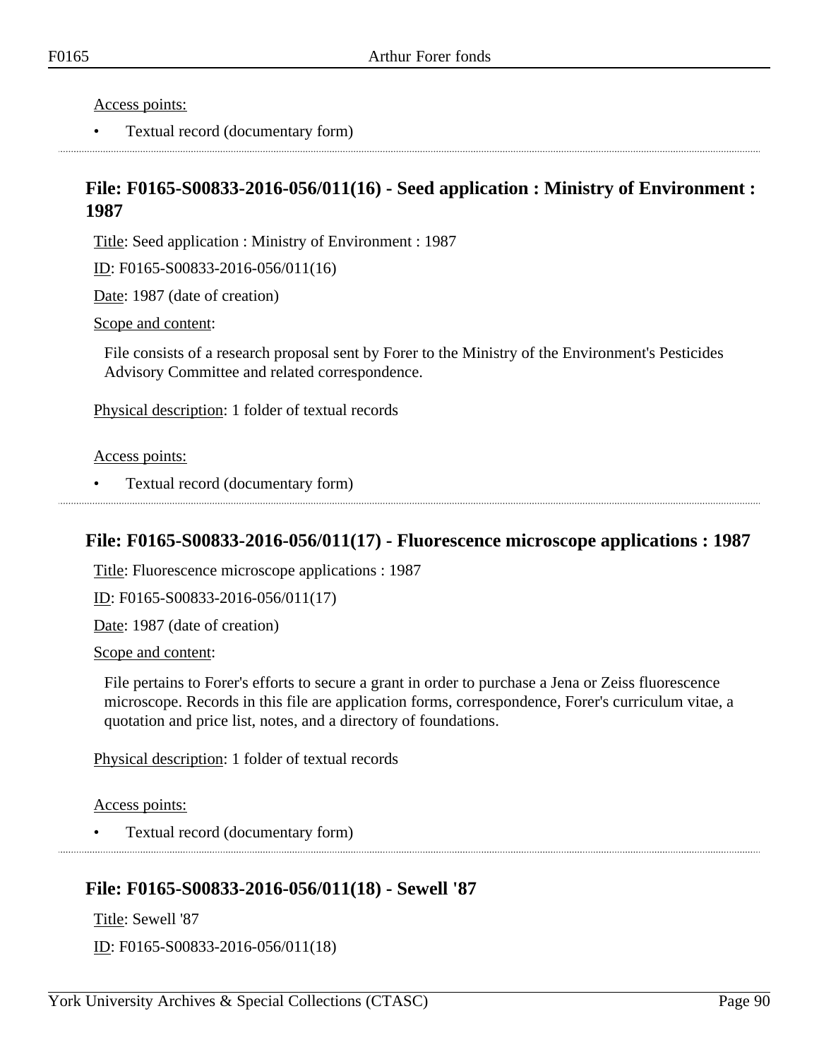Access points:

- Textual record (documentary form)

## File: F0165-S00833-2016-056/011(16) - Seed application : Ministry of Environment : 1987

Title: Seed application : Ministry of Environment : 1987

ID: F0165-S00833-2016-056/011(16)

Date: 1987 (date of creation)

Scope and content:

File consists of a research proposal sent by Forer to the Ministry of the Environment's Pesticides Advisory Committee and related correspondence.

Physical description: 1 folder of textual records

Access points:

- Textual record (documentary form)

## File: F0165-S00833-2016-056/011(17) - Fluorescence microscope applications : 1987

Title: Fluorescence microscope applications : 1987

ID: F0165-S00833-2016-056/011(17)

Date: 1987 (date of creation)

Scope and content:

File pertains to Forer's efforts to secure a grant in order to purchase a Jena or Zeiss fluorescence microscope. Records in this file are application forms, correspondence, Forer's curriculum vitae, a quotation and price list, notes, and a directory of foundations.

Physical description: 1 folder of textual records

Access points:

- Textual record (documentary form)

## File: F0165-S00833-2016-056/011(18) - Sewell '87

Title: Sewell '87

ID: F0165-S00833-2016-056/011(18)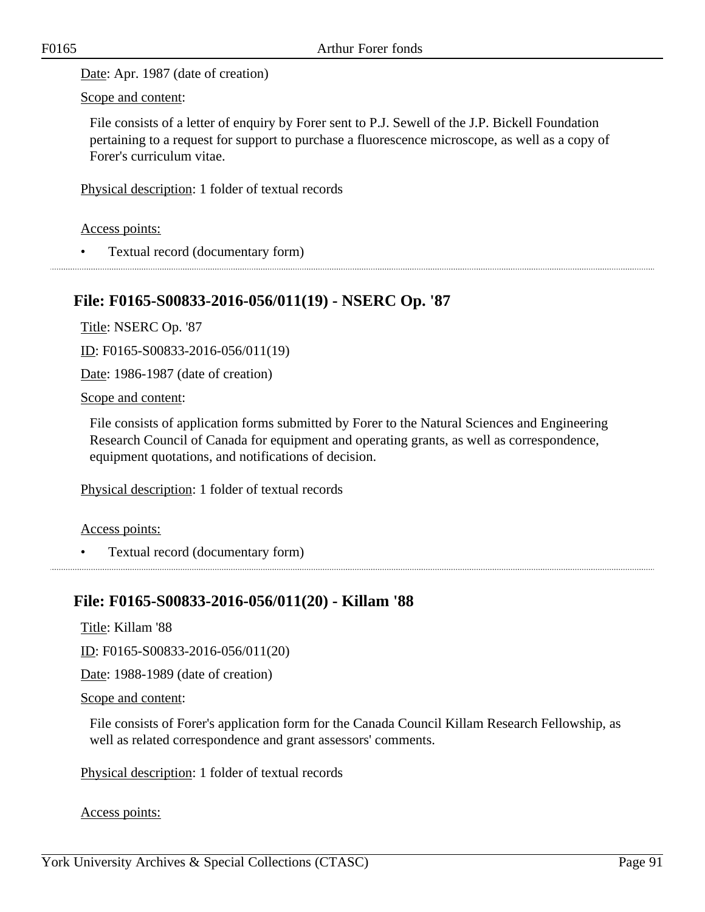Date: Apr. 1987 (date of creation)

Scope and content:

File consists of a letter of enquiry by Forer sent to P.J. Sewell of the J.P. Bickell Foundation pertaining to a request for support to purchase a fluorescence microscope, as well as a copy of Forer's curriculum vitae.

Physical description: 1 folder of textual records

Access points:

- Textual record (documentary form)

## File: F0165-S00833-2016-056/011(19) - NSERC Op. '87

Title: NSERC Op. '87

ID: F0165-S00833-2016-056/011(19)

Date: 1986-1987 (date of creation)

Scope and content:

File consists of application forms submitted by Forer to the Natural Sciences and Engineering Research Council of Canada for equipment and operating grants, as well as correspondence, equipment quotations, and notifications of decision.

Physical description: 1 folder of textual records

Access points:

- Textual record (documentary form)

## File: F0165-S00833-2016-056/011(20) - Killam '88

Title: Killam '88

ID: F0165-S00833-2016-056/011(20)

Date: 1988-1989 (date of creation)

Scope and content:

File consists of Forer's application form for the Canada Council Killam Research Fellowship, as well as related correspondence and grant assessors' comments.

Physical description: 1 folder of textual records

Access points: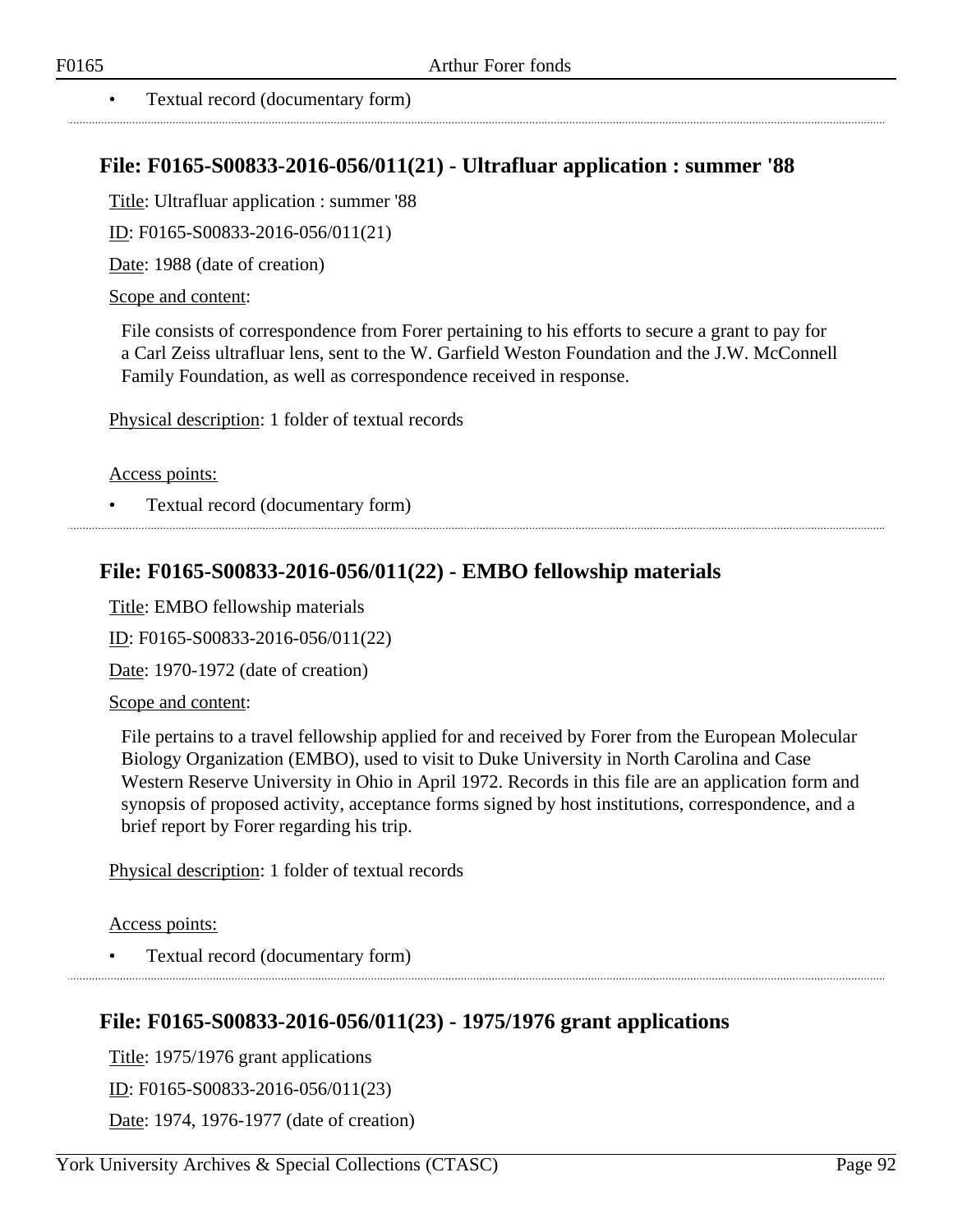- Textual record (documentary form)

## File: F0165-S00833-2016-056/011(21) - Ultrafluar application : summer '88

Title: Ultrafluar application : summer '88

ID: F0165-S00833-2016-056/011(21)

Date: 1988 (date of creation)

Scope and content:

File consists of correspondence from Forer pertaining to his efforts to secure a grant to pay for a Carl Zeiss ultrafluar lens, sent to the W. Garfield Weston Foundation and the J.W. McConnell Family Foundation, as well as correspondence received in response.

Physical description: 1 folder of textual records

Access points:

- Textual record (documentary form)

## File: F0165-S00833-2016-056/011(22) - EMBO fellowship materials

Title: EMBO fellowship materials

ID: F0165-S00833-2016-056/011(22)

Date: 1970-1972 (date of creation)

Scope and content:

File pertains to a travel fellowship applied for and received by Forer from the European Molecular Biology Organization (EMBO), used to visit to Duke University in North Carolina and Case Western Reserve University in Ohio in April 1972. Records in this file are an application form and synopsis of proposed activity, acceptance forms signed by host institutions, correspondence, and a brief report by Forer regarding his trip.

Physical description: 1 folder of textual records

Access points:

- Textual record (documentary form)

## File: F0165-S00833-2016-056/011(23) - 1975/1976 grant applications

Title: 1975/1976 grant applications

ID: F0165-S00833-2016-056/011(23)

Date: 1974, 1976-1977 (date of creation)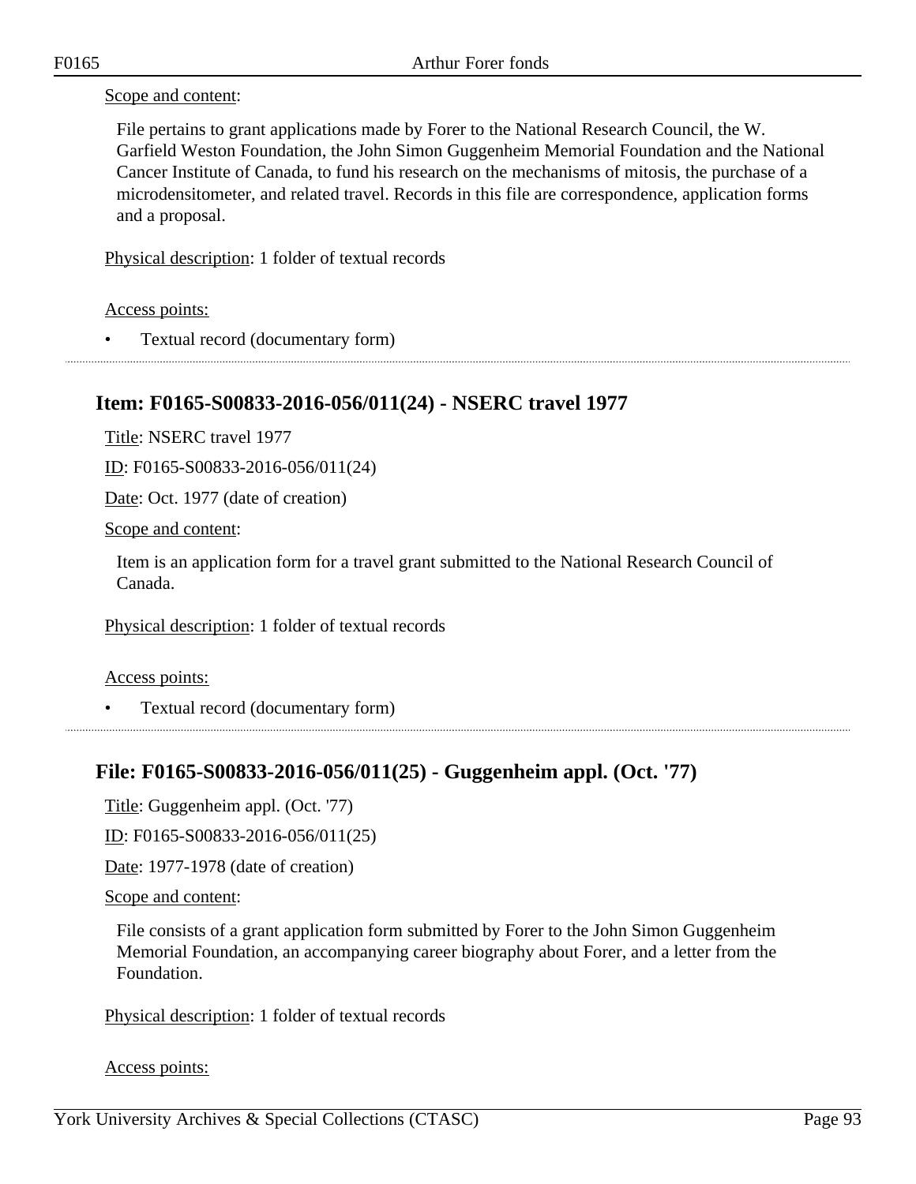Scope and content:

File pertains to grant applications made by Forer to the National Research Council, the W. Garfield Weston Foundation, the John Simon Guggenheim Memorial Foundation and the National Cancer Institute of Canada, to fund his research on the mechanisms of mitosis, the purchase of a microdensitometer, and related travel. Records in this file are correspondence, application forms and a proposal.

Physical description: 1 folder of textual records

Access points:

- Textual record (documentary form)

---

## Item: F0165-S00833-2016-056/011(24) - NSERC travel 1977

Title: NSERC travel 1977

ID: F0165-S00833-2016-056/011(24)

Date: Oct. 1977 (date of creation)

Scope and content:

Item is an application form for a travel grant submitted to the National Research Council of Canada.

Physical description: 1 folder of textual records

Access points:

- Textual record (documentary form)

---

## File: F0165-S00833-2016-056/011(25) - Guggenheim appl. (Oct. '77)

Title: Guggenheim appl. (Oct. '77)

ID: F0165-S00833-2016-056/011(25)

Date: 1977-1978 (date of creation)

Scope and content:

File consists of a grant application form submitted by Forer to the John Simon Guggenheim Memorial Foundation, an accompanying career biography about Forer, and a letter from the Foundation.

Physical description: 1 folder of textual records

Access points: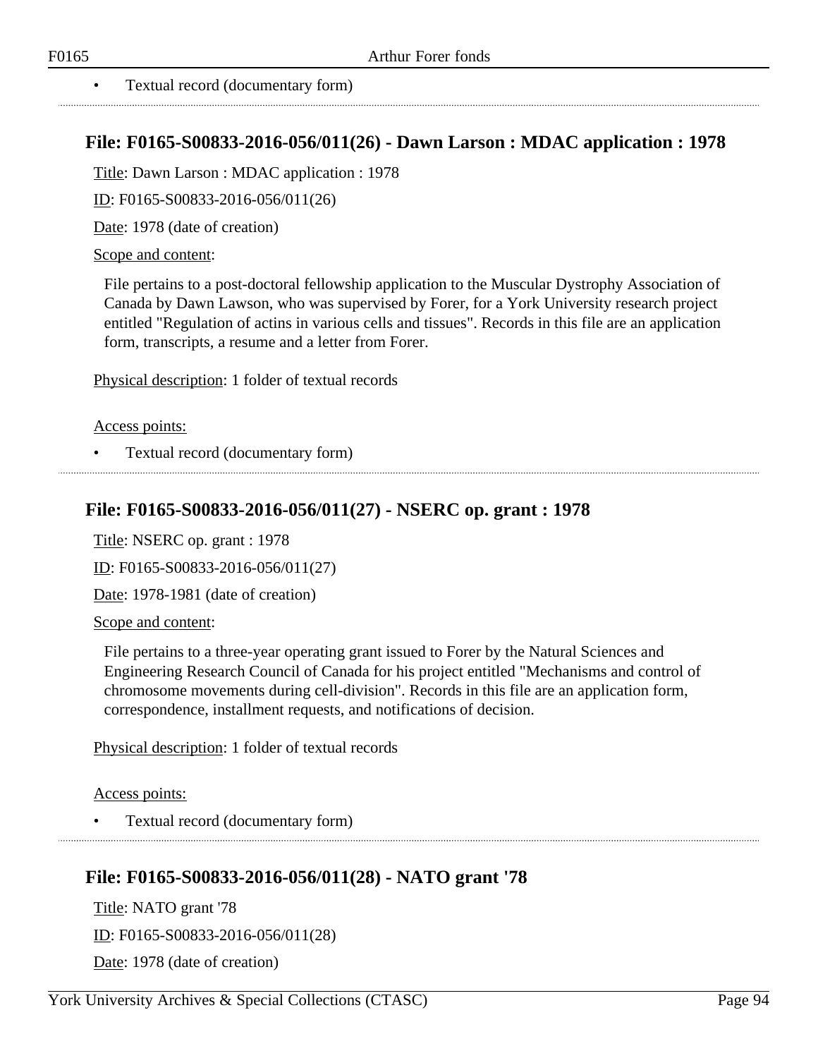- Textual record (documentary form)

## File: F0165-S00833-2016-056/011(26) - Dawn Larson : MDAC application : 1978

Title: Dawn Larson : MDAC application : 1978

ID: F0165-S00833-2016-056/011(26)

Date: 1978 (date of creation)

Scope and content:

File pertains to a post-doctoral fellowship application to the Muscular Dystrophy Association of Canada by Dawn Lawson, who was supervised by Forer, for a York University research project entitled "Regulation of actins in various cells and tissues". Records in this file are an application form, transcripts, a resume and a letter from Forer.

Physical description: 1 folder of textual records

Access points:

- Textual record (documentary form)

## File: F0165-S00833-2016-056/011(27) - NSERC op. grant : 1978

Title: NSERC op. grant : 1978

ID: F0165-S00833-2016-056/011(27)

Date: 1978-1981 (date of creation)

Scope and content:

File pertains to a three-year operating grant issued to Forer by the Natural Sciences and Engineering Research Council of Canada for his project entitled "Mechanisms and control of chromosome movements during cell-division". Records in this file are an application form, correspondence, installment requests, and notifications of decision.

Physical description: 1 folder of textual records

Access points:

- Textual record (documentary form)

## File: F0165-S00833-2016-056/011(28) - NATO grant '78

Title: NATO grant '78

ID: F0165-S00833-2016-056/011(28)

Date: 1978 (date of creation)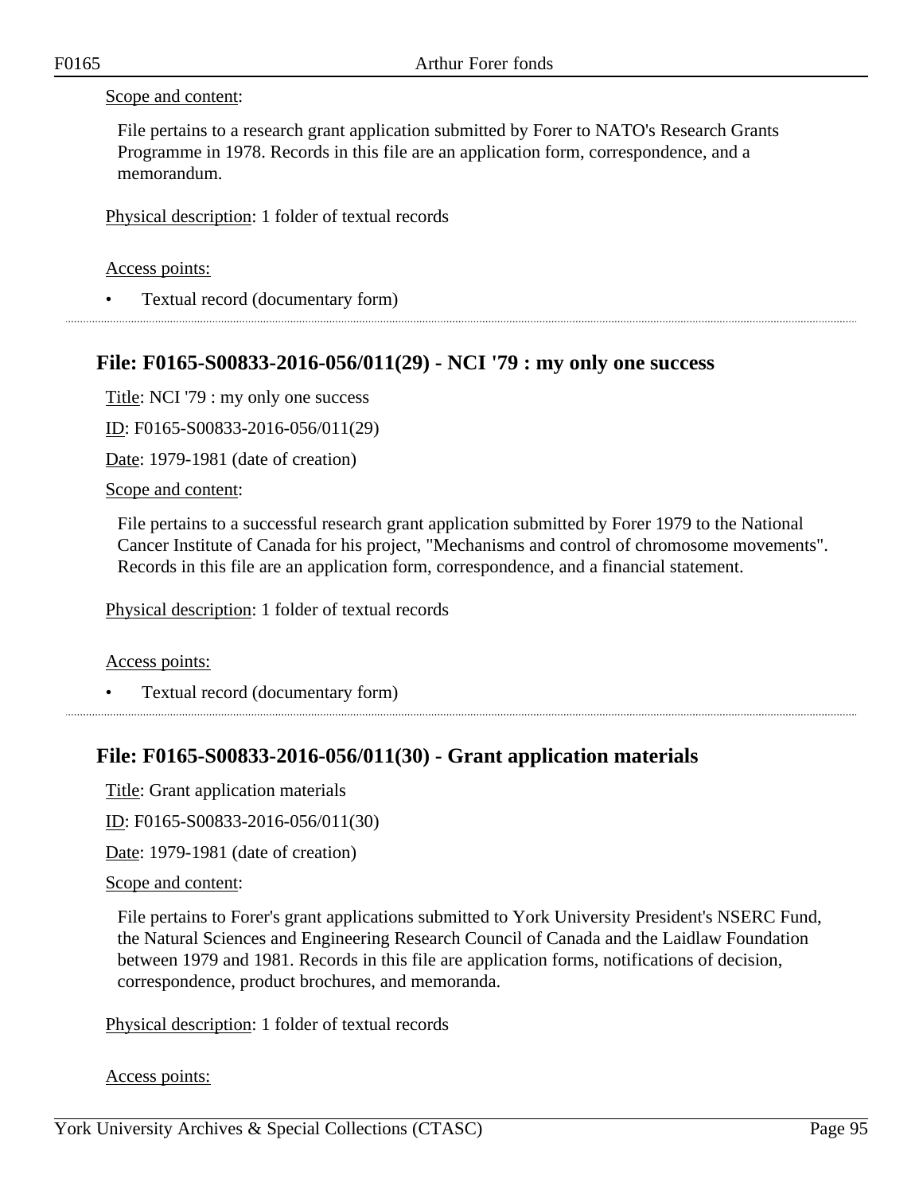Scope and content:

File pertains to a research grant application submitted by Forer to NATO's Research Grants Programme in 1978. Records in this file are an application form, correspondence, and a memorandum.

Physical description: 1 folder of textual records

Access points:

- Textual record (documentary form)

## File: F0165-S00833-2016-056/011(29) - NCI '79 : my only one success

Title: NCI '79 : my only one success

ID: F0165-S00833-2016-056/011(29)

Date: 1979-1981 (date of creation)

Scope and content:

File pertains to a successful research grant application submitted by Forer 1979 to the National Cancer Institute of Canada for his project, "Mechanisms and control of chromosome movements". Records in this file are an application form, correspondence, and a financial statement.

Physical description: 1 folder of textual records

Access points:

- Textual record (documentary form)

## File: F0165-S00833-2016-056/011(30) - Grant application materials

Title: Grant application materials

ID: F0165-S00833-2016-056/011(30)

Date: 1979-1981 (date of creation)

Scope and content:

File pertains to Forer's grant applications submitted to York University President's NSERC Fund, the Natural Sciences and Engineering Research Council of Canada and the Laidlaw Foundation between 1979 and 1981. Records in this file are application forms, notifications of decision, correspondence, product brochures, and memoranda.

Physical description: 1 folder of textual records

Access points: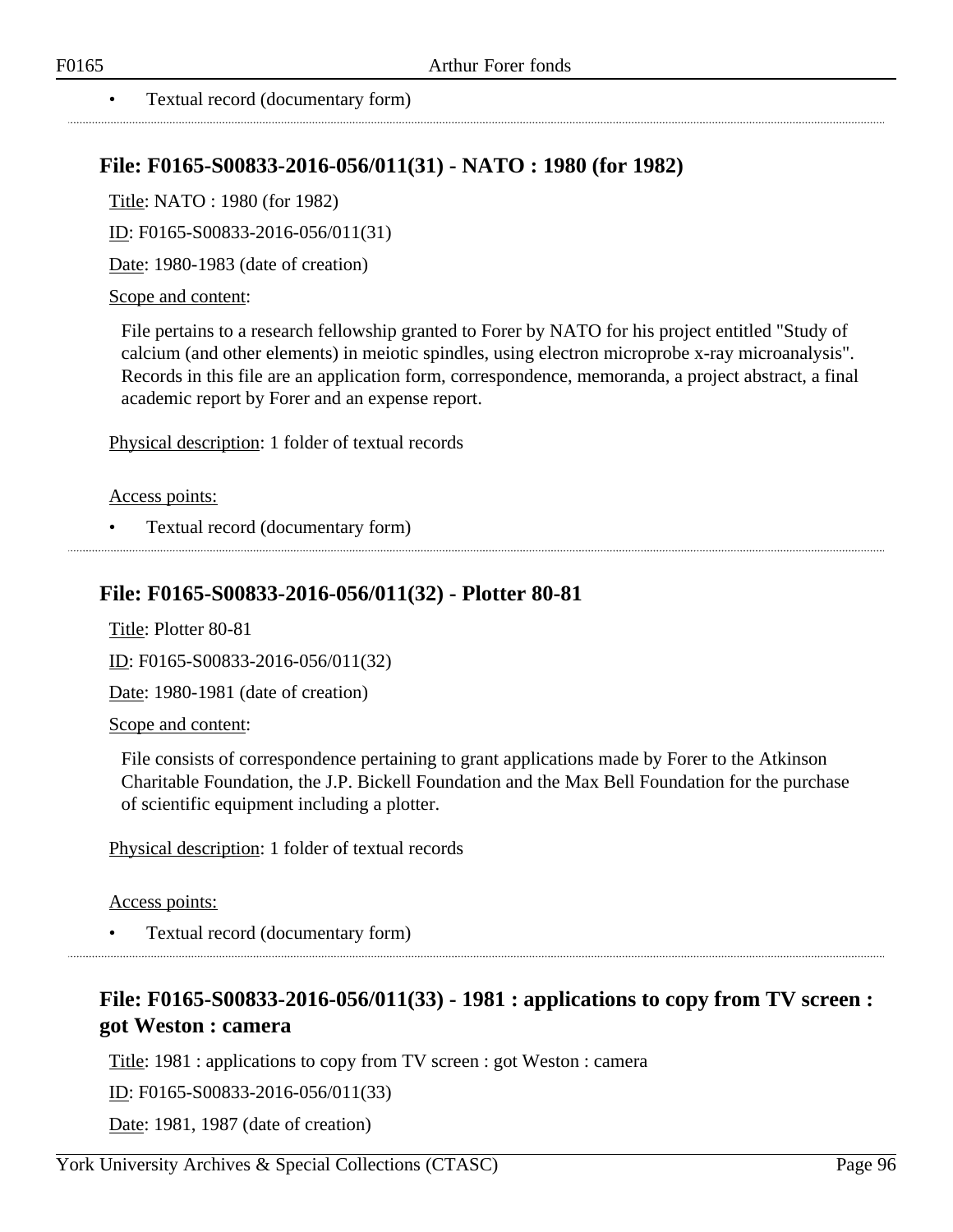- Textual record (documentary form)

## File: F0165-S00833-2016-056/011(31) - NATO : 1980 (for 1982)

Title: NATO : 1980 (for 1982)

ID: F0165-S00833-2016-056/011(31)

Date: 1980-1983 (date of creation)

Scope and content:

File pertains to a research fellowship granted to Forer by NATO for his project entitled "Study of calcium (and other elements) in meiotic spindles, using electron microprobe x-ray microanalysis". Records in this file are an application form, correspondence, memoranda, a project abstract, a final academic report by Forer and an expense report.

Physical description: 1 folder of textual records

Access points:

- Textual record (documentary form)

## File: F0165-S00833-2016-056/011(32) - Plotter 80-81

Title: Plotter 80-81

ID: F0165-S00833-2016-056/011(32)

Date: 1980-1981 (date of creation)

Scope and content:

File consists of correspondence pertaining to grant applications made by Forer to the Atkinson Charitable Foundation, the J.P. Bickell Foundation and the Max Bell Foundation for the purchase of scientific equipment including a plotter.

Physical description: 1 folder of textual records

Access points:

- Textual record (documentary form)

## File: F0165-S00833-2016-056/011(33) - 1981 : applications to copy from TV screen : got Weston : camera

Title: 1981 : applications to copy from TV screen : got Weston : camera

ID: F0165-S00833-2016-056/011(33)

Date: 1981, 1987 (date of creation)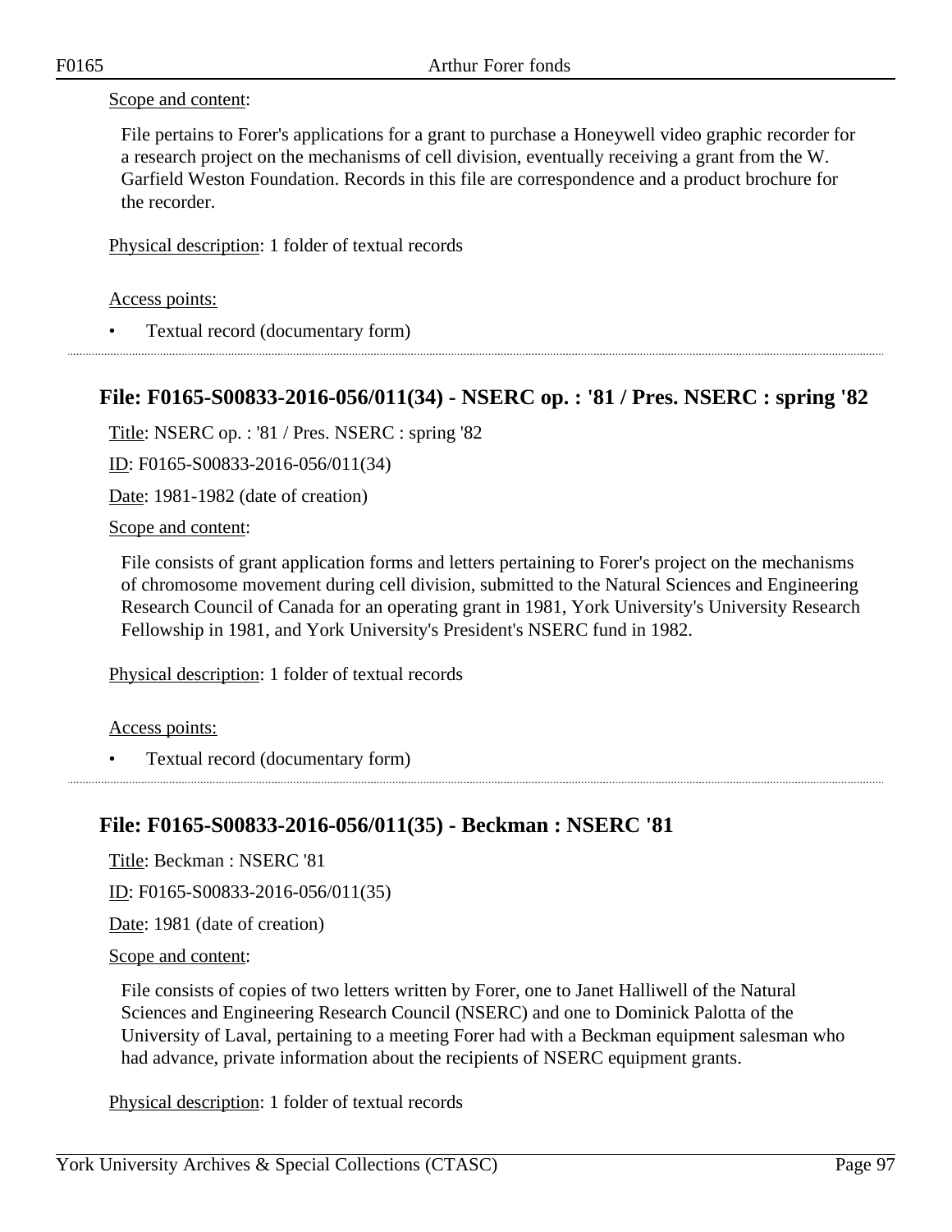Scope and content:

File pertains to Forer's applications for a grant to purchase a Honeywell video graphic recorder for a research project on the mechanisms of cell division, eventually receiving a grant from the W. Garfield Weston Foundation. Records in this file are correspondence and a product brochure for the recorder.

Physical description: 1 folder of textual records

Access points:

- Textual record (documentary form)

## File: F0165-S00833-2016-056/011(34) - NSERC op. : '81 / Pres. NSERC : spring '82

Title: NSERC op. : '81 / Pres. NSERC : spring '82

ID: F0165-S00833-2016-056/011(34)

Date: 1981-1982 (date of creation)

Scope and content:

File consists of grant application forms and letters pertaining to Forer's project on the mechanisms of chromosome movement during cell division, submitted to the Natural Sciences and Engineering Research Council of Canada for an operating grant in 1981, York University's University Research Fellowship in 1981, and York University's President's NSERC fund in 1982.

Physical description: 1 folder of textual records

Access points:

- Textual record (documentary form)

## File: F0165-S00833-2016-056/011(35) - Beckman : NSERC '81

Title: Beckman : NSERC '81

ID: F0165-S00833-2016-056/011(35)

Date: 1981 (date of creation)

Scope and content:

File consists of copies of two letters written by Forer, one to Janet Halliwell of the Natural Sciences and Engineering Research Council (NSERC) and one to Dominick Palotta of the University of Laval, pertaining to a meeting Forer had with a Beckman equipment salesman who had advance, private information about the recipients of NSERC equipment grants.

Physical description: 1 folder of textual records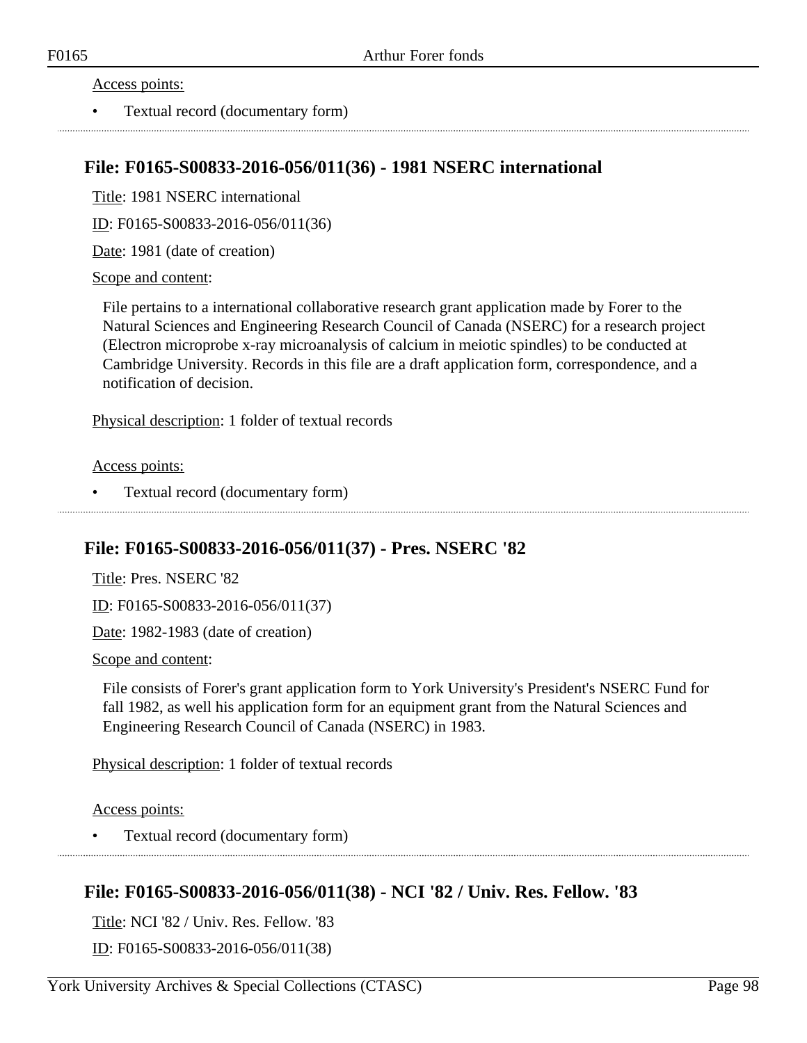Access points:

- Textual record (documentary form)

## File: F0165-S00833-2016-056/011(36) - 1981 NSERC international

Title: 1981 NSERC international

ID: F0165-S00833-2016-056/011(36)

Date: 1981 (date of creation)

Scope and content:

File pertains to a international collaborative research grant application made by Forer to the Natural Sciences and Engineering Research Council of Canada (NSERC) for a research project (Electron microprobe x-ray microanalysis of calcium in meiotic spindles) to be conducted at Cambridge University. Records in this file are a draft application form, correspondence, and a notification of decision.

Physical description: 1 folder of textual records

Access points:

- Textual record (documentary form)

## File: F0165-S00833-2016-056/011(37) - Pres. NSERC '82

Title: Pres. NSERC '82

ID: F0165-S00833-2016-056/011(37)

Date: 1982-1983 (date of creation)

Scope and content:

File consists of Forer's grant application form to York University's President's NSERC Fund for fall 1982, as well his application form for an equipment grant from the Natural Sciences and Engineering Research Council of Canada (NSERC) in 1983.

Physical description: 1 folder of textual records

Access points:

- Textual record (documentary form)

## File: F0165-S00833-2016-056/011(38) - NCI '82 / Univ. Res. Fellow. '83

Title: NCI '82 / Univ. Res. Fellow. '83

ID: F0165-S00833-2016-056/011(38)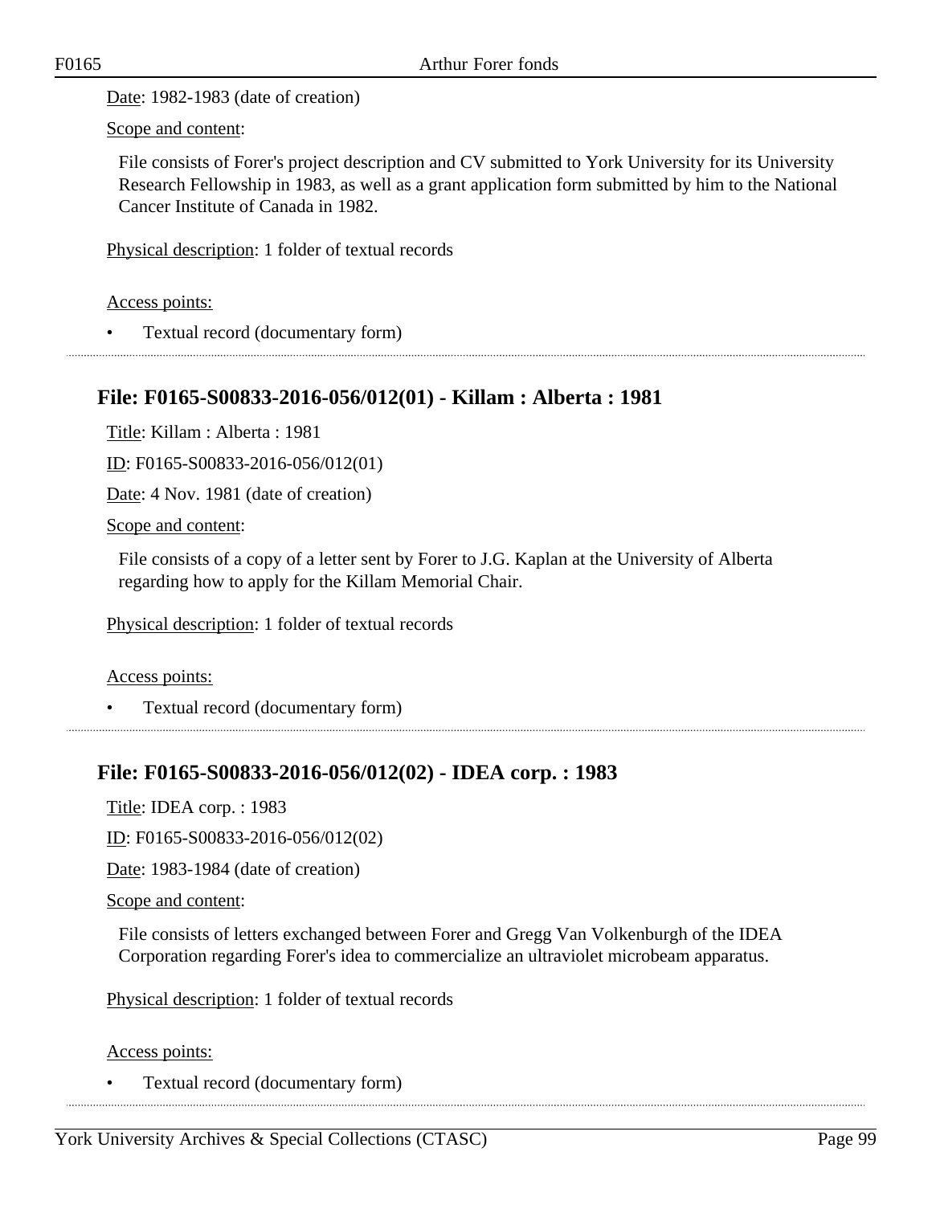Date: 1982-1983 (date of creation)

Scope and content:

File consists of Forer's project description and CV submitted to York University for its University Research Fellowship in 1983, as well as a grant application form submitted by him to the National Cancer Institute of Canada in 1982.

Physical description: 1 folder of textual records

Access points:

- Textual record (documentary form)

## File: F0165-S00833-2016-056/012(01) - Killam : Alberta : 1981

Title: Killam : Alberta : 1981

ID: F0165-S00833-2016-056/012(01)

Date: 4 Nov. 1981 (date of creation)

Scope and content:

File consists of a copy of a letter sent by Forer to J.G. Kaplan at the University of Alberta regarding how to apply for the Killam Memorial Chair.

Physical description: 1 folder of textual records

Access points:

- Textual record (documentary form)

## File: F0165-S00833-2016-056/012(02) - IDEA corp. : 1983

Title: IDEA corp. : 1983

ID: F0165-S00833-2016-056/012(02)

Date: 1983-1984 (date of creation)

Scope and content:

File consists of letters exchanged between Forer and Gregg Van Volkenburgh of the IDEA Corporation regarding Forer's idea to commercialize an ultraviolet microbeam apparatus.

Physical description: 1 folder of textual records

Access points:

- Textual record (documentary form)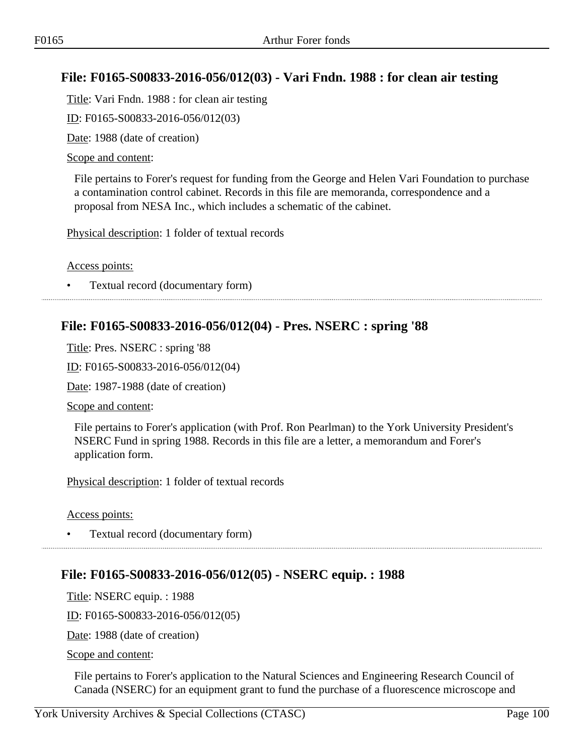## File: F0165-S00833-2016-056/012(03) - Vari Fndn. 1988 : for clean air testing

Title: Vari Fndn. 1988 : for clean air testing

ID: F0165-S00833-2016-056/012(03)

Date: 1988 (date of creation)

Scope and content:

File pertains to Forer's request for funding from the George and Helen Vari Foundation to purchase a contamination control cabinet. Records in this file are memoranda, correspondence and a proposal from NESA Inc., which includes a schematic of the cabinet.

Physical description: 1 folder of textual records

Access points:

- Textual record (documentary form)

## File: F0165-S00833-2016-056/012(04) - Pres. NSERC : spring '88

Title: Pres. NSERC : spring '88

ID: F0165-S00833-2016-056/012(04)

Date: 1987-1988 (date of creation)

Scope and content:

File pertains to Forer's application (with Prof. Ron Pearlman) to the York University President's NSERC Fund in spring 1988. Records in this file are a letter, a memorandum and Forer's application form.

Physical description: 1 folder of textual records

Access points:

- Textual record (documentary form)

## File: F0165-S00833-2016-056/012(05) - NSERC equip. : 1988

Title: NSERC equip. : 1988

ID: F0165-S00833-2016-056/012(05)

Date: 1988 (date of creation)

Scope and content:

File pertains to Forer's application to the Natural Sciences and Engineering Research Council of Canada (NSERC) for an equipment grant to fund the purchase of a fluorescence microscope and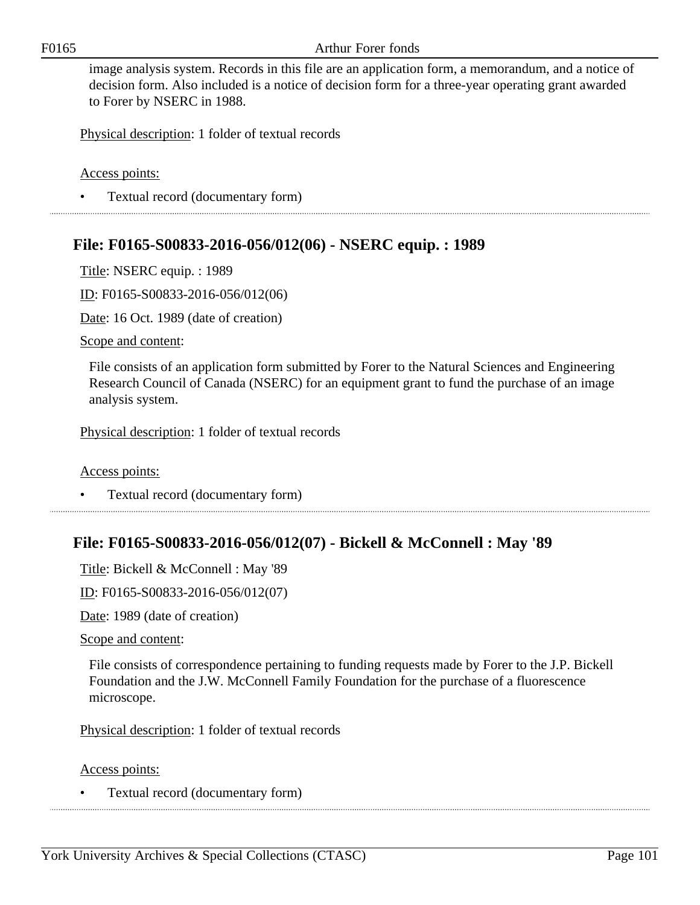image analysis system. Records in this file are an application form, a memorandum, and a notice of decision form. Also included is a notice of decision form for a three-year operating grant awarded to Forer by NSERC in 1988.

Physical description: 1 folder of textual records

Access points:

- Textual record (documentary form)

## File: F0165-S00833-2016-056/012(06) - NSERC equip. : 1989

Title: NSERC equip. : 1989

ID: F0165-S00833-2016-056/012(06)

Date: 16 Oct. 1989 (date of creation)

Scope and content:

File consists of an application form submitted by Forer to the Natural Sciences and Engineering Research Council of Canada (NSERC) for an equipment grant to fund the purchase of an image analysis system.

Physical description: 1 folder of textual records

Access points:

- Textual record (documentary form)

## File: F0165-S00833-2016-056/012(07) - Bickell & McConnell : May '89

Title: Bickell & McConnell : May '89

ID: F0165-S00833-2016-056/012(07)

Date: 1989 (date of creation)

Scope and content:

File consists of correspondence pertaining to funding requests made by Forer to the J.P. Bickell Foundation and the J.W. McConnell Family Foundation for the purchase of a fluorescence microscope.

Physical description: 1 folder of textual records

Access points:

- Textual record (documentary form)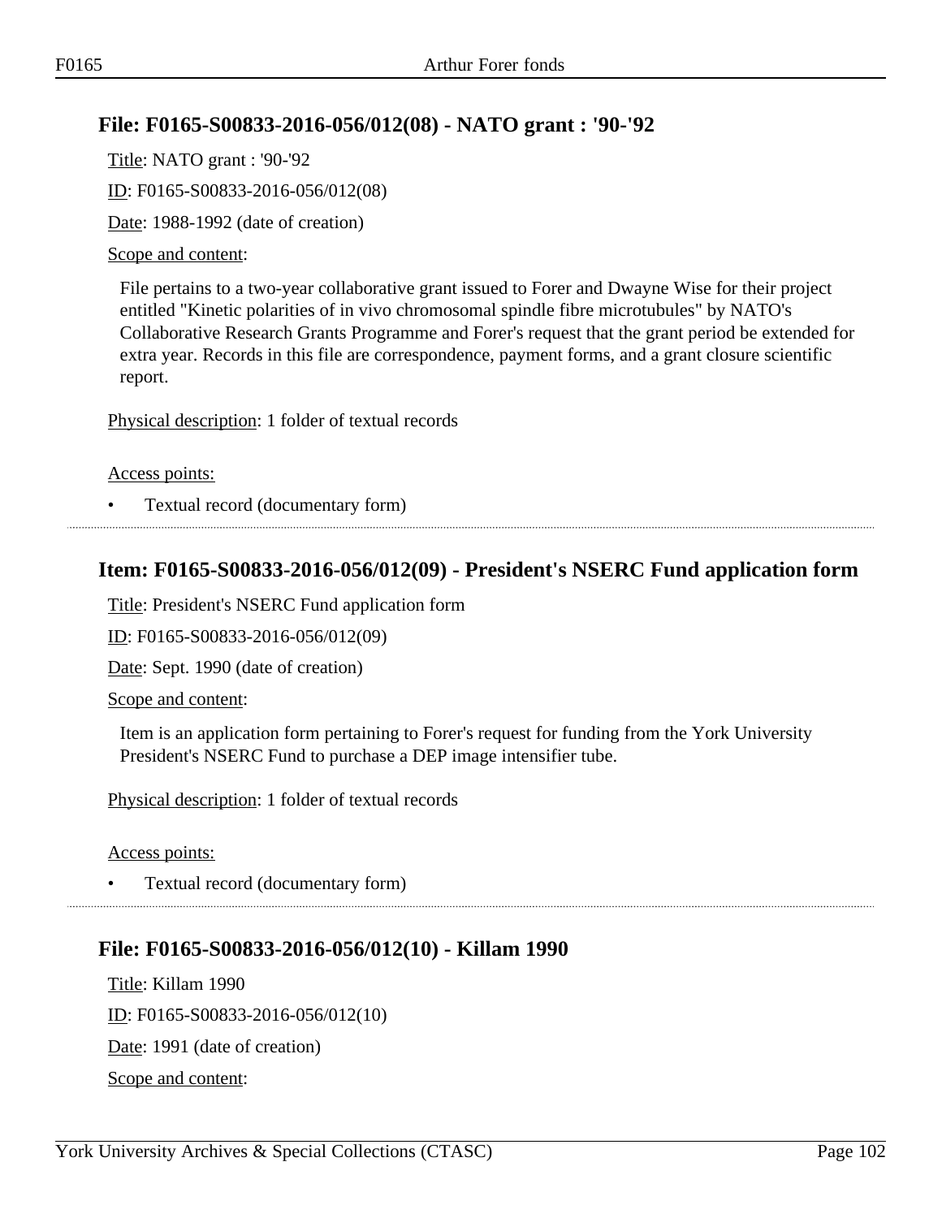## File: F0165-S00833-2016-056/012(08) - NATO grant : '90-'92

Title: NATO grant : '90-'92

ID: F0165-S00833-2016-056/012(08)

Date: 1988-1992 (date of creation)

Scope and content:

File pertains to a two-year collaborative grant issued to Forer and Dwayne Wise for their project entitled "Kinetic polarities of in vivo chromosomal spindle fibre microtubules" by NATO's Collaborative Research Grants Programme and Forer's request that the grant period be extended for extra year. Records in this file are correspondence, payment forms, and a grant closure scientific report.

Physical description: 1 folder of textual records

Access points:

- Textual record (documentary form)

---

## Item: F0165-S00833-2016-056/012(09) - President's NSERC Fund application form

Title: President's NSERC Fund application form

ID: F0165-S00833-2016-056/012(09)

Date: Sept. 1990 (date of creation)

Scope and content:

Item is an application form pertaining to Forer's request for funding from the York University President's NSERC Fund to purchase a DEP image intensifier tube.

Physical description: 1 folder of textual records

Access points:

- Textual record (documentary form)

---

## File: F0165-S00833-2016-056/012(10) - Killam 1990

Title: Killam 1990

ID: F0165-S00833-2016-056/012(10)

Date: 1991 (date of creation)

Scope and content: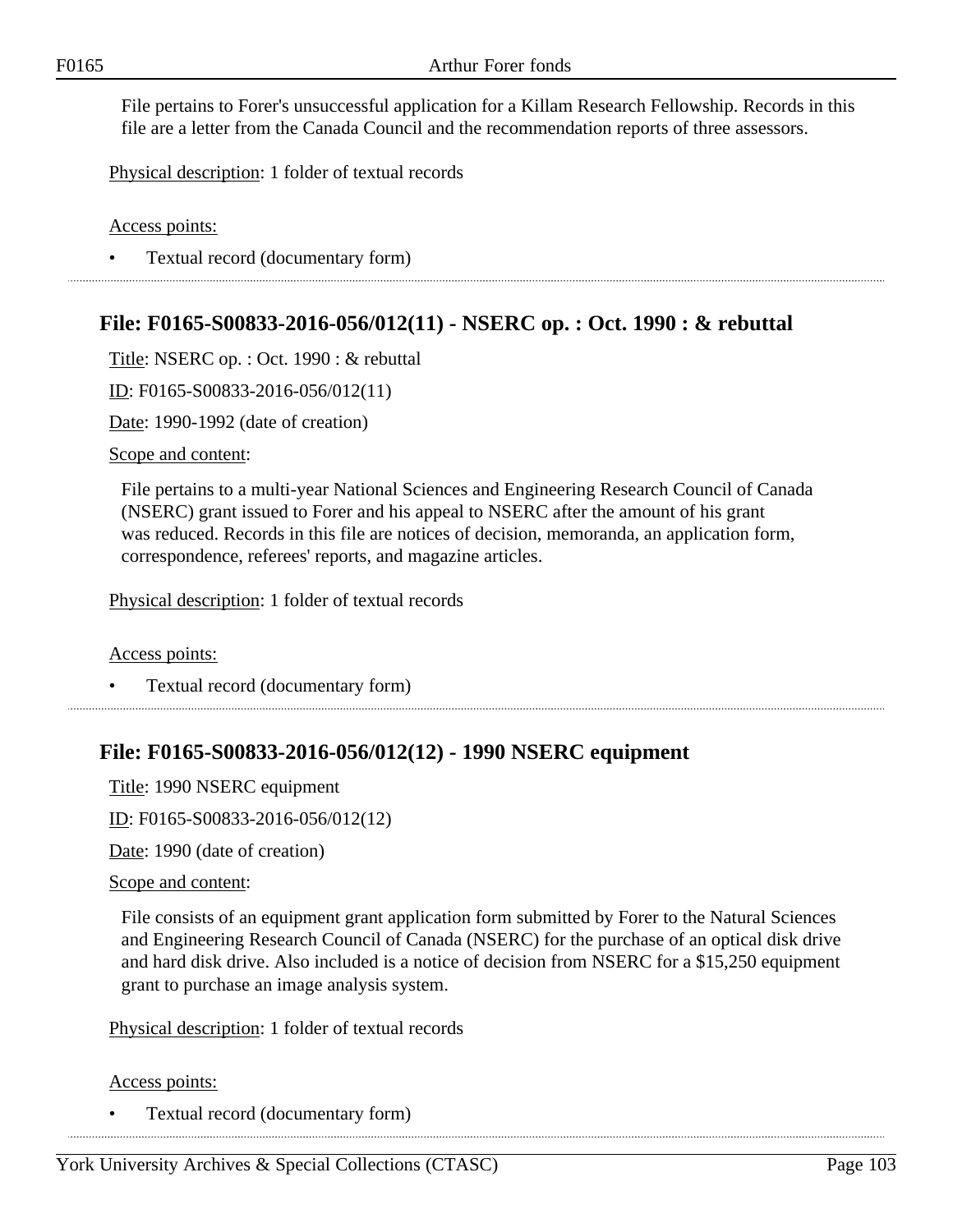File pertains to Forer's unsuccessful application for a Killam Research Fellowship. Records in this file are a letter from the Canada Council and the recommendation reports of three assessors.

Physical description: 1 folder of textual records

Access points:

- Textual record (documentary form)

## File: F0165-S00833-2016-056/012(11) - NSERC op. : Oct. 1990 : & rebuttal

Title: NSERC op. : Oct. 1990 : & rebuttal

ID: F0165-S00833-2016-056/012(11)

Date: 1990-1992 (date of creation)

Scope and content:

File pertains to a multi-year National Sciences and Engineering Research Council of Canada (NSERC) grant issued to Forer and his appeal to NSERC after the amount of his grant was reduced. Records in this file are notices of decision, memoranda, an application form, correspondence, referees' reports, and magazine articles.

Physical description: 1 folder of textual records

Access points:

- Textual record (documentary form)

## File: F0165-S00833-2016-056/012(12) - 1990 NSERC equipment

Title: 1990 NSERC equipment

ID: F0165-S00833-2016-056/012(12)

Date: 1990 (date of creation)

Scope and content:

File consists of an equipment grant application form submitted by Forer to the Natural Sciences and Engineering Research Council of Canada (NSERC) for the purchase of an optical disk drive and hard disk drive. Also included is a notice of decision from NSERC for a $15,250 equipment grant to purchase an image analysis system.

Physical description: 1 folder of textual records

Access points:

- Textual record (documentary form)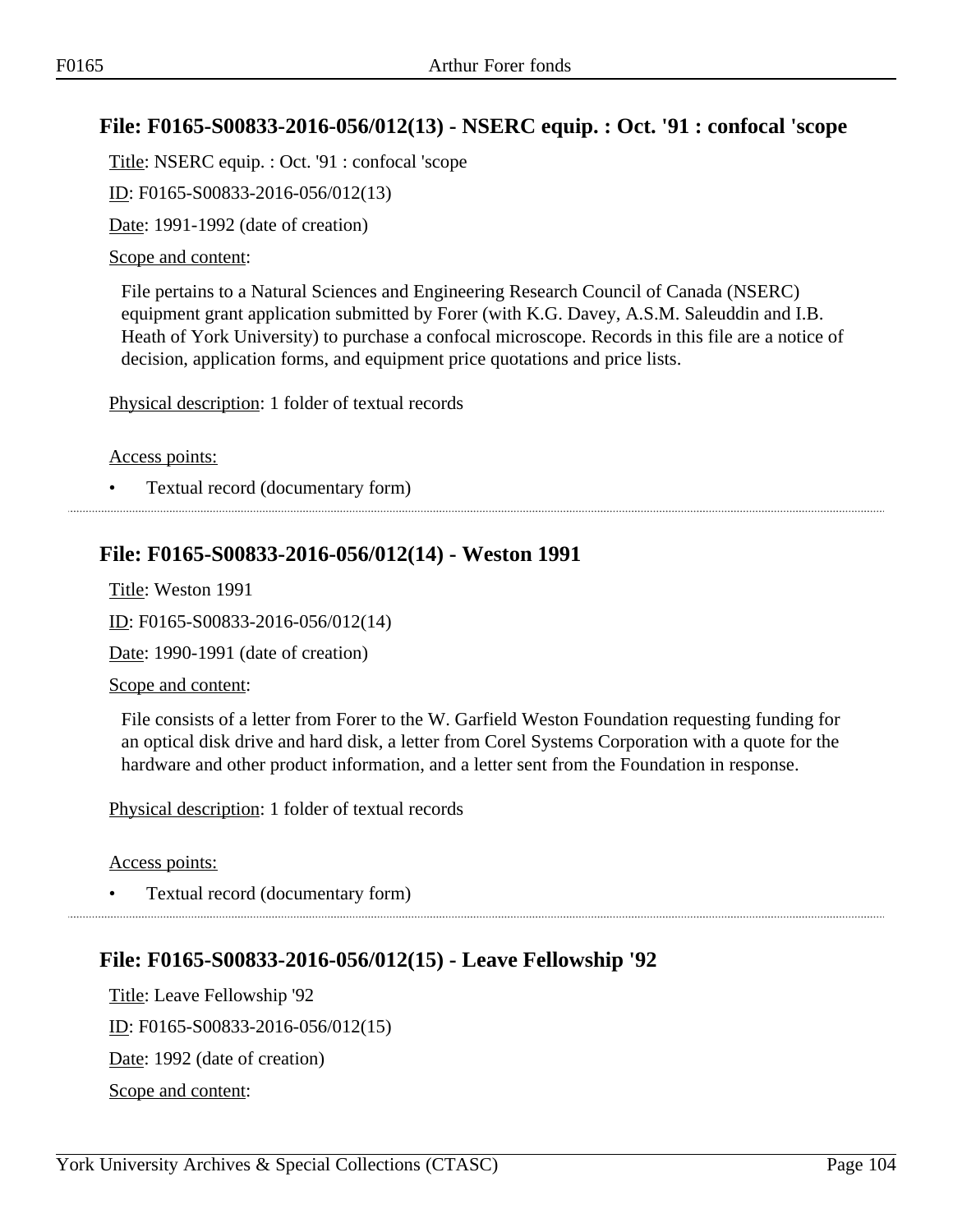## File: F0165-S00833-2016-056/012(13) - NSERC equip. : Oct. '91 : confocal 'scope

Title: NSERC equip. : Oct. '91 : confocal 'scope

ID: F0165-S00833-2016-056/012(13)

Date: 1991-1992 (date of creation)

Scope and content:

File pertains to a Natural Sciences and Engineering Research Council of Canada (NSERC) equipment grant application submitted by Forer (with K.G. Davey, A.S.M. Saleuddin and I.B. Heath of York University) to purchase a confocal microscope. Records in this file are a notice of decision, application forms, and equipment price quotations and price lists.

Physical description: 1 folder of textual records

Access points:

- Textual record (documentary form)

## File: F0165-S00833-2016-056/012(14) - Weston 1991

Title: Weston 1991

ID: F0165-S00833-2016-056/012(14)

Date: 1990-1991 (date of creation)

Scope and content:

File consists of a letter from Forer to the W. Garfield Weston Foundation requesting funding for an optical disk drive and hard disk, a letter from Corel Systems Corporation with a quote for the hardware and other product information, and a letter sent from the Foundation in response.

Physical description: 1 folder of textual records

Access points:

- Textual record (documentary form)

## File: F0165-S00833-2016-056/012(15) - Leave Fellowship '92

Title: Leave Fellowship '92

ID: F0165-S00833-2016-056/012(15)

Date: 1992 (date of creation)

Scope and content: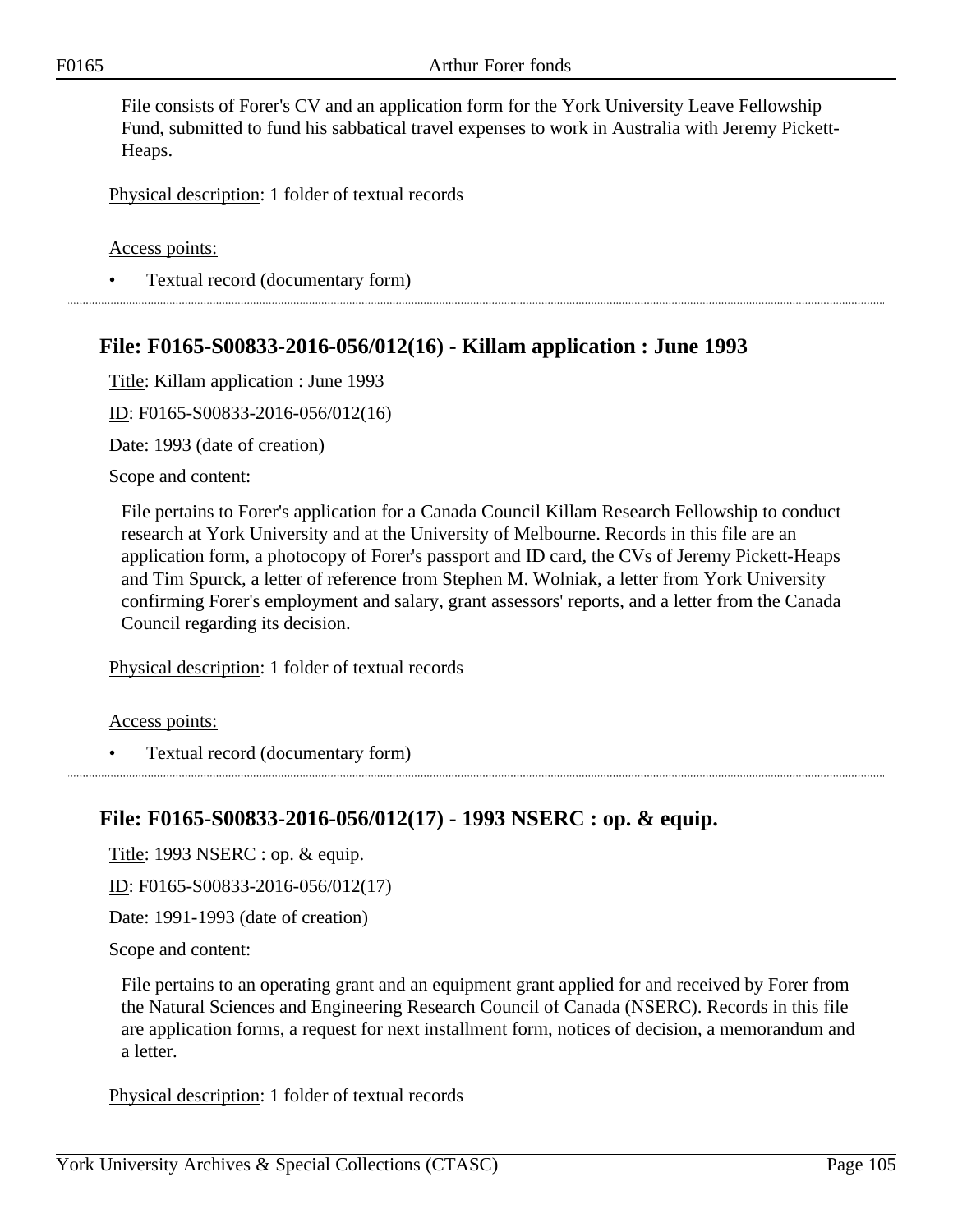File consists of Forer's CV and an application form for the York University Leave Fellowship Fund, submitted to fund his sabbatical travel expenses to work in Australia with Jeremy Pickett-Heaps.

Physical description: 1 folder of textual records

Access points:

- Textual record (documentary form)

## File: F0165-S00833-2016-056/012(16) - Killam application : June 1993

Title: Killam application : June 1993

ID: F0165-S00833-2016-056/012(16)

Date: 1993 (date of creation)

Scope and content:

File pertains to Forer's application for a Canada Council Killam Research Fellowship to conduct research at York University and at the University of Melbourne. Records in this file are an application form, a photocopy of Forer's passport and ID card, the CVs of Jeremy Pickett-Heaps and Tim Spurck, a letter of reference from Stephen M. Wolniak, a letter from York University confirming Forer's employment and salary, grant assessors' reports, and a letter from the Canada Council regarding its decision.

Physical description: 1 folder of textual records

Access points:

- Textual record (documentary form)

## File: F0165-S00833-2016-056/012(17) - 1993 NSERC : op. & equip.

Title: 1993 NSERC : op. & equip.

ID: F0165-S00833-2016-056/012(17)

Date: 1991-1993 (date of creation)

Scope and content:

File pertains to an operating grant and an equipment grant applied for and received by Forer from the Natural Sciences and Engineering Research Council of Canada (NSERC). Records in this file are application forms, a request for next installment form, notices of decision, a memorandum and a letter.

Physical description: 1 folder of textual records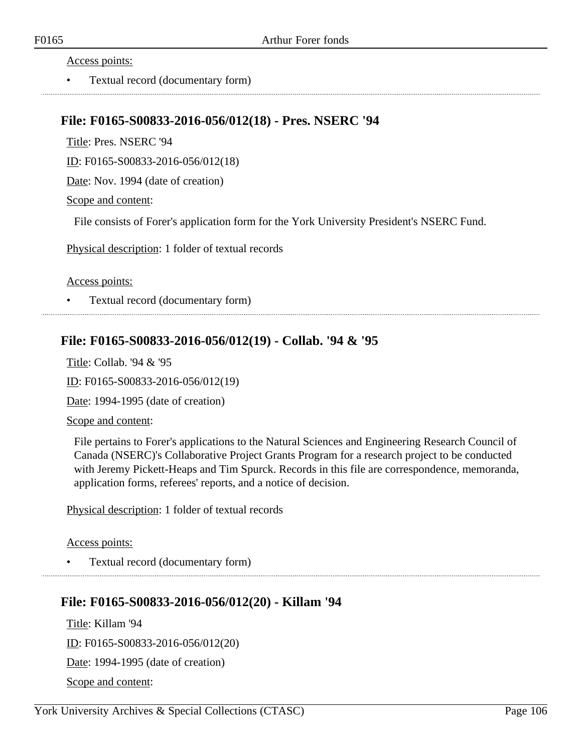Access points:

- Textual record (documentary form)

---

### File: F0165-S00833-2016-056/012(18) - Pres. NSERC '94

Title: Pres. NSERC '94

ID: F0165-S00833-2016-056/012(18)

Date: Nov. 1994 (date of creation)

Scope and content:

File consists of Forer's application form for the York University President's NSERC Fund.

Physical description: 1 folder of textual records

Access points:

- Textual record (documentary form)

---

### File: F0165-S00833-2016-056/012(19) - Collab. '94 & '95

Title: Collab. '94 & '95

ID: F0165-S00833-2016-056/012(19)

Date: 1994-1995 (date of creation)

Scope and content:

File pertains to Forer's applications to the Natural Sciences and Engineering Research Council of Canada (NSERC)'s Collaborative Project Grants Program for a research project to be conducted with Jeremy Pickett-Heaps and Tim Spurck. Records in this file are correspondence, memoranda, application forms, referees' reports, and a notice of decision.

Physical description: 1 folder of textual records

Access points:

- Textual record (documentary form)

---

### File: F0165-S00833-2016-056/012(20) - Killam '94

Title: Killam '94

ID: F0165-S00833-2016-056/012(20)

Date: 1994-1995 (date of creation)

Scope and content: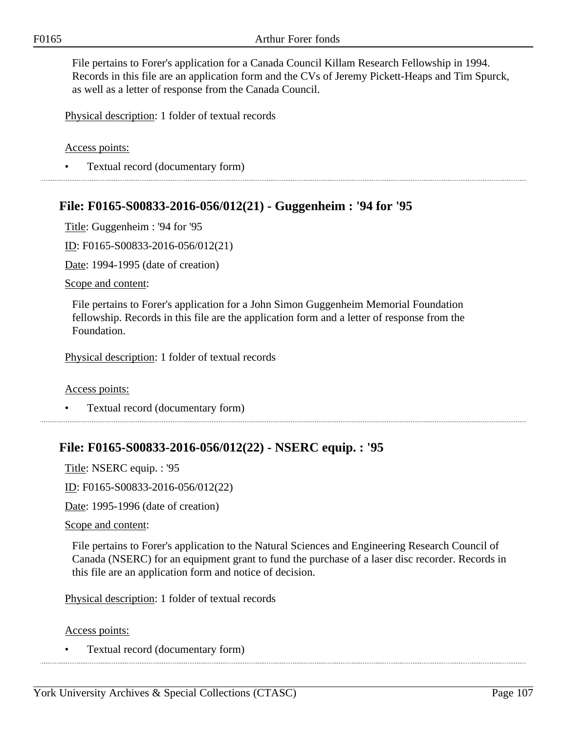File pertains to Forer's application for a Canada Council Killam Research Fellowship in 1994. Records in this file are an application form and the CVs of Jeremy Pickett-Heaps and Tim Spurck, as well as a letter of response from the Canada Council.

Physical description: 1 folder of textual records

Access points:

- Textual record (documentary form)

## File: F0165-S00833-2016-056/012(21) - Guggenheim : '94 for '95

Title: Guggenheim : '94 for '95

ID: F0165-S00833-2016-056/012(21)

Date: 1994-1995 (date of creation)

Scope and content:

File pertains to Forer's application for a John Simon Guggenheim Memorial Foundation fellowship. Records in this file are the application form and a letter of response from the Foundation.

Physical description: 1 folder of textual records

Access points:

- Textual record (documentary form)

## File: F0165-S00833-2016-056/012(22) - NSERC equip. : '95

Title: NSERC equip. : '95

ID: F0165-S00833-2016-056/012(22)

Date: 1995-1996 (date of creation)

Scope and content:

File pertains to Forer's application to the Natural Sciences and Engineering Research Council of Canada (NSERC) for an equipment grant to fund the purchase of a laser disc recorder. Records in this file are an application form and notice of decision.

Physical description: 1 folder of textual records

Access points:

- Textual record (documentary form)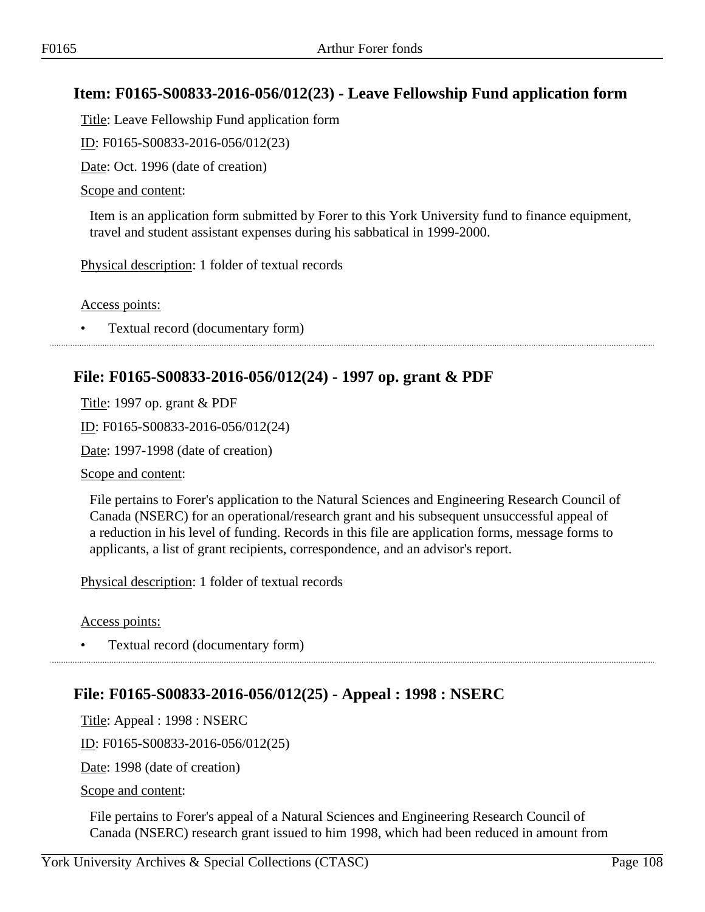## Item: F0165-S00833-2016-056/012(23) - Leave Fellowship Fund application form

Title: Leave Fellowship Fund application form

ID: F0165-S00833-2016-056/012(23)

Date: Oct. 1996 (date of creation)

Scope and content:

Item is an application form submitted by Forer to this York University fund to finance equipment, travel and student assistant expenses during his sabbatical in 1999-2000.

Physical description: 1 folder of textual records

Access points:

- Textual record (documentary form)

## File: F0165-S00833-2016-056/012(24) - 1997 op. grant & PDF

Title: 1997 op. grant & PDF

ID: F0165-S00833-2016-056/012(24)

Date: 1997-1998 (date of creation)

Scope and content:

File pertains to Forer's application to the Natural Sciences and Engineering Research Council of Canada (NSERC) for an operational/research grant and his subsequent unsuccessful appeal of a reduction in his level of funding. Records in this file are application forms, message forms to applicants, a list of grant recipients, correspondence, and an advisor's report.

Physical description: 1 folder of textual records

Access points:

- Textual record (documentary form)

## File: F0165-S00833-2016-056/012(25) - Appeal : 1998 : NSERC

Title: Appeal : 1998 : NSERC

ID: F0165-S00833-2016-056/012(25)

Date: 1998 (date of creation)

Scope and content:

File pertains to Forer's appeal of a Natural Sciences and Engineering Research Council of Canada (NSERC) research grant issued to him 1998, which had been reduced in amount from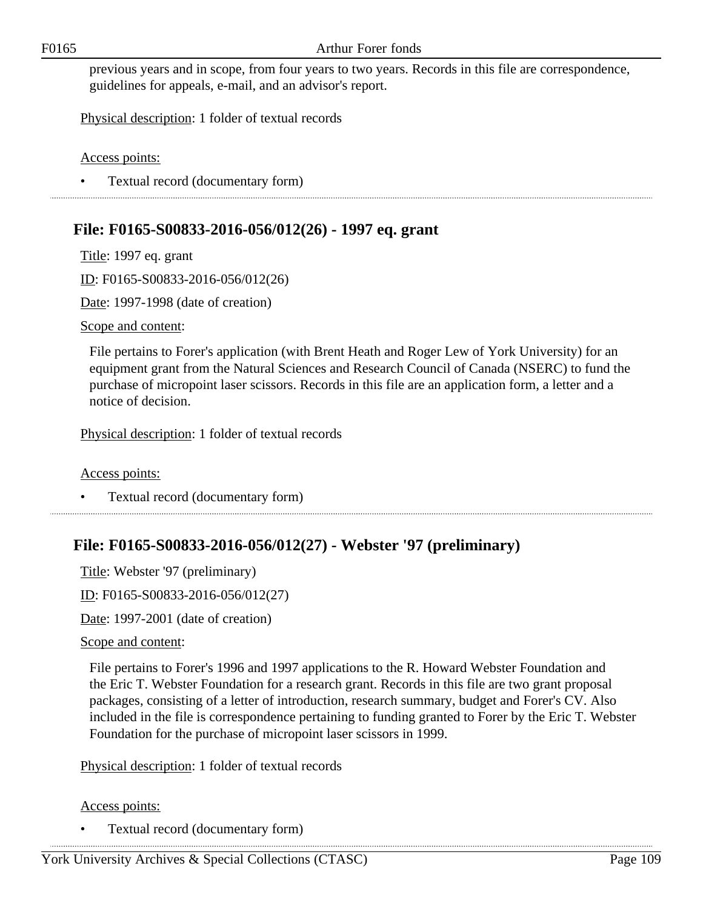previous years and in scope, from four years to two years. Records in this file are correspondence, guidelines for appeals, e-mail, and an advisor's report.

Physical description: 1 folder of textual records

Access points:

- Textual record (documentary form)

## File: F0165-S00833-2016-056/012(26) - 1997 eq. grant

Title: 1997 eq. grant

ID: F0165-S00833-2016-056/012(26)

Date: 1997-1998 (date of creation)

Scope and content:

File pertains to Forer's application (with Brent Heath and Roger Lew of York University) for an equipment grant from the Natural Sciences and Research Council of Canada (NSERC) to fund the purchase of micropoint laser scissors. Records in this file are an application form, a letter and a notice of decision.

Physical description: 1 folder of textual records

Access points:

- Textual record (documentary form)

## File: F0165-S00833-2016-056/012(27) - Webster '97 (preliminary)

Title: Webster '97 (preliminary)

ID: F0165-S00833-2016-056/012(27)

Date: 1997-2001 (date of creation)

Scope and content:

File pertains to Forer's 1996 and 1997 applications to the R. Howard Webster Foundation and the Eric T. Webster Foundation for a research grant. Records in this file are two grant proposal packages, consisting of a letter of introduction, research summary, budget and Forer's CV. Also included in the file is correspondence pertaining to funding granted to Forer by the Eric T. Webster Foundation for the purchase of micropoint laser scissors in 1999.

Physical description: 1 folder of textual records

Access points:

- Textual record (documentary form)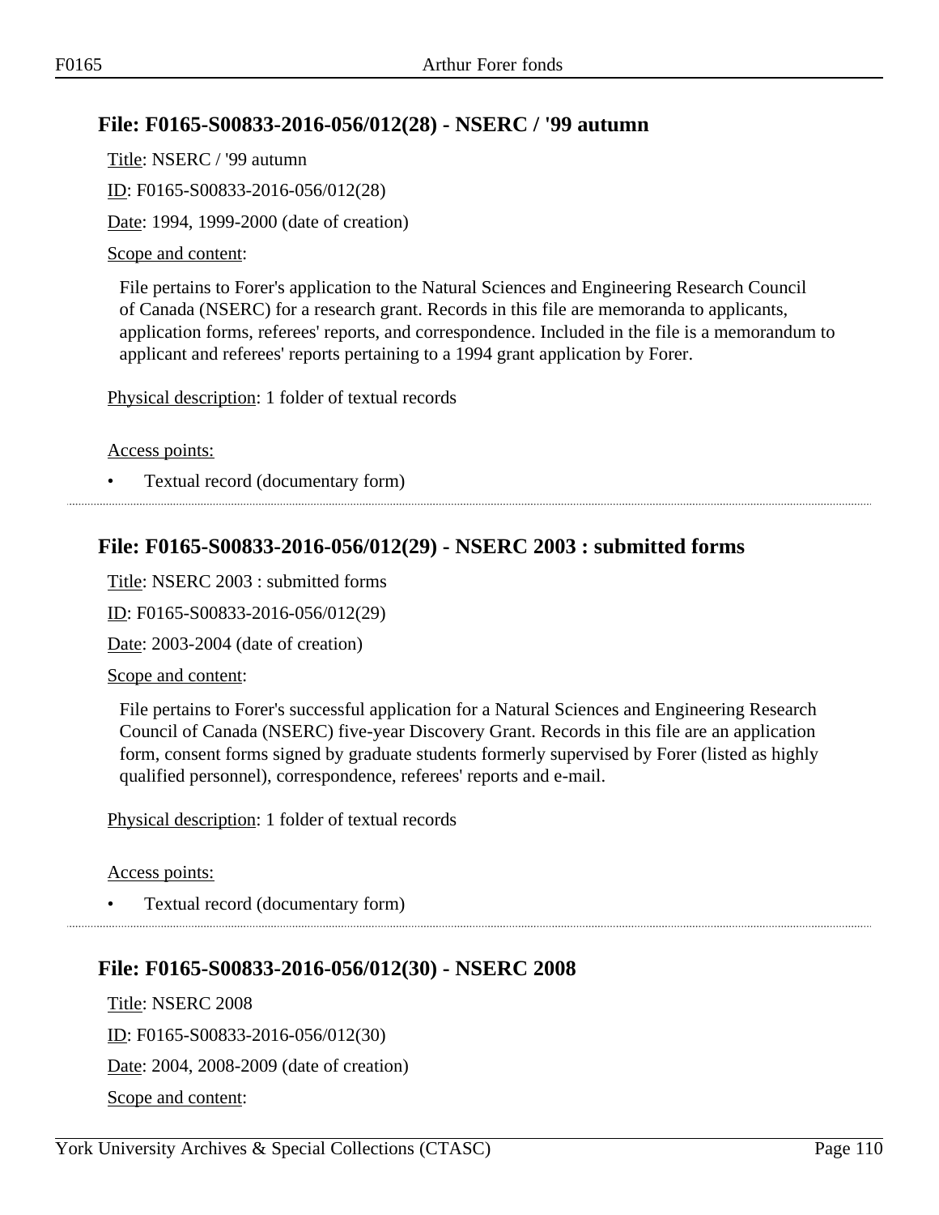## File: F0165-S00833-2016-056/012(28) - NSERC / '99 autumn

Title: NSERC / '99 autumn

ID: F0165-S00833-2016-056/012(28)

Date: 1994, 1999-2000 (date of creation)

Scope and content:

File pertains to Forer's application to the Natural Sciences and Engineering Research Council of Canada (NSERC) for a research grant. Records in this file are memoranda to applicants, application forms, referees' reports, and correspondence. Included in the file is a memorandum to applicant and referees' reports pertaining to a 1994 grant application by Forer.

Physical description: 1 folder of textual records

Access points:

- Textual record (documentary form)

## File: F0165-S00833-2016-056/012(29) - NSERC 2003 : submitted forms

Title: NSERC 2003 : submitted forms

ID: F0165-S00833-2016-056/012(29)

Date: 2003-2004 (date of creation)

Scope and content:

File pertains to Forer's successful application for a Natural Sciences and Engineering Research Council of Canada (NSERC) five-year Discovery Grant. Records in this file are an application form, consent forms signed by graduate students formerly supervised by Forer (listed as highly qualified personnel), correspondence, referees' reports and e-mail.

Physical description: 1 folder of textual records

Access points:

- Textual record (documentary form)

## File: F0165-S00833-2016-056/012(30) - NSERC 2008

Title: NSERC 2008

ID: F0165-S00833-2016-056/012(30)

Date: 2004, 2008-2009 (date of creation)

Scope and content: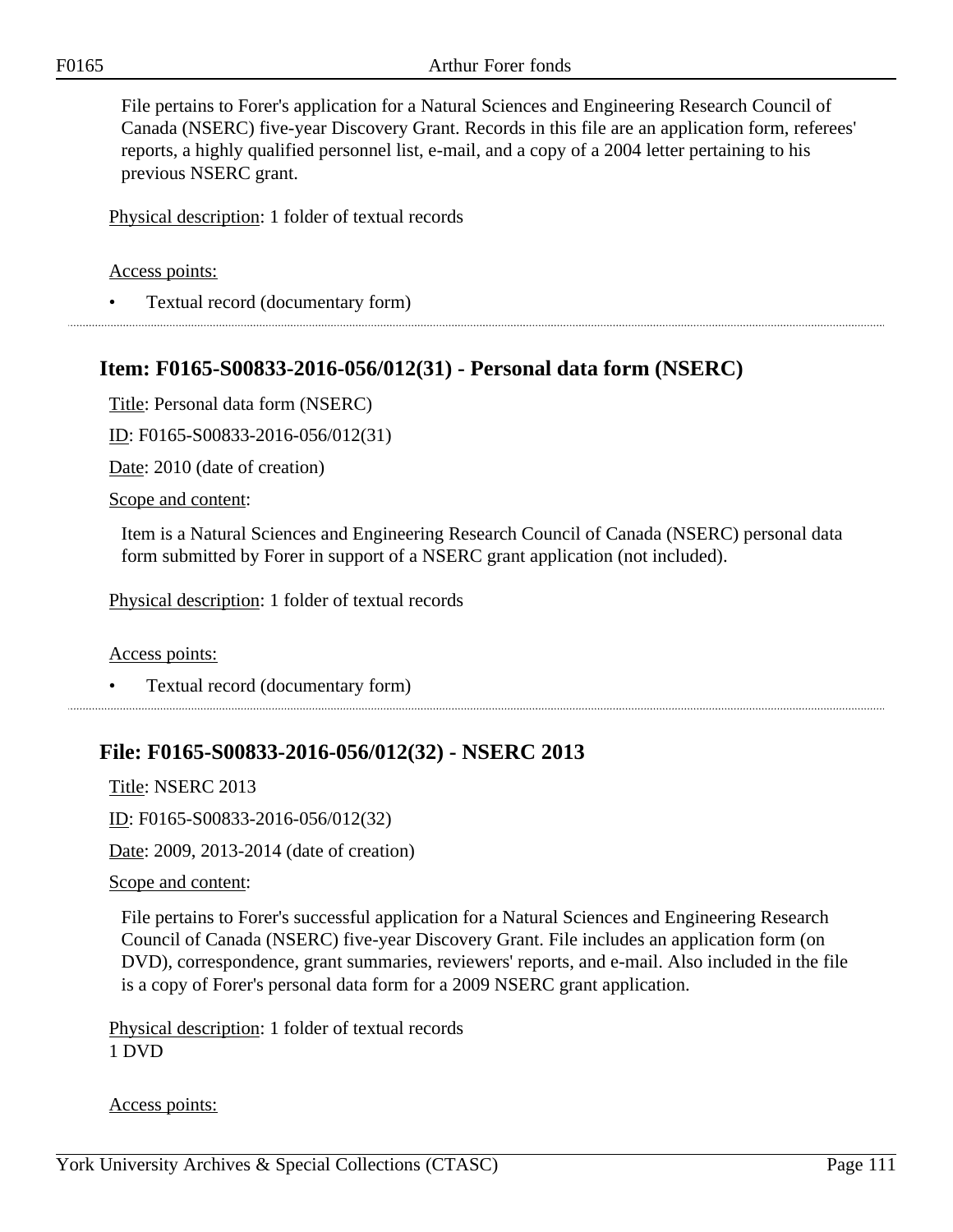File pertains to Forer's application for a Natural Sciences and Engineering Research Council of Canada (NSERC) five-year Discovery Grant. Records in this file are an application form, referees' reports, a highly qualified personnel list, e-mail, and a copy of a 2004 letter pertaining to his previous NSERC grant.

Physical description: 1 folder of textual records

Access points:

- Textual record (documentary form)

## Item: F0165-S00833-2016-056/012(31) - Personal data form (NSERC)

Title: Personal data form (NSERC)

ID: F0165-S00833-2016-056/012(31)

Date: 2010 (date of creation)

Scope and content:

Item is a Natural Sciences and Engineering Research Council of Canada (NSERC) personal data form submitted by Forer in support of a NSERC grant application (not included).

Physical description: 1 folder of textual records

Access points:

- Textual record (documentary form)

## File: F0165-S00833-2016-056/012(32) - NSERC 2013

Title: NSERC 2013

ID: F0165-S00833-2016-056/012(32)

Date: 2009, 2013-2014 (date of creation)

Scope and content:

File pertains to Forer's successful application for a Natural Sciences and Engineering Research Council of Canada (NSERC) five-year Discovery Grant. File includes an application form (on DVD), correspondence, grant summaries, reviewers' reports, and e-mail. Also included in the file is a copy of Forer's personal data form for a 2009 NSERC grant application.

Physical description: 1 folder of textual records
1 DVD

Access points: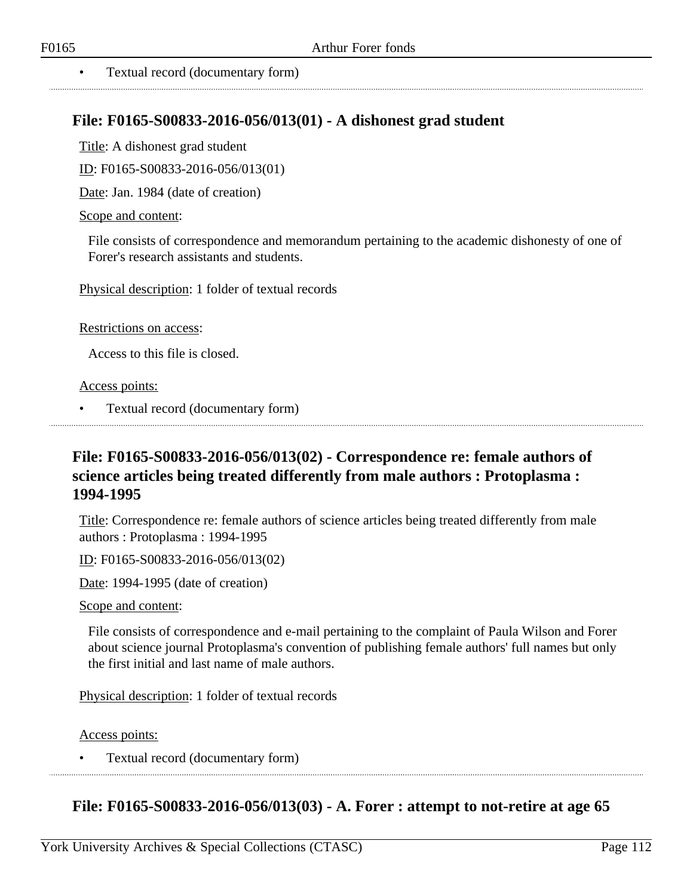- Textual record (documentary form)

## File: F0165-S00833-2016-056/013(01) - A dishonest grad student

Title: A dishonest grad student

ID: F0165-S00833-2016-056/013(01)

Date: Jan. 1984 (date of creation)

Scope and content:

File consists of correspondence and memorandum pertaining to the academic dishonesty of one of Forer's research assistants and students.

Physical description: 1 folder of textual records

Restrictions on access:

Access to this file is closed.

Access points:

- Textual record (documentary form)

## File: F0165-S00833-2016-056/013(02) - Correspondence re: female authors of science articles being treated differently from male authors : Protoplasma : 1994-1995

Title: Correspondence re: female authors of science articles being treated differently from male authors : Protoplasma : 1994-1995

ID: F0165-S00833-2016-056/013(02)

Date: 1994-1995 (date of creation)

Scope and content:

File consists of correspondence and e-mail pertaining to the complaint of Paula Wilson and Forer about science journal Protoplasma's convention of publishing female authors' full names but only the first initial and last name of male authors.

Physical description: 1 folder of textual records

Access points:

- Textual record (documentary form)

## File: F0165-S00833-2016-056/013(03) - A. Forer : attempt to not-retire at age 65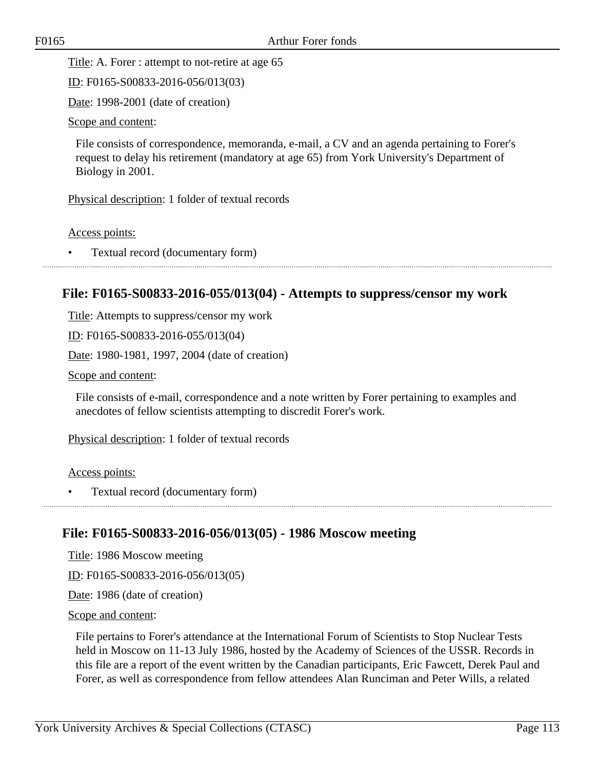Title: A. Forer : attempt to not-retire at age 65

ID: F0165-S00833-2016-056/013(03)

Date: 1998-2001 (date of creation)

Scope and content:

File consists of correspondence, memoranda, e-mail, a CV and an agenda pertaining to Forer's request to delay his retirement (mandatory at age 65) from York University's Department of Biology in 2001.

Physical description: 1 folder of textual records

Access points:

- Textual record (documentary form)

## File: F0165-S00833-2016-055/013(04) - Attempts to suppress/censor my work

Title: Attempts to suppress/censor my work

ID: F0165-S00833-2016-055/013(04)

Date: 1980-1981, 1997, 2004 (date of creation)

Scope and content:

File consists of e-mail, correspondence and a note written by Forer pertaining to examples and anecdotes of fellow scientists attempting to discredit Forer's work.

Physical description: 1 folder of textual records

Access points:

- Textual record (documentary form)

## File: F0165-S00833-2016-056/013(05) - 1986 Moscow meeting

Title: 1986 Moscow meeting

ID: F0165-S00833-2016-056/013(05)

Date: 1986 (date of creation)

Scope and content:

File pertains to Forer's attendance at the International Forum of Scientists to Stop Nuclear Tests held in Moscow on 11-13 July 1986, hosted by the Academy of Sciences of the USSR. Records in this file are a report of the event written by the Canadian participants, Eric Fawcett, Derek Paul and Forer, as well as correspondence from fellow attendees Alan Runciman and Peter Wills, a related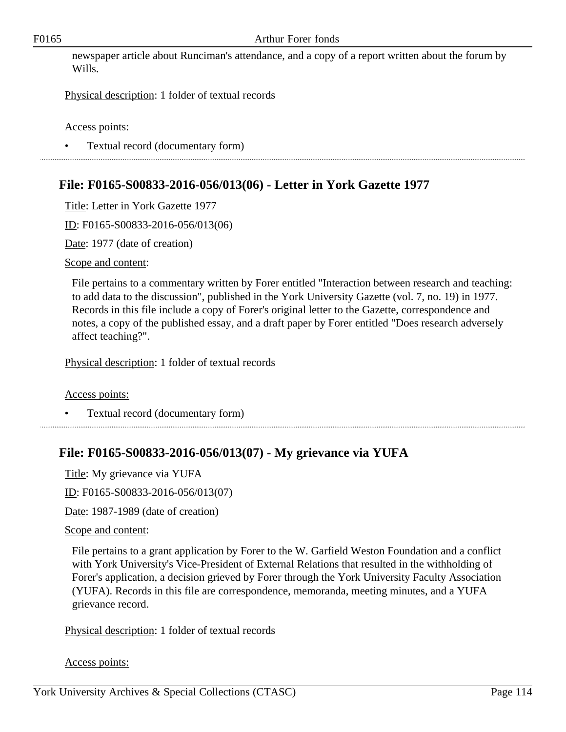newspaper article about Runciman's attendance, and a copy of a report written about the forum by Wills.

Physical description: 1 folder of textual records

Access points:

- Textual record (documentary form)

## File: F0165-S00833-2016-056/013(06) - Letter in York Gazette 1977

Title: Letter in York Gazette 1977

ID: F0165-S00833-2016-056/013(06)

Date: 1977 (date of creation)

Scope and content:

File pertains to a commentary written by Forer entitled "Interaction between research and teaching: to add data to the discussion", published in the York University Gazette (vol. 7, no. 19) in 1977. Records in this file include a copy of Forer's original letter to the Gazette, correspondence and notes, a copy of the published essay, and a draft paper by Forer entitled "Does research adversely affect teaching?".

Physical description: 1 folder of textual records

Access points:

- Textual record (documentary form)

## File: F0165-S00833-2016-056/013(07) - My grievance via YUFA

Title: My grievance via YUFA

ID: F0165-S00833-2016-056/013(07)

Date: 1987-1989 (date of creation)

Scope and content:

File pertains to a grant application by Forer to the W. Garfield Weston Foundation and a conflict with York University's Vice-President of External Relations that resulted in the withholding of Forer's application, a decision grieved by Forer through the York University Faculty Association (YUFA). Records in this file are correspondence, memoranda, meeting minutes, and a YUFA grievance record.

Physical description: 1 folder of textual records

Access points: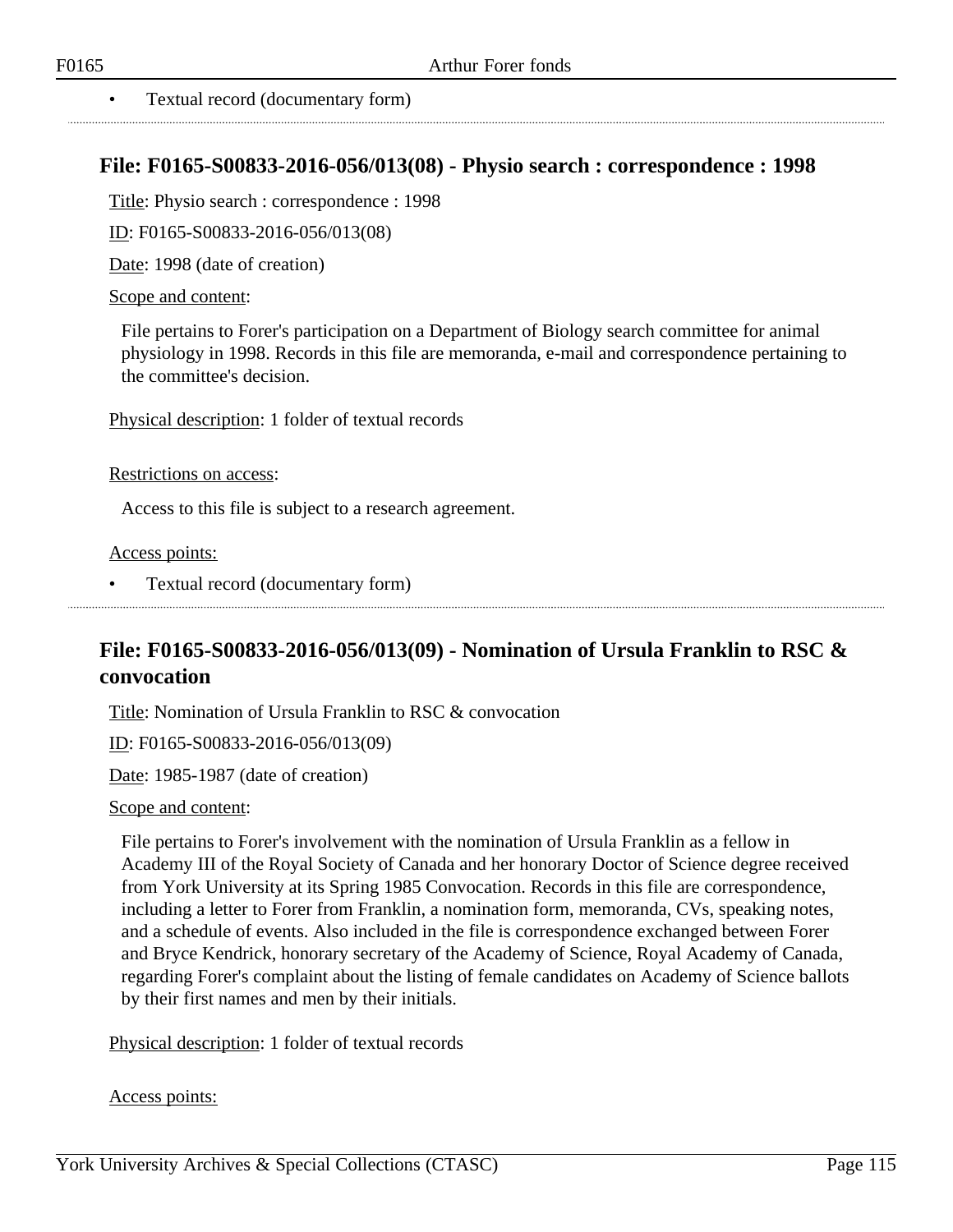- Textual record (documentary form)

---

## File: F0165-S00833-2016-056/013(08) - Physio search : correspondence : 1998

Title: Physio search : correspondence : 1998

ID: F0165-S00833-2016-056/013(08)

Date: 1998 (date of creation)

Scope and content:

File pertains to Forer's participation on a Department of Biology search committee for animal physiology in 1998. Records in this file are memoranda, e-mail and correspondence pertaining to the committee's decision.

Physical description: 1 folder of textual records

Restrictions on access:

Access to this file is subject to a research agreement.

Access points:

- Textual record (documentary form)

---

## File: F0165-S00833-2016-056/013(09) - Nomination of Ursula Franklin to RSC & convocation

Title: Nomination of Ursula Franklin to RSC & convocation

ID: F0165-S00833-2016-056/013(09)

Date: 1985-1987 (date of creation)

Scope and content:

File pertains to Forer's involvement with the nomination of Ursula Franklin as a fellow in Academy III of the Royal Society of Canada and her honorary Doctor of Science degree received from York University at its Spring 1985 Convocation. Records in this file are correspondence, including a letter to Forer from Franklin, a nomination form, memoranda, CVs, speaking notes, and a schedule of events. Also included in the file is correspondence exchanged between Forer and Bryce Kendrick, honorary secretary of the Academy of Science, Royal Academy of Canada, regarding Forer's complaint about the listing of female candidates on Academy of Science ballots by their first names and men by their initials.

Physical description: 1 folder of textual records

Access points: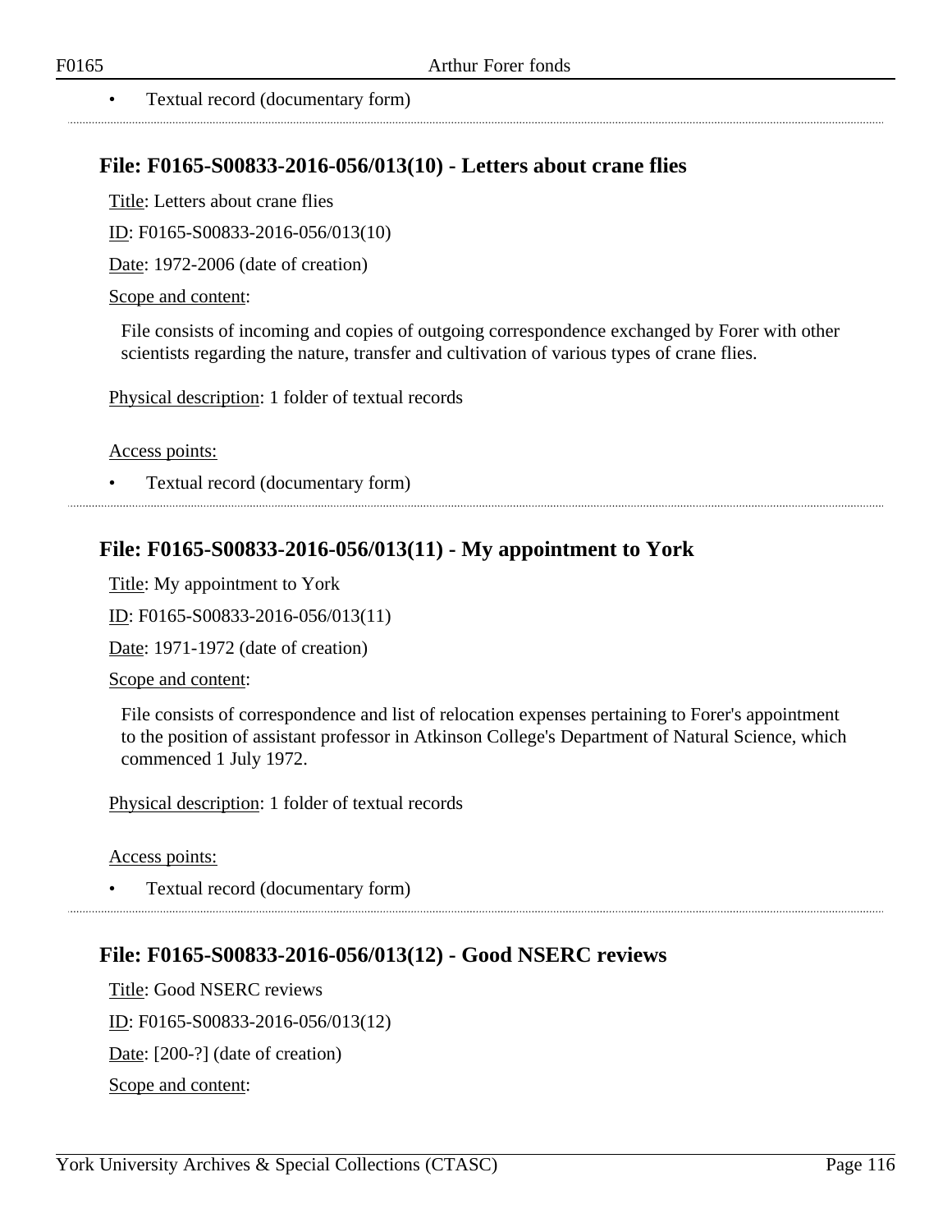- Textual record (documentary form)

## File: F0165-S00833-2016-056/013(10) - Letters about crane flies

Title: Letters about crane flies

ID: F0165-S00833-2016-056/013(10)

Date: 1972-2006 (date of creation)

Scope and content:

File consists of incoming and copies of outgoing correspondence exchanged by Forer with other scientists regarding the nature, transfer and cultivation of various types of crane flies.

Physical description: 1 folder of textual records

Access points:

- Textual record (documentary form)

## File: F0165-S00833-2016-056/013(11) - My appointment to York

Title: My appointment to York

ID: F0165-S00833-2016-056/013(11)

Date: 1971-1972 (date of creation)

Scope and content:

File consists of correspondence and list of relocation expenses pertaining to Forer's appointment to the position of assistant professor in Atkinson College's Department of Natural Science, which commenced 1 July 1972.

Physical description: 1 folder of textual records

Access points:

- Textual record (documentary form)

## File: F0165-S00833-2016-056/013(12) - Good NSERC reviews

Title: Good NSERC reviews

ID: F0165-S00833-2016-056/013(12)

Date: [200-?] (date of creation)

Scope and content: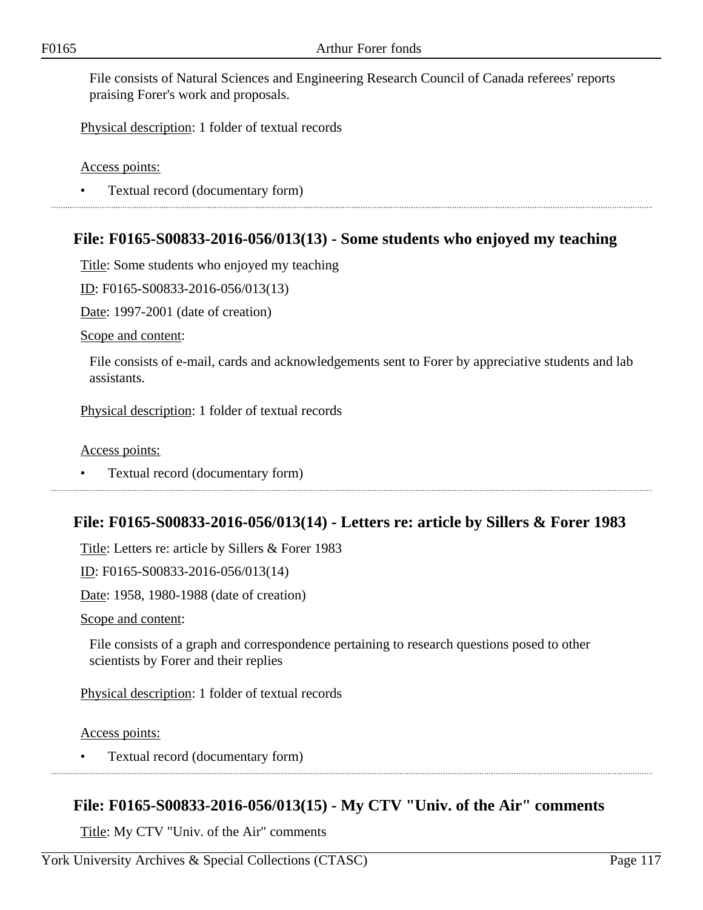File consists of Natural Sciences and Engineering Research Council of Canada referees' reports praising Forer's work and proposals.

Physical description: 1 folder of textual records

Access points:

- Textual record (documentary form)

## File: F0165-S00833-2016-056/013(13) - Some students who enjoyed my teaching

Title: Some students who enjoyed my teaching

ID: F0165-S00833-2016-056/013(13)

Date: 1997-2001 (date of creation)

Scope and content:

File consists of e-mail, cards and acknowledgements sent to Forer by appreciative students and lab assistants.

Physical description: 1 folder of textual records

Access points:

- Textual record (documentary form)

## File: F0165-S00833-2016-056/013(14) - Letters re: article by Sillers & Forer 1983

Title: Letters re: article by Sillers & Forer 1983

ID: F0165-S00833-2016-056/013(14)

Date: 1958, 1980-1988 (date of creation)

Scope and content:

File consists of a graph and correspondence pertaining to research questions posed to other scientists by Forer and their replies

Physical description: 1 folder of textual records

Access points:

- Textual record (documentary form)

## File: F0165-S00833-2016-056/013(15) - My CTV "Univ. of the Air" comments

Title: My CTV "Univ. of the Air" comments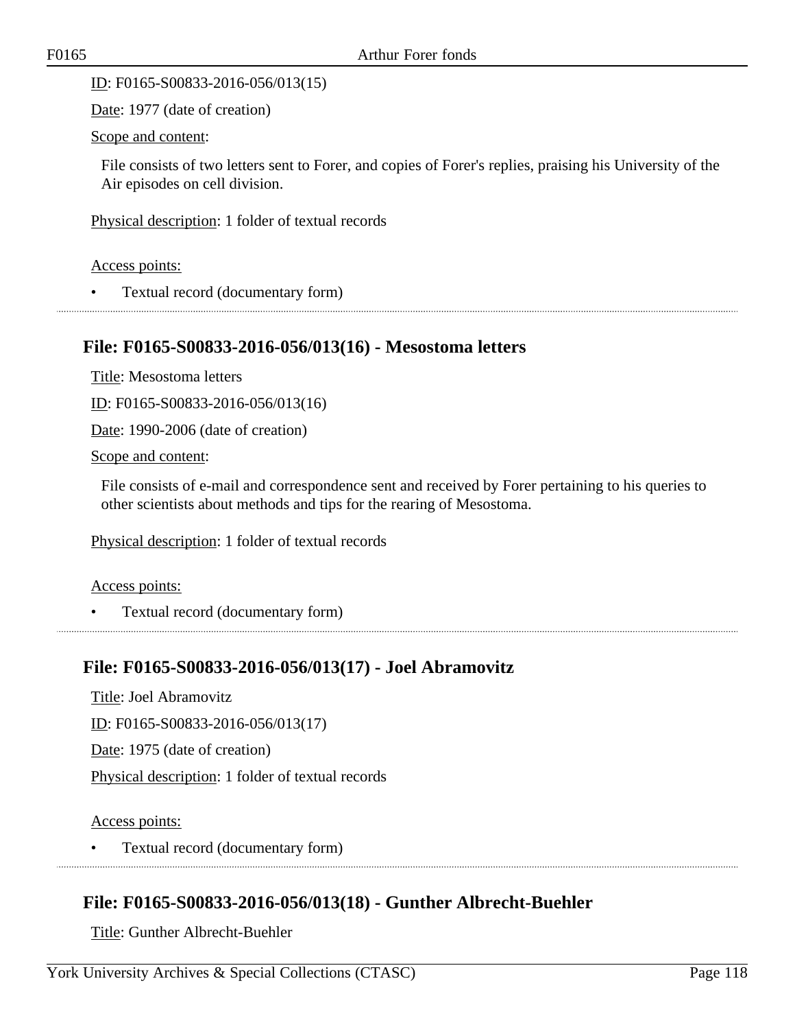ID: F0165-S00833-2016-056/013(15)

Date: 1977 (date of creation)

Scope and content:

File consists of two letters sent to Forer, and copies of Forer's replies, praising his University of the Air episodes on cell division.

Physical description: 1 folder of textual records

Access points:

- Textual record (documentary form)

## File: F0165-S00833-2016-056/013(16) - Mesostoma letters

Title: Mesostoma letters

ID: F0165-S00833-2016-056/013(16)

Date: 1990-2006 (date of creation)

Scope and content:

File consists of e-mail and correspondence sent and received by Forer pertaining to his queries to other scientists about methods and tips for the rearing of Mesostoma.

Physical description: 1 folder of textual records

Access points:

- Textual record (documentary form)

## File: F0165-S00833-2016-056/013(17) - Joel Abramovitz

Title: Joel Abramovitz

ID: F0165-S00833-2016-056/013(17)

Date: 1975 (date of creation)

Physical description: 1 folder of textual records

Access points:

- Textual record (documentary form)

## File: F0165-S00833-2016-056/013(18) - Gunther Albrecht-Buehler

Title: Gunther Albrecht-Buehler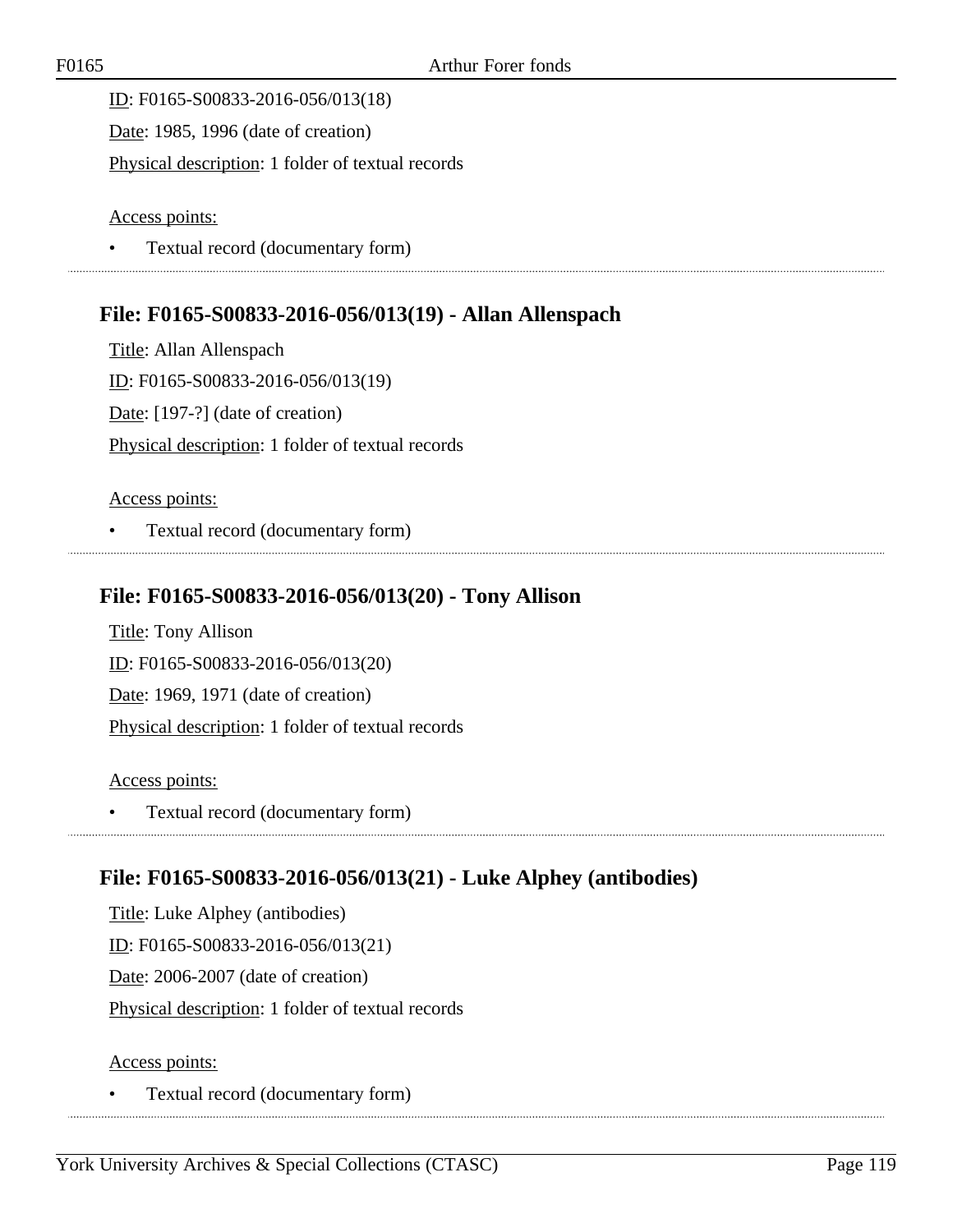ID: F0165-S00833-2016-056/013(18)

Date: 1985, 1996 (date of creation)

Physical description: 1 folder of textual records

Access points:

- Textual record (documentary form)

## File: F0165-S00833-2016-056/013(19) - Allan Allenspach

Title: Allan Allenspach

ID: F0165-S00833-2016-056/013(19)

Date: [197-?] (date of creation)

Physical description: 1 folder of textual records

Access points:

- Textual record (documentary form)

## File: F0165-S00833-2016-056/013(20) - Tony Allison

Title: Tony Allison

ID: F0165-S00833-2016-056/013(20)

Date: 1969, 1971 (date of creation)

Physical description: 1 folder of textual records

Access points:

- Textual record (documentary form)

## File: F0165-S00833-2016-056/013(21) - Luke Alphey (antibodies)

Title: Luke Alphey (antibodies)

ID: F0165-S00833-2016-056/013(21)

Date: 2006-2007 (date of creation)

Physical description: 1 folder of textual records

Access points:

- Textual record (documentary form)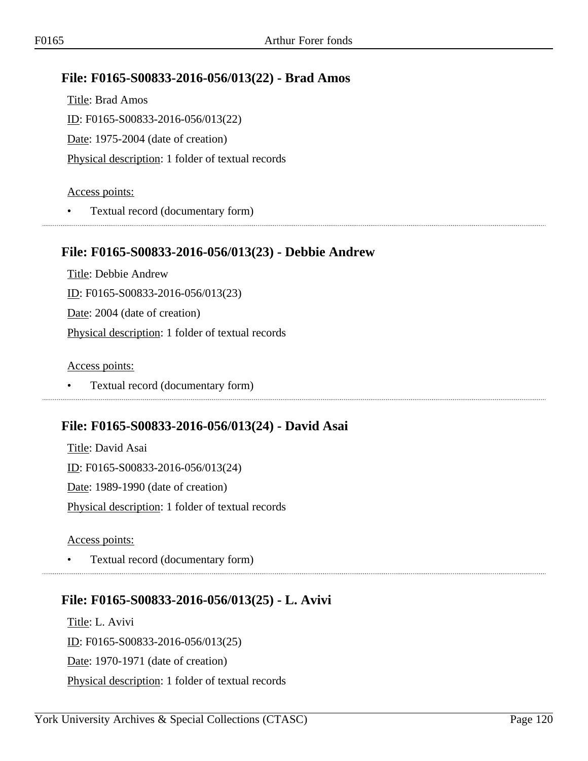### File: F0165-S00833-2016-056/013(22) - Brad Amos

Title: Brad Amos

ID: F0165-S00833-2016-056/013(22)

Date: 1975-2004 (date of creation)

Physical description: 1 folder of textual records

Access points:

- Textual record (documentary form)

### File: F0165-S00833-2016-056/013(23) - Debbie Andrew

Title: Debbie Andrew

ID: F0165-S00833-2016-056/013(23)

Date: 2004 (date of creation)

Physical description: 1 folder of textual records

Access points:

- Textual record (documentary form)

### File: F0165-S00833-2016-056/013(24) - David Asai

Title: David Asai

ID: F0165-S00833-2016-056/013(24)

Date: 1989-1990 (date of creation)

Physical description: 1 folder of textual records

Access points:

- Textual record (documentary form)

### File: F0165-S00833-2016-056/013(25) - L. Avivi

Title: L. Avivi

ID: F0165-S00833-2016-056/013(25)

Date: 1970-1971 (date of creation)

Physical description: 1 folder of textual records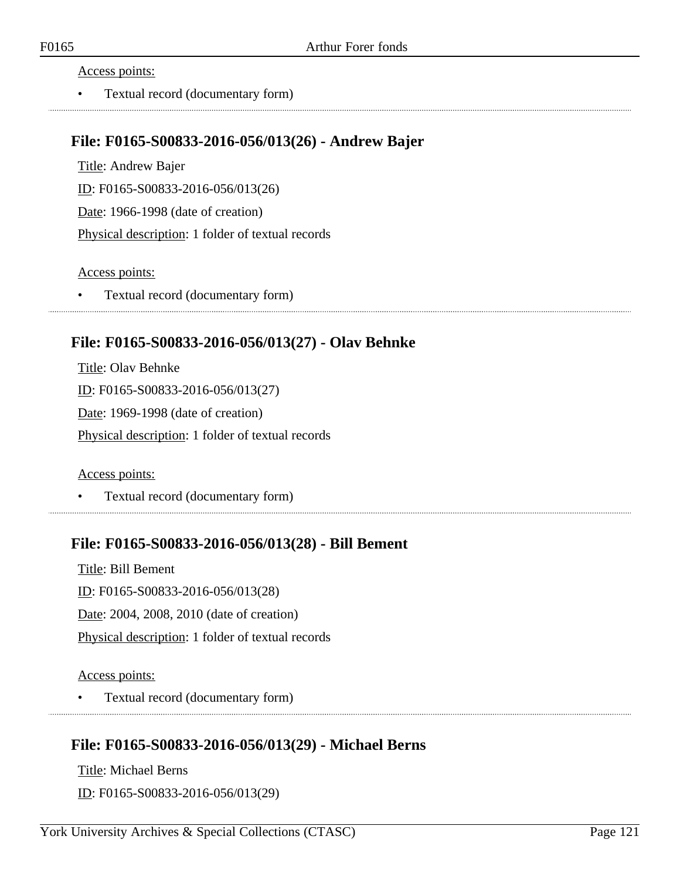Access points:

- Textual record (documentary form)

## File: F0165-S00833-2016-056/013(26) - Andrew Bajer

Title: Andrew Bajer

ID: F0165-S00833-2016-056/013(26)

Date: 1966-1998 (date of creation)

Physical description: 1 folder of textual records

Access points:

- Textual record (documentary form)

## File: F0165-S00833-2016-056/013(27) - Olav Behnke

Title: Olav Behnke

ID: F0165-S00833-2016-056/013(27)

Date: 1969-1998 (date of creation)

Physical description: 1 folder of textual records

Access points:

- Textual record (documentary form)

## File: F0165-S00833-2016-056/013(28) - Bill Bement

Title: Bill Bement

ID: F0165-S00833-2016-056/013(28)

Date: 2004, 2008, 2010 (date of creation)

Physical description: 1 folder of textual records

Access points:

- Textual record (documentary form)

## File: F0165-S00833-2016-056/013(29) - Michael Berns

Title: Michael Berns

ID: F0165-S00833-2016-056/013(29)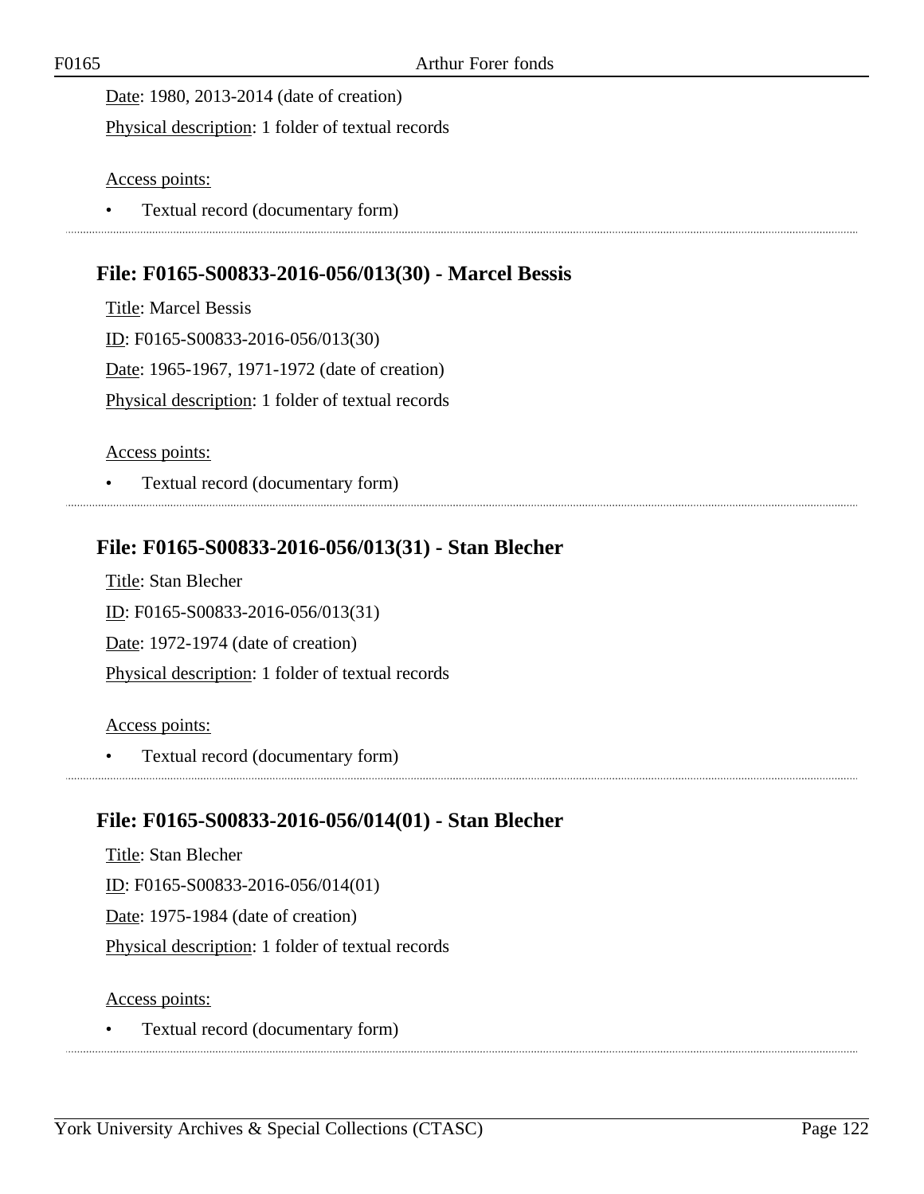Date: 1980, 2013-2014 (date of creation)

Physical description: 1 folder of textual records

Access points:

- Textual record (documentary form)

## File: F0165-S00833-2016-056/013(30) - Marcel Bessis

Title: Marcel Bessis

ID: F0165-S00833-2016-056/013(30)

Date: 1965-1967, 1971-1972 (date of creation)

Physical description: 1 folder of textual records

Access points:

- Textual record (documentary form)

## File: F0165-S00833-2016-056/013(31) - Stan Blecher

Title: Stan Blecher

ID: F0165-S00833-2016-056/013(31)

Date: 1972-1974 (date of creation)

Physical description: 1 folder of textual records

Access points:

- Textual record (documentary form)

## File: F0165-S00833-2016-056/014(01) - Stan Blecher

Title: Stan Blecher

ID: F0165-S00833-2016-056/014(01)

Date: 1975-1984 (date of creation)

Physical description: 1 folder of textual records

Access points:

- Textual record (documentary form)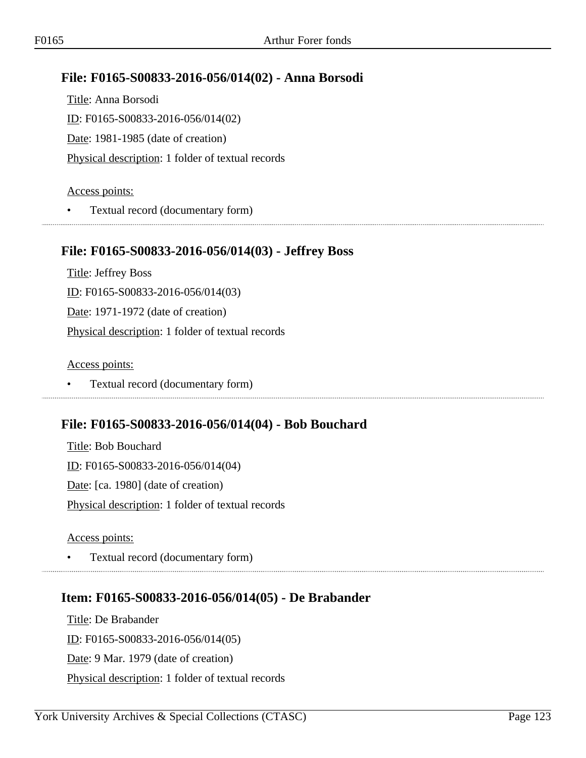## File: F0165-S00833-2016-056/014(02) - Anna Borsodi

Title: Anna Borsodi

ID: F0165-S00833-2016-056/014(02)

Date: 1981-1985 (date of creation)

Physical description: 1 folder of textual records

Access points:

- Textual record (documentary form)

## File: F0165-S00833-2016-056/014(03) - Jeffrey Boss

Title: Jeffrey Boss

ID: F0165-S00833-2016-056/014(03)

Date: 1971-1972 (date of creation)

Physical description: 1 folder of textual records

Access points:

- Textual record (documentary form)

## File: F0165-S00833-2016-056/014(04) - Bob Bouchard

Title: Bob Bouchard

ID: F0165-S00833-2016-056/014(04)

Date: [ca. 1980] (date of creation)

Physical description: 1 folder of textual records

Access points:

- Textual record (documentary form)

## Item: F0165-S00833-2016-056/014(05) - De Brabander

Title: De Brabander

ID: F0165-S00833-2016-056/014(05)

Date: 9 Mar. 1979 (date of creation)

Physical description: 1 folder of textual records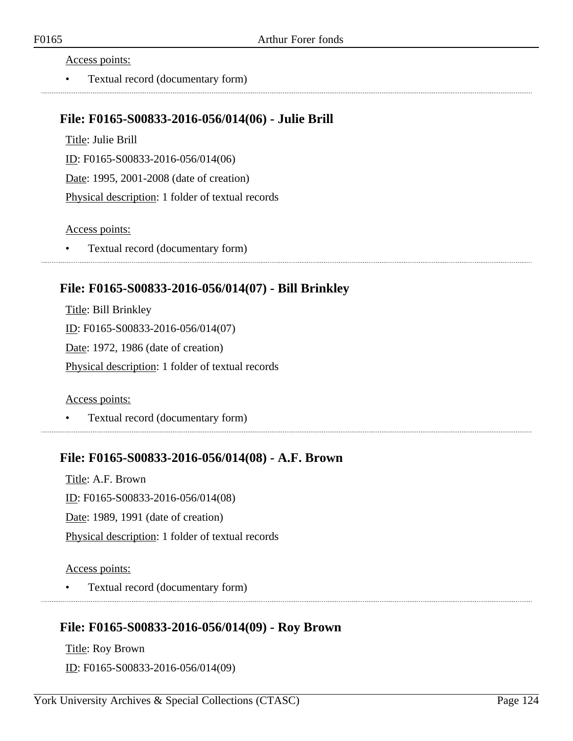Access points:

- Textual record (documentary form)

---

### File: F0165-S00833-2016-056/014(06) - Julie Brill

Title: Julie Brill

ID: F0165-S00833-2016-056/014(06)

Date: 1995, 2001-2008 (date of creation)

Physical description: 1 folder of textual records

Access points:

- Textual record (documentary form)

---

### File: F0165-S00833-2016-056/014(07) - Bill Brinkley

Title: Bill Brinkley

ID: F0165-S00833-2016-056/014(07)

Date: 1972, 1986 (date of creation)

Physical description: 1 folder of textual records

Access points:

- Textual record (documentary form)

---

### File: F0165-S00833-2016-056/014(08) - A.F. Brown

Title: A.F. Brown

ID: F0165-S00833-2016-056/014(08)

Date: 1989, 1991 (date of creation)

Physical description: 1 folder of textual records

Access points:

- Textual record (documentary form)

---

### File: F0165-S00833-2016-056/014(09) - Roy Brown

Title: Roy Brown

ID: F0165-S00833-2016-056/014(09)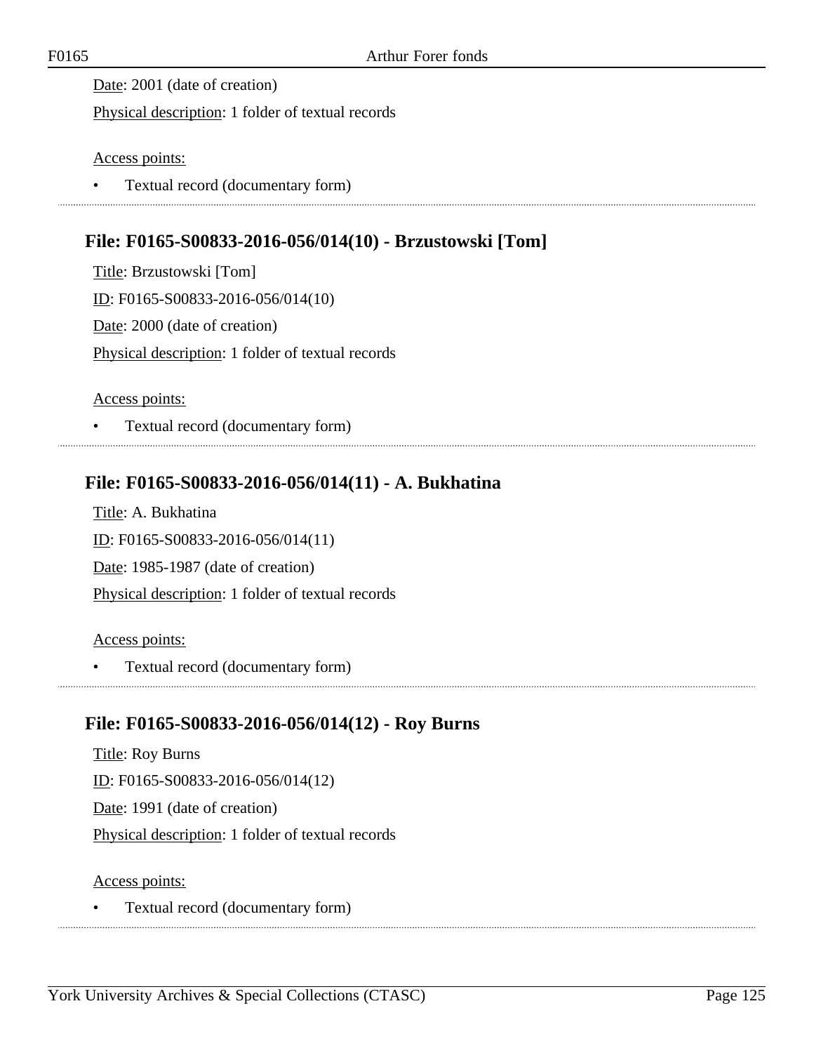Date: 2001 (date of creation)

Physical description: 1 folder of textual records

Access points:

- Textual record (documentary form)

## File: F0165-S00833-2016-056/014(10) - Brzustowski [Tom]

Title: Brzustowski [Tom]

ID: F0165-S00833-2016-056/014(10)

Date: 2000 (date of creation)

Physical description: 1 folder of textual records

Access points:

- Textual record (documentary form)

## File: F0165-S00833-2016-056/014(11) - A. Bukhatina

Title: A. Bukhatina

ID: F0165-S00833-2016-056/014(11)

Date: 1985-1987 (date of creation)

Physical description: 1 folder of textual records

Access points:

- Textual record (documentary form)

## File: F0165-S00833-2016-056/014(12) - Roy Burns

Title: Roy Burns

ID: F0165-S00833-2016-056/014(12)

Date: 1991 (date of creation)

Physical description: 1 folder of textual records

Access points:

- Textual record (documentary form)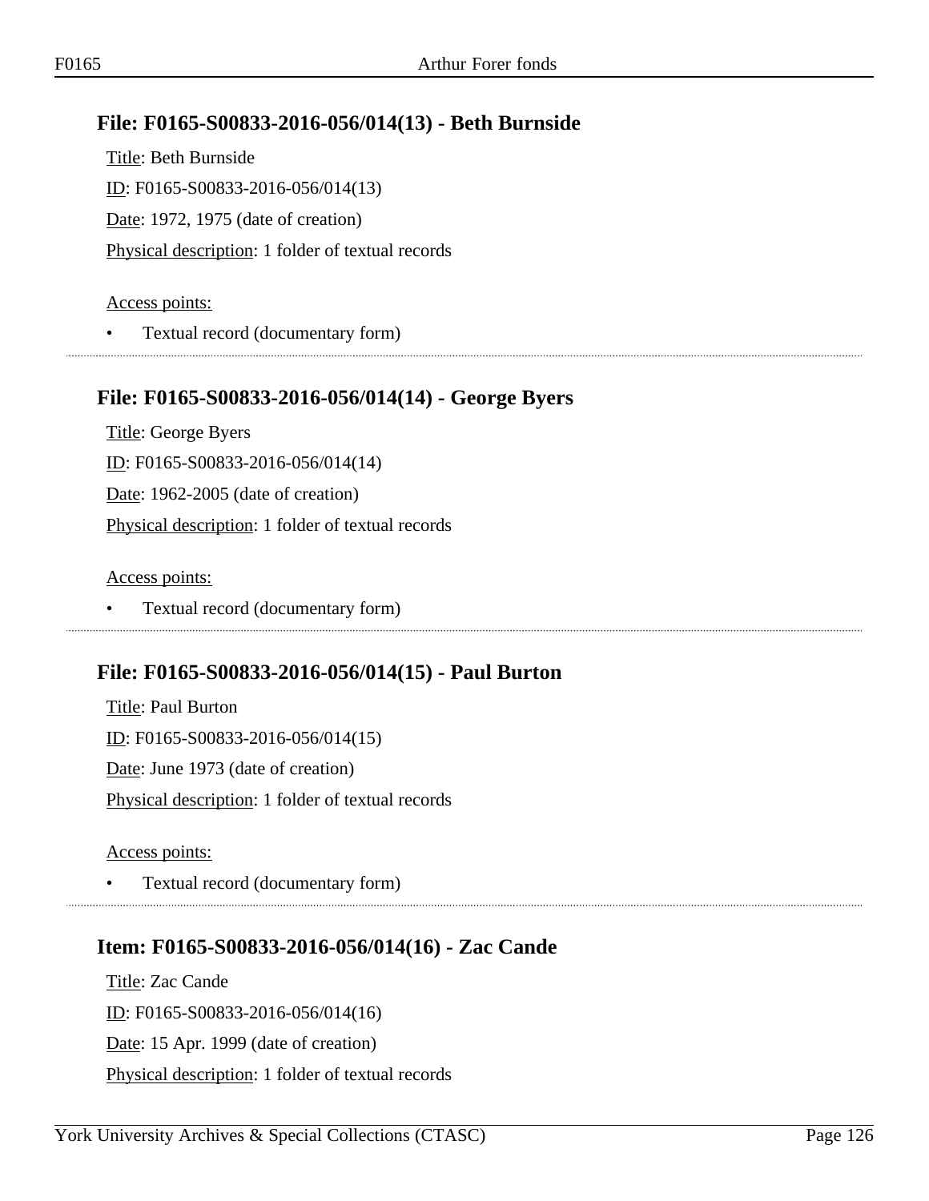## File: F0165-S00833-2016-056/014(13) - Beth Burnside

Title: Beth Burnside

ID: F0165-S00833-2016-056/014(13)

Date: 1972, 1975 (date of creation)

Physical description: 1 folder of textual records

Access points:

- Textual record (documentary form)

## File: F0165-S00833-2016-056/014(14) - George Byers

Title: George Byers

ID: F0165-S00833-2016-056/014(14)

Date: 1962-2005 (date of creation)

Physical description: 1 folder of textual records

Access points:

- Textual record (documentary form)

## File: F0165-S00833-2016-056/014(15) - Paul Burton

Title: Paul Burton

ID: F0165-S00833-2016-056/014(15)

Date: June 1973 (date of creation)

Physical description: 1 folder of textual records

Access points:

- Textual record (documentary form)

## Item: F0165-S00833-2016-056/014(16) - Zac Cande

Title: Zac Cande

ID: F0165-S00833-2016-056/014(16)

Date: 15 Apr. 1999 (date of creation)

Physical description: 1 folder of textual records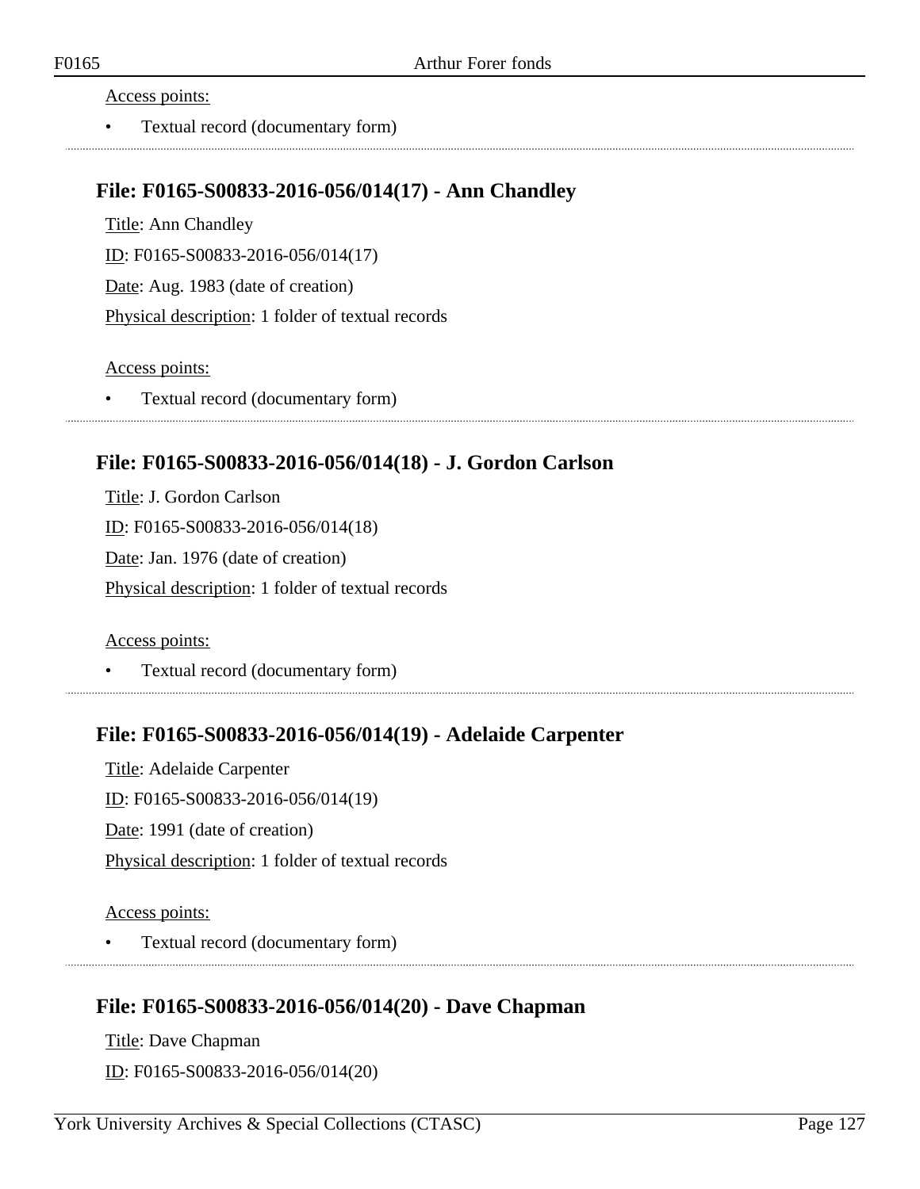Access points:

- Textual record (documentary form)

## File: F0165-S00833-2016-056/014(17) - Ann Chandley

Title: Ann Chandley

ID: F0165-S00833-2016-056/014(17)

Date: Aug. 1983 (date of creation)

Physical description: 1 folder of textual records

Access points:

- Textual record (documentary form)

## File: F0165-S00833-2016-056/014(18) - J. Gordon Carlson

Title: J. Gordon Carlson

ID: F0165-S00833-2016-056/014(18)

Date: Jan. 1976 (date of creation)

Physical description: 1 folder of textual records

Access points:

- Textual record (documentary form)

## File: F0165-S00833-2016-056/014(19) - Adelaide Carpenter

Title: Adelaide Carpenter

ID: F0165-S00833-2016-056/014(19)

Date: 1991 (date of creation)

Physical description: 1 folder of textual records

Access points:

- Textual record (documentary form)

## File: F0165-S00833-2016-056/014(20) - Dave Chapman

Title: Dave Chapman

ID: F0165-S00833-2016-056/014(20)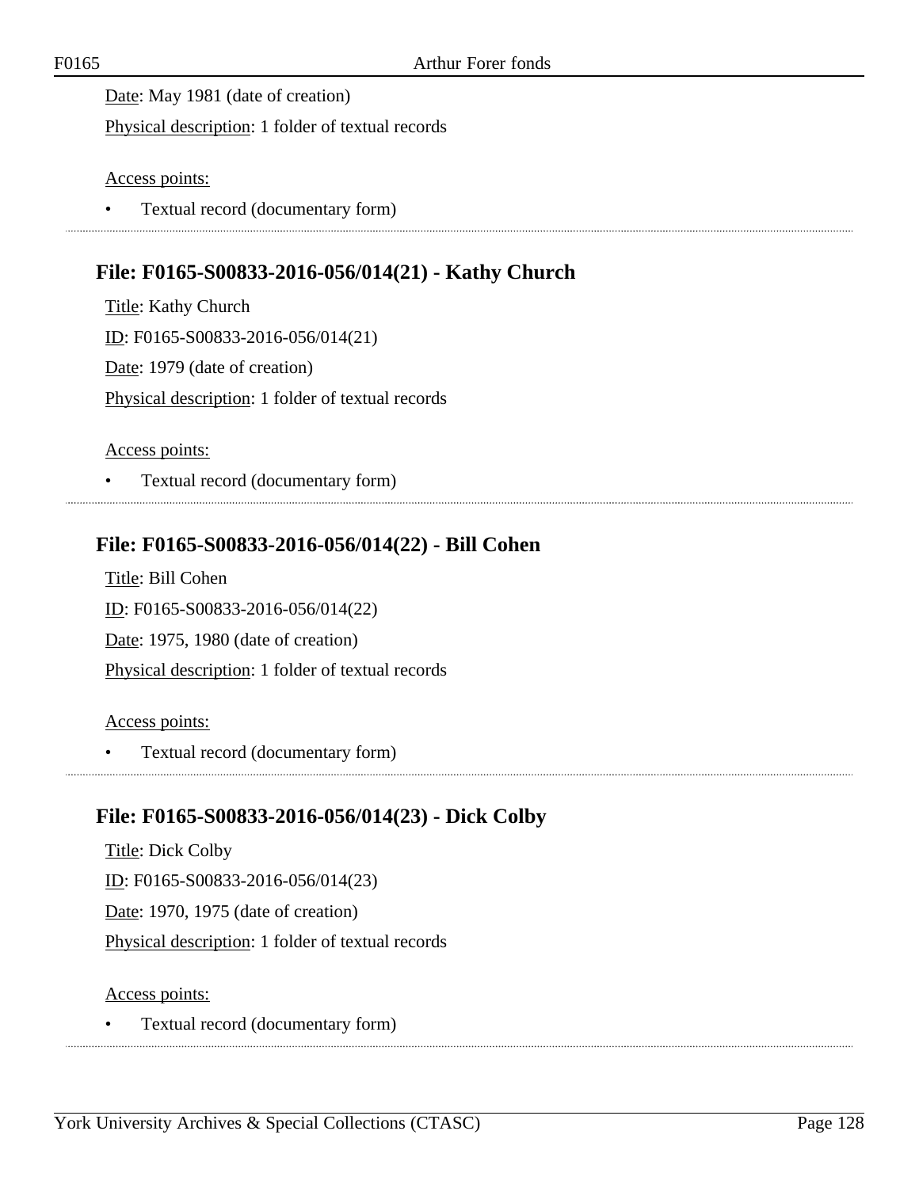Date: May 1981 (date of creation)

Physical description: 1 folder of textual records

Access points:

- Textual record (documentary form)

## File: F0165-S00833-2016-056/014(21) - Kathy Church

Title: Kathy Church

ID: F0165-S00833-2016-056/014(21)

Date: 1979 (date of creation)

Physical description: 1 folder of textual records

Access points:

- Textual record (documentary form)

## File: F0165-S00833-2016-056/014(22) - Bill Cohen

Title: Bill Cohen

ID: F0165-S00833-2016-056/014(22)

Date: 1975, 1980 (date of creation)

Physical description: 1 folder of textual records

Access points:

- Textual record (documentary form)

## File: F0165-S00833-2016-056/014(23) - Dick Colby

Title: Dick Colby

ID: F0165-S00833-2016-056/014(23)

Date: 1970, 1975 (date of creation)

Physical description: 1 folder of textual records

Access points:

- Textual record (documentary form)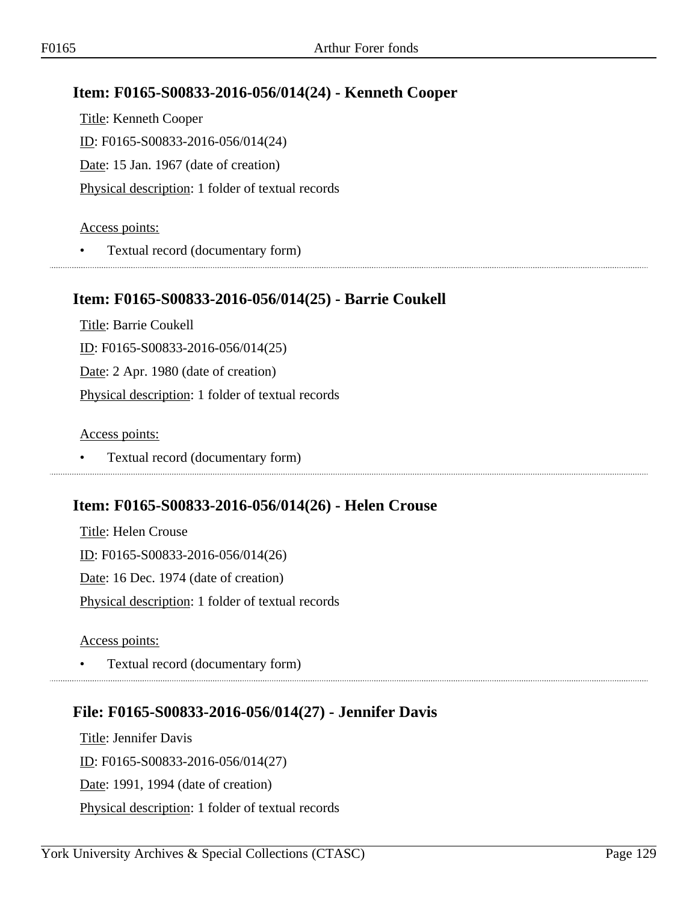## Item: F0165-S00833-2016-056/014(24) - Kenneth Cooper

Title: Kenneth Cooper

ID: F0165-S00833-2016-056/014(24)

Date: 15 Jan. 1967 (date of creation)

Physical description: 1 folder of textual records

Access points:

- Textual record (documentary form)

## Item: F0165-S00833-2016-056/014(25) - Barrie Coukell

Title: Barrie Coukell

ID: F0165-S00833-2016-056/014(25)

Date: 2 Apr. 1980 (date of creation)

Physical description: 1 folder of textual records

Access points:

- Textual record (documentary form)

## Item: F0165-S00833-2016-056/014(26) - Helen Crouse

Title: Helen Crouse

ID: F0165-S00833-2016-056/014(26)

Date: 16 Dec. 1974 (date of creation)

Physical description: 1 folder of textual records

Access points:

- Textual record (documentary form)

## File: F0165-S00833-2016-056/014(27) - Jennifer Davis

Title: Jennifer Davis

ID: F0165-S00833-2016-056/014(27)

Date: 1991, 1994 (date of creation)

Physical description: 1 folder of textual records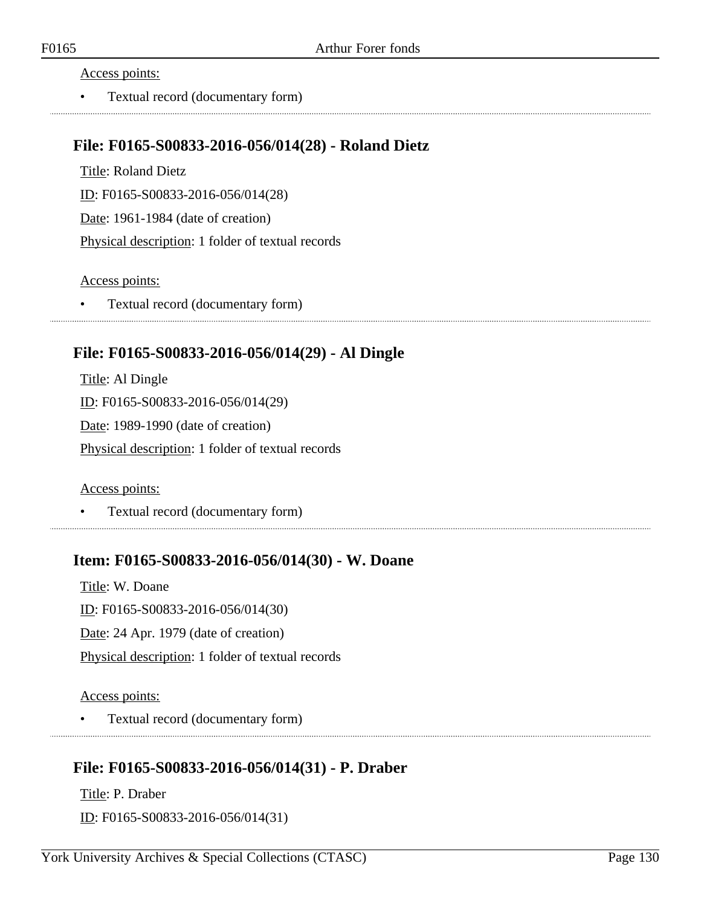Access points:

- Textual record (documentary form)

### File: F0165-S00833-2016-056/014(28) - Roland Dietz

Title: Roland Dietz

ID: F0165-S00833-2016-056/014(28)

Date: 1961-1984 (date of creation)

Physical description: 1 folder of textual records

Access points:

- Textual record (documentary form)

### File: F0165-S00833-2016-056/014(29) - Al Dingle

Title: Al Dingle

ID: F0165-S00833-2016-056/014(29)

Date: 1989-1990 (date of creation)

Physical description: 1 folder of textual records

Access points:

- Textual record (documentary form)

### Item: F0165-S00833-2016-056/014(30) - W. Doane

Title: W. Doane

ID: F0165-S00833-2016-056/014(30)

Date: 24 Apr. 1979 (date of creation)

Physical description: 1 folder of textual records

Access points:

- Textual record (documentary form)

### File: F0165-S00833-2016-056/014(31) - P. Draber

Title: P. Draber

ID: F0165-S00833-2016-056/014(31)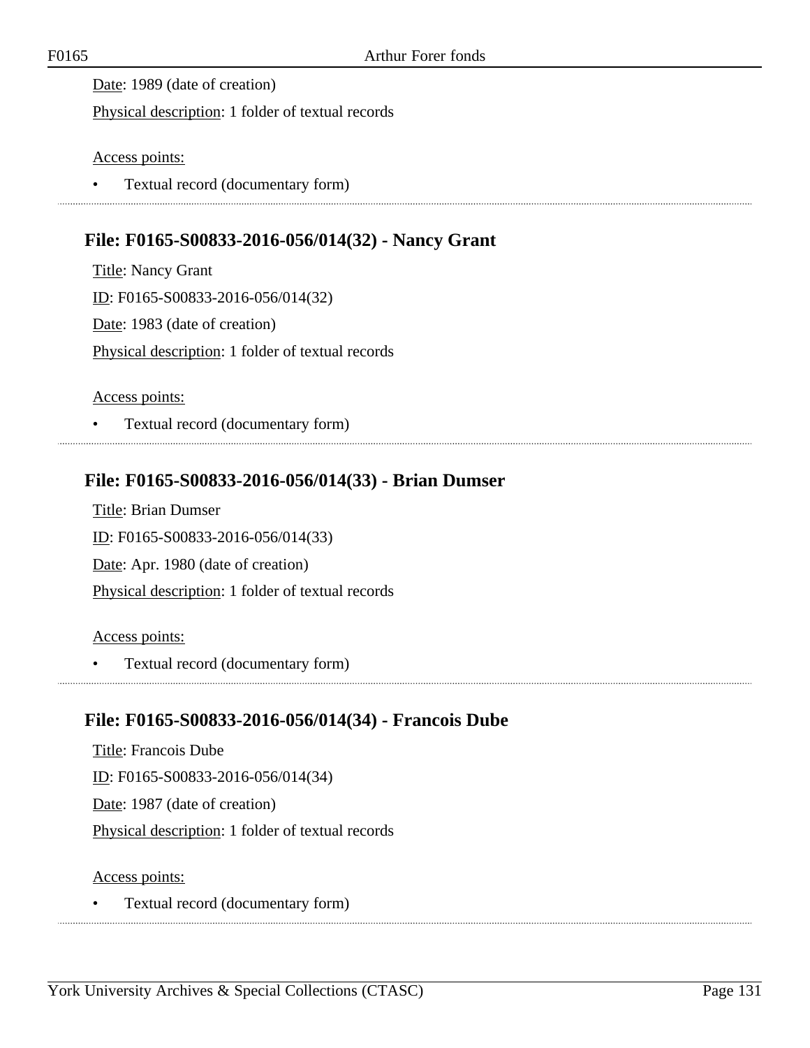Date: 1989 (date of creation)

Physical description: 1 folder of textual records

Access points:

- Textual record (documentary form)

## File: F0165-S00833-2016-056/014(32) - Nancy Grant

Title: Nancy Grant

ID: F0165-S00833-2016-056/014(32)

Date: 1983 (date of creation)

Physical description: 1 folder of textual records

Access points:

- Textual record (documentary form)

## File: F0165-S00833-2016-056/014(33) - Brian Dumser

Title: Brian Dumser

ID: F0165-S00833-2016-056/014(33)

Date: Apr. 1980 (date of creation)

Physical description: 1 folder of textual records

Access points:

- Textual record (documentary form)

## File: F0165-S00833-2016-056/014(34) - Francois Dube

Title: Francois Dube

ID: F0165-S00833-2016-056/014(34)

Date: 1987 (date of creation)

Physical description: 1 folder of textual records

Access points:

- Textual record (documentary form)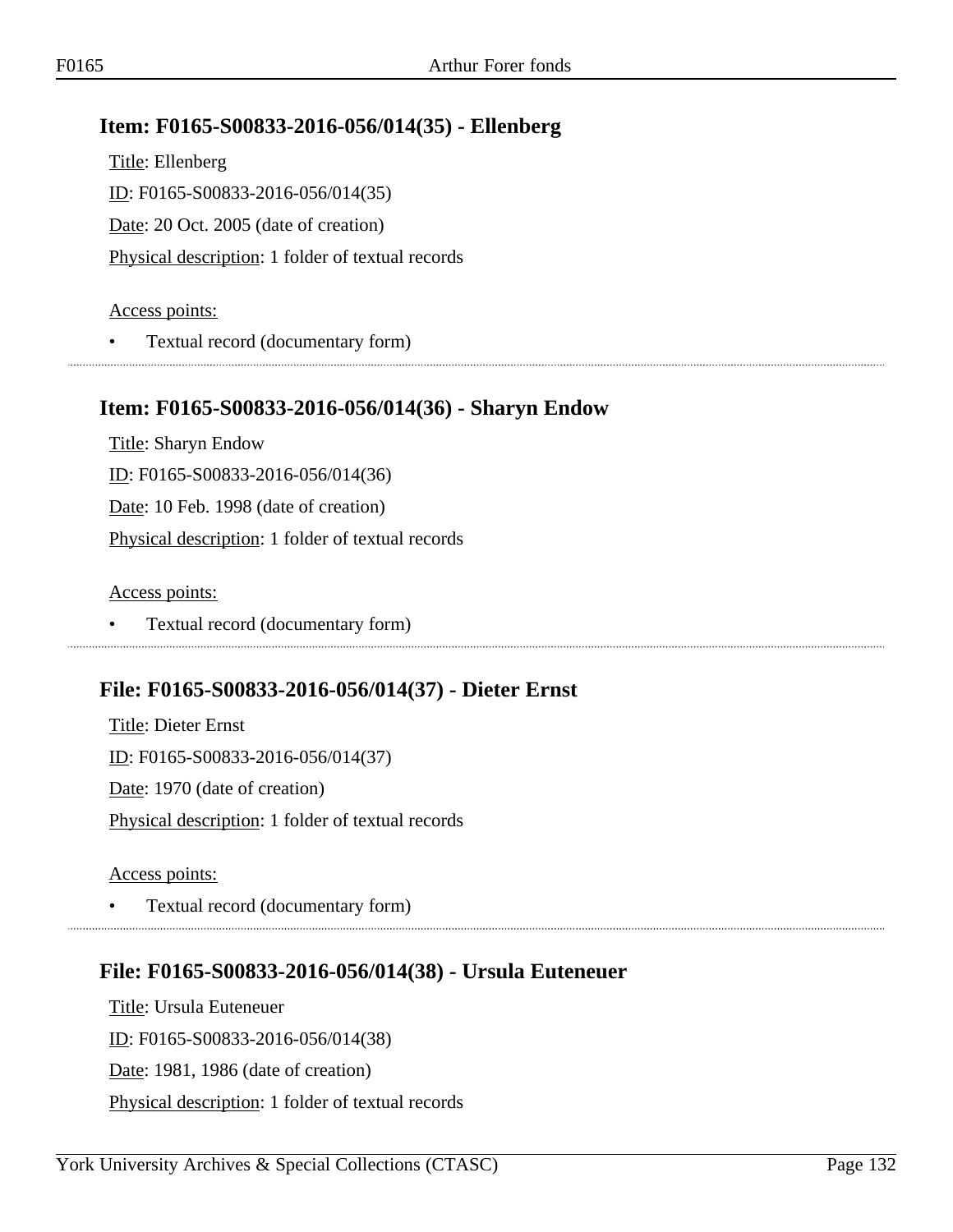## Item: F0165-S00833-2016-056/014(35) - Ellenberg

Title: Ellenberg

ID: F0165-S00833-2016-056/014(35)

Date: 20 Oct. 2005 (date of creation)

Physical description: 1 folder of textual records

Access points:

- Textual record (documentary form)

## Item: F0165-S00833-2016-056/014(36) - Sharyn Endow

Title: Sharyn Endow

ID: F0165-S00833-2016-056/014(36)

Date: 10 Feb. 1998 (date of creation)

Physical description: 1 folder of textual records

Access points:

- Textual record (documentary form)

## File: F0165-S00833-2016-056/014(37) - Dieter Ernst

Title: Dieter Ernst

ID: F0165-S00833-2016-056/014(37)

Date: 1970 (date of creation)

Physical description: 1 folder of textual records

Access points:

- Textual record (documentary form)

## File: F0165-S00833-2016-056/014(38) - Ursula Euteneuer

Title: Ursula Euteneuer

ID: F0165-S00833-2016-056/014(38)

Date: 1981, 1986 (date of creation)

Physical description: 1 folder of textual records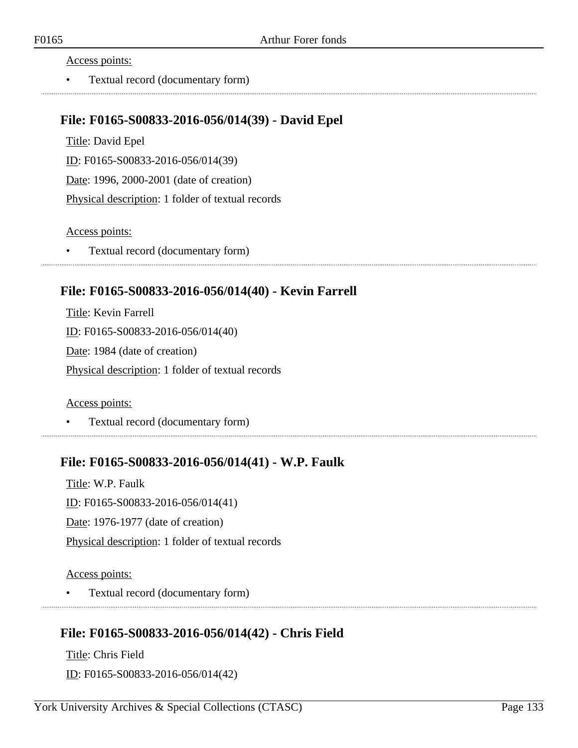Access points:

- Textual record (documentary form)

## File: F0165-S00833-2016-056/014(39) - David Epel

Title: David Epel

ID: F0165-S00833-2016-056/014(39)

Date: 1996, 2000-2001 (date of creation)

Physical description: 1 folder of textual records

Access points:

- Textual record (documentary form)

## File: F0165-S00833-2016-056/014(40) - Kevin Farrell

Title: Kevin Farrell

ID: F0165-S00833-2016-056/014(40)

Date: 1984 (date of creation)

Physical description: 1 folder of textual records

Access points:

- Textual record (documentary form)

## File: F0165-S00833-2016-056/014(41) - W.P. Faulk

Title: W.P. Faulk

ID: F0165-S00833-2016-056/014(41)

Date: 1976-1977 (date of creation)

Physical description: 1 folder of textual records

Access points:

- Textual record (documentary form)

## File: F0165-S00833-2016-056/014(42) - Chris Field

Title: Chris Field

ID: F0165-S00833-2016-056/014(42)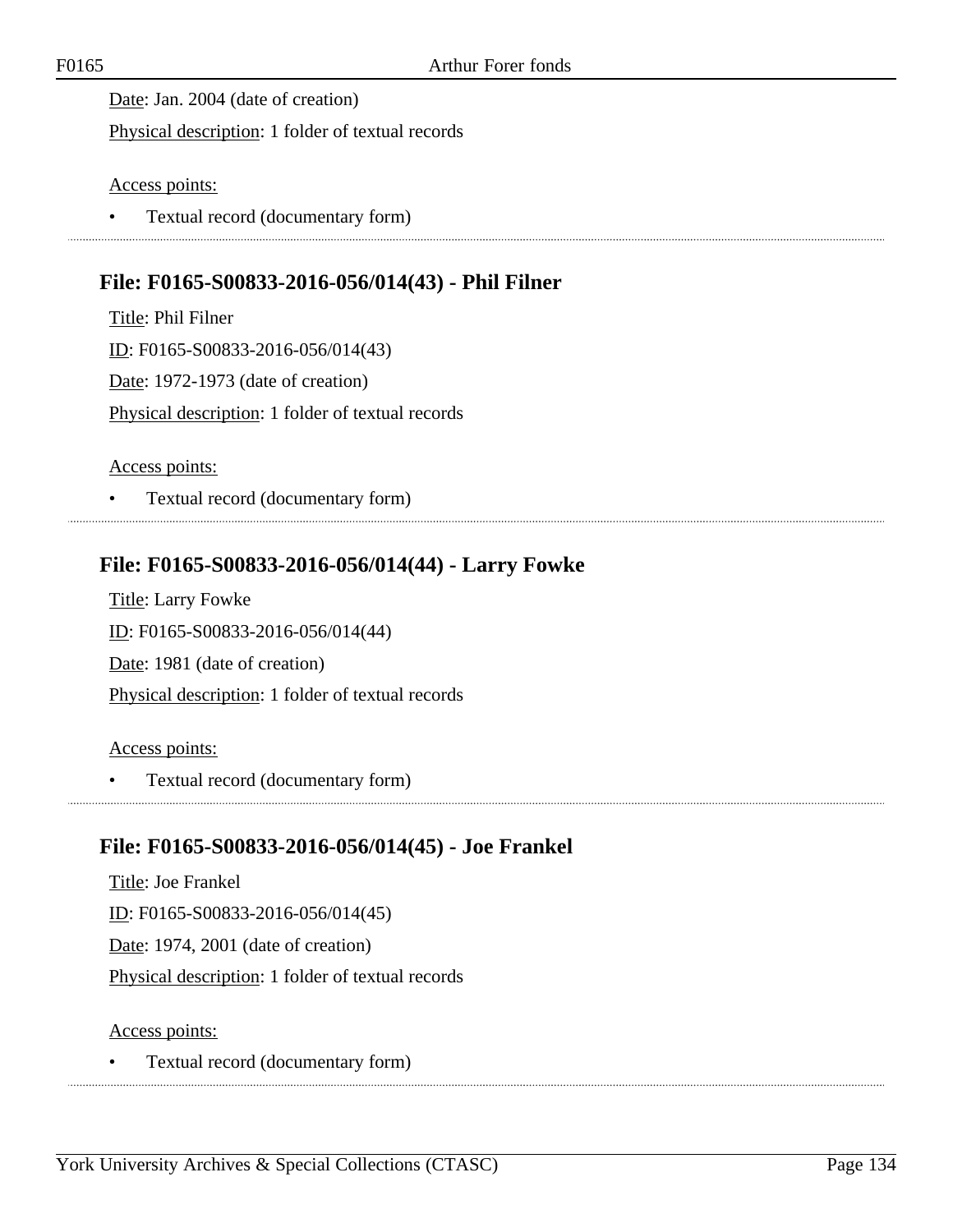Date: Jan. 2004 (date of creation)

Physical description: 1 folder of textual records

Access points:

- Textual record (documentary form)

## File: F0165-S00833-2016-056/014(43) - Phil Filner

Title: Phil Filner

ID: F0165-S00833-2016-056/014(43)

Date: 1972-1973 (date of creation)

Physical description: 1 folder of textual records

Access points:

- Textual record (documentary form)

## File: F0165-S00833-2016-056/014(44) - Larry Fowke

Title: Larry Fowke

ID: F0165-S00833-2016-056/014(44)

Date: 1981 (date of creation)

Physical description: 1 folder of textual records

Access points:

- Textual record (documentary form)

## File: F0165-S00833-2016-056/014(45) - Joe Frankel

Title: Joe Frankel

ID: F0165-S00833-2016-056/014(45)

Date: 1974, 2001 (date of creation)

Physical description: 1 folder of textual records

Access points:

- Textual record (documentary form)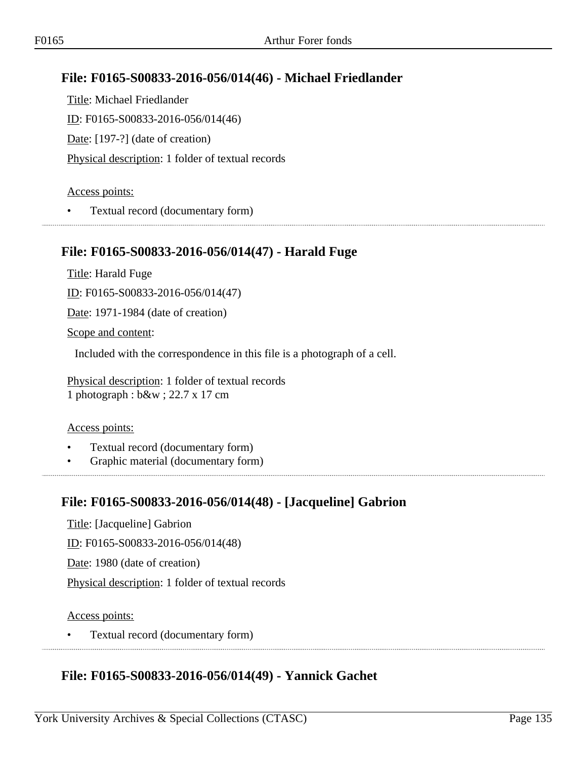## File: F0165-S00833-2016-056/014(46) - Michael Friedlander

Title: Michael Friedlander

ID: F0165-S00833-2016-056/014(46)

Date: [197-?] (date of creation)

Physical description: 1 folder of textual records

Access points:

- Textual record (documentary form)

## File: F0165-S00833-2016-056/014(47) - Harald Fuge

Title: Harald Fuge

ID: F0165-S00833-2016-056/014(47)

Date: 1971-1984 (date of creation)

Scope and content:

Included with the correspondence in this file is a photograph of a cell.

Physical description: 1 folder of textual records
1 photograph : b&w ; 22.7 x 17 cm

Access points:

- Textual record (documentary form)
- Graphic material (documentary form)

## File: F0165-S00833-2016-056/014(48) - [Jacqueline] Gabrion

Title: [Jacqueline] Gabrion

ID: F0165-S00833-2016-056/014(48)

Date: 1980 (date of creation)

Physical description: 1 folder of textual records

Access points:

- Textual record (documentary form)

## File: F0165-S00833-2016-056/014(49) - Yannick Gachet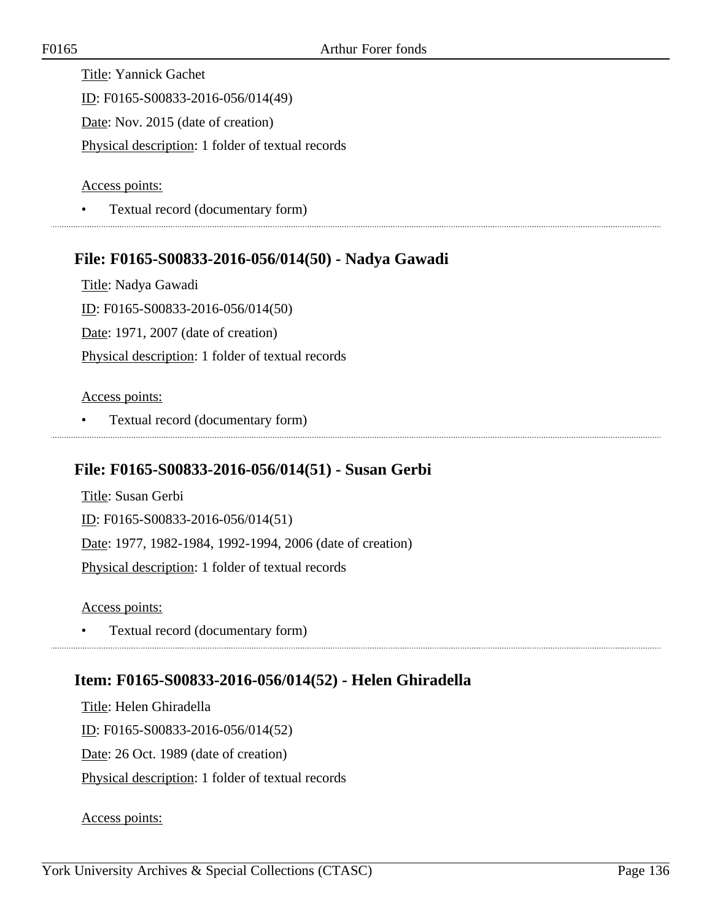Title: Yannick Gachet

ID: F0165-S00833-2016-056/014(49)

Date: Nov. 2015 (date of creation)

Physical description: 1 folder of textual records

Access points:

- Textual record (documentary form)

### File: F0165-S00833-2016-056/014(50) - Nadya Gawadi

Title: Nadya Gawadi

ID: F0165-S00833-2016-056/014(50)

Date: 1971, 2007 (date of creation)

Physical description: 1 folder of textual records

Access points:

- Textual record (documentary form)

### File: F0165-S00833-2016-056/014(51) - Susan Gerbi

Title: Susan Gerbi

ID: F0165-S00833-2016-056/014(51)

Date: 1977, 1982-1984, 1992-1994, 2006 (date of creation)

Physical description: 1 folder of textual records

Access points:

- Textual record (documentary form)

### Item: F0165-S00833-2016-056/014(52) - Helen Ghiradella

Title: Helen Ghiradella

ID: F0165-S00833-2016-056/014(52)

Date: 26 Oct. 1989 (date of creation)

Physical description: 1 folder of textual records

Access points: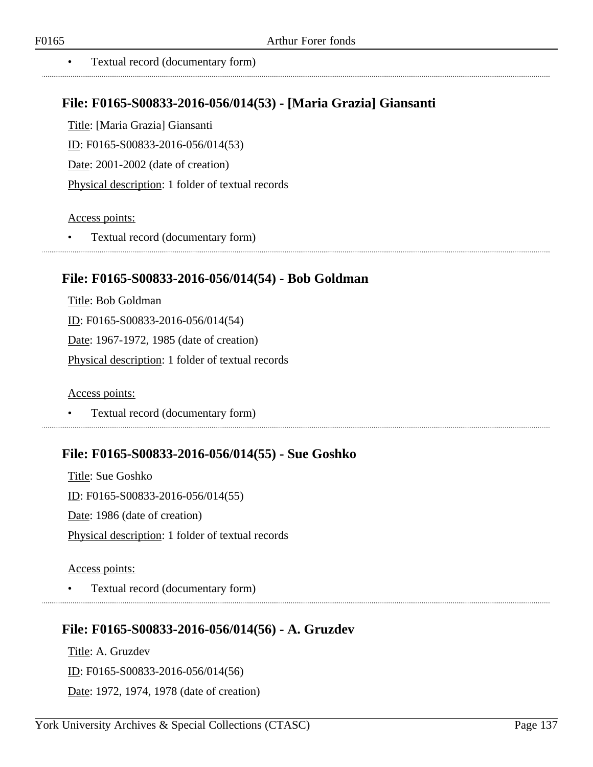- Textual record (documentary form)

## File: F0165-S00833-2016-056/014(53) - [Maria Grazia] Giansanti

Title: [Maria Grazia] Giansanti

ID: F0165-S00833-2016-056/014(53)

Date: 2001-2002 (date of creation)

Physical description: 1 folder of textual records

Access points:

- Textual record (documentary form)

## File: F0165-S00833-2016-056/014(54) - Bob Goldman

Title: Bob Goldman

ID: F0165-S00833-2016-056/014(54)

Date: 1967-1972, 1985 (date of creation)

Physical description: 1 folder of textual records

Access points:

- Textual record (documentary form)

## File: F0165-S00833-2016-056/014(55) - Sue Goshko

Title: Sue Goshko

ID: F0165-S00833-2016-056/014(55)

Date: 1986 (date of creation)

Physical description: 1 folder of textual records

Access points:

- Textual record (documentary form)

## File: F0165-S00833-2016-056/014(56) - A. Gruzdev

Title: A. Gruzdev

ID: F0165-S00833-2016-056/014(56)

Date: 1972, 1974, 1978 (date of creation)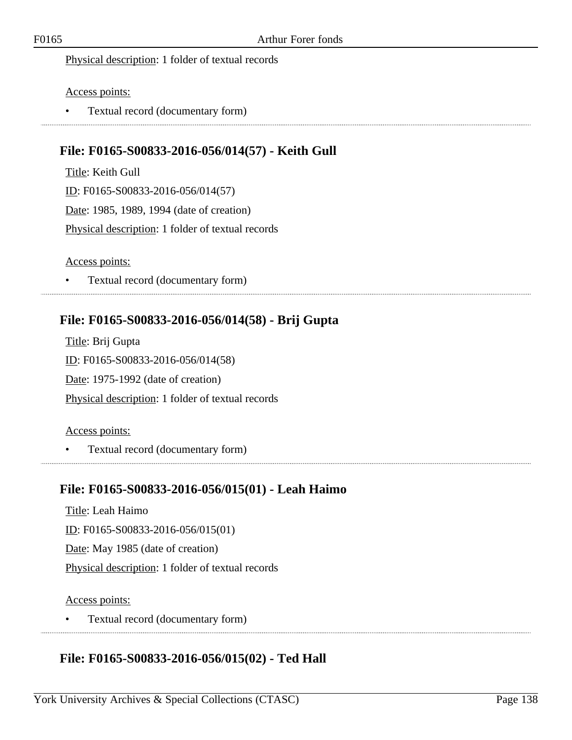Physical description: 1 folder of textual records

Access points:

- Textual record (documentary form)

## File: F0165-S00833-2016-056/014(57) - Keith Gull

Title: Keith Gull

ID: F0165-S00833-2016-056/014(57)

Date: 1985, 1989, 1994 (date of creation)

Physical description: 1 folder of textual records

Access points:

- Textual record (documentary form)

## File: F0165-S00833-2016-056/014(58) - Brij Gupta

Title: Brij Gupta

ID: F0165-S00833-2016-056/014(58)

Date: 1975-1992 (date of creation)

Physical description: 1 folder of textual records

Access points:

- Textual record (documentary form)

## File: F0165-S00833-2016-056/015(01) - Leah Haimo

Title: Leah Haimo

ID: F0165-S00833-2016-056/015(01)

Date: May 1985 (date of creation)

Physical description: 1 folder of textual records

Access points:

- Textual record (documentary form)

## File: F0165-S00833-2016-056/015(02) - Ted Hall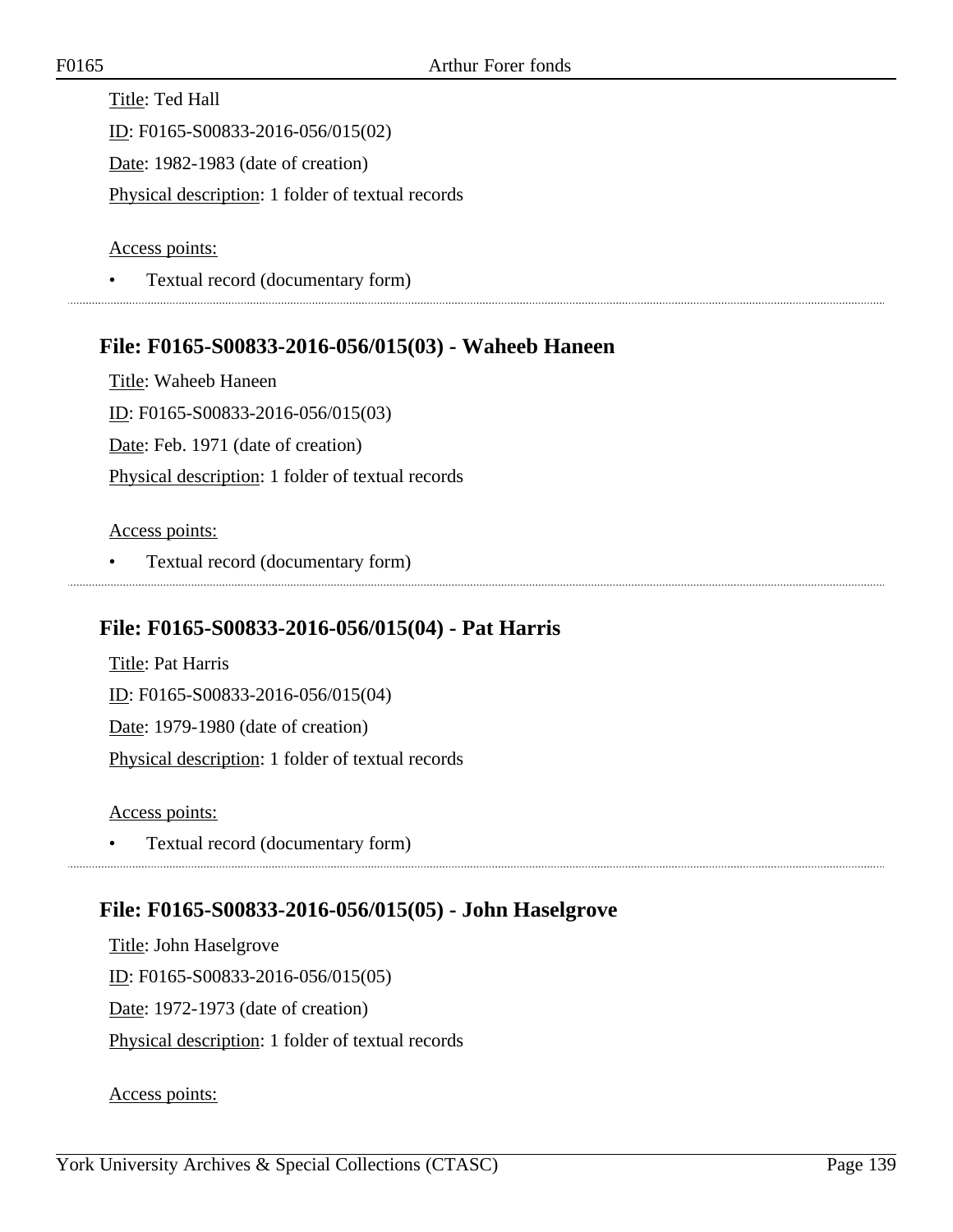Title: Ted Hall

ID: F0165-S00833-2016-056/015(02)

Date: 1982-1983 (date of creation)

Physical description: 1 folder of textual records

Access points:

- Textual record (documentary form)

### File: F0165-S00833-2016-056/015(03) - Waheeb Haneen

Title: Waheeb Haneen

ID: F0165-S00833-2016-056/015(03)

Date: Feb. 1971 (date of creation)

Physical description: 1 folder of textual records

Access points:

- Textual record (documentary form)

### File: F0165-S00833-2016-056/015(04) - Pat Harris

Title: Pat Harris

ID: F0165-S00833-2016-056/015(04)

Date: 1979-1980 (date of creation)

Physical description: 1 folder of textual records

Access points:

- Textual record (documentary form)

### File: F0165-S00833-2016-056/015(05) - John Haselgrove

Title: John Haselgrove

ID: F0165-S00833-2016-056/015(05)

Date: 1972-1973 (date of creation)

Physical description: 1 folder of textual records

Access points: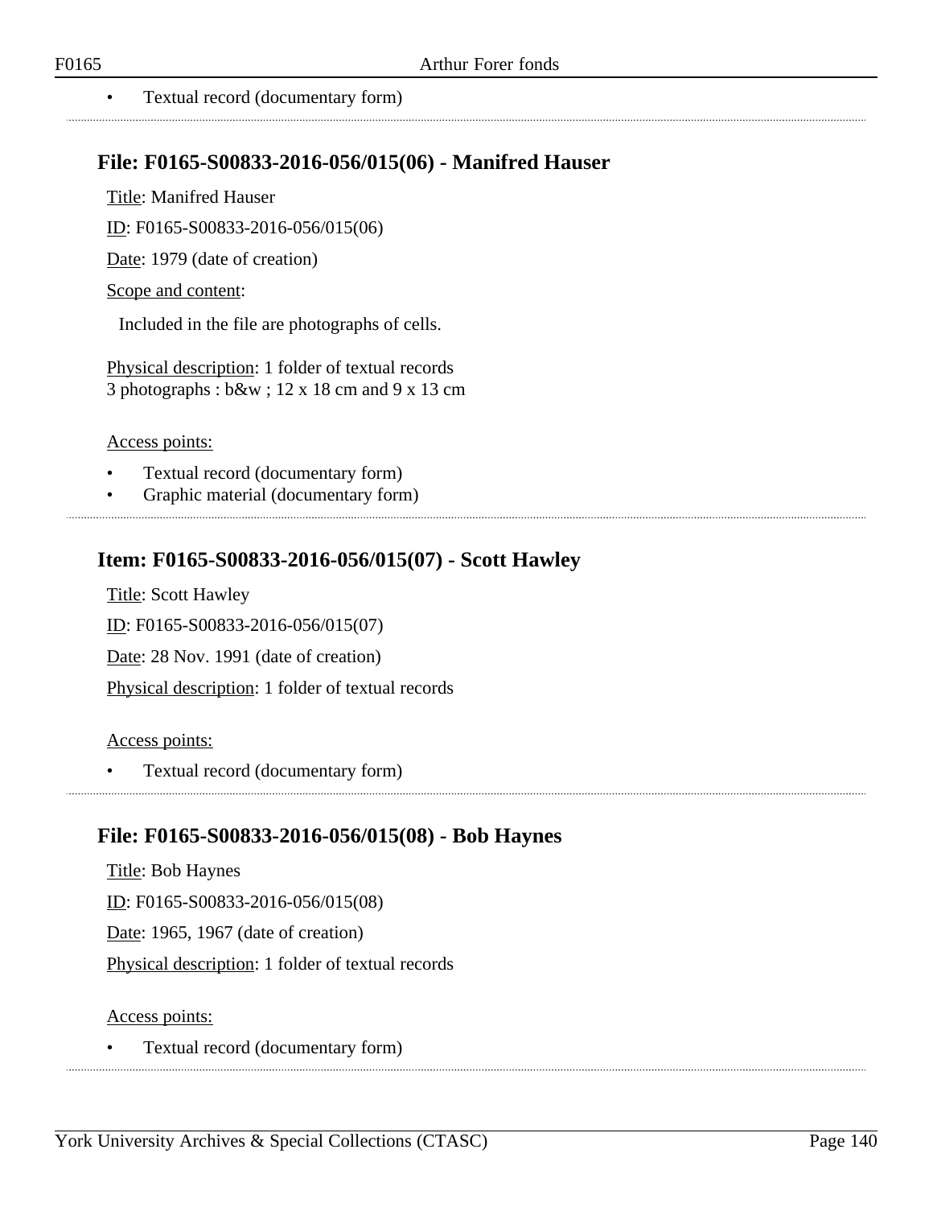- Textual record (documentary form)

## File: F0165-S00833-2016-056/015(06) - Manifred Hauser

Title: Manifred Hauser

ID: F0165-S00833-2016-056/015(06)

Date: 1979 (date of creation)

Scope and content:

Included in the file are photographs of cells.

Physical description: 1 folder of textual records
3 photographs : b&w ; 12 x 18 cm and 9 x 13 cm

Access points:

- Textual record (documentary form)
- Graphic material (documentary form)

## Item: F0165-S00833-2016-056/015(07) - Scott Hawley

Title: Scott Hawley

ID: F0165-S00833-2016-056/015(07)

Date: 28 Nov. 1991 (date of creation)

Physical description: 1 folder of textual records

Access points:

- Textual record (documentary form)

## File: F0165-S00833-2016-056/015(08) - Bob Haynes

Title: Bob Haynes

ID: F0165-S00833-2016-056/015(08)

Date: 1965, 1967 (date of creation)

Physical description: 1 folder of textual records

Access points:

- Textual record (documentary form)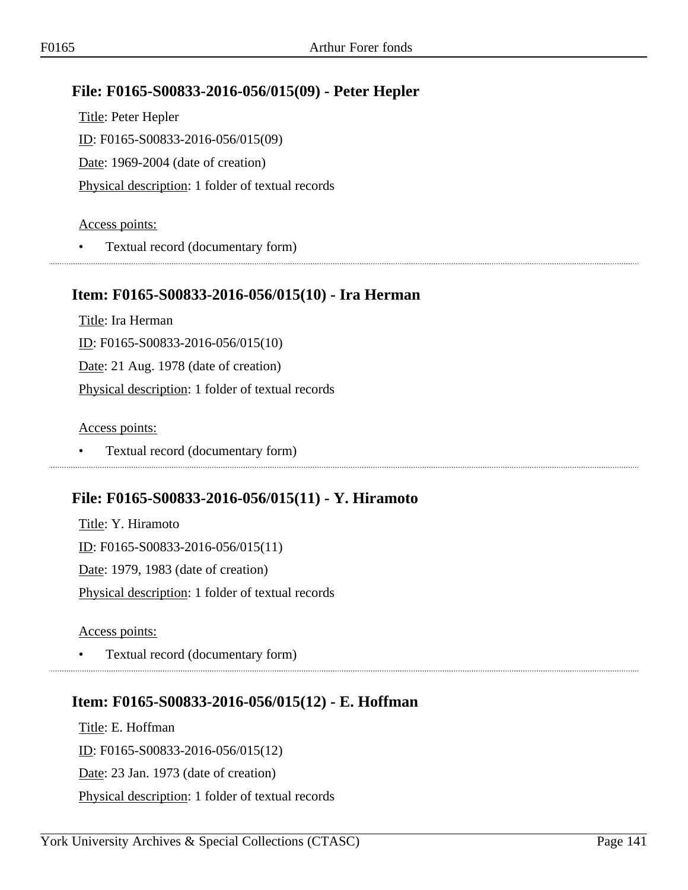### File: F0165-S00833-2016-056/015(09) - Peter Hepler

Title: Peter Hepler

ID: F0165-S00833-2016-056/015(09)

Date: 1969-2004 (date of creation)

Physical description: 1 folder of textual records

Access points:

- Textual record (documentary form)

### Item: F0165-S00833-2016-056/015(10) - Ira Herman

Title: Ira Herman

ID: F0165-S00833-2016-056/015(10)

Date: 21 Aug. 1978 (date of creation)

Physical description: 1 folder of textual records

Access points:

- Textual record (documentary form)

### File: F0165-S00833-2016-056/015(11) - Y. Hiramoto

Title: Y. Hiramoto

ID: F0165-S00833-2016-056/015(11)

Date: 1979, 1983 (date of creation)

Physical description: 1 folder of textual records

Access points:

- Textual record (documentary form)

### Item: F0165-S00833-2016-056/015(12) - E. Hoffman

Title: E. Hoffman

ID: F0165-S00833-2016-056/015(12)

Date: 23 Jan. 1973 (date of creation)

Physical description: 1 folder of textual records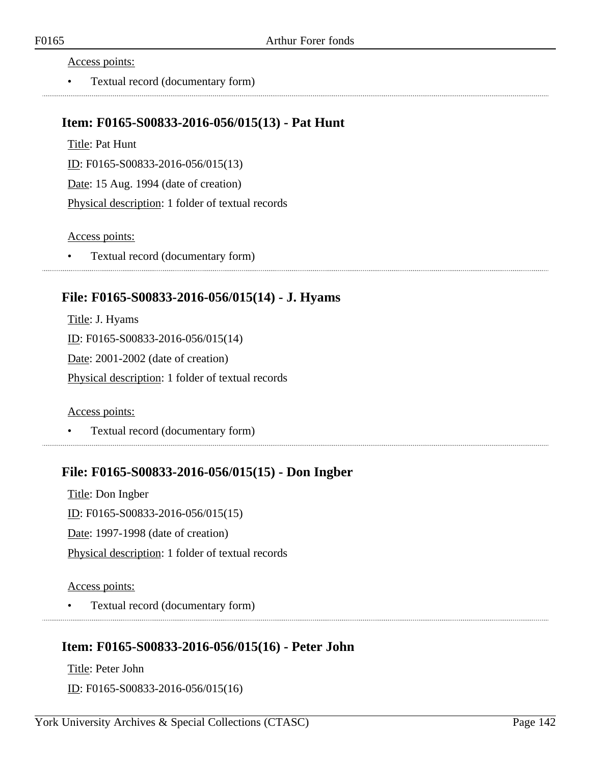Access points:

- Textual record (documentary form)

## Item: F0165-S00833-2016-056/015(13) - Pat Hunt

Title: Pat Hunt

ID: F0165-S00833-2016-056/015(13)

Date: 15 Aug. 1994 (date of creation)

Physical description: 1 folder of textual records

Access points:

- Textual record (documentary form)

## File: F0165-S00833-2016-056/015(14) - J. Hyams

Title: J. Hyams

ID: F0165-S00833-2016-056/015(14)

Date: 2001-2002 (date of creation)

Physical description: 1 folder of textual records

Access points:

- Textual record (documentary form)

## File: F0165-S00833-2016-056/015(15) - Don Ingber

Title: Don Ingber

ID: F0165-S00833-2016-056/015(15)

Date: 1997-1998 (date of creation)

Physical description: 1 folder of textual records

Access points:

- Textual record (documentary form)

## Item: F0165-S00833-2016-056/015(16) - Peter John

Title: Peter John

ID: F0165-S00833-2016-056/015(16)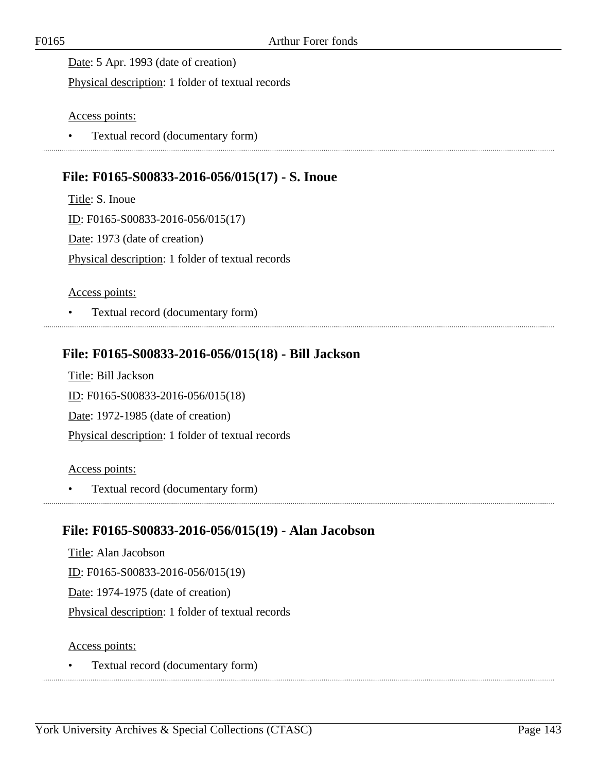Date: 5 Apr. 1993 (date of creation)

Physical description: 1 folder of textual records

Access points:

- Textual record (documentary form)

## File: F0165-S00833-2016-056/015(17) - S. Inoue

Title: S. Inoue

ID: F0165-S00833-2016-056/015(17)

Date: 1973 (date of creation)

Physical description: 1 folder of textual records

Access points:

- Textual record (documentary form)

## File: F0165-S00833-2016-056/015(18) - Bill Jackson

Title: Bill Jackson

ID: F0165-S00833-2016-056/015(18)

Date: 1972-1985 (date of creation)

Physical description: 1 folder of textual records

Access points:

- Textual record (documentary form)

## File: F0165-S00833-2016-056/015(19) - Alan Jacobson

Title: Alan Jacobson

ID: F0165-S00833-2016-056/015(19)

Date: 1974-1975 (date of creation)

Physical description: 1 folder of textual records

Access points:

- Textual record (documentary form)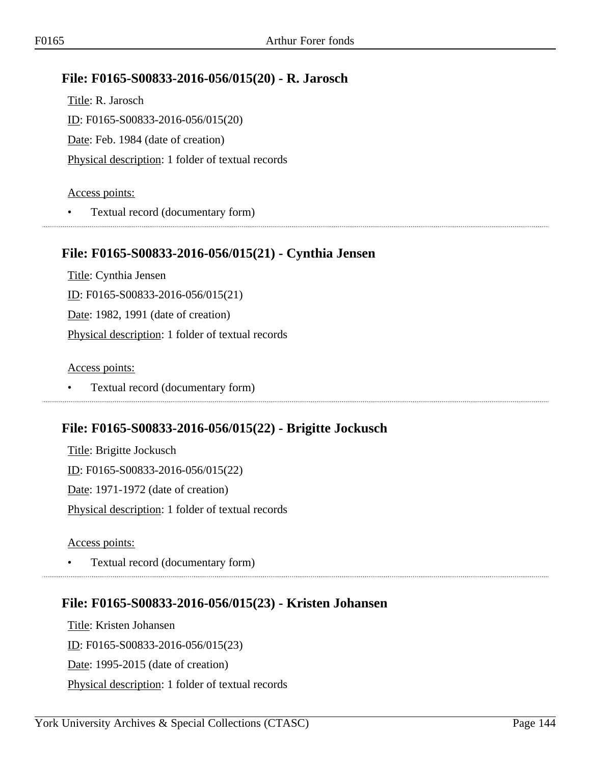## File: F0165-S00833-2016-056/015(20) - R. Jarosch

Title: R. Jarosch

ID: F0165-S00833-2016-056/015(20)

Date: Feb. 1984 (date of creation)

Physical description: 1 folder of textual records

Access points:

- Textual record (documentary form)

## File: F0165-S00833-2016-056/015(21) - Cynthia Jensen

Title: Cynthia Jensen

ID: F0165-S00833-2016-056/015(21)

Date: 1982, 1991 (date of creation)

Physical description: 1 folder of textual records

Access points:

- Textual record (documentary form)

## File: F0165-S00833-2016-056/015(22) - Brigitte Jockusch

Title: Brigitte Jockusch

ID: F0165-S00833-2016-056/015(22)

Date: 1971-1972 (date of creation)

Physical description: 1 folder of textual records

Access points:

- Textual record (documentary form)

## File: F0165-S00833-2016-056/015(23) - Kristen Johansen

Title: Kristen Johansen

ID: F0165-S00833-2016-056/015(23)

Date: 1995-2015 (date of creation)

Physical description: 1 folder of textual records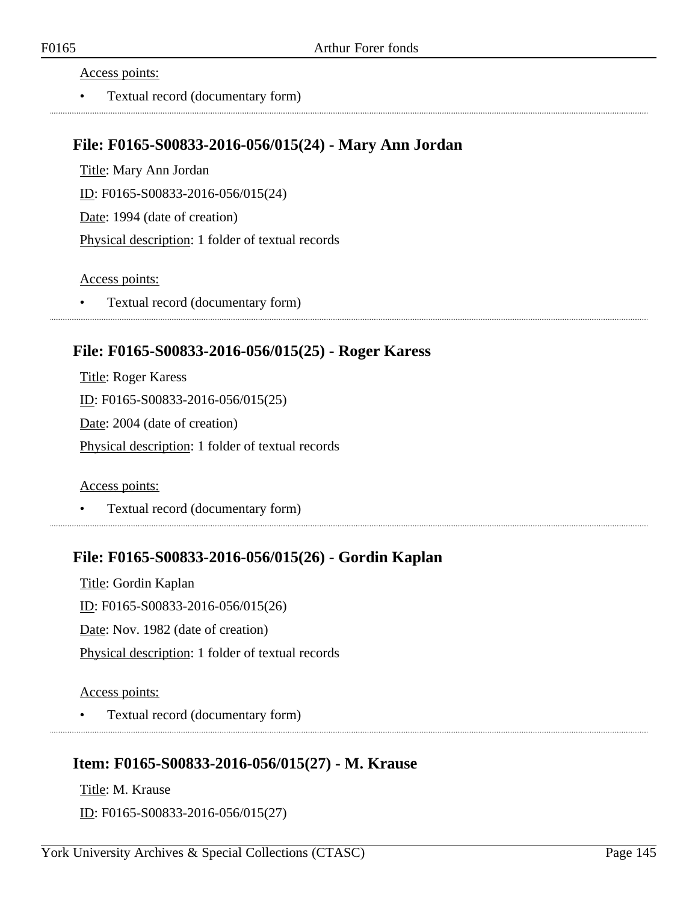Access points:

- Textual record (documentary form)

## File: F0165-S00833-2016-056/015(24) - Mary Ann Jordan

Title: Mary Ann Jordan

ID: F0165-S00833-2016-056/015(24)

Date: 1994 (date of creation)

Physical description: 1 folder of textual records

Access points:

- Textual record (documentary form)

## File: F0165-S00833-2016-056/015(25) - Roger Karess

Title: Roger Karess

ID: F0165-S00833-2016-056/015(25)

Date: 2004 (date of creation)

Physical description: 1 folder of textual records

Access points:

- Textual record (documentary form)

## File: F0165-S00833-2016-056/015(26) - Gordin Kaplan

Title: Gordin Kaplan

ID: F0165-S00833-2016-056/015(26)

Date: Nov. 1982 (date of creation)

Physical description: 1 folder of textual records

Access points:

- Textual record (documentary form)

## Item: F0165-S00833-2016-056/015(27) - M. Krause

Title: M. Krause

ID: F0165-S00833-2016-056/015(27)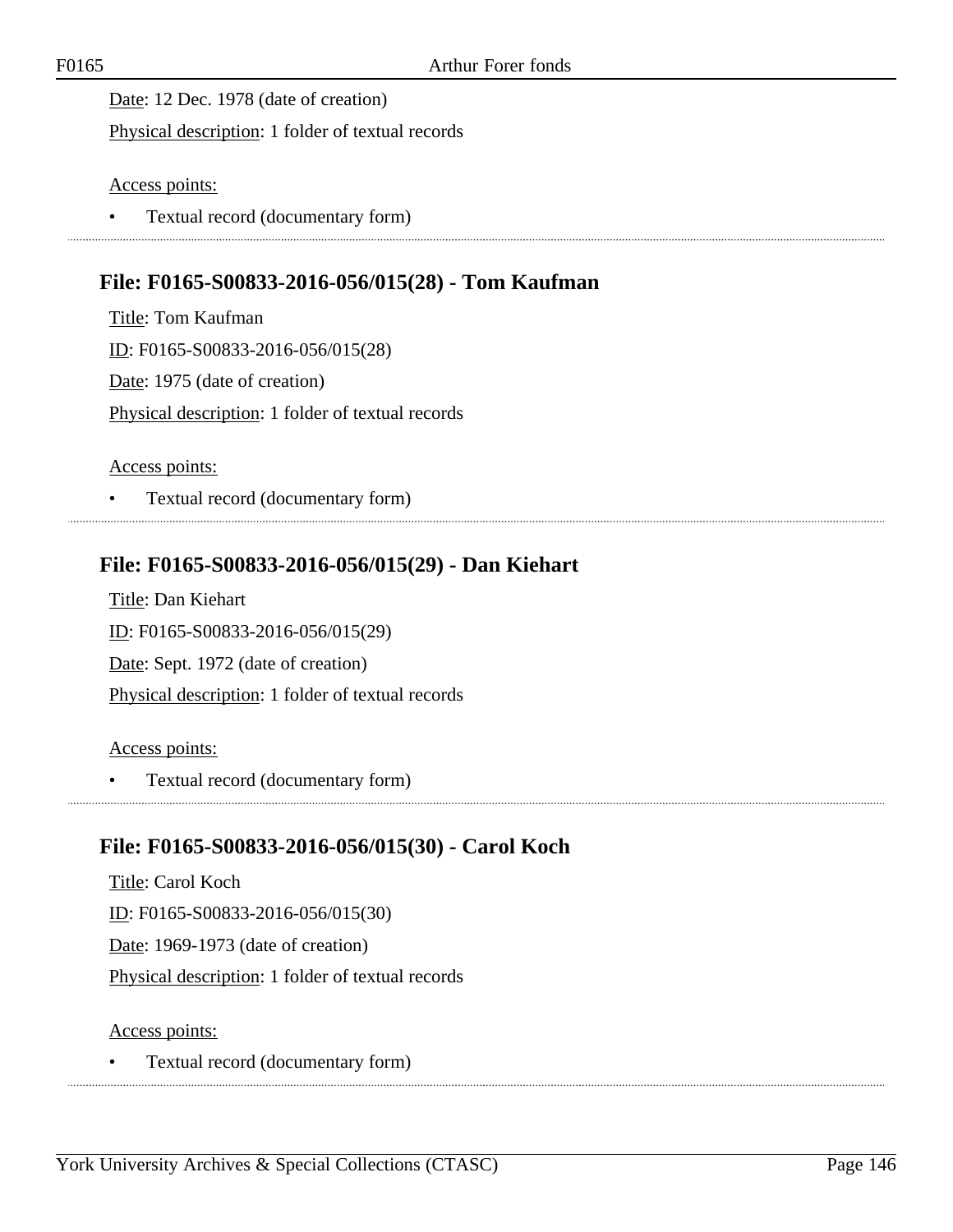Date: 12 Dec. 1978 (date of creation)

Physical description: 1 folder of textual records

Access points:

- Textual record (documentary form)

### File: F0165-S00833-2016-056/015(28) - Tom Kaufman

Title: Tom Kaufman

ID: F0165-S00833-2016-056/015(28)

Date: 1975 (date of creation)

Physical description: 1 folder of textual records

Access points:

- Textual record (documentary form)

### File: F0165-S00833-2016-056/015(29) - Dan Kiehart

Title: Dan Kiehart

ID: F0165-S00833-2016-056/015(29)

Date: Sept. 1972 (date of creation)

Physical description: 1 folder of textual records

Access points:

- Textual record (documentary form)

### File: F0165-S00833-2016-056/015(30) - Carol Koch

Title: Carol Koch

ID: F0165-S00833-2016-056/015(30)

Date: 1969-1973 (date of creation)

Physical description: 1 folder of textual records

Access points:

- Textual record (documentary form)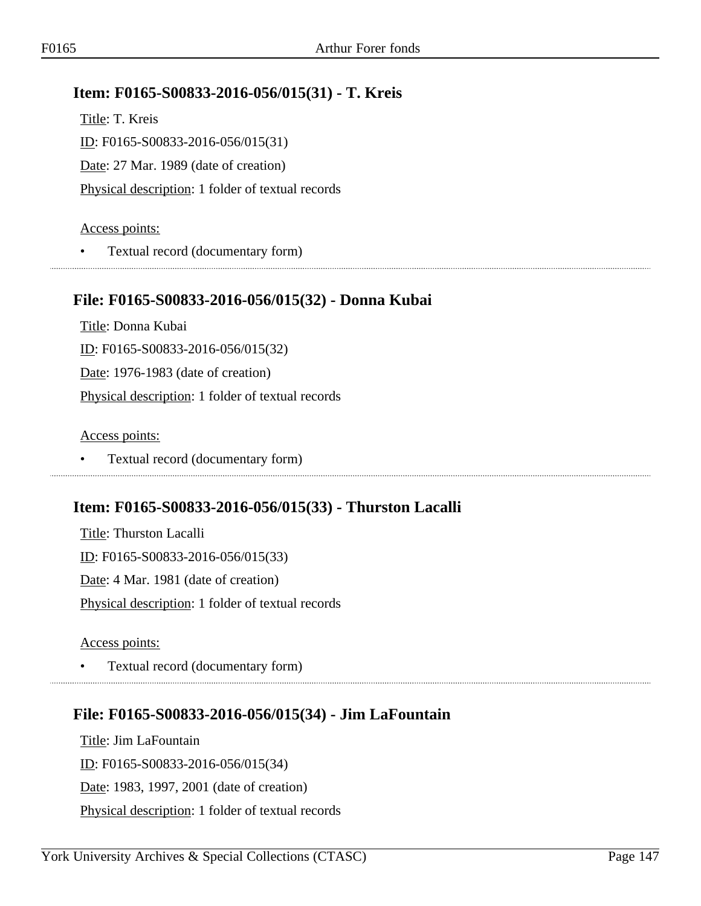### Item: F0165-S00833-2016-056/015(31) - T. Kreis

Title: T. Kreis

ID: F0165-S00833-2016-056/015(31)

Date: 27 Mar. 1989 (date of creation)

Physical description: 1 folder of textual records

Access points:

- Textual record (documentary form)

### File: F0165-S00833-2016-056/015(32) - Donna Kubai

Title: Donna Kubai

ID: F0165-S00833-2016-056/015(32)

Date: 1976-1983 (date of creation)

Physical description: 1 folder of textual records

Access points:

- Textual record (documentary form)

### Item: F0165-S00833-2016-056/015(33) - Thurston Lacalli

Title: Thurston Lacalli

ID: F0165-S00833-2016-056/015(33)

Date: 4 Mar. 1981 (date of creation)

Physical description: 1 folder of textual records

Access points:

- Textual record (documentary form)

### File: F0165-S00833-2016-056/015(34) - Jim LaFountain

Title: Jim LaFountain

ID: F0165-S00833-2016-056/015(34)

Date: 1983, 1997, 2001 (date of creation)

Physical description: 1 folder of textual records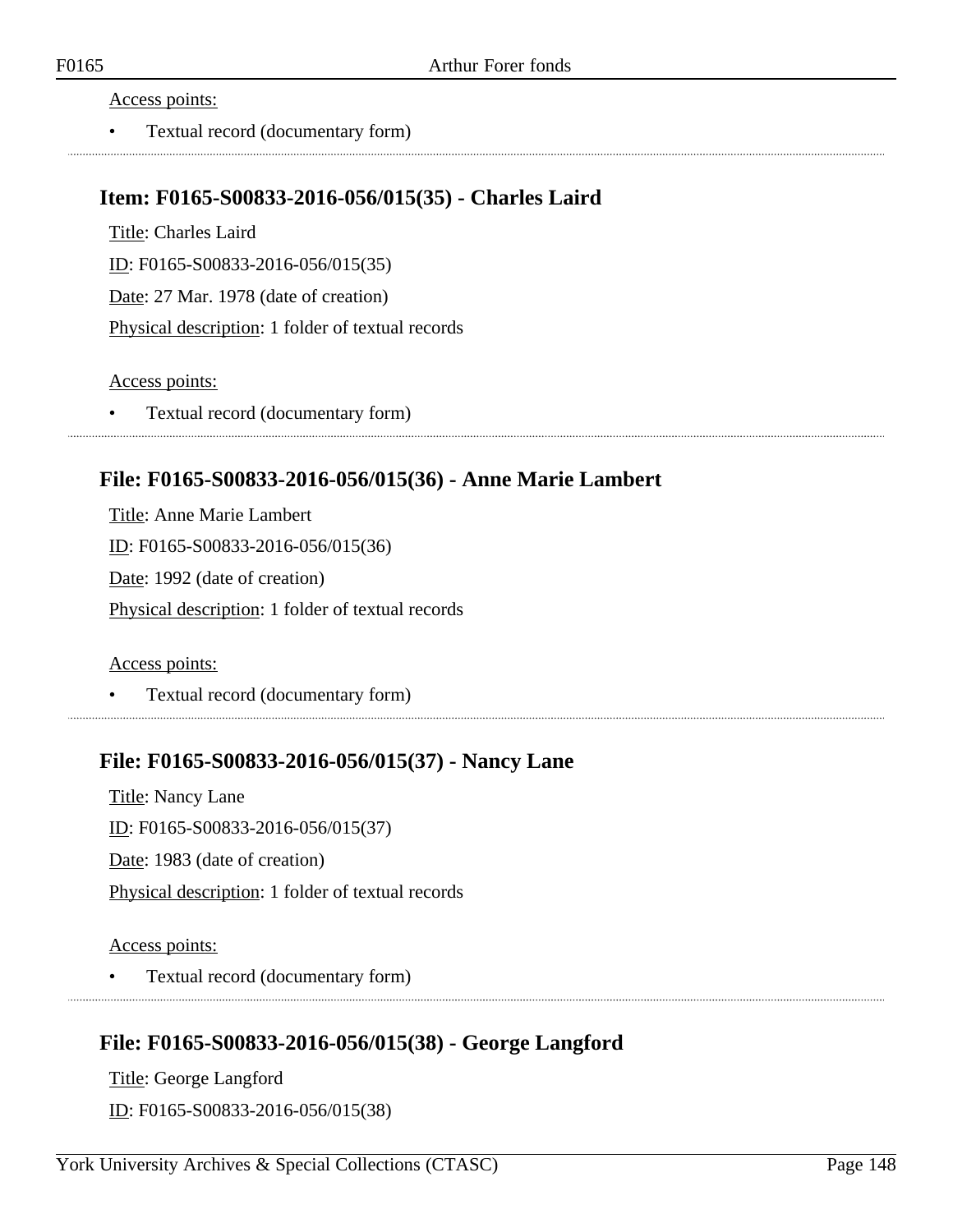Access points:

- Textual record (documentary form)

## Item: F0165-S00833-2016-056/015(35) - Charles Laird

Title: Charles Laird

ID: F0165-S00833-2016-056/015(35)

Date: 27 Mar. 1978 (date of creation)

Physical description: 1 folder of textual records

Access points:

- Textual record (documentary form)

## File: F0165-S00833-2016-056/015(36) - Anne Marie Lambert

Title: Anne Marie Lambert

ID: F0165-S00833-2016-056/015(36)

Date: 1992 (date of creation)

Physical description: 1 folder of textual records

Access points:

- Textual record (documentary form)

## File: F0165-S00833-2016-056/015(37) - Nancy Lane

Title: Nancy Lane

ID: F0165-S00833-2016-056/015(37)

Date: 1983 (date of creation)

Physical description: 1 folder of textual records

Access points:

- Textual record (documentary form)

## File: F0165-S00833-2016-056/015(38) - George Langford

Title: George Langford

ID: F0165-S00833-2016-056/015(38)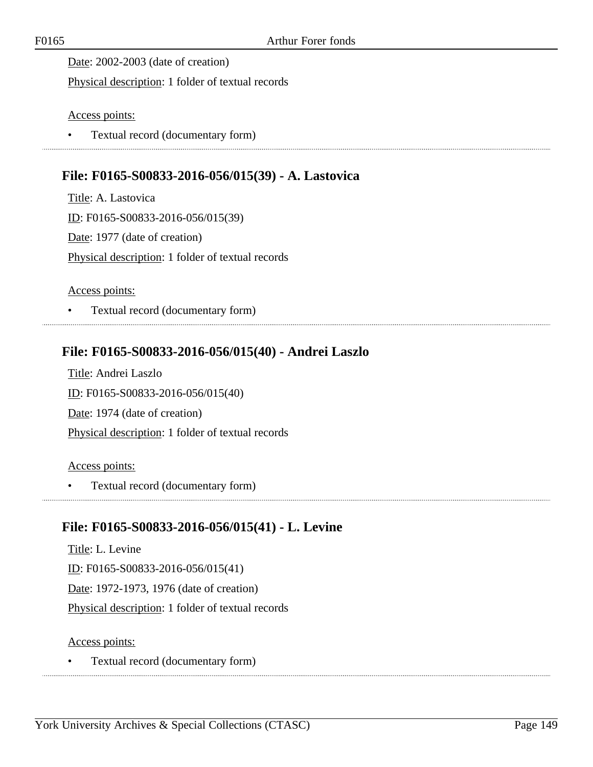Date: 2002-2003 (date of creation)

Physical description: 1 folder of textual records

Access points:

- Textual record (documentary form)

## File: F0165-S00833-2016-056/015(39) - A. Lastovica

Title: A. Lastovica

ID: F0165-S00833-2016-056/015(39)

Date: 1977 (date of creation)

Physical description: 1 folder of textual records

Access points:

- Textual record (documentary form)

## File: F0165-S00833-2016-056/015(40) - Andrei Laszlo

Title: Andrei Laszlo

ID: F0165-S00833-2016-056/015(40)

Date: 1974 (date of creation)

Physical description: 1 folder of textual records

Access points:

- Textual record (documentary form)

## File: F0165-S00833-2016-056/015(41) - L. Levine

Title: L. Levine

ID: F0165-S00833-2016-056/015(41)

Date: 1972-1973, 1976 (date of creation)

Physical description: 1 folder of textual records

Access points:

- Textual record (documentary form)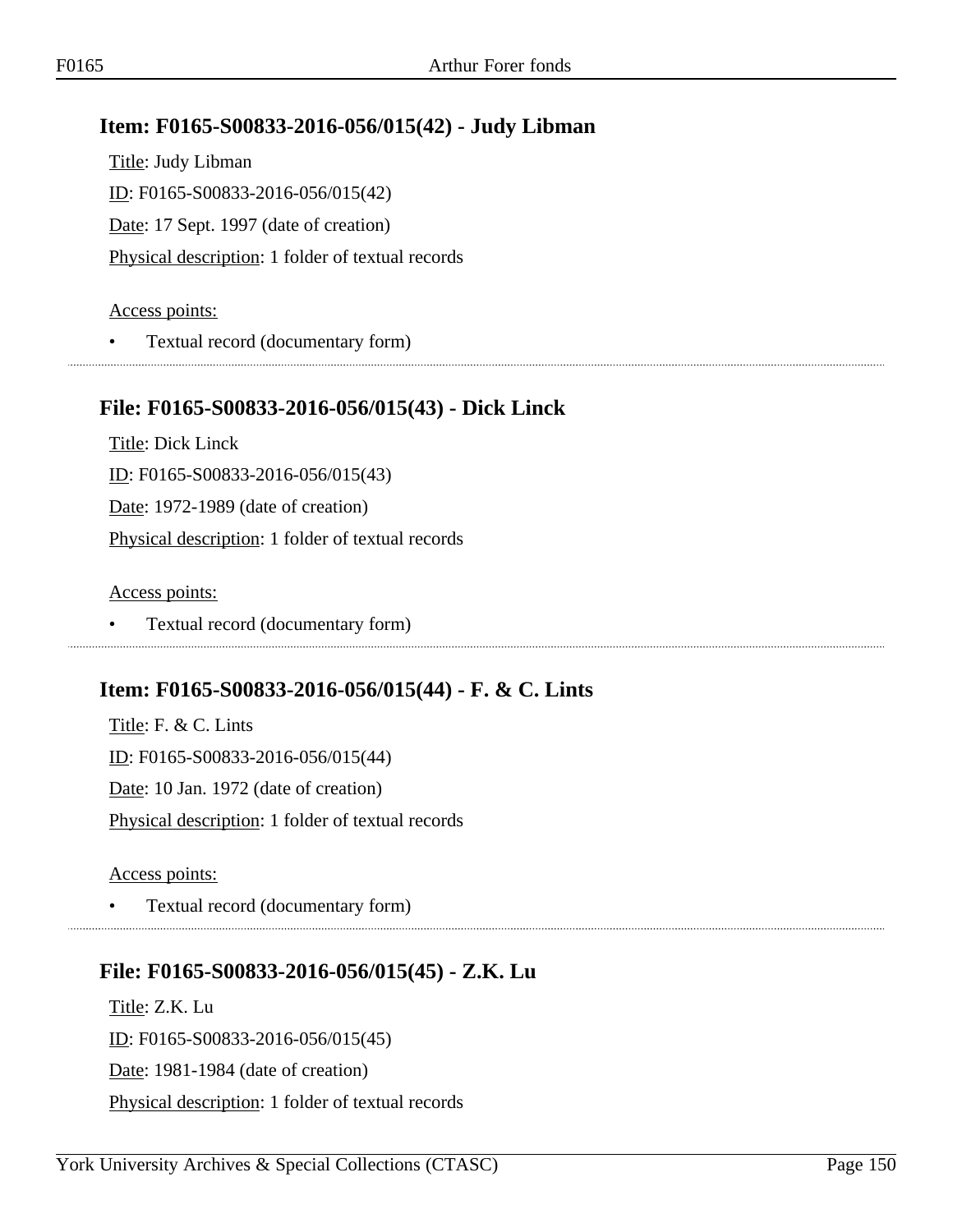### Item: F0165-S00833-2016-056/015(42) - Judy Libman

Title: Judy Libman

ID: F0165-S00833-2016-056/015(42)

Date: 17 Sept. 1997 (date of creation)

Physical description: 1 folder of textual records

Access points:

- Textual record (documentary form)

### File: F0165-S00833-2016-056/015(43) - Dick Linck

Title: Dick Linck

ID: F0165-S00833-2016-056/015(43)

Date: 1972-1989 (date of creation)

Physical description: 1 folder of textual records

Access points:

- Textual record (documentary form)

### Item: F0165-S00833-2016-056/015(44) - F. & C. Lints

Title: F. & C. Lints

ID: F0165-S00833-2016-056/015(44)

Date: 10 Jan. 1972 (date of creation)

Physical description: 1 folder of textual records

Access points:

- Textual record (documentary form)

### File: F0165-S00833-2016-056/015(45) - Z.K. Lu

Title: Z.K. Lu

ID: F0165-S00833-2016-056/015(45)

Date: 1981-1984 (date of creation)

Physical description: 1 folder of textual records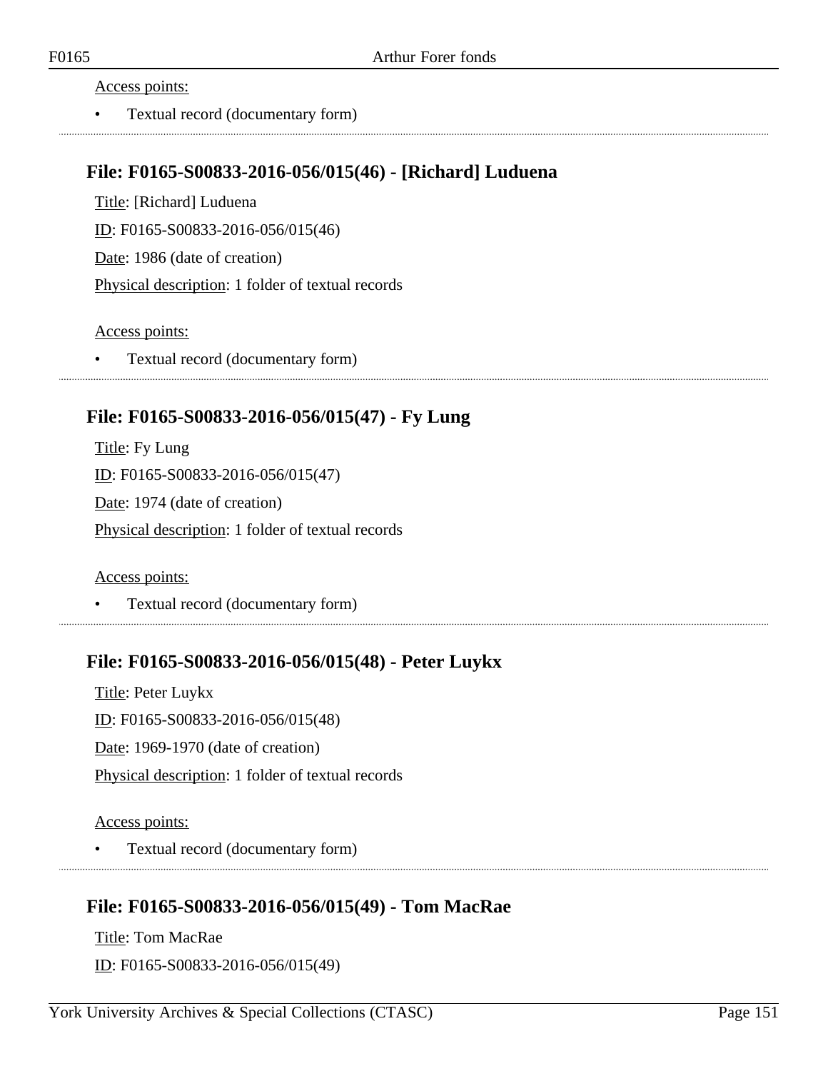Access points:

- Textual record (documentary form)

---

## File: F0165-S00833-2016-056/015(46) - [Richard] Luduena

Title: [Richard] Luduena

ID: F0165-S00833-2016-056/015(46)

Date: 1986 (date of creation)

Physical description: 1 folder of textual records

Access points:

- Textual record (documentary form)

---

## File: F0165-S00833-2016-056/015(47) - Fy Lung

Title: Fy Lung

ID: F0165-S00833-2016-056/015(47)

Date: 1974 (date of creation)

Physical description: 1 folder of textual records

Access points:

- Textual record (documentary form)

---

## File: F0165-S00833-2016-056/015(48) - Peter Luykx

Title: Peter Luykx

ID: F0165-S00833-2016-056/015(48)

Date: 1969-1970 (date of creation)

Physical description: 1 folder of textual records

Access points:

- Textual record (documentary form)

---

## File: F0165-S00833-2016-056/015(49) - Tom MacRae

Title: Tom MacRae

ID: F0165-S00833-2016-056/015(49)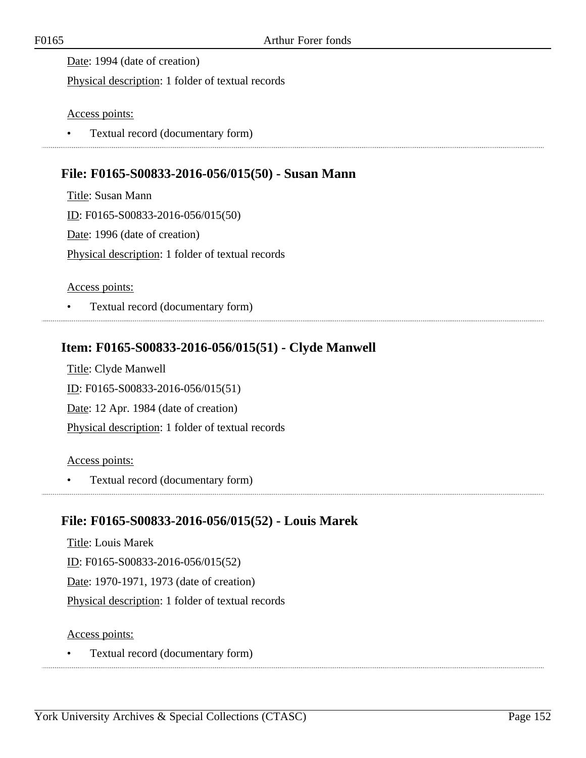Date: 1994 (date of creation)

Physical description: 1 folder of textual records

Access points:

- Textual record (documentary form)

---

## File: F0165-S00833-2016-056/015(50) - Susan Mann

Title: Susan Mann

ID: F0165-S00833-2016-056/015(50)

Date: 1996 (date of creation)

Physical description: 1 folder of textual records

Access points:

- Textual record (documentary form)

---

## Item: F0165-S00833-2016-056/015(51) - Clyde Manwell

Title: Clyde Manwell

ID: F0165-S00833-2016-056/015(51)

Date: 12 Apr. 1984 (date of creation)

Physical description: 1 folder of textual records

Access points:

- Textual record (documentary form)

---

## File: F0165-S00833-2016-056/015(52) - Louis Marek

Title: Louis Marek

ID: F0165-S00833-2016-056/015(52)

Date: 1970-1971, 1973 (date of creation)

Physical description: 1 folder of textual records

Access points:

- Textual record (documentary form)

---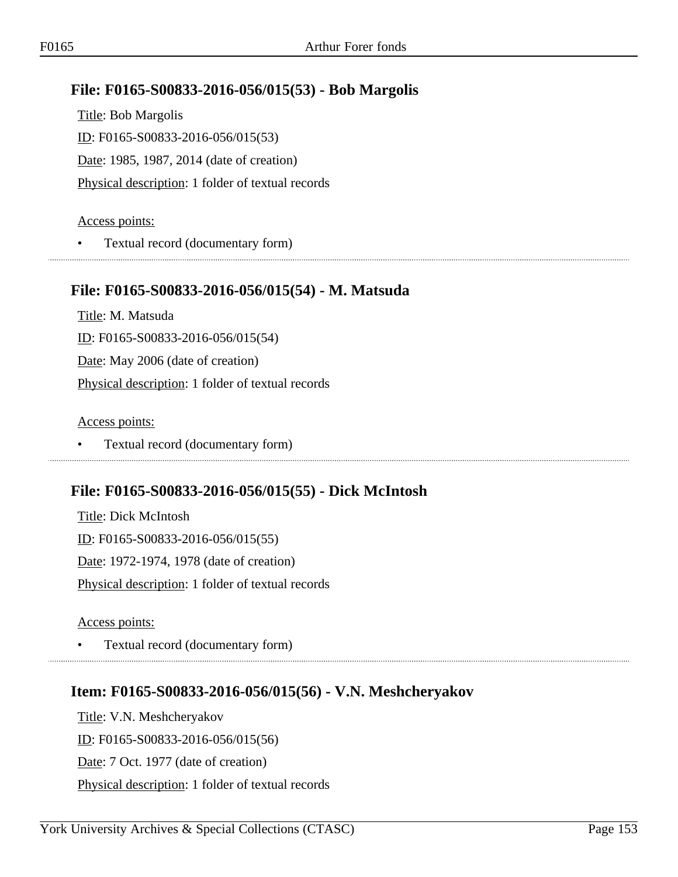## File: F0165-S00833-2016-056/015(53) - Bob Margolis

Title: Bob Margolis

ID: F0165-S00833-2016-056/015(53)

Date: 1985, 1987, 2014 (date of creation)

Physical description: 1 folder of textual records

Access points:

- Textual record (documentary form)

## File: F0165-S00833-2016-056/015(54) - M. Matsuda

Title: M. Matsuda

ID: F0165-S00833-2016-056/015(54)

Date: May 2006 (date of creation)

Physical description: 1 folder of textual records

Access points:

- Textual record (documentary form)

## File: F0165-S00833-2016-056/015(55) - Dick McIntosh

Title: Dick McIntosh

ID: F0165-S00833-2016-056/015(55)

Date: 1972-1974, 1978 (date of creation)

Physical description: 1 folder of textual records

Access points:

- Textual record (documentary form)

## Item: F0165-S00833-2016-056/015(56) - V.N. Meshcheryakov

Title: V.N. Meshcheryakov

ID: F0165-S00833-2016-056/015(56)

Date: 7 Oct. 1977 (date of creation)

Physical description: 1 folder of textual records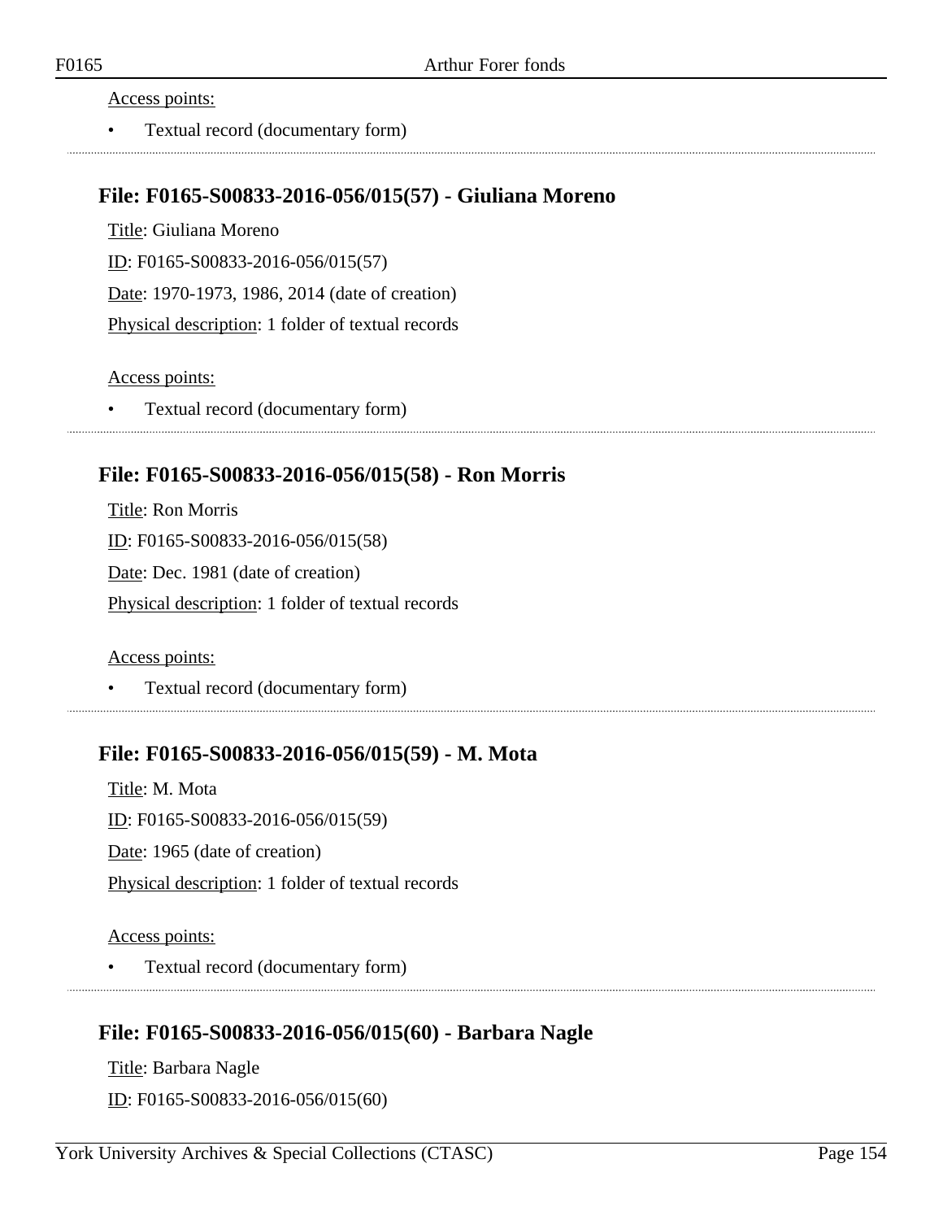Access points:

- Textual record (documentary form)

## File: F0165-S00833-2016-056/015(57) - Giuliana Moreno

Title: Giuliana Moreno

ID: F0165-S00833-2016-056/015(57)

Date: 1970-1973, 1986, 2014 (date of creation)

Physical description: 1 folder of textual records

Access points:

- Textual record (documentary form)

## File: F0165-S00833-2016-056/015(58) - Ron Morris

Title: Ron Morris

ID: F0165-S00833-2016-056/015(58)

Date: Dec. 1981 (date of creation)

Physical description: 1 folder of textual records

Access points:

- Textual record (documentary form)

## File: F0165-S00833-2016-056/015(59) - M. Mota

Title: M. Mota

ID: F0165-S00833-2016-056/015(59)

Date: 1965 (date of creation)

Physical description: 1 folder of textual records

Access points:

- Textual record (documentary form)

## File: F0165-S00833-2016-056/015(60) - Barbara Nagle

Title: Barbara Nagle

ID: F0165-S00833-2016-056/015(60)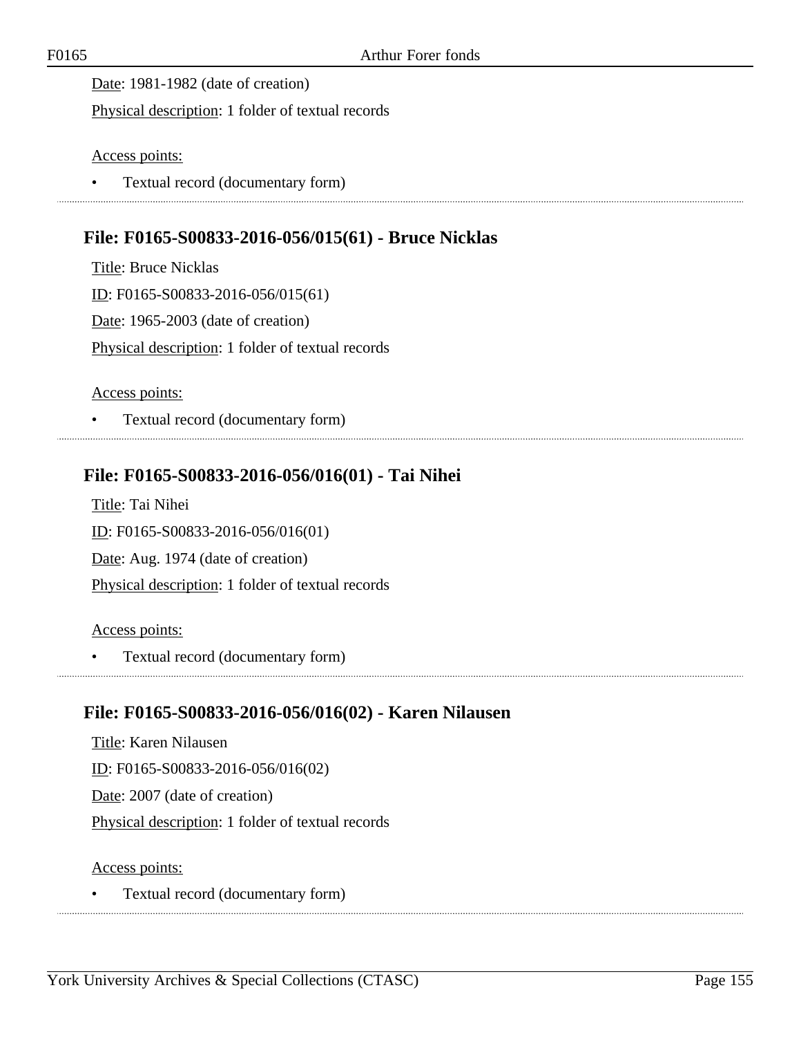Date: 1981-1982 (date of creation)

Physical description: 1 folder of textual records

Access points:

- Textual record (documentary form)

### File: F0165-S00833-2016-056/015(61) - Bruce Nicklas

Title: Bruce Nicklas

ID: F0165-S00833-2016-056/015(61)

Date: 1965-2003 (date of creation)

Physical description: 1 folder of textual records

Access points:

- Textual record (documentary form)

### File: F0165-S00833-2016-056/016(01) - Tai Nihei

Title: Tai Nihei

ID: F0165-S00833-2016-056/016(01)

Date: Aug. 1974 (date of creation)

Physical description: 1 folder of textual records

Access points:

- Textual record (documentary form)

### File: F0165-S00833-2016-056/016(02) - Karen Nilausen

Title: Karen Nilausen

ID: F0165-S00833-2016-056/016(02)

Date: 2007 (date of creation)

Physical description: 1 folder of textual records

Access points:

- Textual record (documentary form)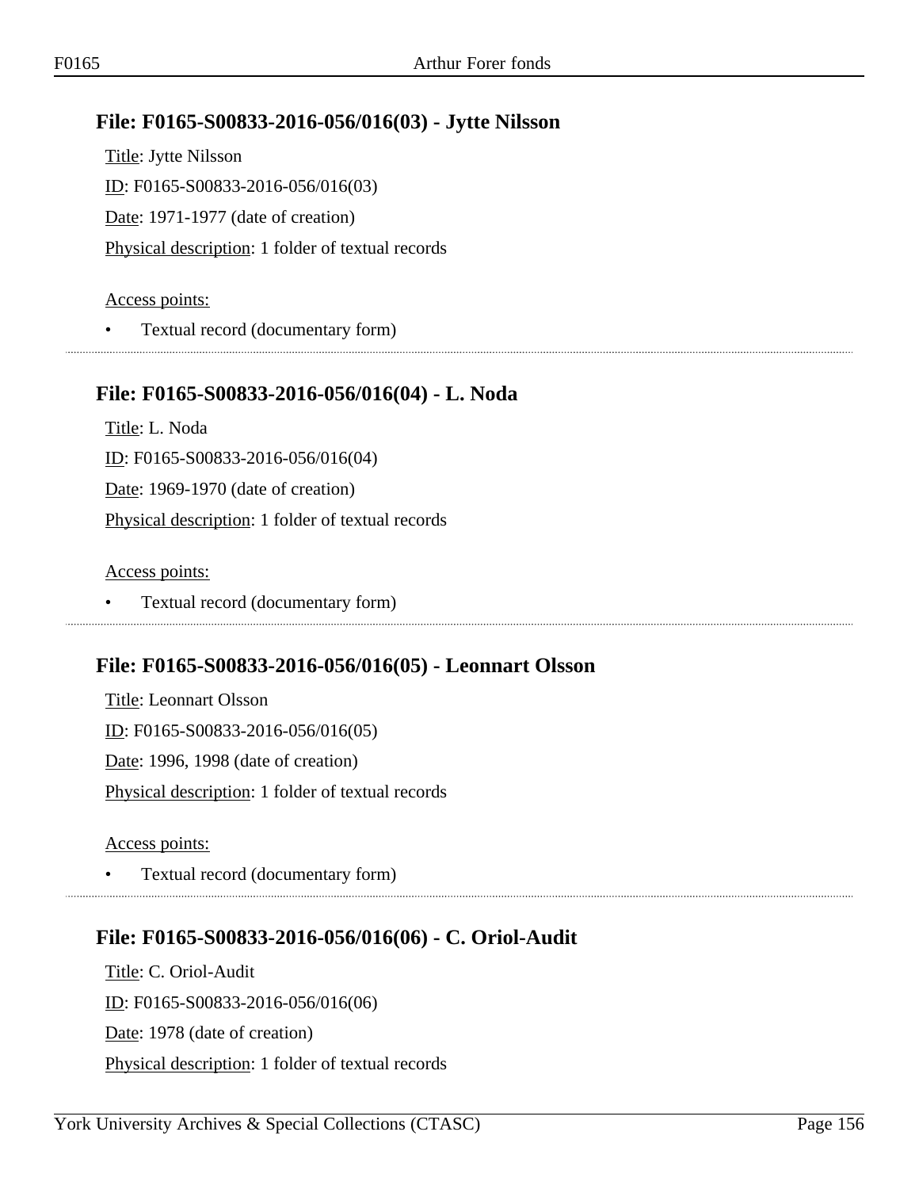## File: F0165-S00833-2016-056/016(03) - Jytte Nilsson

Title: Jytte Nilsson

ID: F0165-S00833-2016-056/016(03)

Date: 1971-1977 (date of creation)

Physical description: 1 folder of textual records

Access points:

- Textual record (documentary form)

## File: F0165-S00833-2016-056/016(04) - L. Noda

Title: L. Noda

ID: F0165-S00833-2016-056/016(04)

Date: 1969-1970 (date of creation)

Physical description: 1 folder of textual records

Access points:

- Textual record (documentary form)

## File: F0165-S00833-2016-056/016(05) - Leonnart Olsson

Title: Leonnart Olsson

ID: F0165-S00833-2016-056/016(05)

Date: 1996, 1998 (date of creation)

Physical description: 1 folder of textual records

Access points:

- Textual record (documentary form)

## File: F0165-S00833-2016-056/016(06) - C. Oriol-Audit

Title: C. Oriol-Audit

ID: F0165-S00833-2016-056/016(06)

Date: 1978 (date of creation)

Physical description: 1 folder of textual records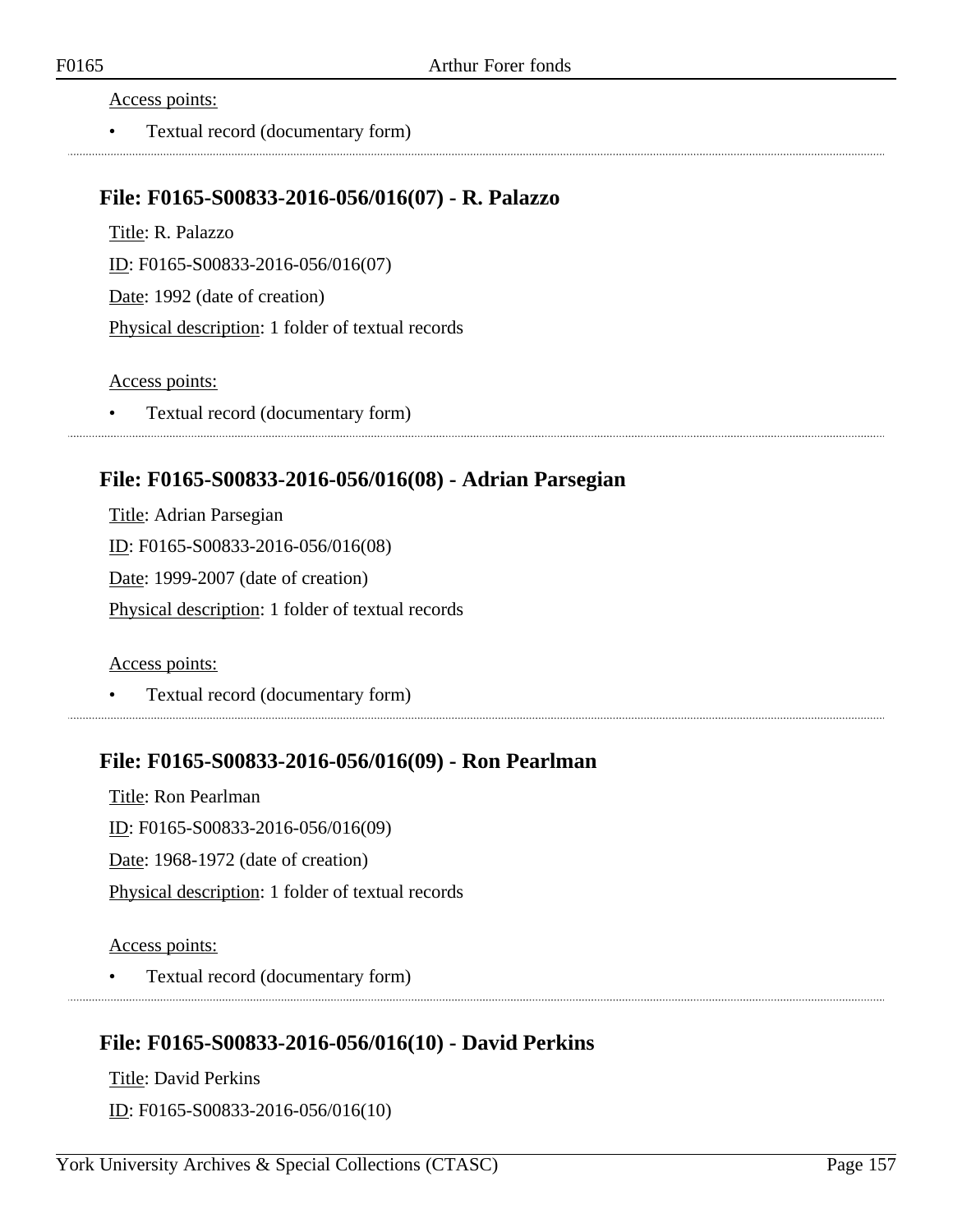Access points:

- Textual record (documentary form)

## File: F0165-S00833-2016-056/016(07) - R. Palazzo

Title: R. Palazzo

ID: F0165-S00833-2016-056/016(07)

Date: 1992 (date of creation)

Physical description: 1 folder of textual records

Access points:

- Textual record (documentary form)

## File: F0165-S00833-2016-056/016(08) - Adrian Parsegian

Title: Adrian Parsegian

ID: F0165-S00833-2016-056/016(08)

Date: 1999-2007 (date of creation)

Physical description: 1 folder of textual records

Access points:

- Textual record (documentary form)

## File: F0165-S00833-2016-056/016(09) - Ron Pearlman

Title: Ron Pearlman

ID: F0165-S00833-2016-056/016(09)

Date: 1968-1972 (date of creation)

Physical description: 1 folder of textual records

Access points:

- Textual record (documentary form)

## File: F0165-S00833-2016-056/016(10) - David Perkins

Title: David Perkins

ID: F0165-S00833-2016-056/016(10)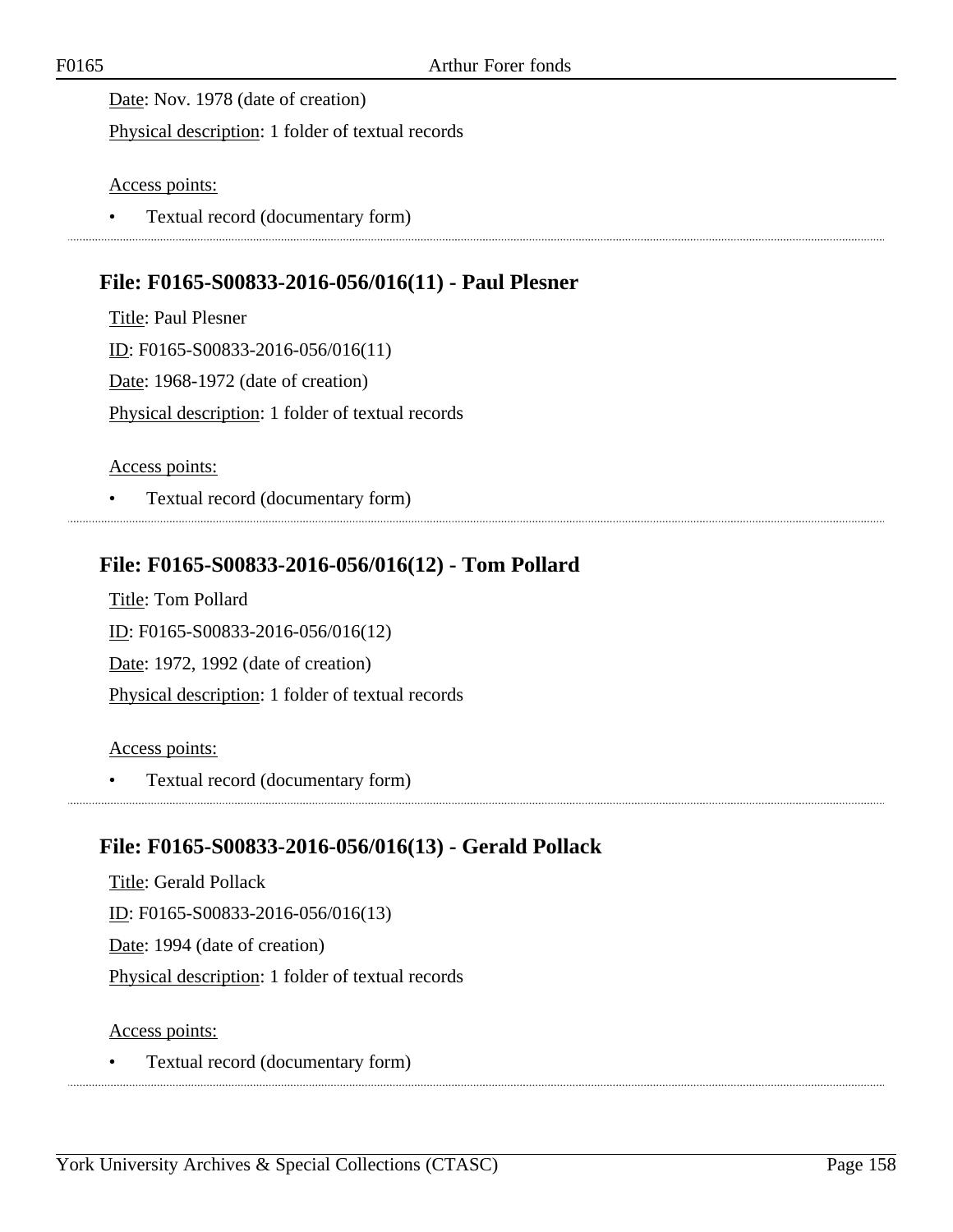Date: Nov. 1978 (date of creation)

Physical description: 1 folder of textual records

Access points:

- Textual record (documentary form)

## File: F0165-S00833-2016-056/016(11) - Paul Plesner

Title: Paul Plesner

ID: F0165-S00833-2016-056/016(11)

Date: 1968-1972 (date of creation)

Physical description: 1 folder of textual records

Access points:

- Textual record (documentary form)

## File: F0165-S00833-2016-056/016(12) - Tom Pollard

Title: Tom Pollard

ID: F0165-S00833-2016-056/016(12)

Date: 1972, 1992 (date of creation)

Physical description: 1 folder of textual records

Access points:

- Textual record (documentary form)

## File: F0165-S00833-2016-056/016(13) - Gerald Pollack

Title: Gerald Pollack

ID: F0165-S00833-2016-056/016(13)

Date: 1994 (date of creation)

Physical description: 1 folder of textual records

Access points:

- Textual record (documentary form)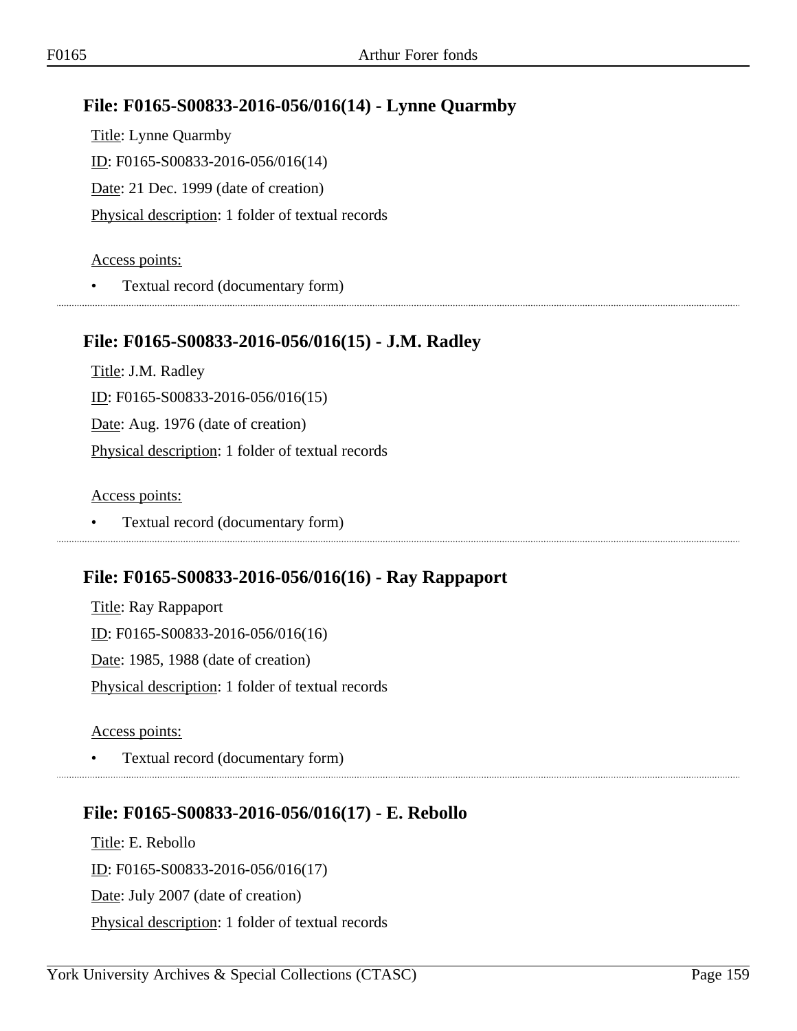### File: F0165-S00833-2016-056/016(14) - Lynne Quarmby

Title: Lynne Quarmby

ID: F0165-S00833-2016-056/016(14)

Date: 21 Dec. 1999 (date of creation)

Physical description: 1 folder of textual records

Access points:

- Textual record (documentary form)

### File: F0165-S00833-2016-056/016(15) - J.M. Radley

Title: J.M. Radley

ID: F0165-S00833-2016-056/016(15)

Date: Aug. 1976 (date of creation)

Physical description: 1 folder of textual records

Access points:

- Textual record (documentary form)

### File: F0165-S00833-2016-056/016(16) - Ray Rappaport

Title: Ray Rappaport

ID: F0165-S00833-2016-056/016(16)

Date: 1985, 1988 (date of creation)

Physical description: 1 folder of textual records

Access points:

- Textual record (documentary form)

### File: F0165-S00833-2016-056/016(17) - E. Rebollo

Title: E. Rebollo

ID: F0165-S00833-2016-056/016(17)

Date: July 2007 (date of creation)

Physical description: 1 folder of textual records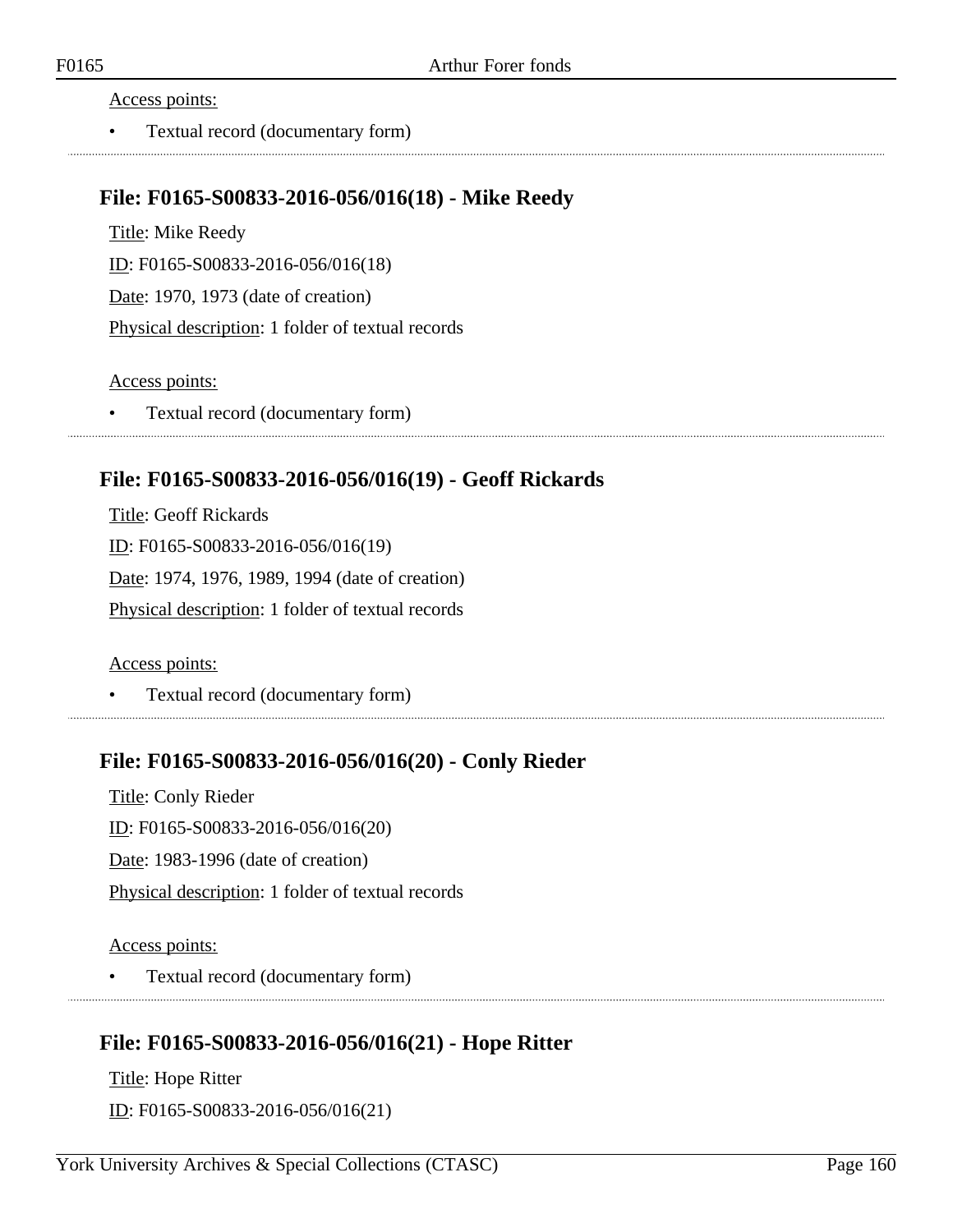Access points:

- Textual record (documentary form)

---

### File: F0165-S00833-2016-056/016(18) - Mike Reedy

Title: Mike Reedy

ID: F0165-S00833-2016-056/016(18)

Date: 1970, 1973 (date of creation)

Physical description: 1 folder of textual records

Access points:

- Textual record (documentary form)

---

### File: F0165-S00833-2016-056/016(19) - Geoff Rickards

Title: Geoff Rickards

ID: F0165-S00833-2016-056/016(19)

Date: 1974, 1976, 1989, 1994 (date of creation)

Physical description: 1 folder of textual records

Access points:

- Textual record (documentary form)

---

### File: F0165-S00833-2016-056/016(20) - Conly Rieder

Title: Conly Rieder

ID: F0165-S00833-2016-056/016(20)

Date: 1983-1996 (date of creation)

Physical description: 1 folder of textual records

Access points:

- Textual record (documentary form)

---

### File: F0165-S00833-2016-056/016(21) - Hope Ritter

Title: Hope Ritter

ID: F0165-S00833-2016-056/016(21)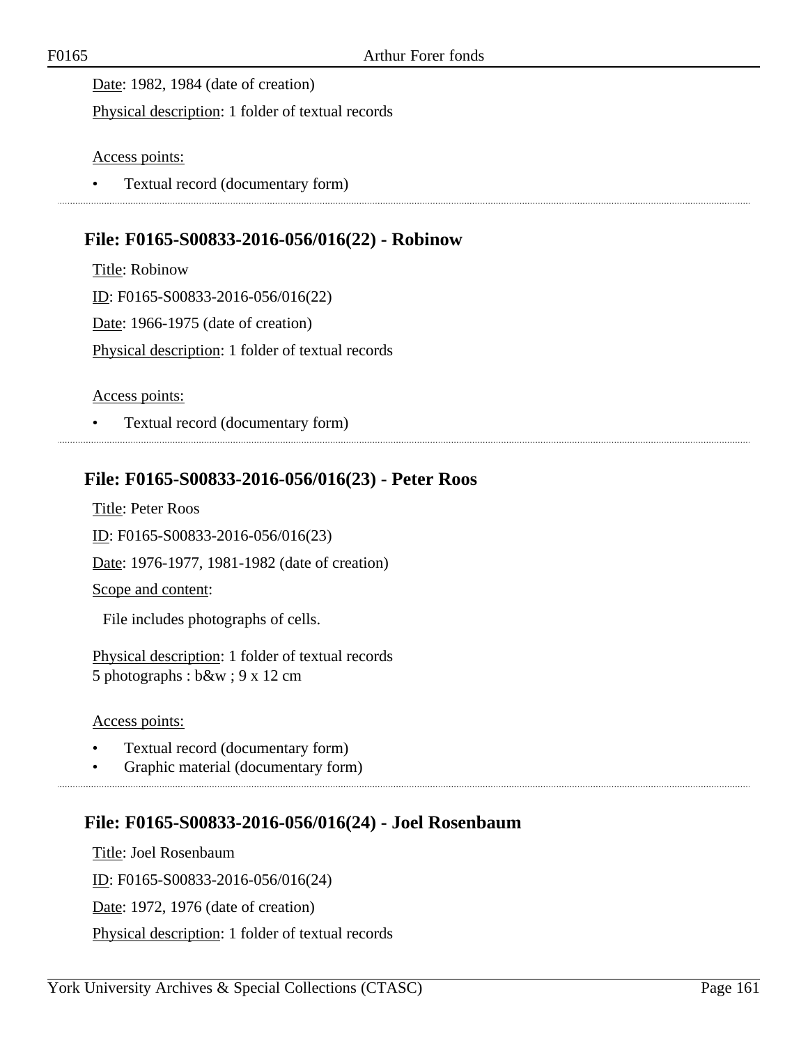Date: 1982, 1984 (date of creation)

Physical description: 1 folder of textual records

Access points:

- Textual record (documentary form)

## File: F0165-S00833-2016-056/016(22) - Robinow

Title: Robinow

ID: F0165-S00833-2016-056/016(22)

Date: 1966-1975 (date of creation)

Physical description: 1 folder of textual records

Access points:

- Textual record (documentary form)

## File: F0165-S00833-2016-056/016(23) - Peter Roos

Title: Peter Roos

ID: F0165-S00833-2016-056/016(23)

Date: 1976-1977, 1981-1982 (date of creation)

Scope and content:

File includes photographs of cells.

Physical description: 1 folder of textual records
5 photographs : b&w ; 9 x 12 cm

Access points:

- Textual record (documentary form)
- Graphic material (documentary form)

## File: F0165-S00833-2016-056/016(24) - Joel Rosenbaum

Title: Joel Rosenbaum

ID: F0165-S00833-2016-056/016(24)

Date: 1972, 1976 (date of creation)

Physical description: 1 folder of textual records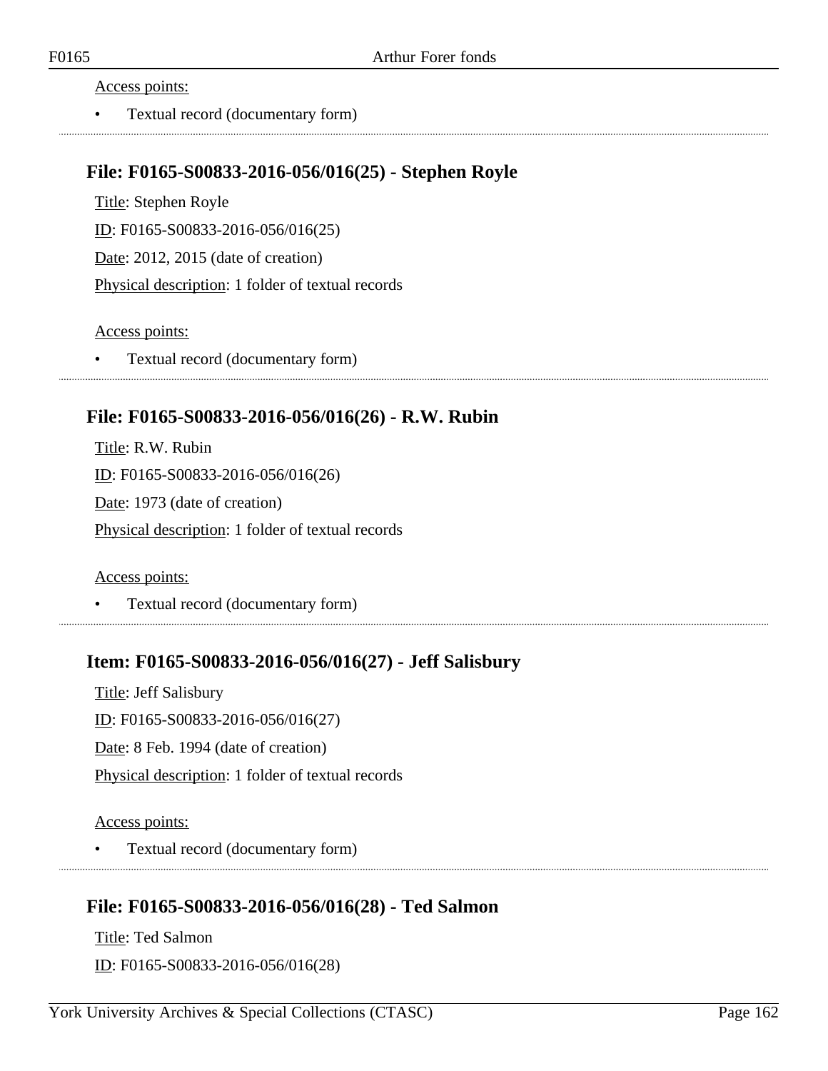Access points:

- Textual record (documentary form)

## File: F0165-S00833-2016-056/016(25) - Stephen Royle

Title: Stephen Royle

ID: F0165-S00833-2016-056/016(25)

Date: 2012, 2015 (date of creation)

Physical description: 1 folder of textual records

Access points:

- Textual record (documentary form)

## File: F0165-S00833-2016-056/016(26) - R.W. Rubin

Title: R.W. Rubin

ID: F0165-S00833-2016-056/016(26)

Date: 1973 (date of creation)

Physical description: 1 folder of textual records

Access points:

- Textual record (documentary form)

## Item: F0165-S00833-2016-056/016(27) - Jeff Salisbury

Title: Jeff Salisbury

ID: F0165-S00833-2016-056/016(27)

Date: 8 Feb. 1994 (date of creation)

Physical description: 1 folder of textual records

Access points:

- Textual record (documentary form)

## File: F0165-S00833-2016-056/016(28) - Ted Salmon

Title: Ted Salmon

ID: F0165-S00833-2016-056/016(28)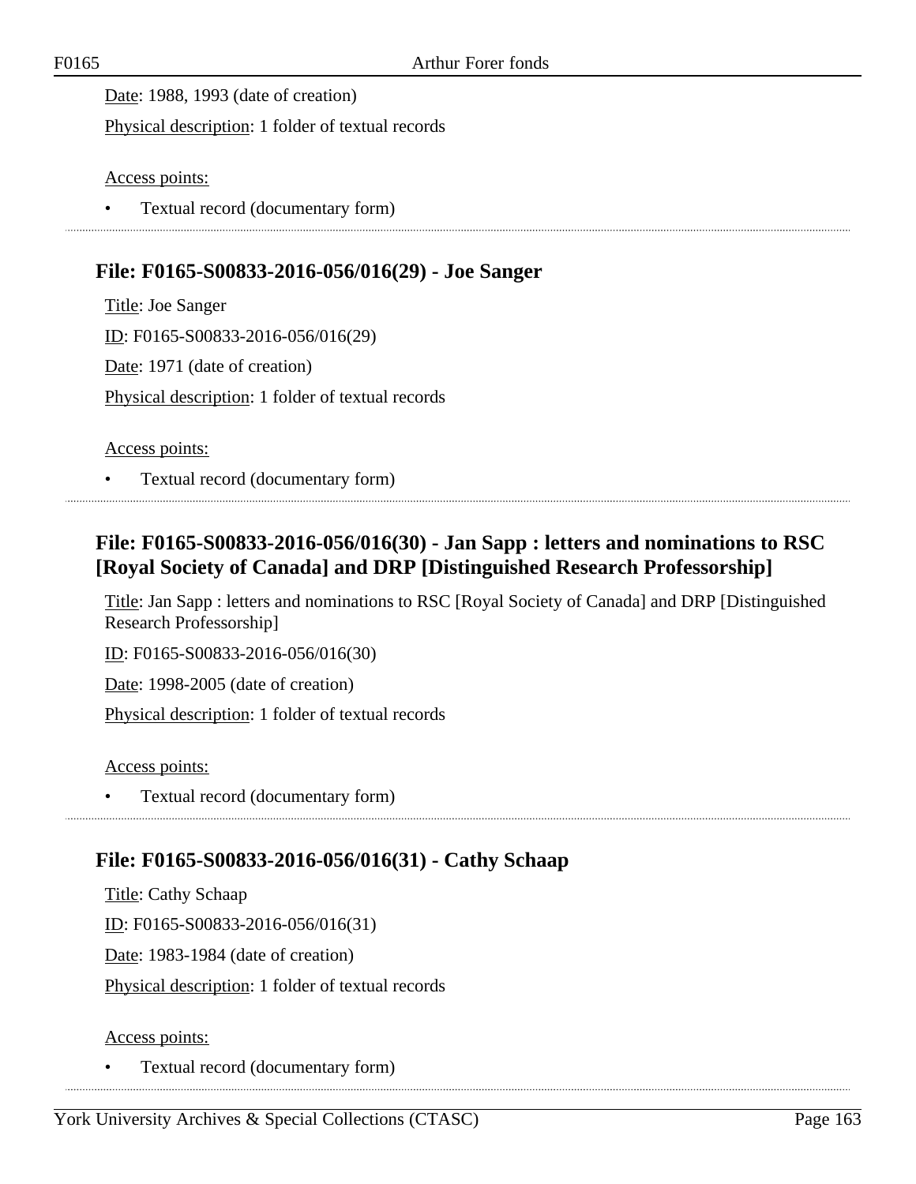Date: 1988, 1993 (date of creation)

Physical description: 1 folder of textual records

Access points:

- Textual record (documentary form)

## File: F0165-S00833-2016-056/016(29) - Joe Sanger

Title: Joe Sanger

ID: F0165-S00833-2016-056/016(29)

Date: 1971 (date of creation)

Physical description: 1 folder of textual records

Access points:

- Textual record (documentary form)

## File: F0165-S00833-2016-056/016(30) - Jan Sapp : letters and nominations to RSC [Royal Society of Canada] and DRP [Distinguished Research Professorship]

Title: Jan Sapp : letters and nominations to RSC [Royal Society of Canada] and DRP [Distinguished Research Professorship]

ID: F0165-S00833-2016-056/016(30)

Date: 1998-2005 (date of creation)

Physical description: 1 folder of textual records

Access points:

- Textual record (documentary form)

## File: F0165-S00833-2016-056/016(31) - Cathy Schaap

Title: Cathy Schaap

ID: F0165-S00833-2016-056/016(31)

Date: 1983-1984 (date of creation)

Physical description: 1 folder of textual records

Access points:

- Textual record (documentary form)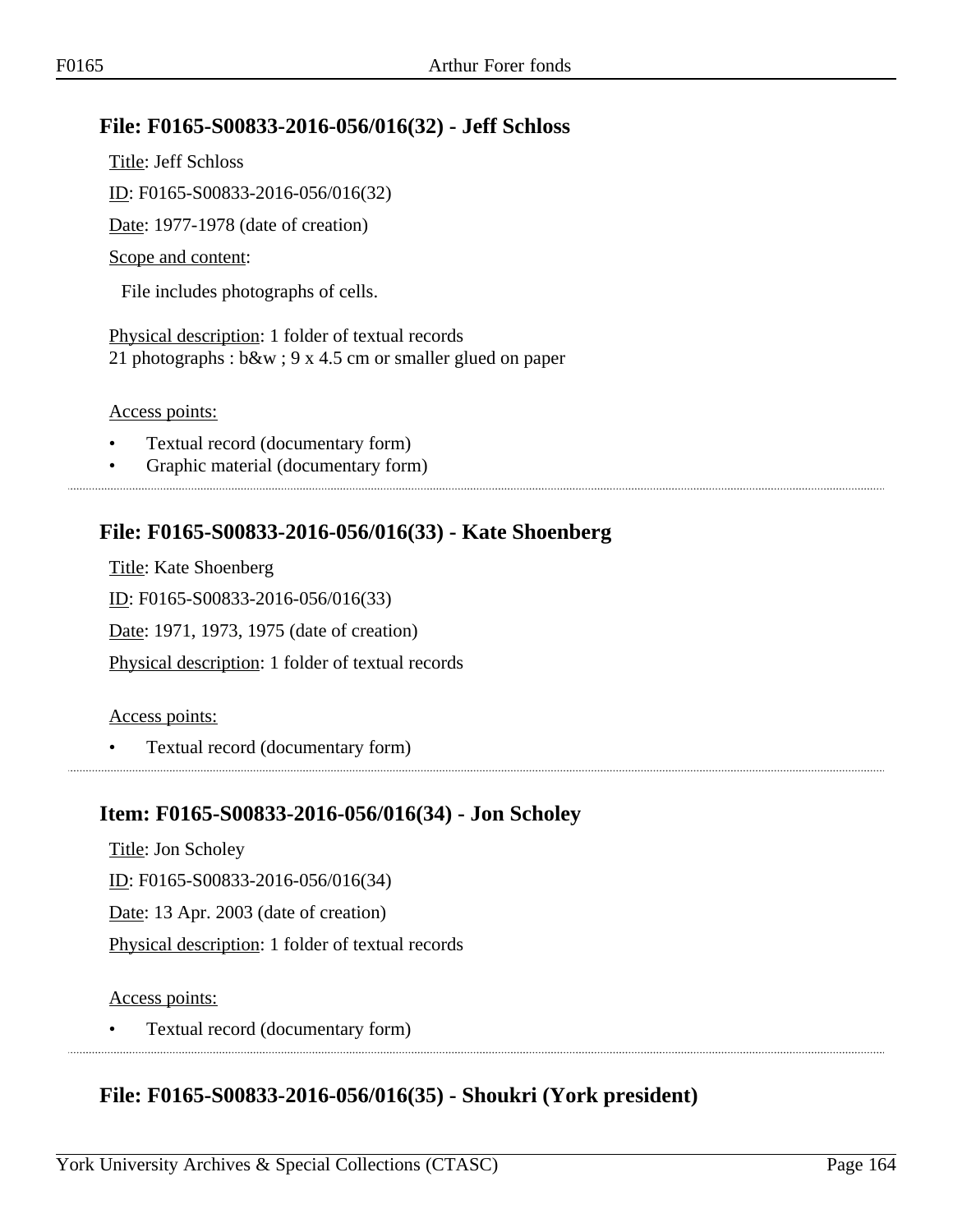## File: F0165-S00833-2016-056/016(32) - Jeff Schloss

Title: Jeff Schloss

ID: F0165-S00833-2016-056/016(32)

Date: 1977-1978 (date of creation)

Scope and content:

File includes photographs of cells.

Physical description: 1 folder of textual records
21 photographs : b&w ; 9 x 4.5 cm or smaller glued on paper

Access points:

- Textual record (documentary form)
- Graphic material (documentary form)

## File: F0165-S00833-2016-056/016(33) - Kate Shoenberg

Title: Kate Shoenberg

ID: F0165-S00833-2016-056/016(33)

Date: 1971, 1973, 1975 (date of creation)

Physical description: 1 folder of textual records

Access points:

- Textual record (documentary form)

## Item: F0165-S00833-2016-056/016(34) - Jon Scholey

Title: Jon Scholey

ID: F0165-S00833-2016-056/016(34)

Date: 13 Apr. 2003 (date of creation)

Physical description: 1 folder of textual records

Access points:

- Textual record (documentary form)

## File: F0165-S00833-2016-056/016(35) - Shoukri (York president)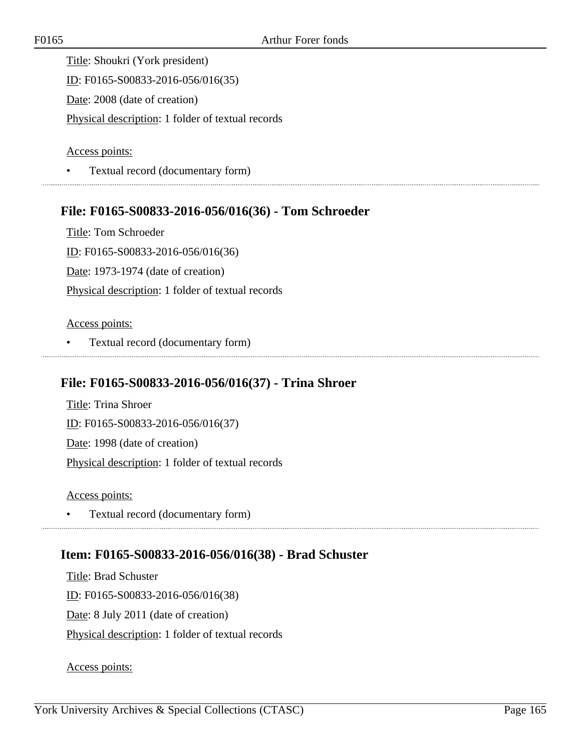Title: Shoukri (York president)

ID: F0165-S00833-2016-056/016(35)

Date: 2008 (date of creation)

Physical description: 1 folder of textual records

Access points:

- Textual record (documentary form)

## File: F0165-S00833-2016-056/016(36) - Tom Schroeder

Title: Tom Schroeder

ID: F0165-S00833-2016-056/016(36)

Date: 1973-1974 (date of creation)

Physical description: 1 folder of textual records

Access points:

- Textual record (documentary form)

## File: F0165-S00833-2016-056/016(37) - Trina Shroer

Title: Trina Shroer

ID: F0165-S00833-2016-056/016(37)

Date: 1998 (date of creation)

Physical description: 1 folder of textual records

Access points:

- Textual record (documentary form)

## Item: F0165-S00833-2016-056/016(38) - Brad Schuster

Title: Brad Schuster

ID: F0165-S00833-2016-056/016(38)

Date: 8 July 2011 (date of creation)

Physical description: 1 folder of textual records

Access points: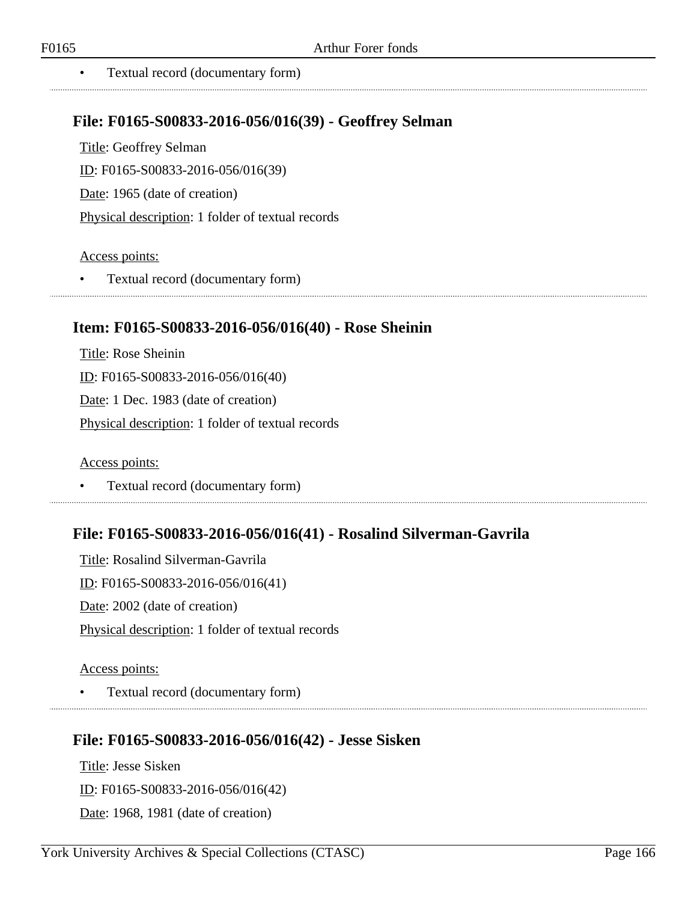- Textual record (documentary form)

---

### File: F0165-S00833-2016-056/016(39) - Geoffrey Selman

Title: Geoffrey Selman

ID: F0165-S00833-2016-056/016(39)

Date: 1965 (date of creation)

Physical description: 1 folder of textual records

Access points:

- Textual record (documentary form)

---

### Item: F0165-S00833-2016-056/016(40) - Rose Sheinin

Title: Rose Sheinin

ID: F0165-S00833-2016-056/016(40)

Date: 1 Dec. 1983 (date of creation)

Physical description: 1 folder of textual records

Access points:

- Textual record (documentary form)

---

### File: F0165-S00833-2016-056/016(41) - Rosalind Silverman-Gavrila

Title: Rosalind Silverman-Gavrila

ID: F0165-S00833-2016-056/016(41)

Date: 2002 (date of creation)

Physical description: 1 folder of textual records

Access points:

- Textual record (documentary form)

---

### File: F0165-S00833-2016-056/016(42) - Jesse Sisken

Title: Jesse Sisken

ID: F0165-S00833-2016-056/016(42)

Date: 1968, 1981 (date of creation)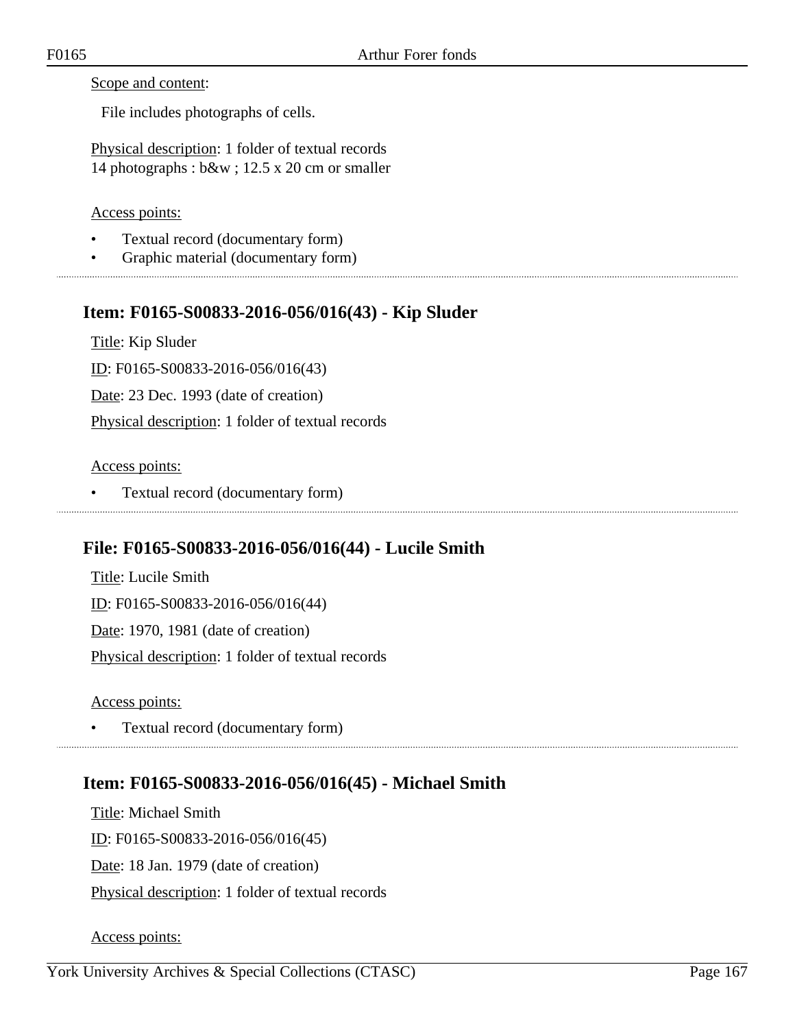Scope and content:

File includes photographs of cells.

Physical description: 1 folder of textual records
14 photographs : b&w ; 12.5 x 20 cm or smaller

Access points:

- Textual record (documentary form)
- Graphic material (documentary form)

---

## Item: F0165-S00833-2016-056/016(43) - Kip Sluder

Title: Kip Sluder

ID: F0165-S00833-2016-056/016(43)

Date: 23 Dec. 1993 (date of creation)

Physical description: 1 folder of textual records

Access points:

- Textual record (documentary form)

---

## File: F0165-S00833-2016-056/016(44) - Lucile Smith

Title: Lucile Smith

ID: F0165-S00833-2016-056/016(44)

Date: 1970, 1981 (date of creation)

Physical description: 1 folder of textual records

Access points:

- Textual record (documentary form)

---

## Item: F0165-S00833-2016-056/016(45) - Michael Smith

Title: Michael Smith

ID: F0165-S00833-2016-056/016(45)

Date: 18 Jan. 1979 (date of creation)

Physical description: 1 folder of textual records

Access points: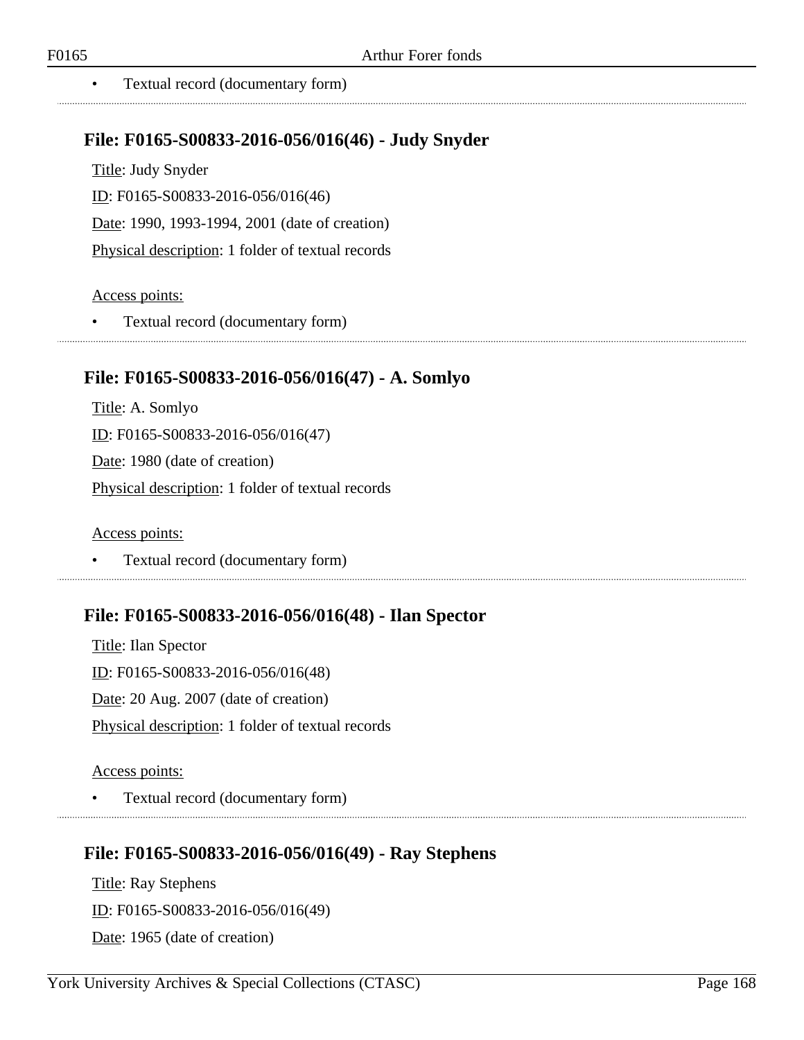- Textual record (documentary form)

### File: F0165-S00833-2016-056/016(46) - Judy Snyder

Title: Judy Snyder

ID: F0165-S00833-2016-056/016(46)

Date: 1990, 1993-1994, 2001 (date of creation)

Physical description: 1 folder of textual records

Access points:

- Textual record (documentary form)

### File: F0165-S00833-2016-056/016(47) - A. Somlyo

Title: A. Somlyo

ID: F0165-S00833-2016-056/016(47)

Date: 1980 (date of creation)

Physical description: 1 folder of textual records

Access points:

- Textual record (documentary form)

### File: F0165-S00833-2016-056/016(48) - Ilan Spector

Title: Ilan Spector

ID: F0165-S00833-2016-056/016(48)

Date: 20 Aug. 2007 (date of creation)

Physical description: 1 folder of textual records

Access points:

- Textual record (documentary form)

### File: F0165-S00833-2016-056/016(49) - Ray Stephens

Title: Ray Stephens

ID: F0165-S00833-2016-056/016(49)

Date: 1965 (date of creation)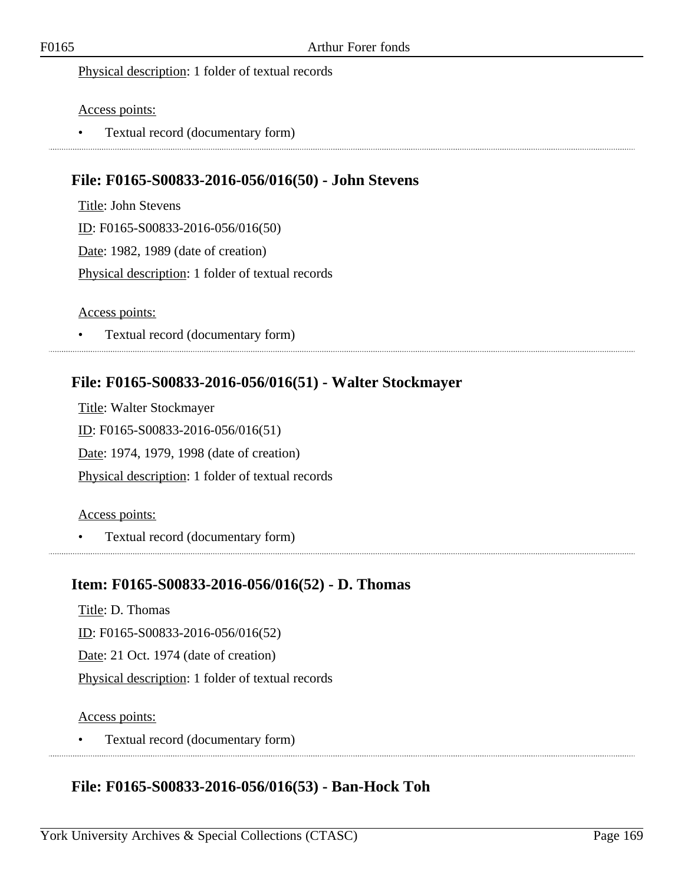Physical description: 1 folder of textual records

Access points:

- Textual record (documentary form)

## File: F0165-S00833-2016-056/016(50) - John Stevens

Title: John Stevens

ID: F0165-S00833-2016-056/016(50)

Date: 1982, 1989 (date of creation)

Physical description: 1 folder of textual records

Access points:

- Textual record (documentary form)

## File: F0165-S00833-2016-056/016(51) - Walter Stockmayer

Title: Walter Stockmayer

ID: F0165-S00833-2016-056/016(51)

Date: 1974, 1979, 1998 (date of creation)

Physical description: 1 folder of textual records

Access points:

- Textual record (documentary form)

## Item: F0165-S00833-2016-056/016(52) - D. Thomas

Title: D. Thomas

ID: F0165-S00833-2016-056/016(52)

Date: 21 Oct. 1974 (date of creation)

Physical description: 1 folder of textual records

Access points:

- Textual record (documentary form)

## File: F0165-S00833-2016-056/016(53) - Ban-Hock Toh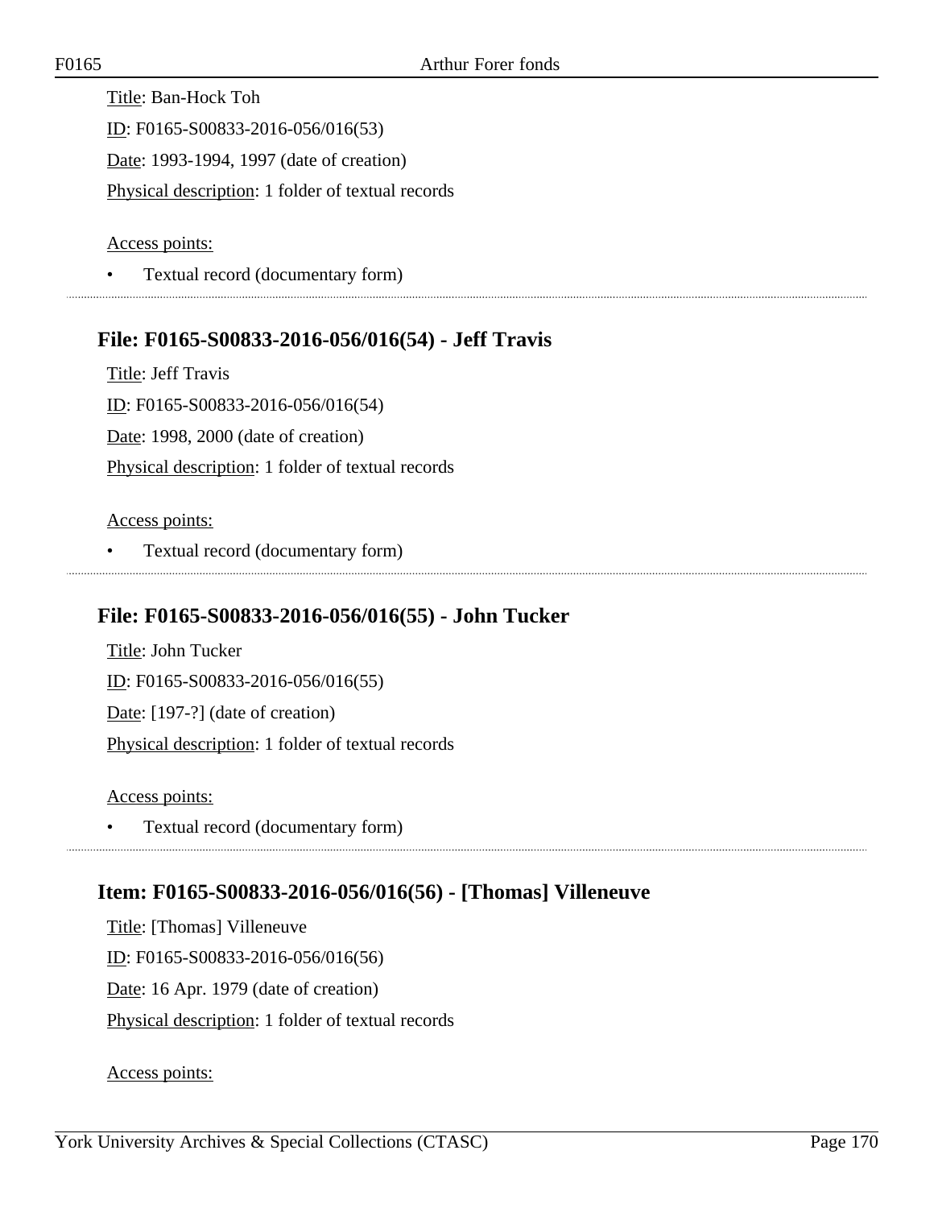Title: Ban-Hock Toh

ID: F0165-S00833-2016-056/016(53)

Date: 1993-1994, 1997 (date of creation)

Physical description: 1 folder of textual records

Access points:

- Textual record (documentary form)

## File: F0165-S00833-2016-056/016(54) - Jeff Travis

Title: Jeff Travis

ID: F0165-S00833-2016-056/016(54)

Date: 1998, 2000 (date of creation)

Physical description: 1 folder of textual records

Access points:

- Textual record (documentary form)

## File: F0165-S00833-2016-056/016(55) - John Tucker

Title: John Tucker

ID: F0165-S00833-2016-056/016(55)

Date: [197-?] (date of creation)

Physical description: 1 folder of textual records

Access points:

- Textual record (documentary form)

## Item: F0165-S00833-2016-056/016(56) - [Thomas] Villeneuve

Title: [Thomas] Villeneuve

ID: F0165-S00833-2016-056/016(56)

Date: 16 Apr. 1979 (date of creation)

Physical description: 1 folder of textual records

Access points: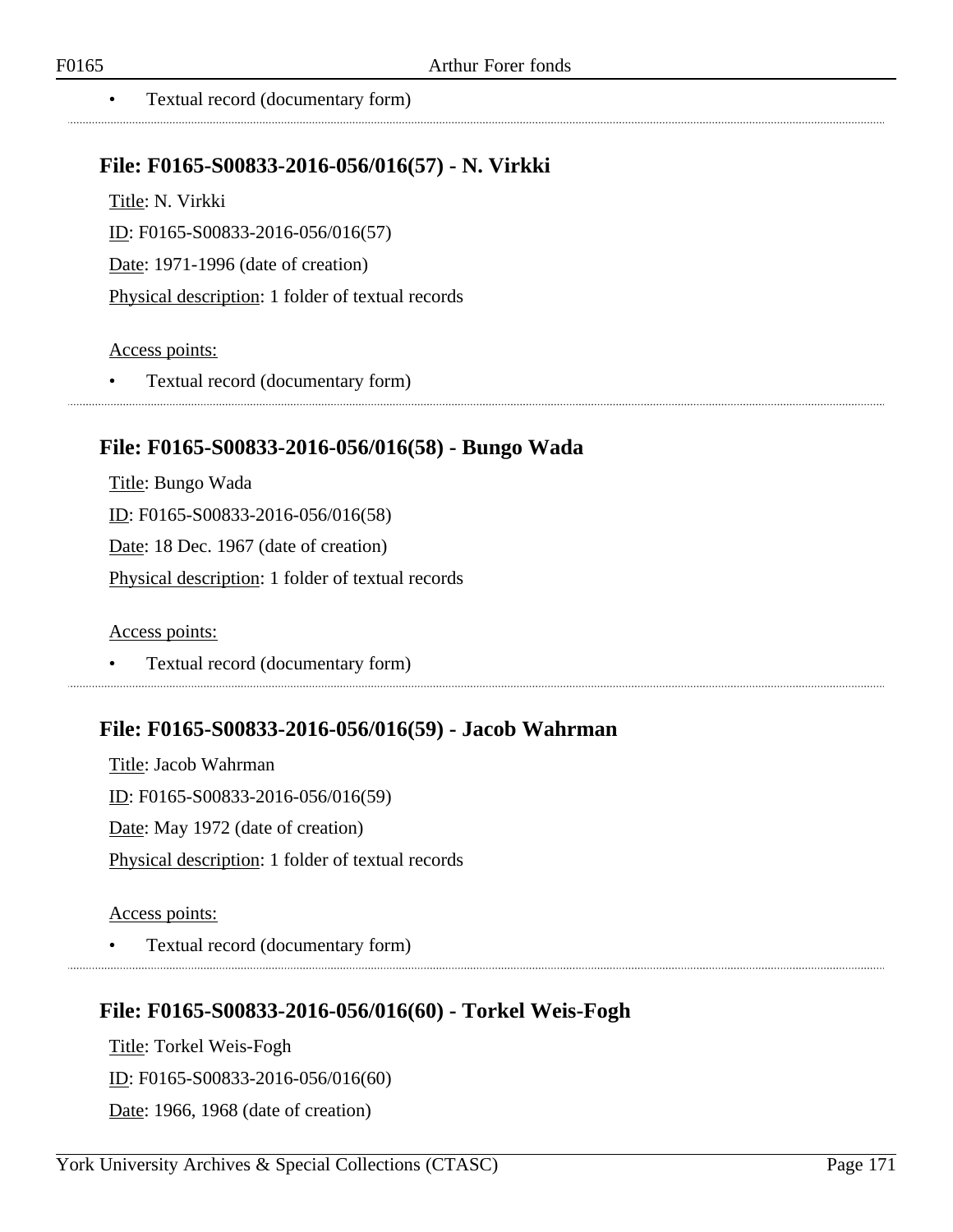- Textual record (documentary form)

### File: F0165-S00833-2016-056/016(57) - N. Virkki

Title: N. Virkki

ID: F0165-S00833-2016-056/016(57)

Date: 1971-1996 (date of creation)

Physical description: 1 folder of textual records

Access points:

- Textual record (documentary form)

### File: F0165-S00833-2016-056/016(58) - Bungo Wada

Title: Bungo Wada

ID: F0165-S00833-2016-056/016(58)

Date: 18 Dec. 1967 (date of creation)

Physical description: 1 folder of textual records

Access points:

- Textual record (documentary form)

### File: F0165-S00833-2016-056/016(59) - Jacob Wahrman

Title: Jacob Wahrman

ID: F0165-S00833-2016-056/016(59)

Date: May 1972 (date of creation)

Physical description: 1 folder of textual records

Access points:

- Textual record (documentary form)

### File: F0165-S00833-2016-056/016(60) - Torkel Weis-Fogh

Title: Torkel Weis-Fogh

ID: F0165-S00833-2016-056/016(60)

Date: 1966, 1968 (date of creation)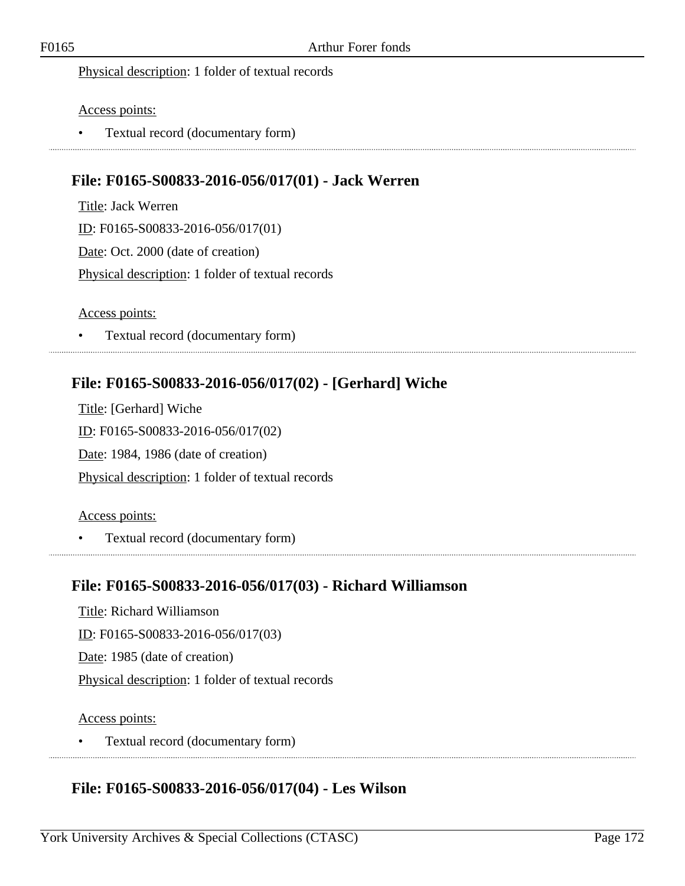Physical description: 1 folder of textual records

Access points:

- Textual record (documentary form)

## File: F0165-S00833-2016-056/017(01) - Jack Werren

Title: Jack Werren

ID: F0165-S00833-2016-056/017(01)

Date: Oct. 2000 (date of creation)

Physical description: 1 folder of textual records

Access points:

- Textual record (documentary form)

## File: F0165-S00833-2016-056/017(02) - [Gerhard] Wiche

Title: [Gerhard] Wiche

ID: F0165-S00833-2016-056/017(02)

Date: 1984, 1986 (date of creation)

Physical description: 1 folder of textual records

Access points:

- Textual record (documentary form)

## File: F0165-S00833-2016-056/017(03) - Richard Williamson

Title: Richard Williamson

ID: F0165-S00833-2016-056/017(03)

Date: 1985 (date of creation)

Physical description: 1 folder of textual records

Access points:

- Textual record (documentary form)

## File: F0165-S00833-2016-056/017(04) - Les Wilson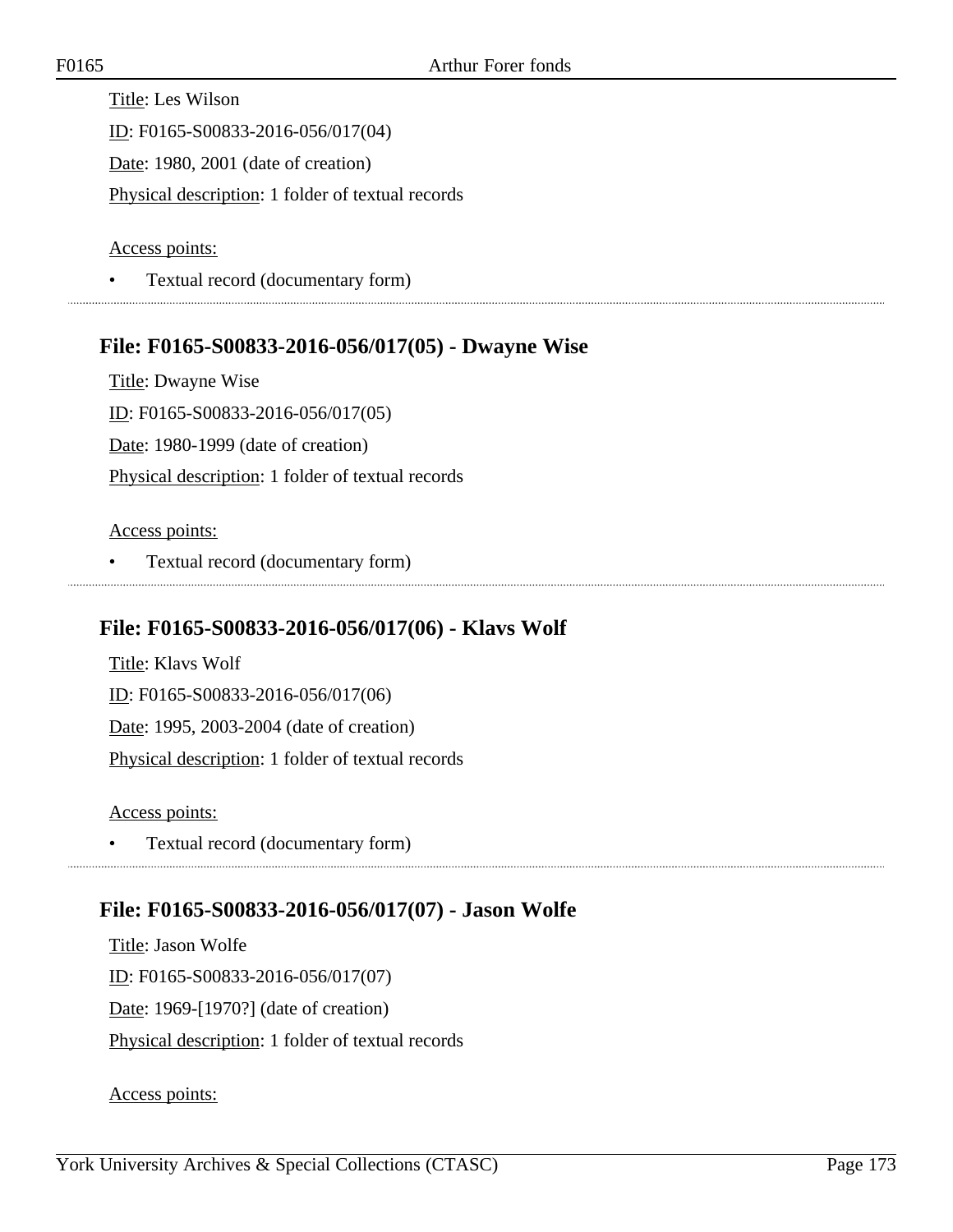Title: Les Wilson

ID: F0165-S00833-2016-056/017(04)

Date: 1980, 2001 (date of creation)

Physical description: 1 folder of textual records

Access points:

- Textual record (documentary form)

## File: F0165-S00833-2016-056/017(05) - Dwayne Wise

Title: Dwayne Wise

ID: F0165-S00833-2016-056/017(05)

Date: 1980-1999 (date of creation)

Physical description: 1 folder of textual records

Access points:

- Textual record (documentary form)

## File: F0165-S00833-2016-056/017(06) - Klavs Wolf

Title: Klavs Wolf

ID: F0165-S00833-2016-056/017(06)

Date: 1995, 2003-2004 (date of creation)

Physical description: 1 folder of textual records

Access points:

- Textual record (documentary form)

## File: F0165-S00833-2016-056/017(07) - Jason Wolfe

Title: Jason Wolfe

ID: F0165-S00833-2016-056/017(07)

Date: 1969-[1970?] (date of creation)

Physical description: 1 folder of textual records

Access points: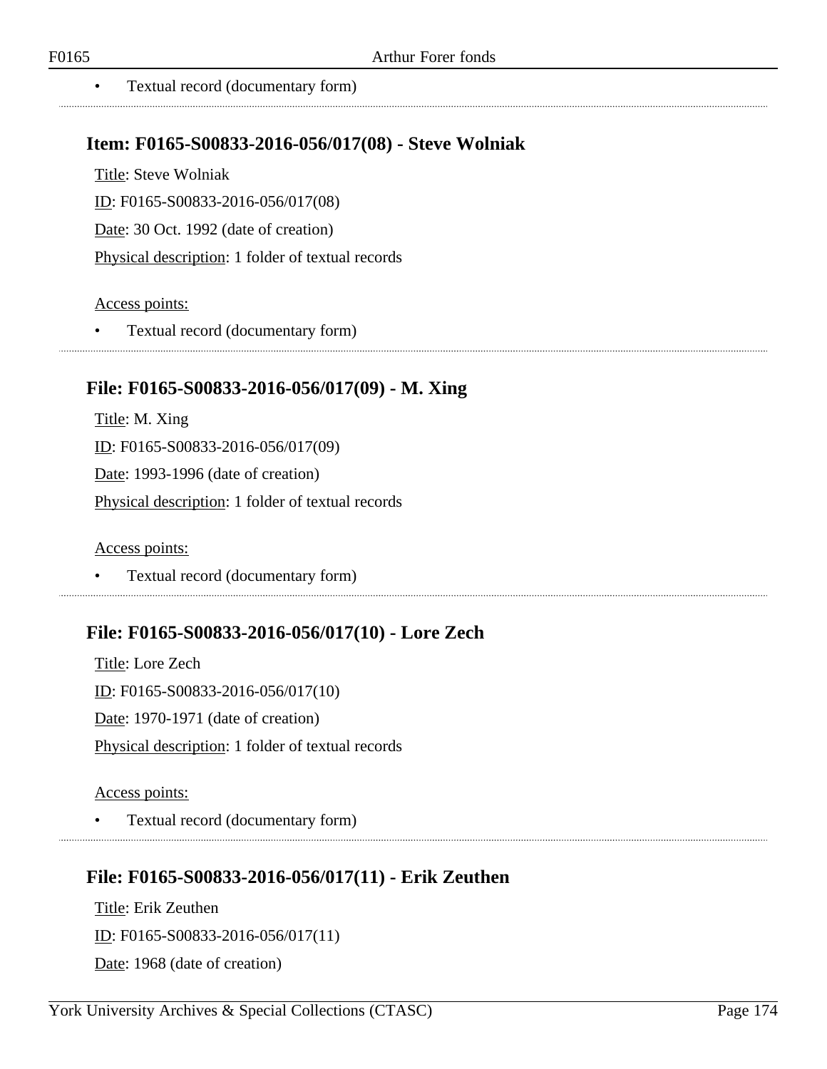- Textual record (documentary form)

## Item: F0165-S00833-2016-056/017(08) - Steve Wolniak

Title: Steve Wolniak

ID: F0165-S00833-2016-056/017(08)

Date: 30 Oct. 1992 (date of creation)

Physical description: 1 folder of textual records

Access points:

- Textual record (documentary form)

## File: F0165-S00833-2016-056/017(09) - M. Xing

Title: M. Xing

ID: F0165-S00833-2016-056/017(09)

Date: 1993-1996 (date of creation)

Physical description: 1 folder of textual records

Access points:

- Textual record (documentary form)

## File: F0165-S00833-2016-056/017(10) - Lore Zech

Title: Lore Zech

ID: F0165-S00833-2016-056/017(10)

Date: 1970-1971 (date of creation)

Physical description: 1 folder of textual records

Access points:

- Textual record (documentary form)

## File: F0165-S00833-2016-056/017(11) - Erik Zeuthen

Title: Erik Zeuthen

ID: F0165-S00833-2016-056/017(11)

Date: 1968 (date of creation)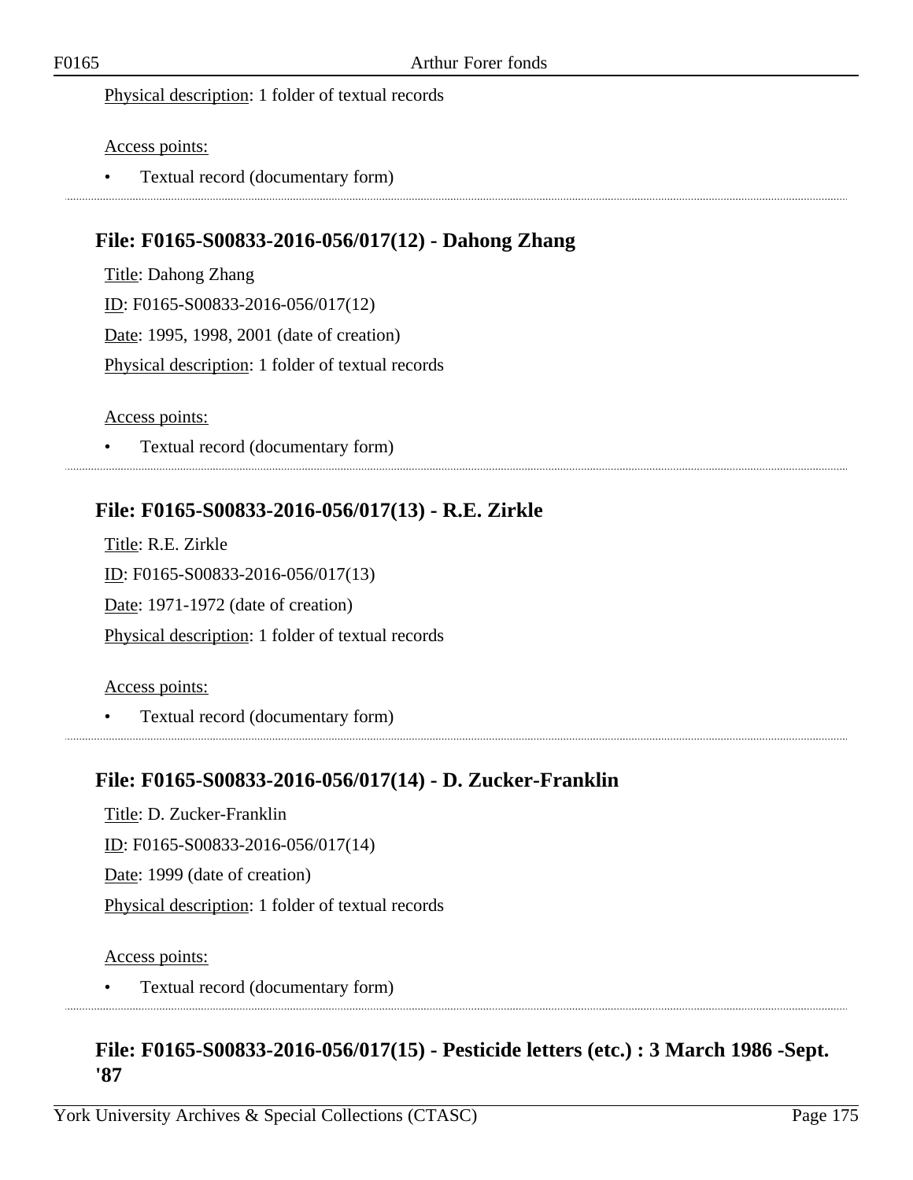Physical description: 1 folder of textual records

Access points:

- Textual record (documentary form)

## File: F0165-S00833-2016-056/017(12) - Dahong Zhang

Title: Dahong Zhang

ID: F0165-S00833-2016-056/017(12)

Date: 1995, 1998, 2001 (date of creation)

Physical description: 1 folder of textual records

Access points:

- Textual record (documentary form)

## File: F0165-S00833-2016-056/017(13) - R.E. Zirkle

Title: R.E. Zirkle

ID: F0165-S00833-2016-056/017(13)

Date: 1971-1972 (date of creation)

Physical description: 1 folder of textual records

Access points:

- Textual record (documentary form)

## File: F0165-S00833-2016-056/017(14) - D. Zucker-Franklin

Title: D. Zucker-Franklin

ID: F0165-S00833-2016-056/017(14)

Date: 1999 (date of creation)

Physical description: 1 folder of textual records

Access points:

- Textual record (documentary form)

## File: F0165-S00833-2016-056/017(15) - Pesticide letters (etc.) : 3 March 1986 -Sept. '87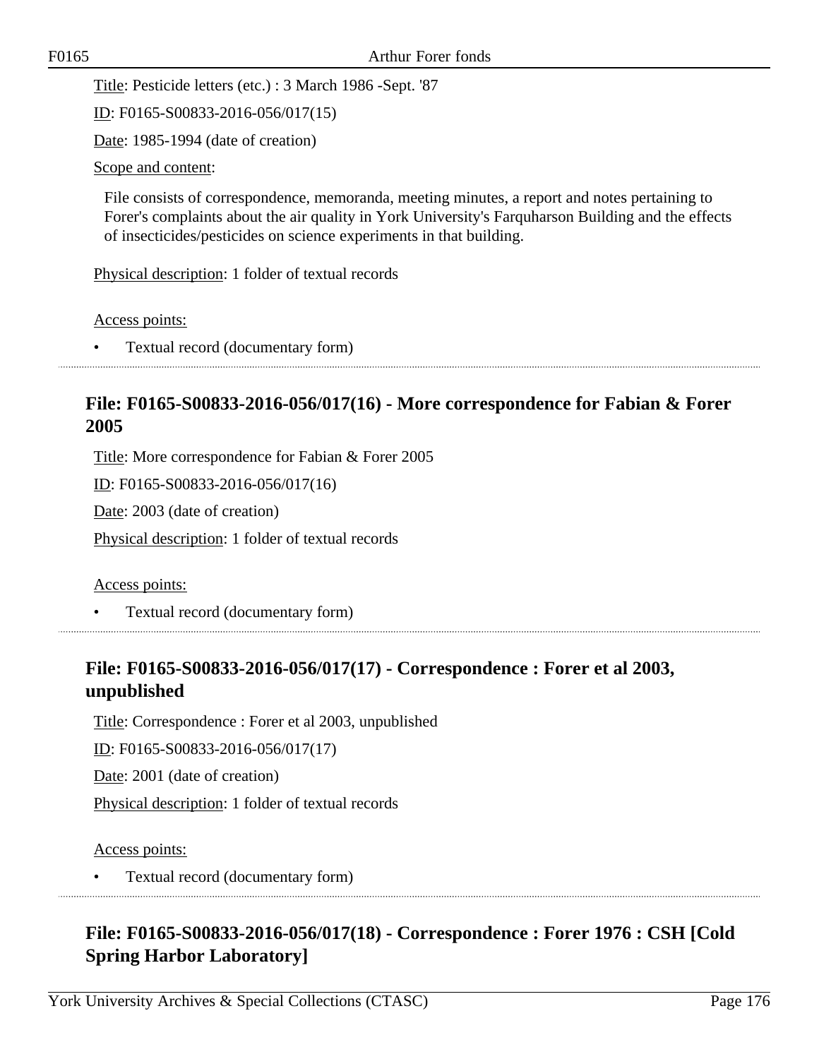Title: Pesticide letters (etc.) : 3 March 1986 -Sept. '87

ID: F0165-S00833-2016-056/017(15)

Date: 1985-1994 (date of creation)

Scope and content:

File consists of correspondence, memoranda, meeting minutes, a report and notes pertaining to Forer's complaints about the air quality in York University's Farquharson Building and the effects of insecticides/pesticides on science experiments in that building.

Physical description: 1 folder of textual records

Access points:

- Textual record (documentary form)

## File: F0165-S00833-2016-056/017(16) - More correspondence for Fabian & Forer 2005

Title: More correspondence for Fabian & Forer 2005

ID: F0165-S00833-2016-056/017(16)

Date: 2003 (date of creation)

Physical description: 1 folder of textual records

Access points:

- Textual record (documentary form)

## File: F0165-S00833-2016-056/017(17) - Correspondence : Forer et al 2003, unpublished

Title: Correspondence : Forer et al 2003, unpublished

ID: F0165-S00833-2016-056/017(17)

Date: 2001 (date of creation)

Physical description: 1 folder of textual records

Access points:

- Textual record (documentary form)

## File: F0165-S00833-2016-056/017(18) - Correspondence : Forer 1976 : CSH [Cold Spring Harbor Laboratory]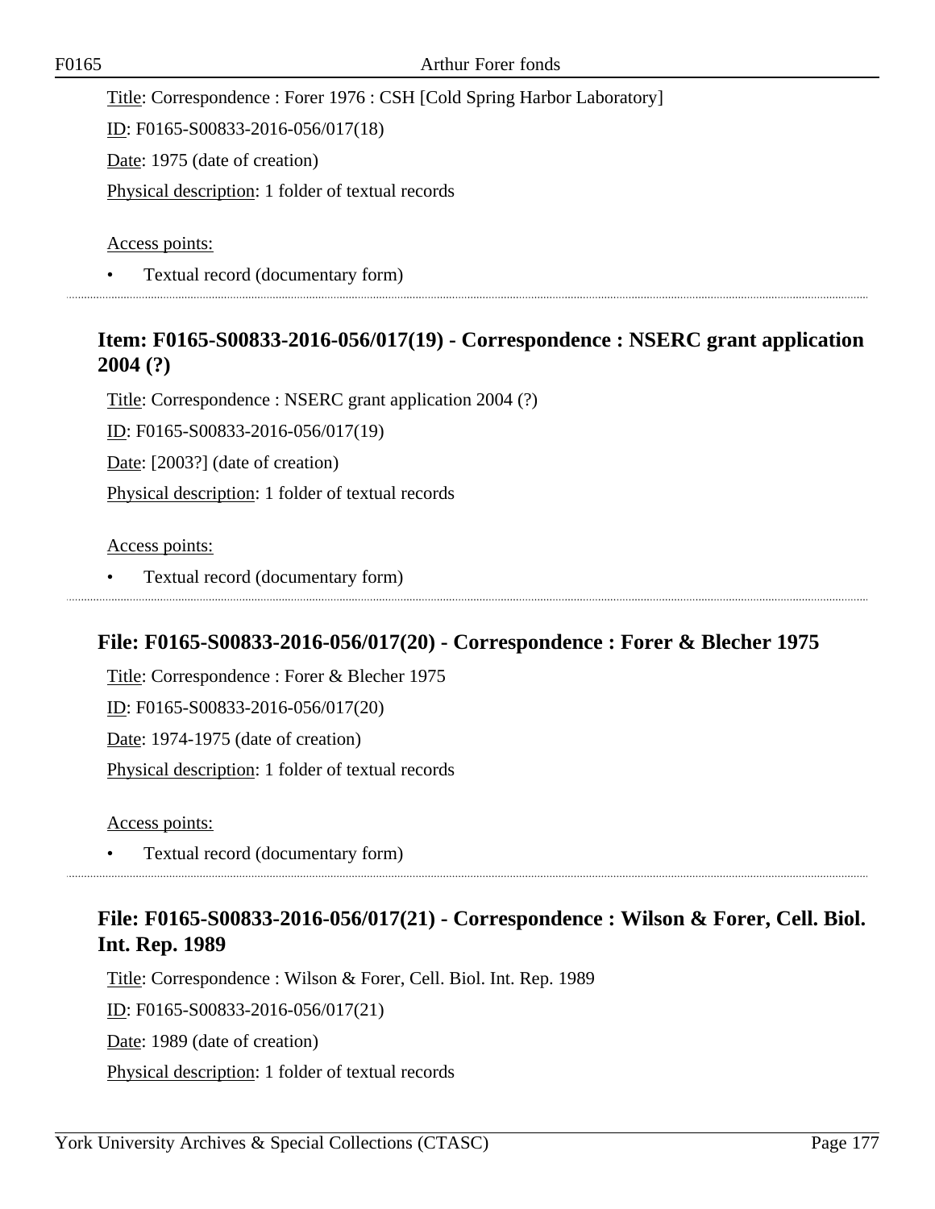Title: Correspondence : Forer 1976 : CSH [Cold Spring Harbor Laboratory]

ID: F0165-S00833-2016-056/017(18)

Date: 1975 (date of creation)

Physical description: 1 folder of textual records

Access points:

- Textual record (documentary form)

## Item: F0165-S00833-2016-056/017(19) - Correspondence : NSERC grant application 2004 (?)

Title: Correspondence : NSERC grant application 2004 (?)

ID: F0165-S00833-2016-056/017(19)

Date: [2003?] (date of creation)

Physical description: 1 folder of textual records

Access points:

- Textual record (documentary form)

## File: F0165-S00833-2016-056/017(20) - Correspondence : Forer & Blecher 1975

Title: Correspondence : Forer & Blecher 1975

ID: F0165-S00833-2016-056/017(20)

Date: 1974-1975 (date of creation)

Physical description: 1 folder of textual records

Access points:

- Textual record (documentary form)

## File: F0165-S00833-2016-056/017(21) - Correspondence : Wilson & Forer, Cell. Biol. Int. Rep. 1989

Title: Correspondence : Wilson & Forer, Cell. Biol. Int. Rep. 1989

ID: F0165-S00833-2016-056/017(21)

Date: 1989 (date of creation)

Physical description: 1 folder of textual records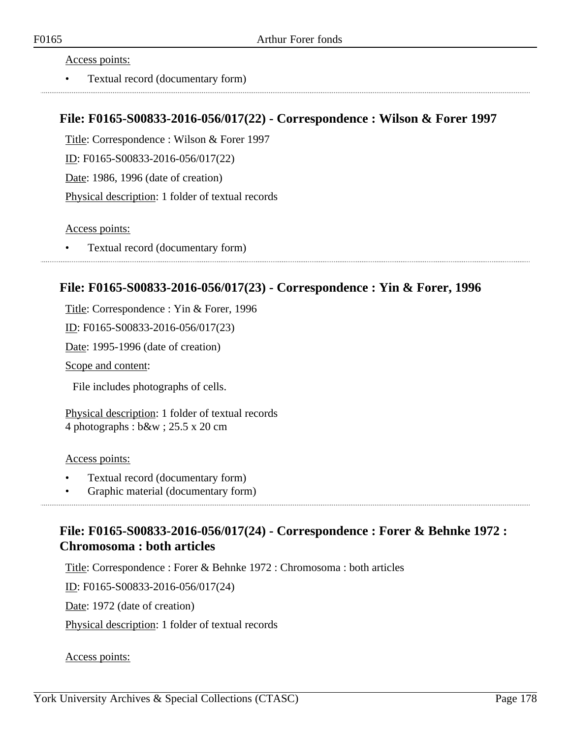Access points:

- Textual record (documentary form)

## File: F0165-S00833-2016-056/017(22) - Correspondence : Wilson & Forer 1997

Title: Correspondence : Wilson & Forer 1997

ID: F0165-S00833-2016-056/017(22)

Date: 1986, 1996 (date of creation)

Physical description: 1 folder of textual records

Access points:

- Textual record (documentary form)

## File: F0165-S00833-2016-056/017(23) - Correspondence : Yin & Forer, 1996

Title: Correspondence : Yin & Forer, 1996

ID: F0165-S00833-2016-056/017(23)

Date: 1995-1996 (date of creation)

Scope and content:

File includes photographs of cells.

Physical description: 1 folder of textual records
4 photographs : b&w ; 25.5 x 20 cm

Access points:

- Textual record (documentary form)
- Graphic material (documentary form)

## File: F0165-S00833-2016-056/017(24) - Correspondence : Forer & Behnke 1972 : Chromosoma : both articles

Title: Correspondence : Forer & Behnke 1972 : Chromosoma : both articles

ID: F0165-S00833-2016-056/017(24)

Date: 1972 (date of creation)

Physical description: 1 folder of textual records

Access points: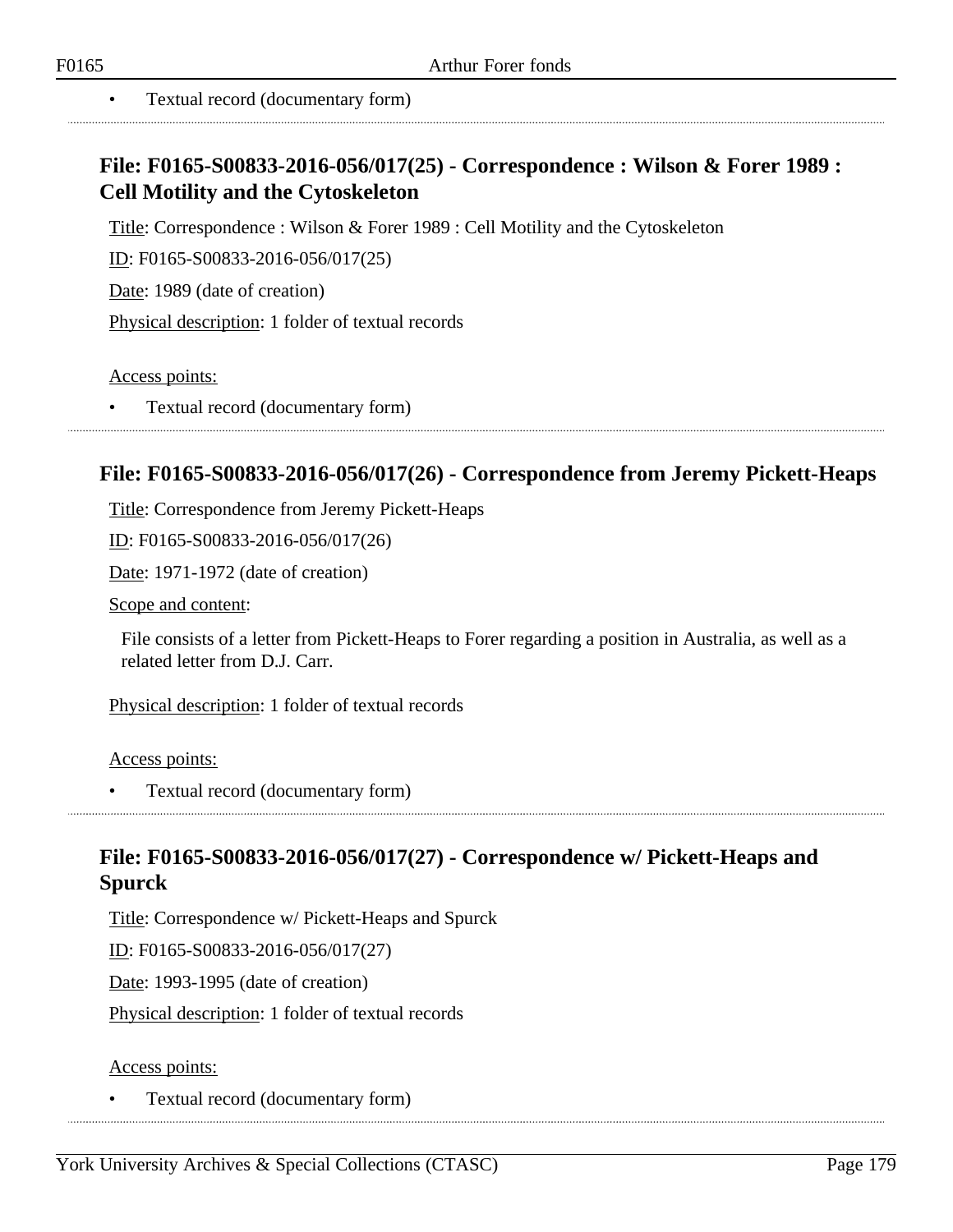- Textual record (documentary form)

## File: F0165-S00833-2016-056/017(25) - Correspondence : Wilson & Forer 1989 : Cell Motility and the Cytoskeleton

Title: Correspondence : Wilson & Forer 1989 : Cell Motility and the Cytoskeleton

ID: F0165-S00833-2016-056/017(25)

Date: 1989 (date of creation)

Physical description: 1 folder of textual records

Access points:

- Textual record (documentary form)

## File: F0165-S00833-2016-056/017(26) - Correspondence from Jeremy Pickett-Heaps

Title: Correspondence from Jeremy Pickett-Heaps

ID: F0165-S00833-2016-056/017(26)

Date: 1971-1972 (date of creation)

Scope and content:

File consists of a letter from Pickett-Heaps to Forer regarding a position in Australia, as well as a related letter from D.J. Carr.

Physical description: 1 folder of textual records

Access points:

- Textual record (documentary form)

## File: F0165-S00833-2016-056/017(27) - Correspondence w/ Pickett-Heaps and Spurck

Title: Correspondence w/ Pickett-Heaps and Spurck

ID: F0165-S00833-2016-056/017(27)

Date: 1993-1995 (date of creation)

Physical description: 1 folder of textual records

Access points:

- Textual record (documentary form)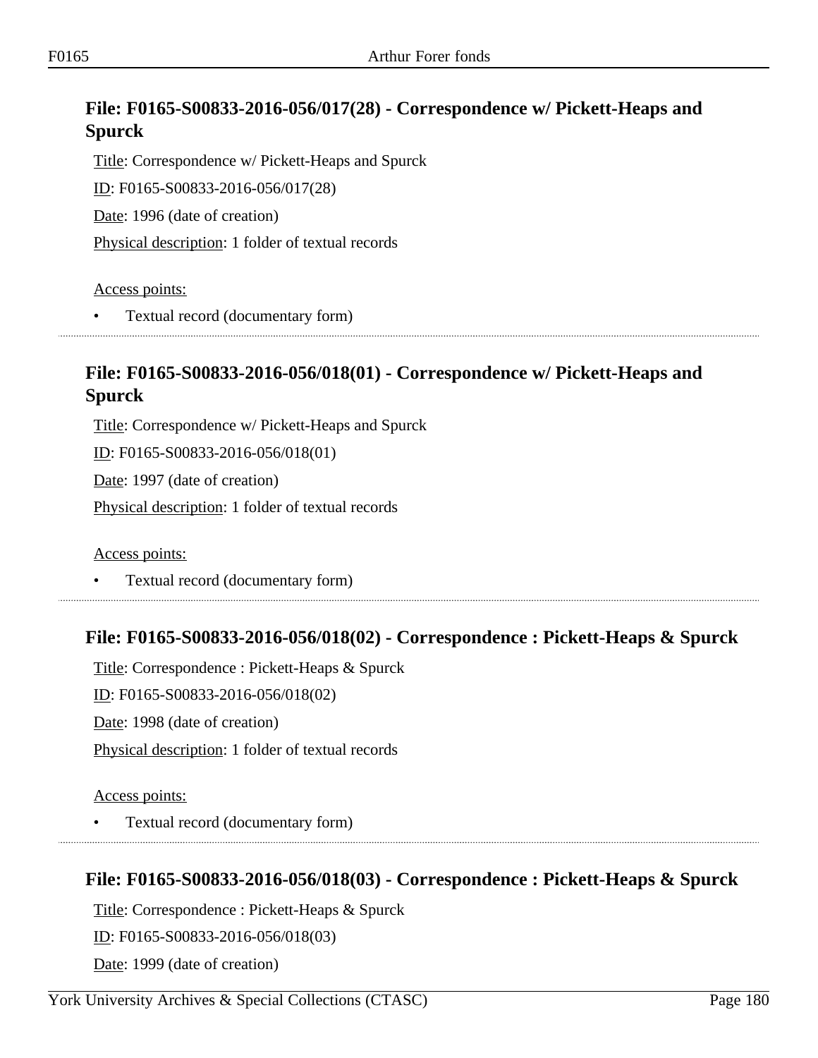## File: F0165-S00833-2016-056/017(28) - Correspondence w/ Pickett-Heaps and Spurck

Title: Correspondence w/ Pickett-Heaps and Spurck

ID: F0165-S00833-2016-056/017(28)

Date: 1996 (date of creation)

Physical description: 1 folder of textual records

Access points:

- Textual record (documentary form)

## File: F0165-S00833-2016-056/018(01) - Correspondence w/ Pickett-Heaps and Spurck

Title: Correspondence w/ Pickett-Heaps and Spurck

ID: F0165-S00833-2016-056/018(01)

Date: 1997 (date of creation)

Physical description: 1 folder of textual records

Access points:

- Textual record (documentary form)

## File: F0165-S00833-2016-056/018(02) - Correspondence : Pickett-Heaps & Spurck

Title: Correspondence : Pickett-Heaps & Spurck

ID: F0165-S00833-2016-056/018(02)

Date: 1998 (date of creation)

Physical description: 1 folder of textual records

Access points:

- Textual record (documentary form)

## File: F0165-S00833-2016-056/018(03) - Correspondence : Pickett-Heaps & Spurck

Title: Correspondence : Pickett-Heaps & Spurck

ID: F0165-S00833-2016-056/018(03)

Date: 1999 (date of creation)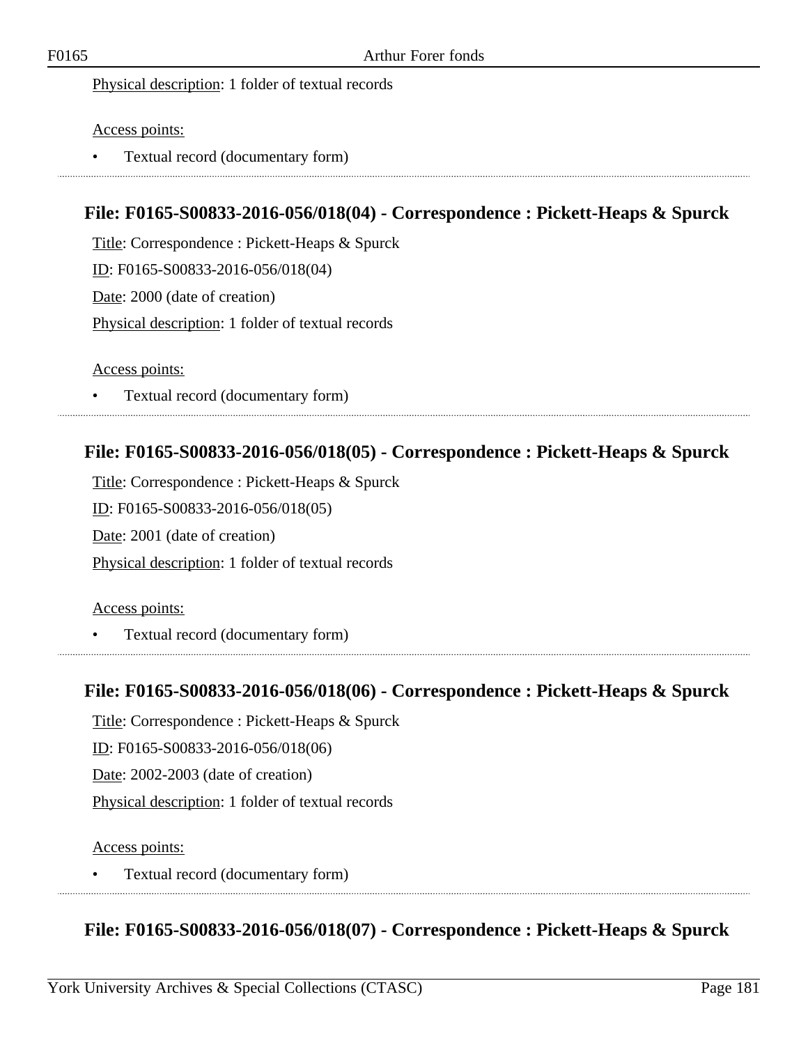Physical description: 1 folder of textual records

Access points:

- Textual record (documentary form)

### File: F0165-S00833-2016-056/018(04) - Correspondence : Pickett-Heaps & Spurck

Title: Correspondence : Pickett-Heaps & Spurck

ID: F0165-S00833-2016-056/018(04)

Date: 2000 (date of creation)

Physical description: 1 folder of textual records

Access points:

- Textual record (documentary form)

### File: F0165-S00833-2016-056/018(05) - Correspondence : Pickett-Heaps & Spurck

Title: Correspondence : Pickett-Heaps & Spurck

ID: F0165-S00833-2016-056/018(05)

Date: 2001 (date of creation)

Physical description: 1 folder of textual records

Access points:

- Textual record (documentary form)

### File: F0165-S00833-2016-056/018(06) - Correspondence : Pickett-Heaps & Spurck

Title: Correspondence : Pickett-Heaps & Spurck

ID: F0165-S00833-2016-056/018(06)

Date: 2002-2003 (date of creation)

Physical description: 1 folder of textual records

Access points:

- Textual record (documentary form)

### File: F0165-S00833-2016-056/018(07) - Correspondence : Pickett-Heaps & Spurck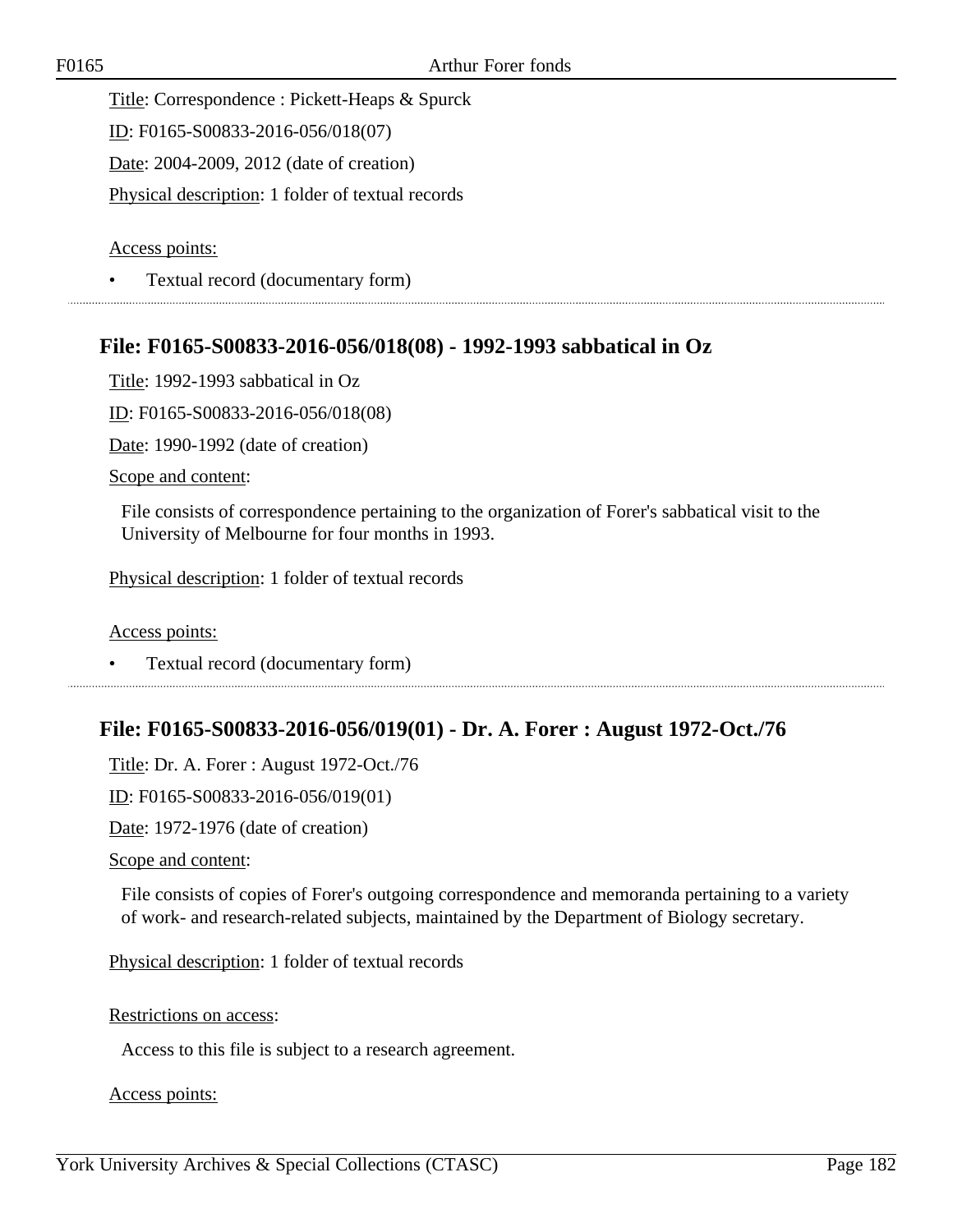Title: Correspondence : Pickett-Heaps & Spurck

ID: F0165-S00833-2016-056/018(07)

Date: 2004-2009, 2012 (date of creation)

Physical description: 1 folder of textual records

Access points:

- Textual record (documentary form)

---

## File: F0165-S00833-2016-056/018(08) - 1992-1993 sabbatical in Oz

Title: 1992-1993 sabbatical in Oz

ID: F0165-S00833-2016-056/018(08)

Date: 1990-1992 (date of creation)

Scope and content:

File consists of correspondence pertaining to the organization of Forer's sabbatical visit to the University of Melbourne for four months in 1993.

Physical description: 1 folder of textual records

Access points:

- Textual record (documentary form)

---

## File: F0165-S00833-2016-056/019(01) - Dr. A. Forer : August 1972-Oct./76

Title: Dr. A. Forer : August 1972-Oct./76

ID: F0165-S00833-2016-056/019(01)

Date: 1972-1976 (date of creation)

Scope and content:

File consists of copies of Forer's outgoing correspondence and memoranda pertaining to a variety of work- and research-related subjects, maintained by the Department of Biology secretary.

Physical description: 1 folder of textual records

Restrictions on access:

Access to this file is subject to a research agreement.

Access points: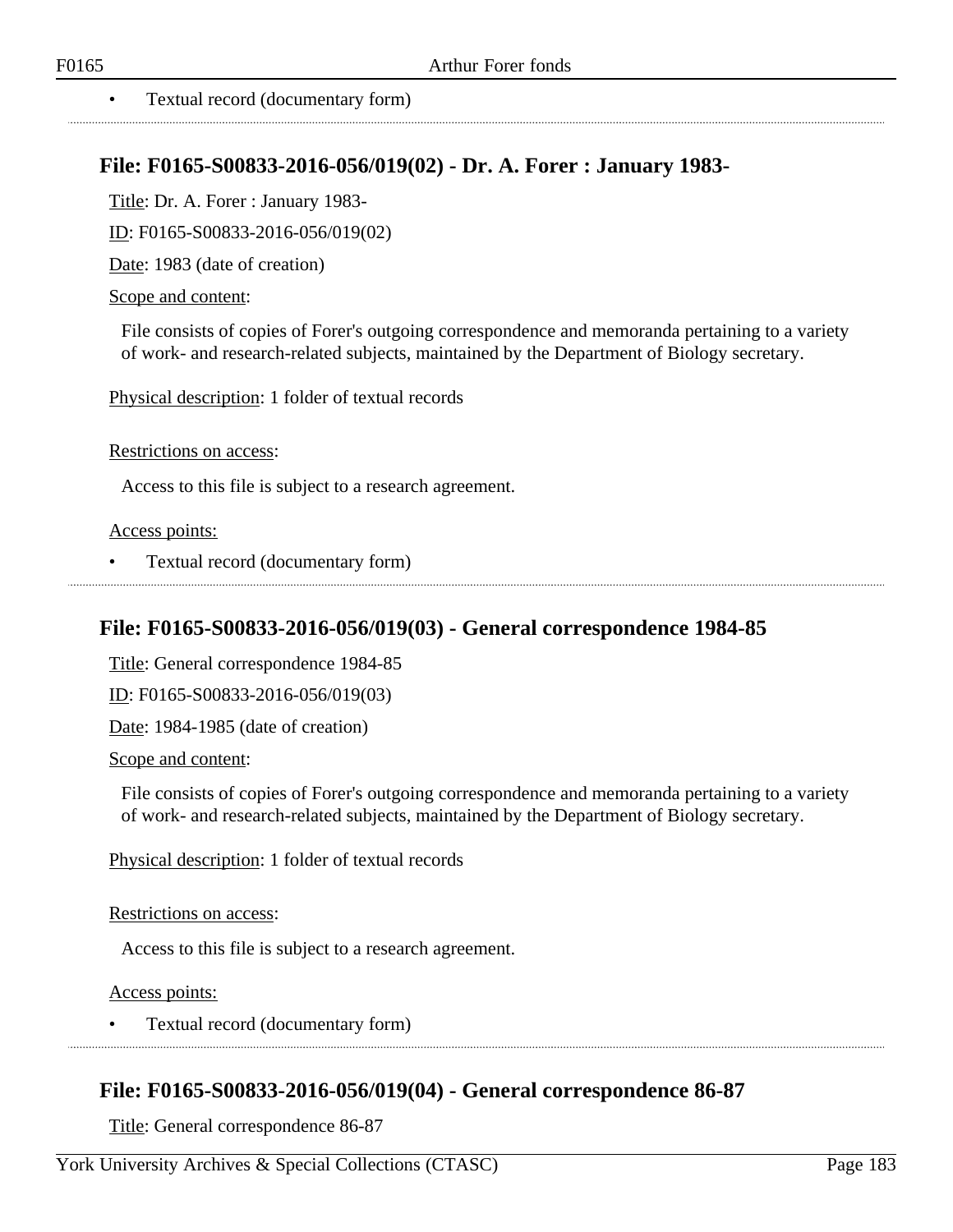- Textual record (documentary form)

## File: F0165-S00833-2016-056/019(02) - Dr. A. Forer : January 1983-

Title: Dr. A. Forer : January 1983-

ID: F0165-S00833-2016-056/019(02)

Date: 1983 (date of creation)

Scope and content:

File consists of copies of Forer's outgoing correspondence and memoranda pertaining to a variety of work- and research-related subjects, maintained by the Department of Biology secretary.

Physical description: 1 folder of textual records

Restrictions on access:

Access to this file is subject to a research agreement.

Access points:

- Textual record (documentary form)

## File: F0165-S00833-2016-056/019(03) - General correspondence 1984-85

Title: General correspondence 1984-85

ID: F0165-S00833-2016-056/019(03)

Date: 1984-1985 (date of creation)

Scope and content:

File consists of copies of Forer's outgoing correspondence and memoranda pertaining to a variety of work- and research-related subjects, maintained by the Department of Biology secretary.

Physical description: 1 folder of textual records

Restrictions on access:

Access to this file is subject to a research agreement.

Access points:

- Textual record (documentary form)

## File: F0165-S00833-2016-056/019(04) - General correspondence 86-87

Title: General correspondence 86-87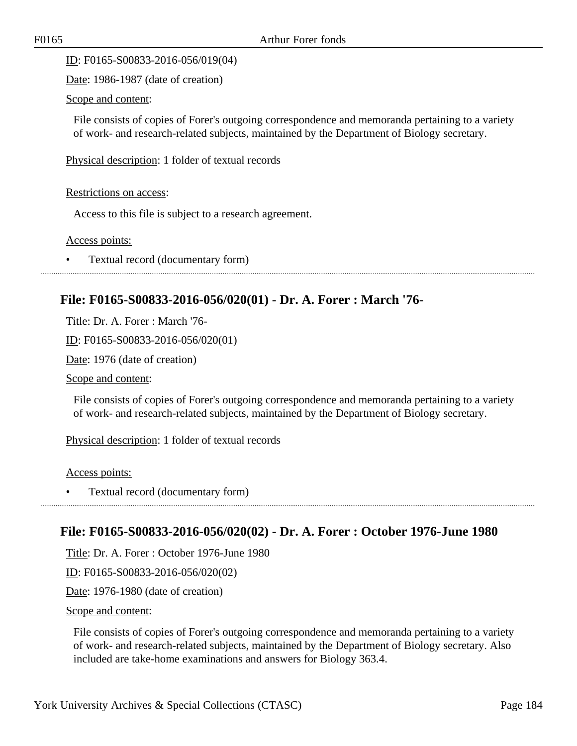ID: F0165-S00833-2016-056/019(04)

Date: 1986-1987 (date of creation)

Scope and content:

File consists of copies of Forer's outgoing correspondence and memoranda pertaining to a variety of work- and research-related subjects, maintained by the Department of Biology secretary.

Physical description: 1 folder of textual records

Restrictions on access:

Access to this file is subject to a research agreement.

Access points:

- Textual record (documentary form)

---

## File: F0165-S00833-2016-056/020(01) - Dr. A. Forer : March '76-

Title: Dr. A. Forer : March '76-

ID: F0165-S00833-2016-056/020(01)

Date: 1976 (date of creation)

Scope and content:

File consists of copies of Forer's outgoing correspondence and memoranda pertaining to a variety of work- and research-related subjects, maintained by the Department of Biology secretary.

Physical description: 1 folder of textual records

Access points:

- Textual record (documentary form)

---

## File: F0165-S00833-2016-056/020(02) - Dr. A. Forer : October 1976-June 1980

Title: Dr. A. Forer : October 1976-June 1980

ID: F0165-S00833-2016-056/020(02)

Date: 1976-1980 (date of creation)

Scope and content:

File consists of copies of Forer's outgoing correspondence and memoranda pertaining to a variety of work- and research-related subjects, maintained by the Department of Biology secretary. Also included are take-home examinations and answers for Biology 363.4.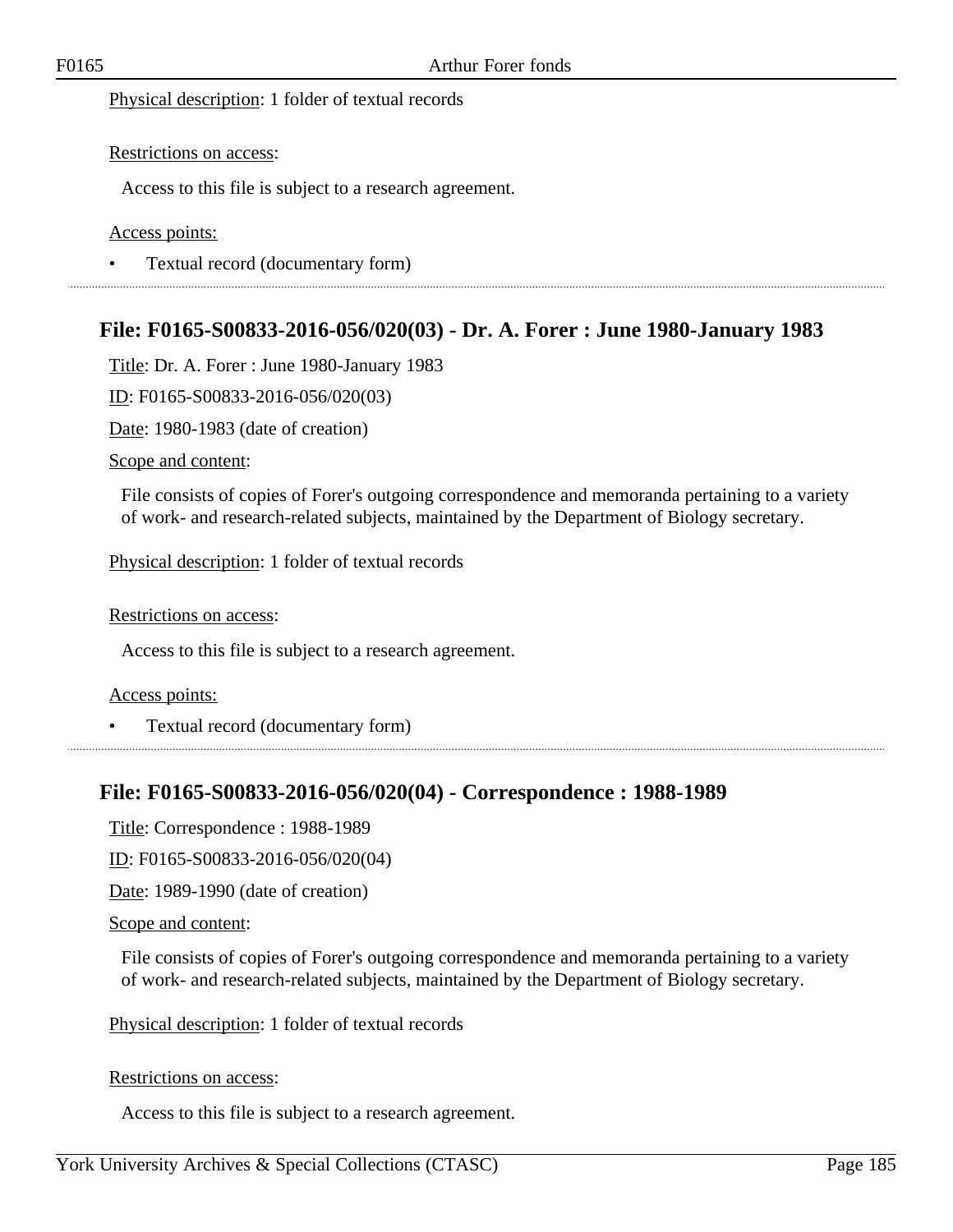Physical description: 1 folder of textual records

Restrictions on access:

Access to this file is subject to a research agreement.

Access points:

- Textual record (documentary form)

## File: F0165-S00833-2016-056/020(03) - Dr. A. Forer : June 1980-January 1983

Title: Dr. A. Forer : June 1980-January 1983

ID: F0165-S00833-2016-056/020(03)

Date: 1980-1983 (date of creation)

Scope and content:

File consists of copies of Forer's outgoing correspondence and memoranda pertaining to a variety of work- and research-related subjects, maintained by the Department of Biology secretary.

Physical description: 1 folder of textual records

Restrictions on access:

Access to this file is subject to a research agreement.

Access points:

- Textual record (documentary form)

## File: F0165-S00833-2016-056/020(04) - Correspondence : 1988-1989

Title: Correspondence : 1988-1989

ID: F0165-S00833-2016-056/020(04)

Date: 1989-1990 (date of creation)

Scope and content:

File consists of copies of Forer's outgoing correspondence and memoranda pertaining to a variety of work- and research-related subjects, maintained by the Department of Biology secretary.

Physical description: 1 folder of textual records

Restrictions on access:

Access to this file is subject to a research agreement.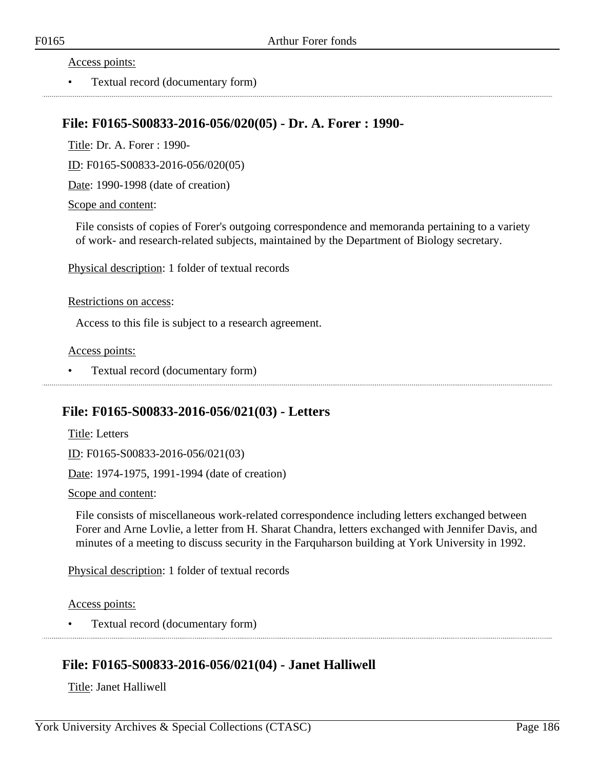Access points:

- Textual record (documentary form)

---

## File: F0165-S00833-2016-056/020(05) - Dr. A. Forer : 1990-

Title: Dr. A. Forer : 1990-

ID: F0165-S00833-2016-056/020(05)

Date: 1990-1998 (date of creation)

Scope and content:

File consists of copies of Forer's outgoing correspondence and memoranda pertaining to a variety of work- and research-related subjects, maintained by the Department of Biology secretary.

Physical description: 1 folder of textual records

Restrictions on access:

Access to this file is subject to a research agreement.

Access points:

- Textual record (documentary form)

---

## File: F0165-S00833-2016-056/021(03) - Letters

Title: Letters

ID: F0165-S00833-2016-056/021(03)

Date: 1974-1975, 1991-1994 (date of creation)

Scope and content:

File consists of miscellaneous work-related correspondence including letters exchanged between Forer and Arne Lovlie, a letter from H. Sharat Chandra, letters exchanged with Jennifer Davis, and minutes of a meeting to discuss security in the Farquharson building at York University in 1992.

Physical description: 1 folder of textual records

Access points:

- Textual record (documentary form)

---

## File: F0165-S00833-2016-056/021(04) - Janet Halliwell

Title: Janet Halliwell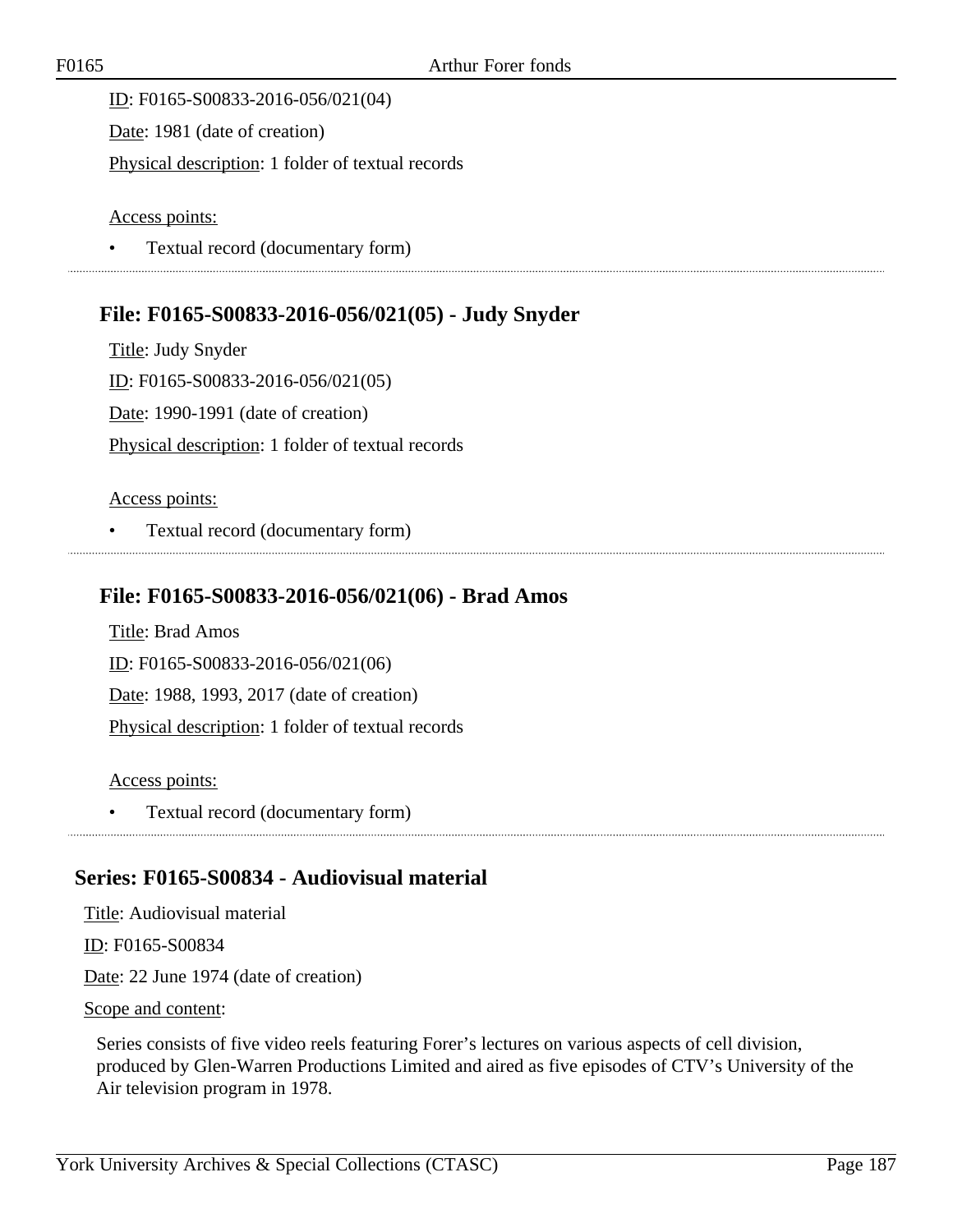ID: F0165-S00833-2016-056/021(04)

Date: 1981 (date of creation)

Physical description: 1 folder of textual records

Access points:

- Textual record (documentary form)

### File: F0165-S00833-2016-056/021(05) - Judy Snyder

Title: Judy Snyder

ID: F0165-S00833-2016-056/021(05)

Date: 1990-1991 (date of creation)

Physical description: 1 folder of textual records

Access points:

- Textual record (documentary form)

### File: F0165-S00833-2016-056/021(06) - Brad Amos

Title: Brad Amos

ID: F0165-S00833-2016-056/021(06)

Date: 1988, 1993, 2017 (date of creation)

Physical description: 1 folder of textual records

Access points:

- Textual record (documentary form)

## Series: F0165-S00834 - Audiovisual material

Title: Audiovisual material

ID: F0165-S00834

Date: 22 June 1974 (date of creation)

Scope and content:

Series consists of five video reels featuring Forer's lectures on various aspects of cell division, produced by Glen-Warren Productions Limited and aired as five episodes of CTV's University of the Air television program in 1978.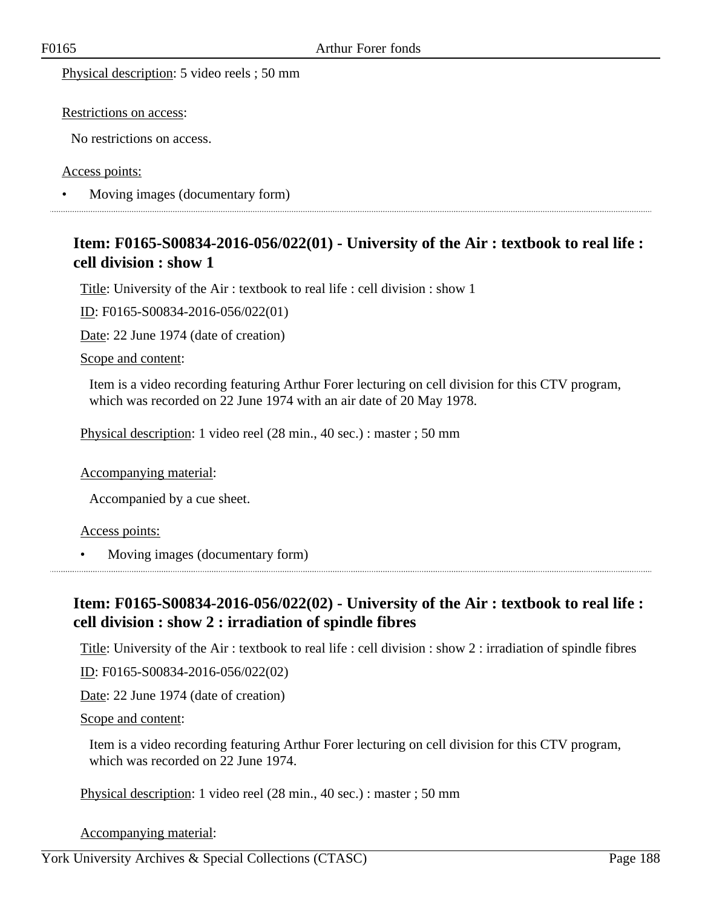Physical description: 5 video reels ; 50 mm

Restrictions on access:

No restrictions on access.

Access points:

- Moving images (documentary form)

---

### Item: F0165-S00834-2016-056/022(01) - University of the Air : textbook to real life : cell division : show 1

Title: University of the Air : textbook to real life : cell division : show 1

ID: F0165-S00834-2016-056/022(01)

Date: 22 June 1974 (date of creation)

Scope and content:

Item is a video recording featuring Arthur Forer lecturing on cell division for this CTV program, which was recorded on 22 June 1974 with an air date of 20 May 1978.

Physical description: 1 video reel (28 min., 40 sec.) : master ; 50 mm

Accompanying material:

Accompanied by a cue sheet.

Access points:

- Moving images (documentary form)

---

### Item: F0165-S00834-2016-056/022(02) - University of the Air : textbook to real life : cell division : show 2 : irradiation of spindle fibres

Title: University of the Air : textbook to real life : cell division : show 2 : irradiation of spindle fibres

ID: F0165-S00834-2016-056/022(02)

Date: 22 June 1974 (date of creation)

Scope and content:

Item is a video recording featuring Arthur Forer lecturing on cell division for this CTV program, which was recorded on 22 June 1974.

Physical description: 1 video reel (28 min., 40 sec.) : master ; 50 mm

Accompanying material: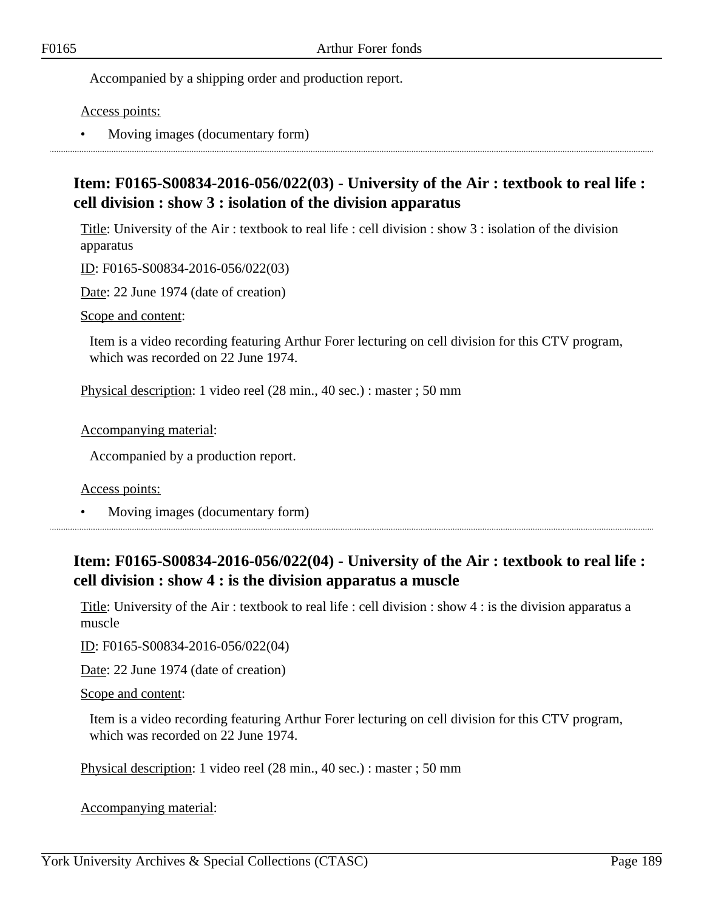Accompanied by a shipping order and production report.

Access points:

- Moving images (documentary form)

---

## Item: F0165-S00834-2016-056/022(03) - University of the Air : textbook to real life : cell division : show 3 : isolation of the division apparatus

Title: University of the Air : textbook to real life : cell division : show 3 : isolation of the division apparatus

ID: F0165-S00834-2016-056/022(03)

Date: 22 June 1974 (date of creation)

Scope and content:

Item is a video recording featuring Arthur Forer lecturing on cell division for this CTV program, which was recorded on 22 June 1974.

Physical description: 1 video reel (28 min., 40 sec.) : master ; 50 mm

Accompanying material:

Accompanied by a production report.

Access points:

- Moving images (documentary form)

---

## Item: F0165-S00834-2016-056/022(04) - University of the Air : textbook to real life : cell division : show 4 : is the division apparatus a muscle

Title: University of the Air : textbook to real life : cell division : show 4 : is the division apparatus a muscle

ID: F0165-S00834-2016-056/022(04)

Date: 22 June 1974 (date of creation)

Scope and content:

Item is a video recording featuring Arthur Forer lecturing on cell division for this CTV program, which was recorded on 22 June 1974.

Physical description: 1 video reel (28 min., 40 sec.) : master ; 50 mm

Accompanying material: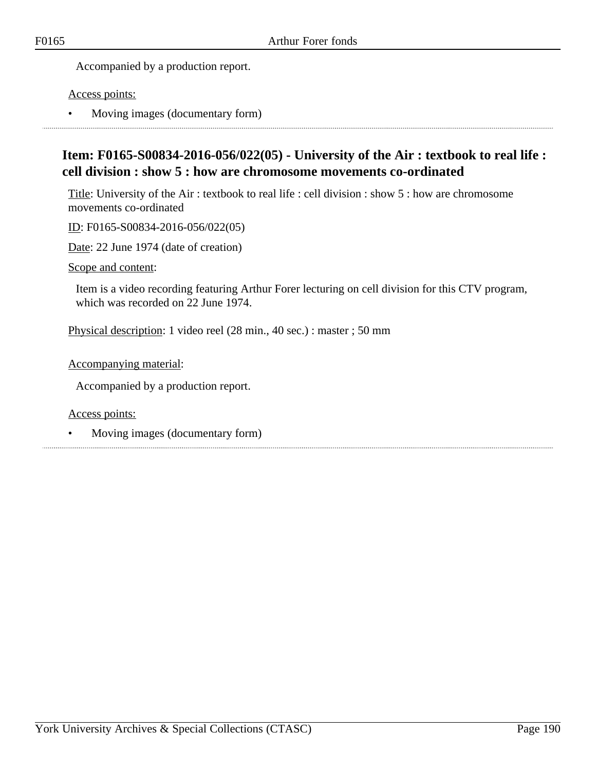Accompanied by a production report.

Access points:

- Moving images (documentary form)

## Item: F0165-S00834-2016-056/022(05) - University of the Air : textbook to real life : cell division : show 5 : how are chromosome movements co-ordinated

Title: University of the Air : textbook to real life : cell division : show 5 : how are chromosome movements co-ordinated

ID: F0165-S00834-2016-056/022(05)

Date: 22 June 1974 (date of creation)

Scope and content:

Item is a video recording featuring Arthur Forer lecturing on cell division for this CTV program, which was recorded on 22 June 1974.

Physical description: 1 video reel (28 min., 40 sec.) : master ; 50 mm

Accompanying material:

Accompanied by a production report.

Access points:

- Moving images (documentary form)